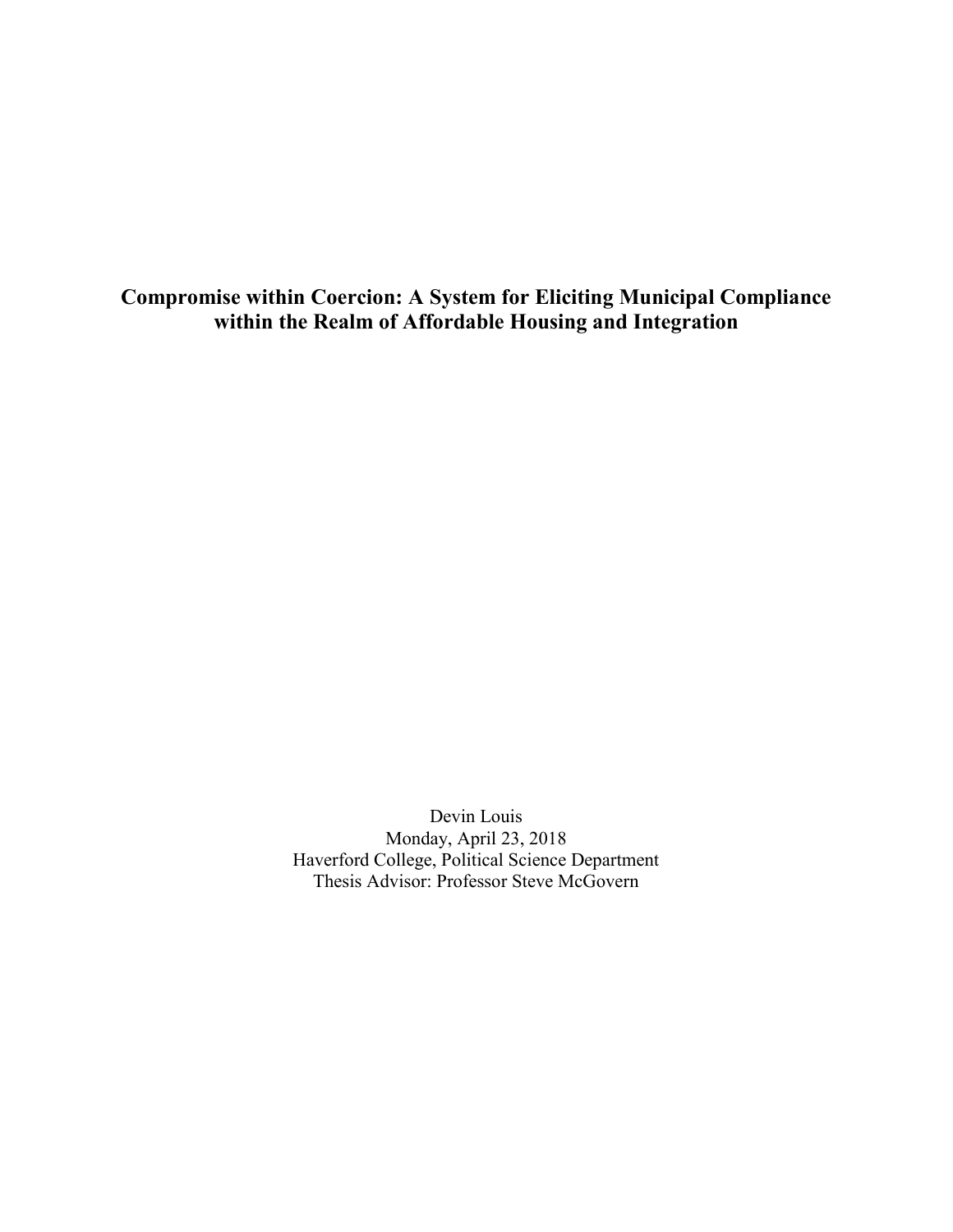# Compromise within Coercion: A System for Eliciting Municipal Compliance within the Realm of Affordable Housing and Integration

Devin Louis
Monday, April 23, 2018
Haverford College, Political Science Department
Thesis Advisor: Professor Steve McGovern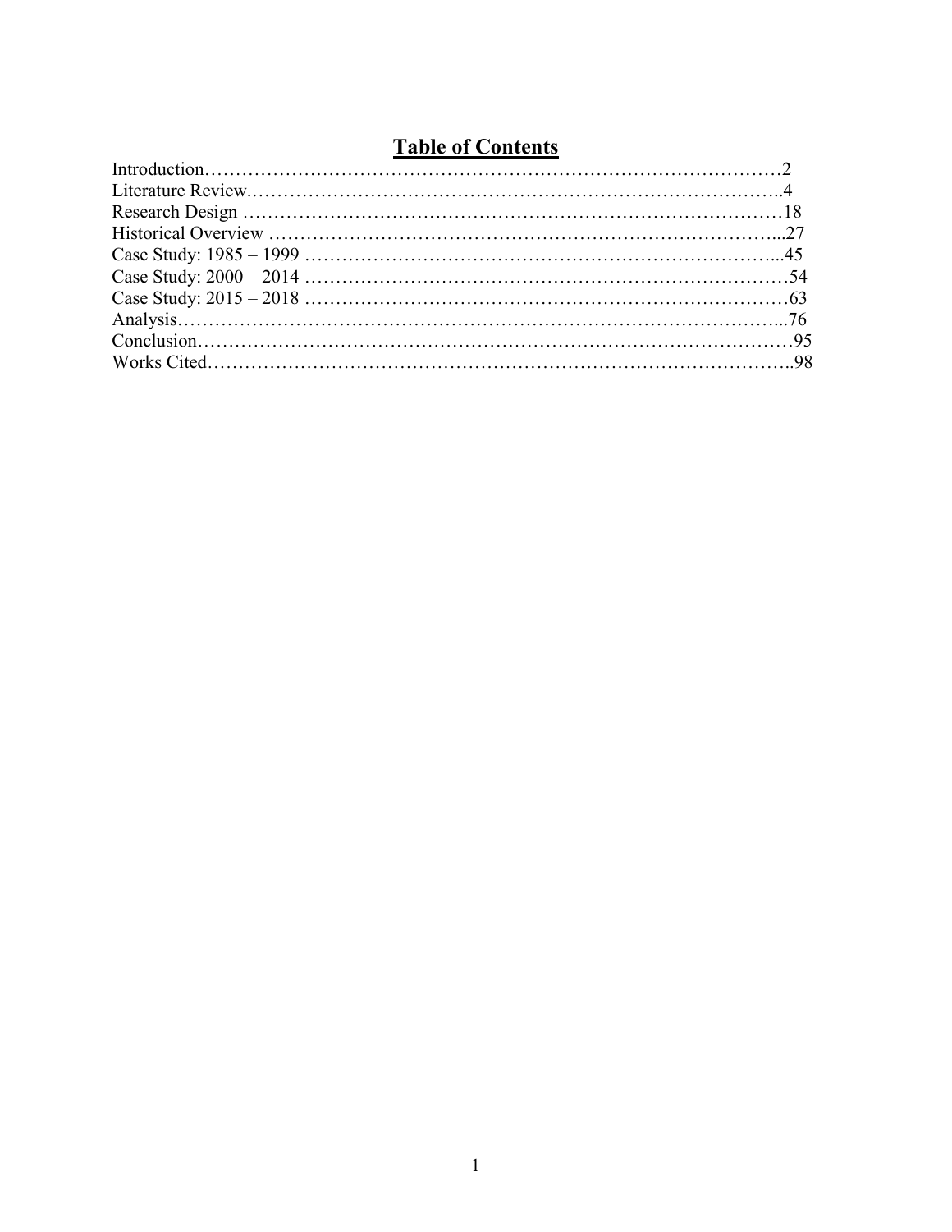# Table of Contents

Introduction……………………………………………………………………………2
Literature Review.…………………………………………………………………………..4
Research Design ……………………………………………………………………………18
Historical Overview ………………………………………………………………………...27
Case Study: 1985 – 1999 …………………………………………………………………...45
Case Study: 2000 – 2014 ……………………………………………………………………54
Case Study: 2015 – 2018 ……………………………………………………………………63
Analysis………………………………………………………………………………….....76
Conclusion…………………………………………………………………………………95
Works Cited………………………………………………………………………………..98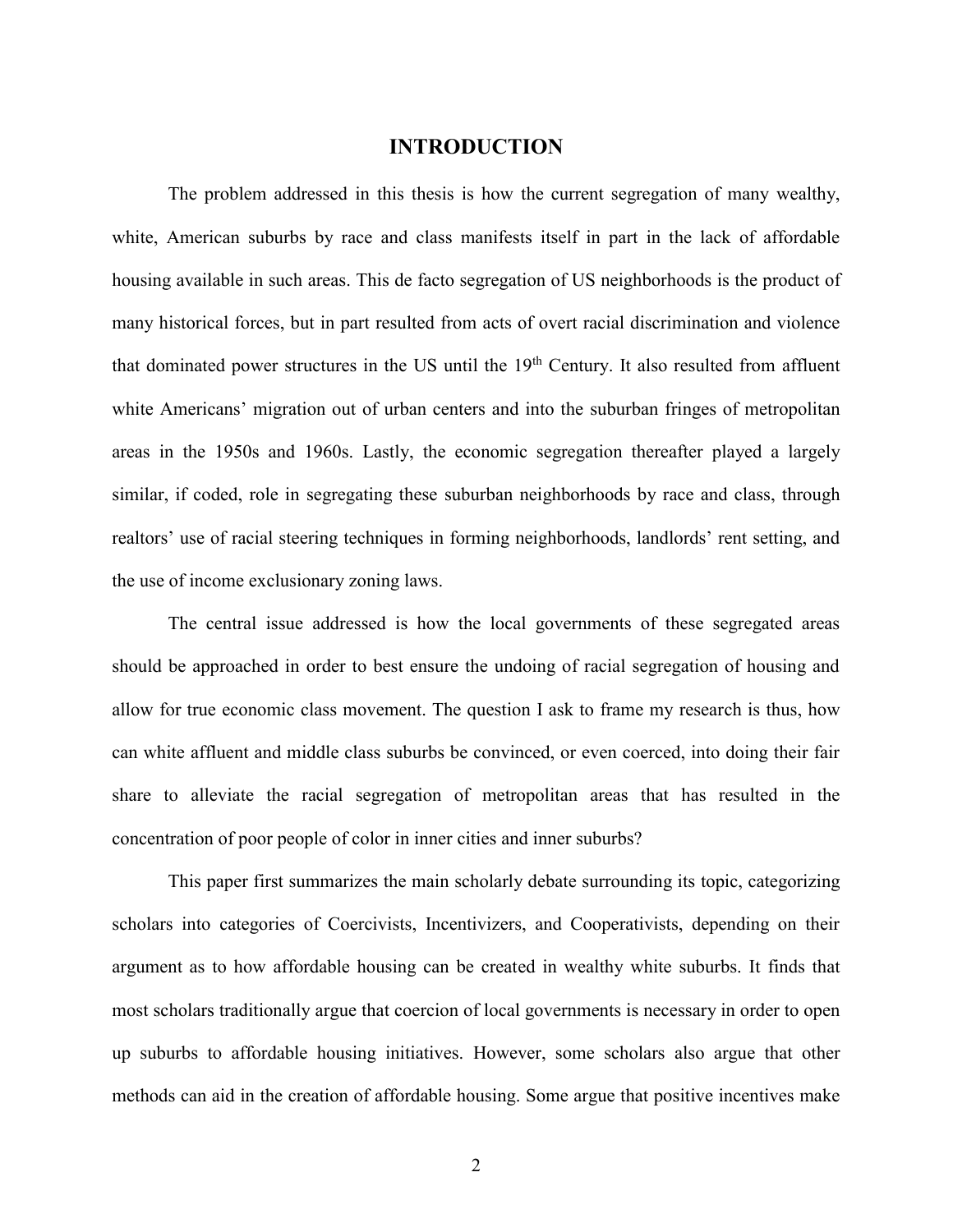# INTRODUCTION

The problem addressed in this thesis is how the current segregation of many wealthy, white, American suburbs by race and class manifests itself in part in the lack of affordable housing available in such areas. This de facto segregation of US neighborhoods is the product of many historical forces, but in part resulted from acts of overt racial discrimination and violence that dominated power structures in the US until the 19th Century. It also resulted from affluent white Americans' migration out of urban centers and into the suburban fringes of metropolitan areas in the 1950s and 1960s. Lastly, the economic segregation thereafter played a largely similar, if coded, role in segregating these suburban neighborhoods by race and class, through realtors' use of racial steering techniques in forming neighborhoods, landlords' rent setting, and the use of income exclusionary zoning laws.

The central issue addressed is how the local governments of these segregated areas should be approached in order to best ensure the undoing of racial segregation of housing and allow for true economic class movement. The question I ask to frame my research is thus, how can white affluent and middle class suburbs be convinced, or even coerced, into doing their fair share to alleviate the racial segregation of metropolitan areas that has resulted in the concentration of poor people of color in inner cities and inner suburbs?

This paper first summarizes the main scholarly debate surrounding its topic, categorizing scholars into categories of Coercivists, Incentivizers, and Cooperativists, depending on their argument as to how affordable housing can be created in wealthy white suburbs. It finds that most scholars traditionally argue that coercion of local governments is necessary in order to open up suburbs to affordable housing initiatives. However, some scholars also argue that other methods can aid in the creation of affordable housing. Some argue that positive incentives make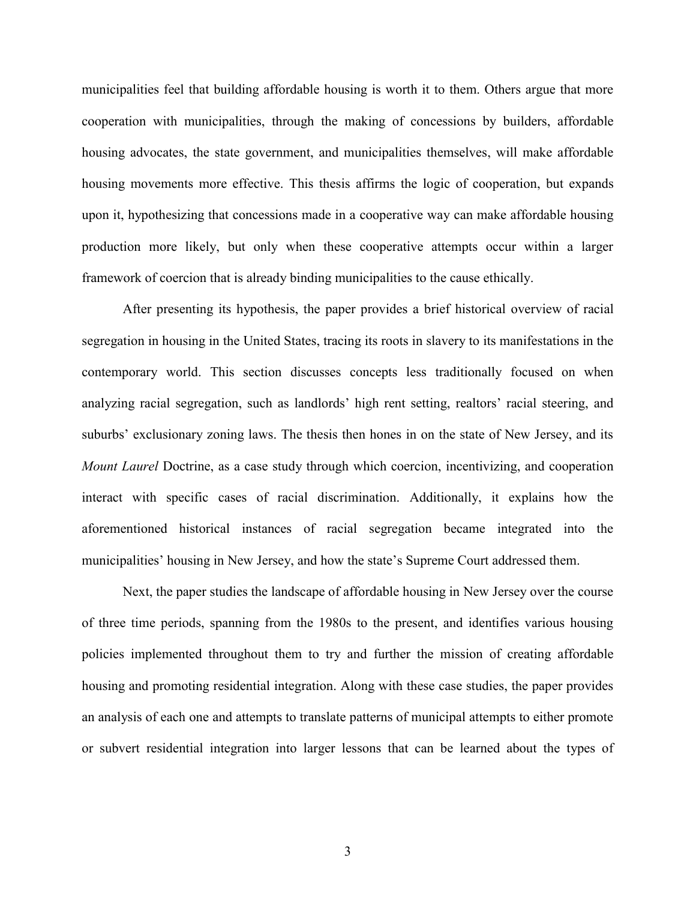municipalities feel that building affordable housing is worth it to them. Others argue that more cooperation with municipalities, through the making of concessions by builders, affordable housing advocates, the state government, and municipalities themselves, will make affordable housing movements more effective. This thesis affirms the logic of cooperation, but expands upon it, hypothesizing that concessions made in a cooperative way can make affordable housing production more likely, but only when these cooperative attempts occur within a larger framework of coercion that is already binding municipalities to the cause ethically.

After presenting its hypothesis, the paper provides a brief historical overview of racial segregation in housing in the United States, tracing its roots in slavery to its manifestations in the contemporary world. This section discusses concepts less traditionally focused on when analyzing racial segregation, such as landlords' high rent setting, realtors' racial steering, and suburbs' exclusionary zoning laws. The thesis then hones in on the state of New Jersey, and its *Mount Laurel* Doctrine, as a case study through which coercion, incentivizing, and cooperation interact with specific cases of racial discrimination. Additionally, it explains how the aforementioned historical instances of racial segregation became integrated into the municipalities' housing in New Jersey, and how the state's Supreme Court addressed them.

Next, the paper studies the landscape of affordable housing in New Jersey over the course of three time periods, spanning from the 1980s to the present, and identifies various housing policies implemented throughout them to try and further the mission of creating affordable housing and promoting residential integration. Along with these case studies, the paper provides an analysis of each one and attempts to translate patterns of municipal attempts to either promote or subvert residential integration into larger lessons that can be learned about the types of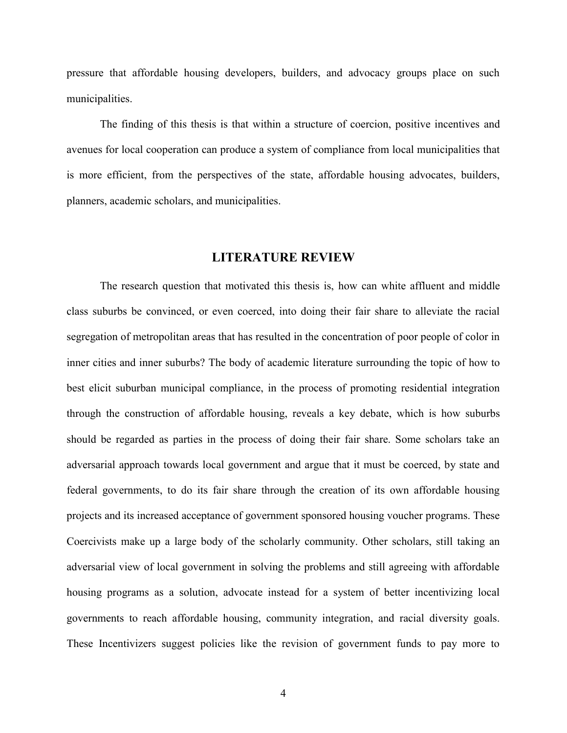pressure that affordable housing developers, builders, and advocacy groups place on such municipalities.

The finding of this thesis is that within a structure of coercion, positive incentives and avenues for local cooperation can produce a system of compliance from local municipalities that is more efficient, from the perspectives of the state, affordable housing advocates, builders, planners, academic scholars, and municipalities.

## LITERATURE REVIEW

The research question that motivated this thesis is, how can white affluent and middle class suburbs be convinced, or even coerced, into doing their fair share to alleviate the racial segregation of metropolitan areas that has resulted in the concentration of poor people of color in inner cities and inner suburbs? The body of academic literature surrounding the topic of how to best elicit suburban municipal compliance, in the process of promoting residential integration through the construction of affordable housing, reveals a key debate, which is how suburbs should be regarded as parties in the process of doing their fair share. Some scholars take an adversarial approach towards local government and argue that it must be coerced, by state and federal governments, to do its fair share through the creation of its own affordable housing projects and its increased acceptance of government sponsored housing voucher programs. These Coercivists make up a large body of the scholarly community. Other scholars, still taking an adversarial view of local government in solving the problems and still agreeing with affordable housing programs as a solution, advocate instead for a system of better incentivizing local governments to reach affordable housing, community integration, and racial diversity goals. These Incentivizers suggest policies like the revision of government funds to pay more to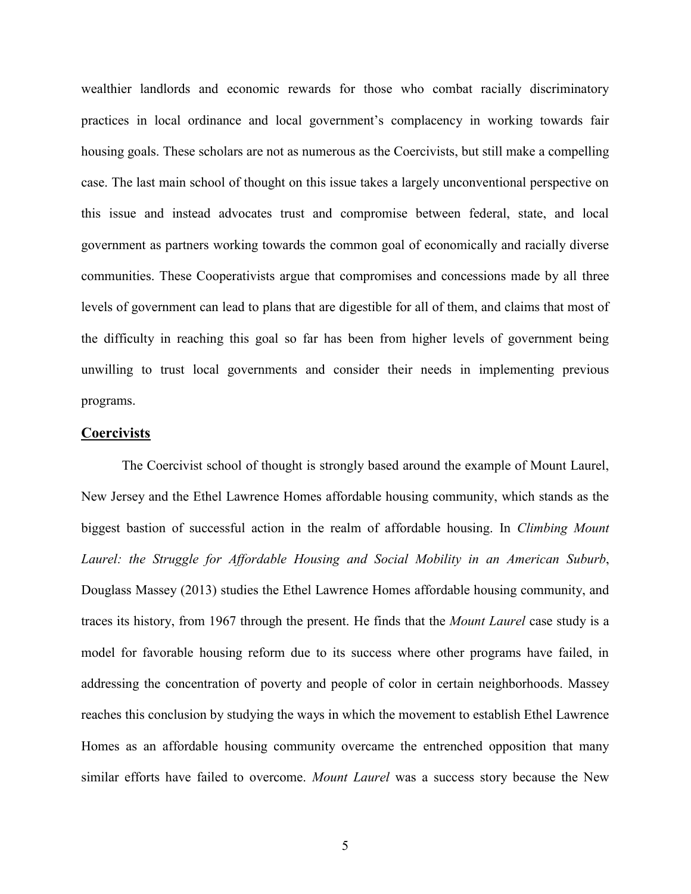wealthier landlords and economic rewards for those who combat racially discriminatory practices in local ordinance and local government's complacency in working towards fair housing goals. These scholars are not as numerous as the Coercivists, but still make a compelling case. The last main school of thought on this issue takes a largely unconventional perspective on this issue and instead advocates trust and compromise between federal, state, and local government as partners working towards the common goal of economically and racially diverse communities. These Cooperativists argue that compromises and concessions made by all three levels of government can lead to plans that are digestible for all of them, and claims that most of the difficulty in reaching this goal so far has been from higher levels of government being unwilling to trust local governments and consider their needs in implementing previous programs.

## Coercivists

The Coercivist school of thought is strongly based around the example of Mount Laurel, New Jersey and the Ethel Lawrence Homes affordable housing community, which stands as the biggest bastion of successful action in the realm of affordable housing. In *Climbing Mount Laurel: the Struggle for Affordable Housing and Social Mobility in an American Suburb*, Douglass Massey (2013) studies the Ethel Lawrence Homes affordable housing community, and traces its history, from 1967 through the present. He finds that the *Mount Laurel* case study is a model for favorable housing reform due to its success where other programs have failed, in addressing the concentration of poverty and people of color in certain neighborhoods. Massey reaches this conclusion by studying the ways in which the movement to establish Ethel Lawrence Homes as an affordable housing community overcame the entrenched opposition that many similar efforts have failed to overcome. *Mount Laurel* was a success story because the New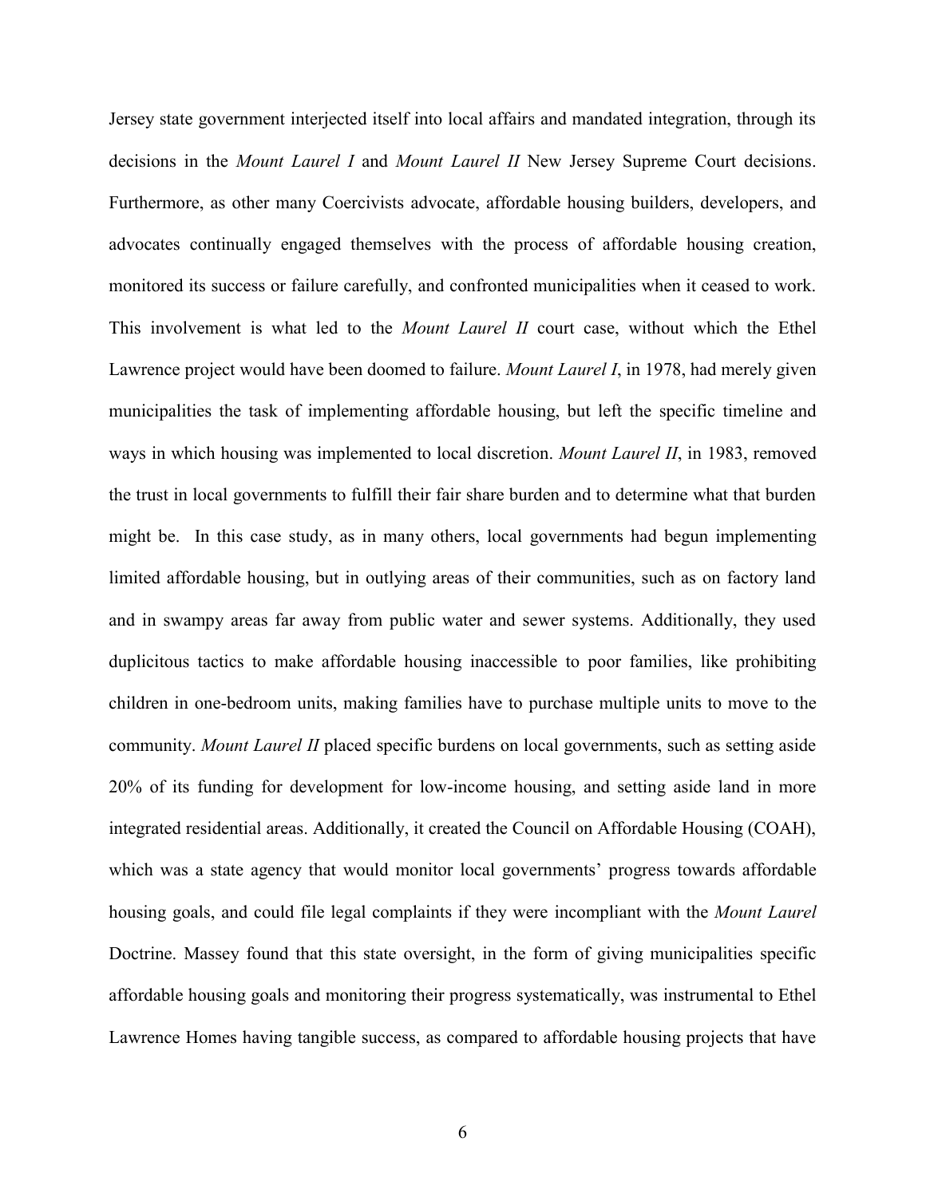Jersey state government interjected itself into local affairs and mandated integration, through its decisions in the *Mount Laurel I* and *Mount Laurel II* New Jersey Supreme Court decisions. Furthermore, as other many Coercivists advocate, affordable housing builders, developers, and advocates continually engaged themselves with the process of affordable housing creation, monitored its success or failure carefully, and confronted municipalities when it ceased to work. This involvement is what led to the *Mount Laurel II* court case, without which the Ethel Lawrence project would have been doomed to failure. *Mount Laurel I*, in 1978, had merely given municipalities the task of implementing affordable housing, but left the specific timeline and ways in which housing was implemented to local discretion. *Mount Laurel II*, in 1983, removed the trust in local governments to fulfill their fair share burden and to determine what that burden might be. In this case study, as in many others, local governments had begun implementing limited affordable housing, but in outlying areas of their communities, such as on factory land and in swampy areas far away from public water and sewer systems. Additionally, they used duplicitous tactics to make affordable housing inaccessible to poor families, like prohibiting children in one-bedroom units, making families have to purchase multiple units to move to the community. *Mount Laurel II* placed specific burdens on local governments, such as setting aside 20% of its funding for development for low-income housing, and setting aside land in more integrated residential areas. Additionally, it created the Council on Affordable Housing (COAH), which was a state agency that would monitor local governments' progress towards affordable housing goals, and could file legal complaints if they were incompliant with the *Mount Laurel* Doctrine. Massey found that this state oversight, in the form of giving municipalities specific affordable housing goals and monitoring their progress systematically, was instrumental to Ethel Lawrence Homes having tangible success, as compared to affordable housing projects that have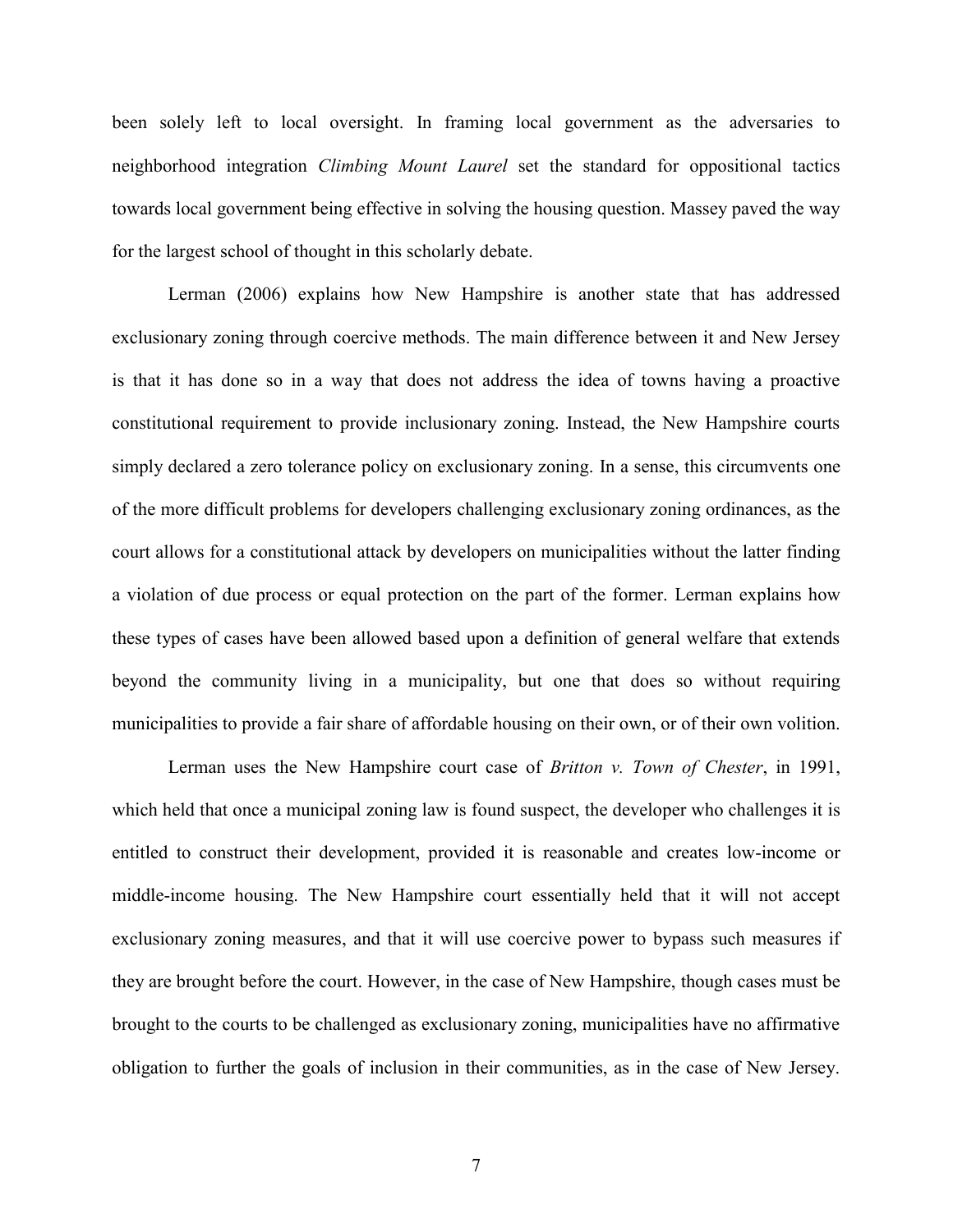been solely left to local oversight. In framing local government as the adversaries to neighborhood integration *Climbing Mount Laurel* set the standard for oppositional tactics towards local government being effective in solving the housing question. Massey paved the way for the largest school of thought in this scholarly debate.

Lerman (2006) explains how New Hampshire is another state that has addressed exclusionary zoning through coercive methods. The main difference between it and New Jersey is that it has done so in a way that does not address the idea of towns having a proactive constitutional requirement to provide inclusionary zoning. Instead, the New Hampshire courts simply declared a zero tolerance policy on exclusionary zoning. In a sense, this circumvents one of the more difficult problems for developers challenging exclusionary zoning ordinances, as the court allows for a constitutional attack by developers on municipalities without the latter finding a violation of due process or equal protection on the part of the former. Lerman explains how these types of cases have been allowed based upon a definition of general welfare that extends beyond the community living in a municipality, but one that does so without requiring municipalities to provide a fair share of affordable housing on their own, or of their own volition.

Lerman uses the New Hampshire court case of *Britton v. Town of Chester*, in 1991, which held that once a municipal zoning law is found suspect, the developer who challenges it is entitled to construct their development, provided it is reasonable and creates low-income or middle-income housing. The New Hampshire court essentially held that it will not accept exclusionary zoning measures, and that it will use coercive power to bypass such measures if they are brought before the court. However, in the case of New Hampshire, though cases must be brought to the courts to be challenged as exclusionary zoning, municipalities have no affirmative obligation to further the goals of inclusion in their communities, as in the case of New Jersey.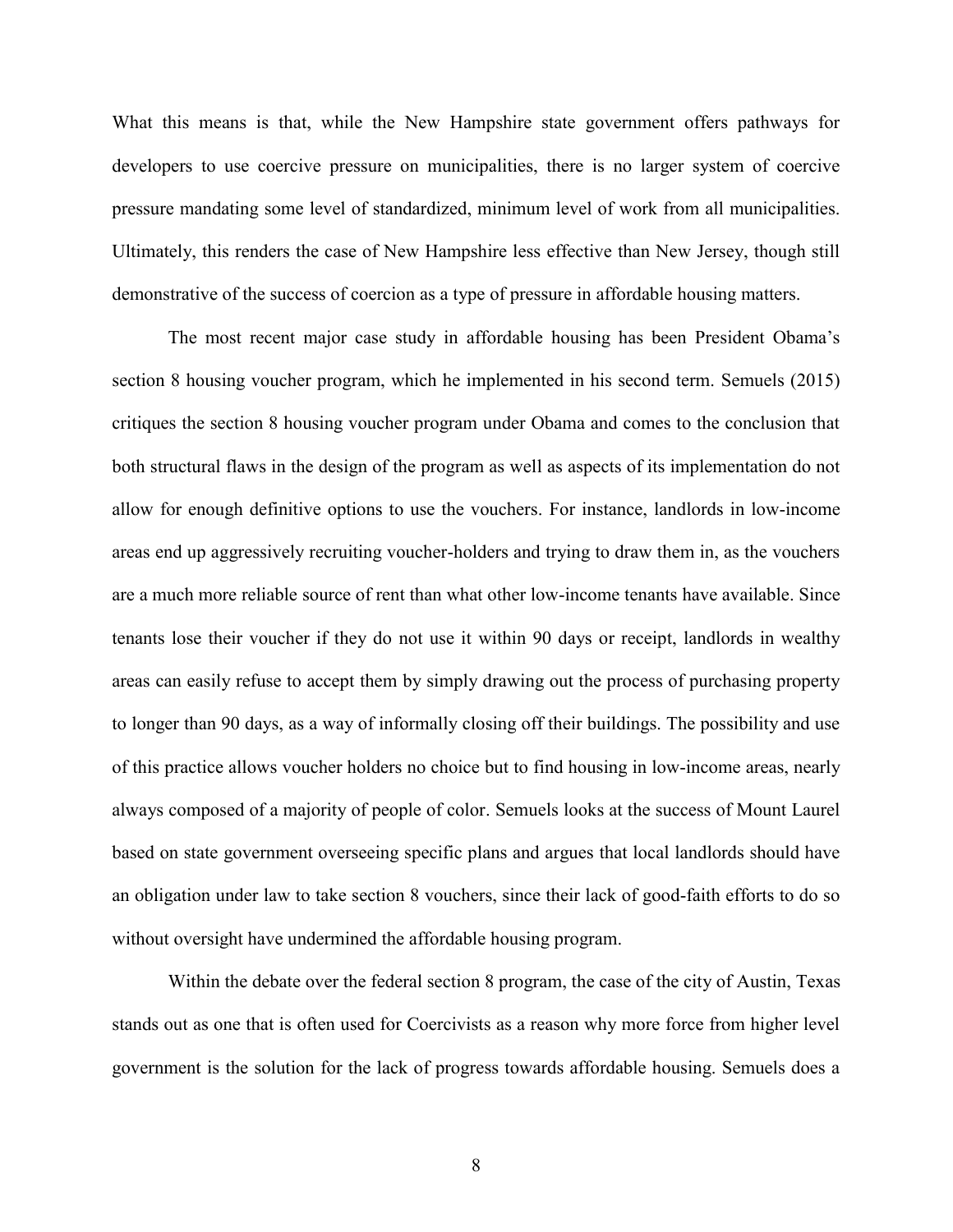What this means is that, while the New Hampshire state government offers pathways for developers to use coercive pressure on municipalities, there is no larger system of coercive pressure mandating some level of standardized, minimum level of work from all municipalities. Ultimately, this renders the case of New Hampshire less effective than New Jersey, though still demonstrative of the success of coercion as a type of pressure in affordable housing matters.

The most recent major case study in affordable housing has been President Obama's section 8 housing voucher program, which he implemented in his second term. Semuels (2015) critiques the section 8 housing voucher program under Obama and comes to the conclusion that both structural flaws in the design of the program as well as aspects of its implementation do not allow for enough definitive options to use the vouchers. For instance, landlords in low-income areas end up aggressively recruiting voucher-holders and trying to draw them in, as the vouchers are a much more reliable source of rent than what other low-income tenants have available. Since tenants lose their voucher if they do not use it within 90 days or receipt, landlords in wealthy areas can easily refuse to accept them by simply drawing out the process of purchasing property to longer than 90 days, as a way of informally closing off their buildings. The possibility and use of this practice allows voucher holders no choice but to find housing in low-income areas, nearly always composed of a majority of people of color. Semuels looks at the success of Mount Laurel based on state government overseeing specific plans and argues that local landlords should have an obligation under law to take section 8 vouchers, since their lack of good-faith efforts to do so without oversight have undermined the affordable housing program.

Within the debate over the federal section 8 program, the case of the city of Austin, Texas stands out as one that is often used for Coercivists as a reason why more force from higher level government is the solution for the lack of progress towards affordable housing. Semuels does a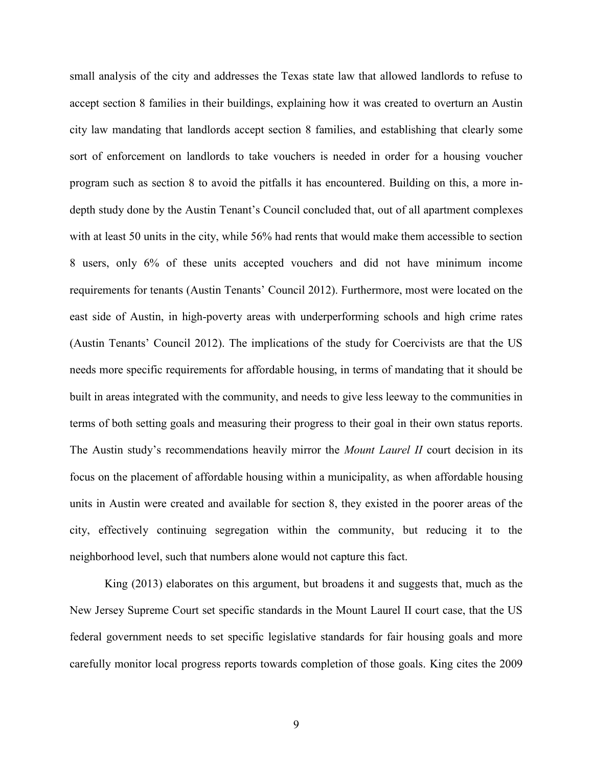small analysis of the city and addresses the Texas state law that allowed landlords to refuse to accept section 8 families in their buildings, explaining how it was created to overturn an Austin city law mandating that landlords accept section 8 families, and establishing that clearly some sort of enforcement on landlords to take vouchers is needed in order for a housing voucher program such as section 8 to avoid the pitfalls it has encountered. Building on this, a more in-depth study done by the Austin Tenant's Council concluded that, out of all apartment complexes with at least 50 units in the city, while 56% had rents that would make them accessible to section 8 users, only 6% of these units accepted vouchers and did not have minimum income requirements for tenants (Austin Tenants' Council 2012). Furthermore, most were located on the east side of Austin, in high-poverty areas with underperforming schools and high crime rates (Austin Tenants' Council 2012). The implications of the study for Coercivists are that the US needs more specific requirements for affordable housing, in terms of mandating that it should be built in areas integrated with the community, and needs to give less leeway to the communities in terms of both setting goals and measuring their progress to their goal in their own status reports. The Austin study's recommendations heavily mirror the *Mount Laurel II* court decision in its focus on the placement of affordable housing within a municipality, as when affordable housing units in Austin were created and available for section 8, they existed in the poorer areas of the city, effectively continuing segregation within the community, but reducing it to the neighborhood level, such that numbers alone would not capture this fact.

King (2013) elaborates on this argument, but broadens it and suggests that, much as the New Jersey Supreme Court set specific standards in the Mount Laurel II court case, that the US federal government needs to set specific legislative standards for fair housing goals and more carefully monitor local progress reports towards completion of those goals. King cites the 2009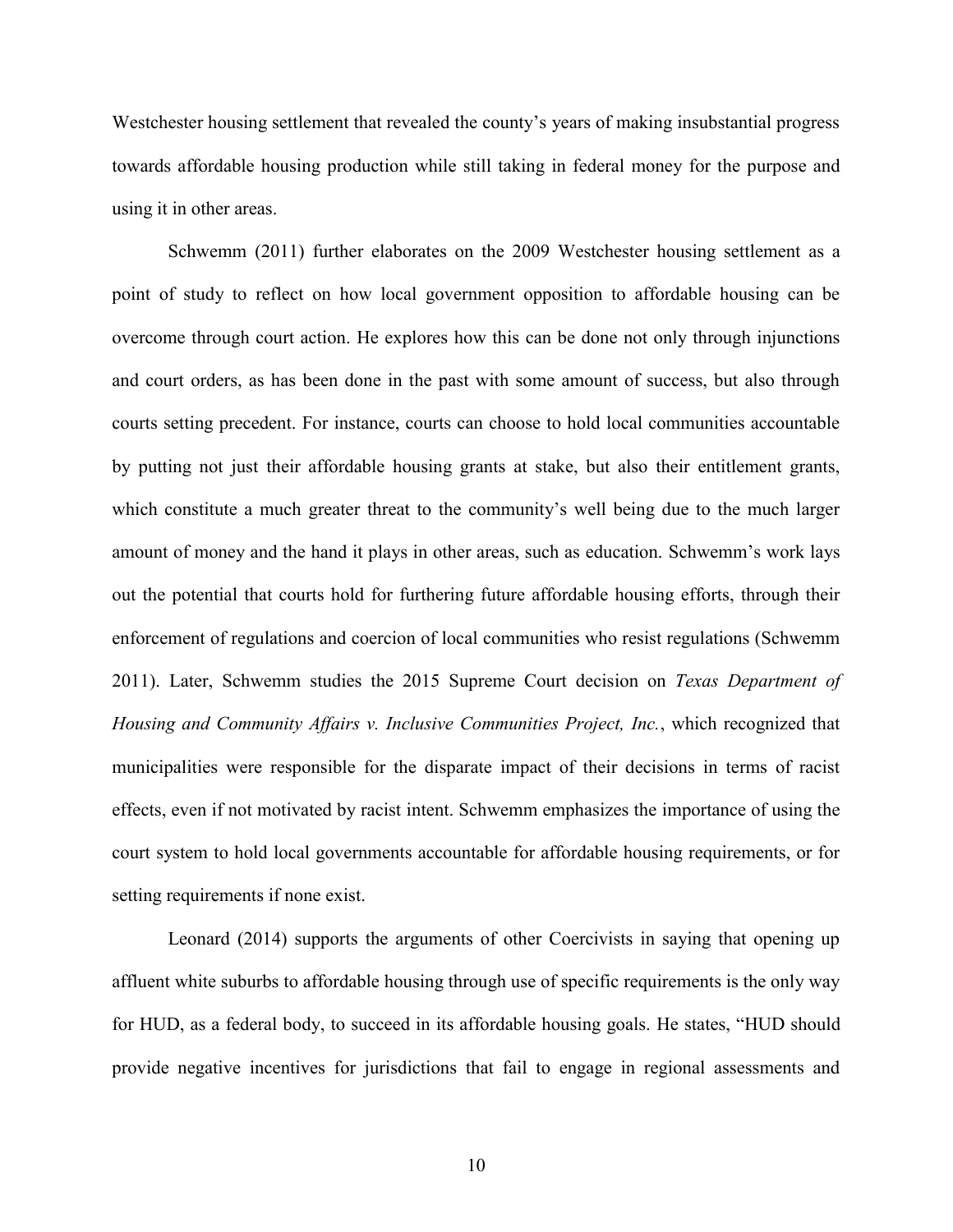Westchester housing settlement that revealed the county's years of making insubstantial progress towards affordable housing production while still taking in federal money for the purpose and using it in other areas.

Schwemm (2011) further elaborates on the 2009 Westchester housing settlement as a point of study to reflect on how local government opposition to affordable housing can be overcome through court action. He explores how this can be done not only through injunctions and court orders, as has been done in the past with some amount of success, but also through courts setting precedent. For instance, courts can choose to hold local communities accountable by putting not just their affordable housing grants at stake, but also their entitlement grants, which constitute a much greater threat to the community's well being due to the much larger amount of money and the hand it plays in other areas, such as education. Schwemm's work lays out the potential that courts hold for furthering future affordable housing efforts, through their enforcement of regulations and coercion of local communities who resist regulations (Schwemm 2011). Later, Schwemm studies the 2015 Supreme Court decision on *Texas Department of Housing and Community Affairs v. Inclusive Communities Project, Inc.*, which recognized that municipalities were responsible for the disparate impact of their decisions in terms of racist effects, even if not motivated by racist intent. Schwemm emphasizes the importance of using the court system to hold local governments accountable for affordable housing requirements, or for setting requirements if none exist.

Leonard (2014) supports the arguments of other Coercivists in saying that opening up affluent white suburbs to affordable housing through use of specific requirements is the only way for HUD, as a federal body, to succeed in its affordable housing goals. He states, "HUD should provide negative incentives for jurisdictions that fail to engage in regional assessments and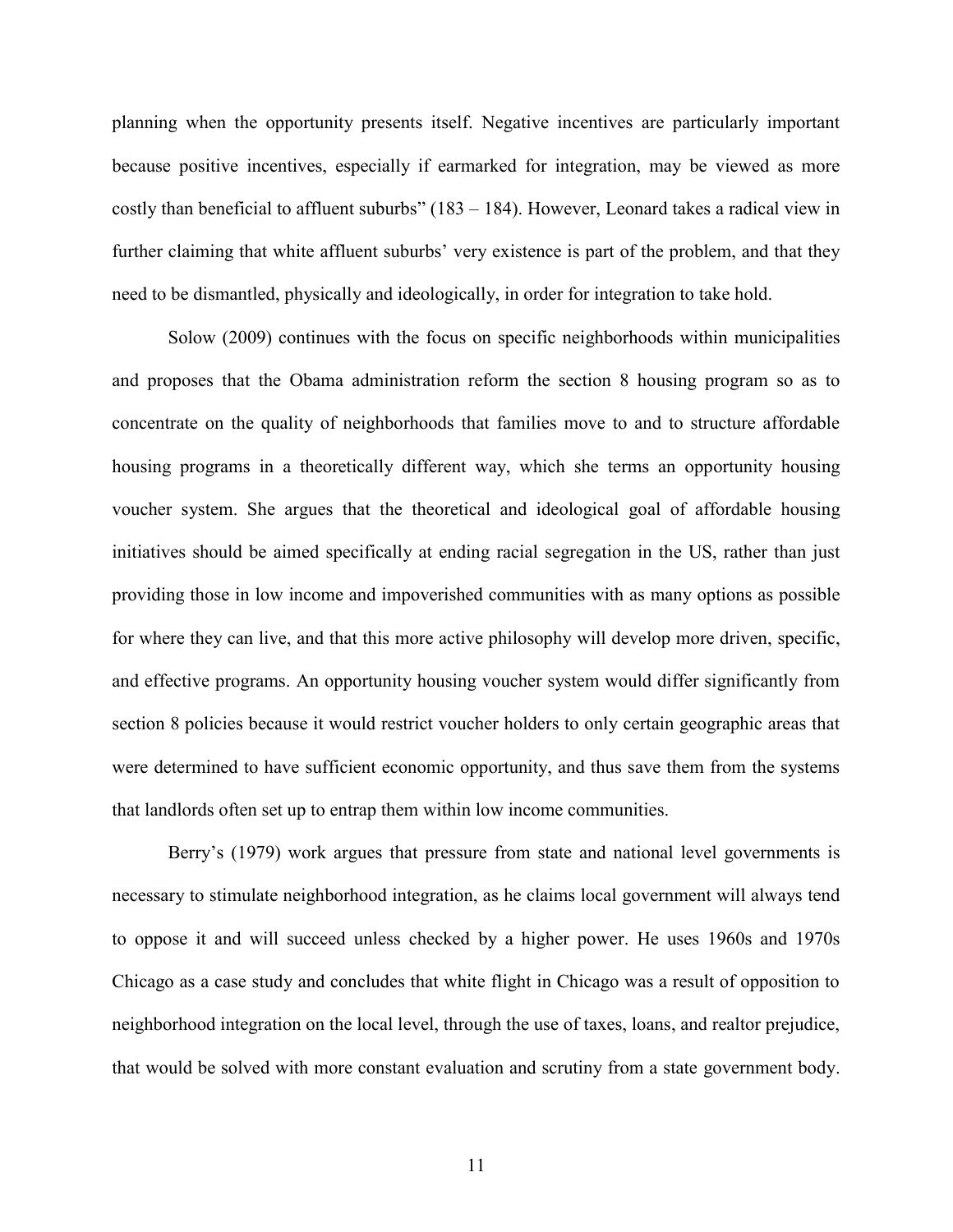planning when the opportunity presents itself. Negative incentives are particularly important because positive incentives, especially if earmarked for integration, may be viewed as more costly than beneficial to affluent suburbs" (183 – 184). However, Leonard takes a radical view in further claiming that white affluent suburbs' very existence is part of the problem, and that they need to be dismantled, physically and ideologically, in order for integration to take hold.

Solow (2009) continues with the focus on specific neighborhoods within municipalities and proposes that the Obama administration reform the section 8 housing program so as to concentrate on the quality of neighborhoods that families move to and to structure affordable housing programs in a theoretically different way, which she terms an opportunity housing voucher system. She argues that the theoretical and ideological goal of affordable housing initiatives should be aimed specifically at ending racial segregation in the US, rather than just providing those in low income and impoverished communities with as many options as possible for where they can live, and that this more active philosophy will develop more driven, specific, and effective programs. An opportunity housing voucher system would differ significantly from section 8 policies because it would restrict voucher holders to only certain geographic areas that were determined to have sufficient economic opportunity, and thus save them from the systems that landlords often set up to entrap them within low income communities.

Berry's (1979) work argues that pressure from state and national level governments is necessary to stimulate neighborhood integration, as he claims local government will always tend to oppose it and will succeed unless checked by a higher power. He uses 1960s and 1970s Chicago as a case study and concludes that white flight in Chicago was a result of opposition to neighborhood integration on the local level, through the use of taxes, loans, and realtor prejudice, that would be solved with more constant evaluation and scrutiny from a state government body.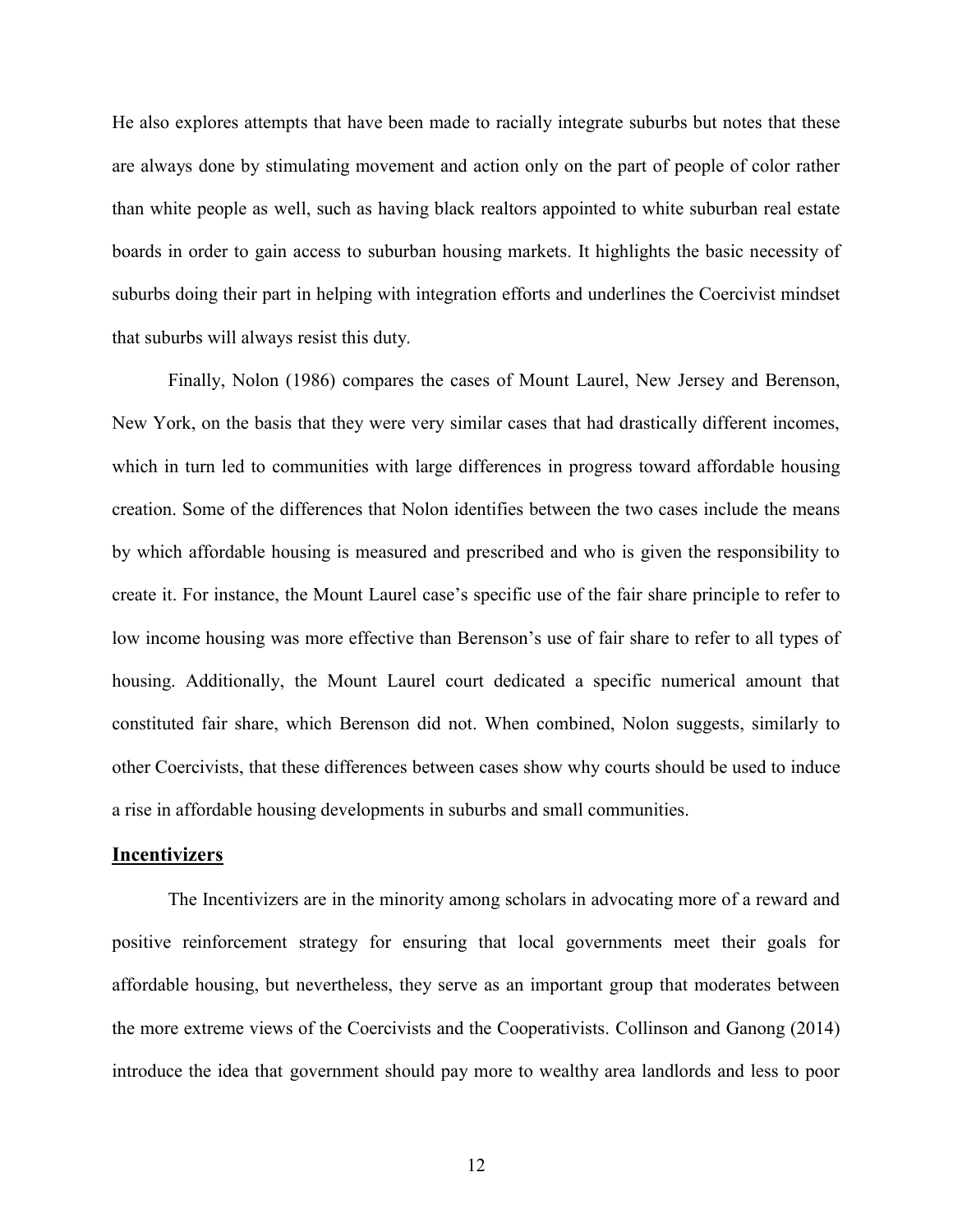He also explores attempts that have been made to racially integrate suburbs but notes that these are always done by stimulating movement and action only on the part of people of color rather than white people as well, such as having black realtors appointed to white suburban real estate boards in order to gain access to suburban housing markets. It highlights the basic necessity of suburbs doing their part in helping with integration efforts and underlines the Coercivist mindset that suburbs will always resist this duty.

Finally, Nolon (1986) compares the cases of Mount Laurel, New Jersey and Berenson, New York, on the basis that they were very similar cases that had drastically different incomes, which in turn led to communities with large differences in progress toward affordable housing creation. Some of the differences that Nolon identifies between the two cases include the means by which affordable housing is measured and prescribed and who is given the responsibility to create it. For instance, the Mount Laurel case's specific use of the fair share principle to refer to low income housing was more effective than Berenson's use of fair share to refer to all types of housing. Additionally, the Mount Laurel court dedicated a specific numerical amount that constituted fair share, which Berenson did not. When combined, Nolon suggests, similarly to other Coercivists, that these differences between cases show why courts should be used to induce a rise in affordable housing developments in suburbs and small communities.

## Incentivizers

The Incentivizers are in the minority among scholars in advocating more of a reward and positive reinforcement strategy for ensuring that local governments meet their goals for affordable housing, but nevertheless, they serve as an important group that moderates between the more extreme views of the Coercivists and the Cooperativists. Collinson and Ganong (2014) introduce the idea that government should pay more to wealthy area landlords and less to poor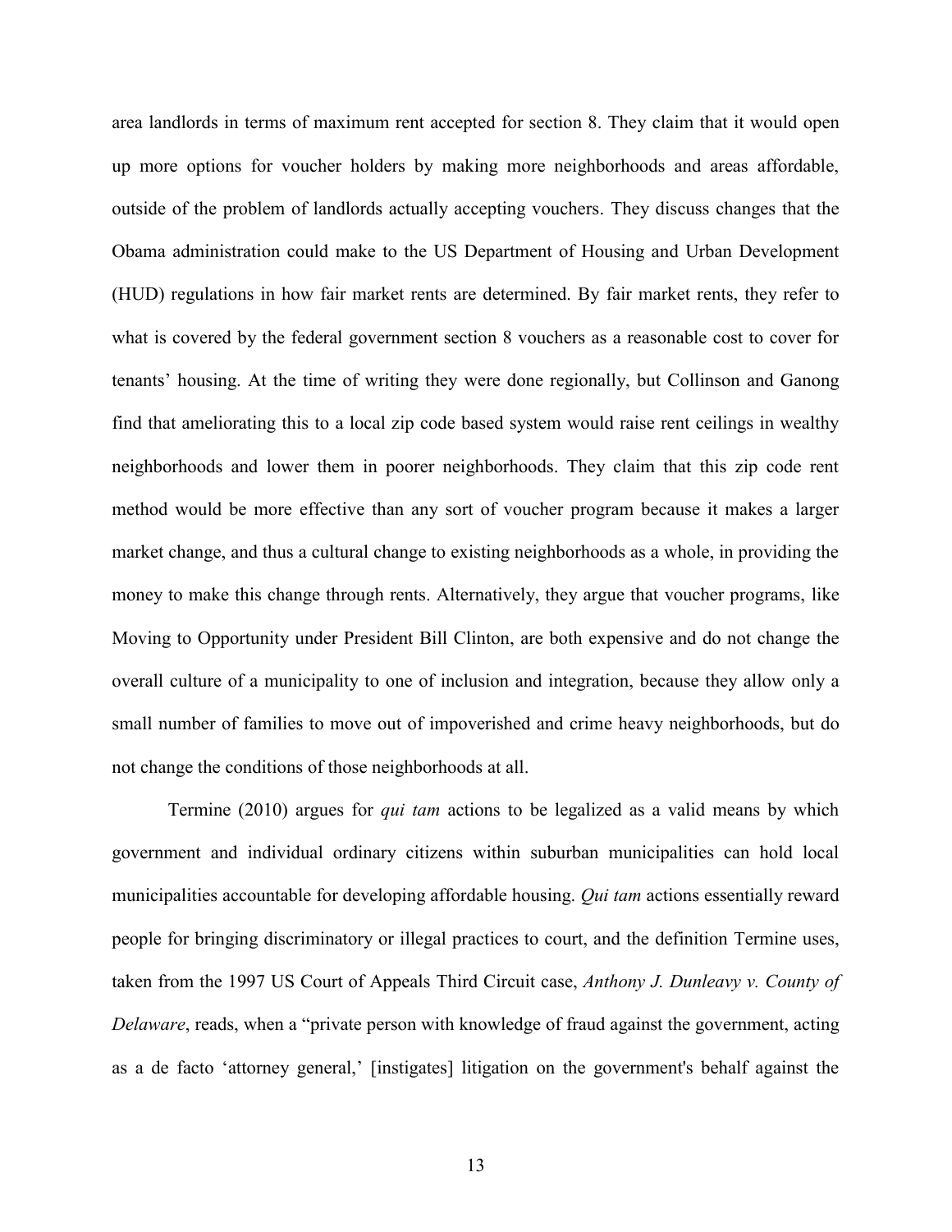area landlords in terms of maximum rent accepted for section 8. They claim that it would open up more options for voucher holders by making more neighborhoods and areas affordable, outside of the problem of landlords actually accepting vouchers. They discuss changes that the Obama administration could make to the US Department of Housing and Urban Development (HUD) regulations in how fair market rents are determined. By fair market rents, they refer to what is covered by the federal government section 8 vouchers as a reasonable cost to cover for tenants' housing. At the time of writing they were done regionally, but Collinson and Ganong find that ameliorating this to a local zip code based system would raise rent ceilings in wealthy neighborhoods and lower them in poorer neighborhoods. They claim that this zip code rent method would be more effective than any sort of voucher program because it makes a larger market change, and thus a cultural change to existing neighborhoods as a whole, in providing the money to make this change through rents. Alternatively, they argue that voucher programs, like Moving to Opportunity under President Bill Clinton, are both expensive and do not change the overall culture of a municipality to one of inclusion and integration, because they allow only a small number of families to move out of impoverished and crime heavy neighborhoods, but do not change the conditions of those neighborhoods at all.

Termine (2010) argues for *qui tam* actions to be legalized as a valid means by which government and individual ordinary citizens within suburban municipalities can hold local municipalities accountable for developing affordable housing. *Qui tam* actions essentially reward people for bringing discriminatory or illegal practices to court, and the definition Termine uses, taken from the 1997 US Court of Appeals Third Circuit case, *Anthony J. Dunleavy v. County of Delaware*, reads, when a "private person with knowledge of fraud against the government, acting as a de facto 'attorney general,' [instigates] litigation on the government's behalf against the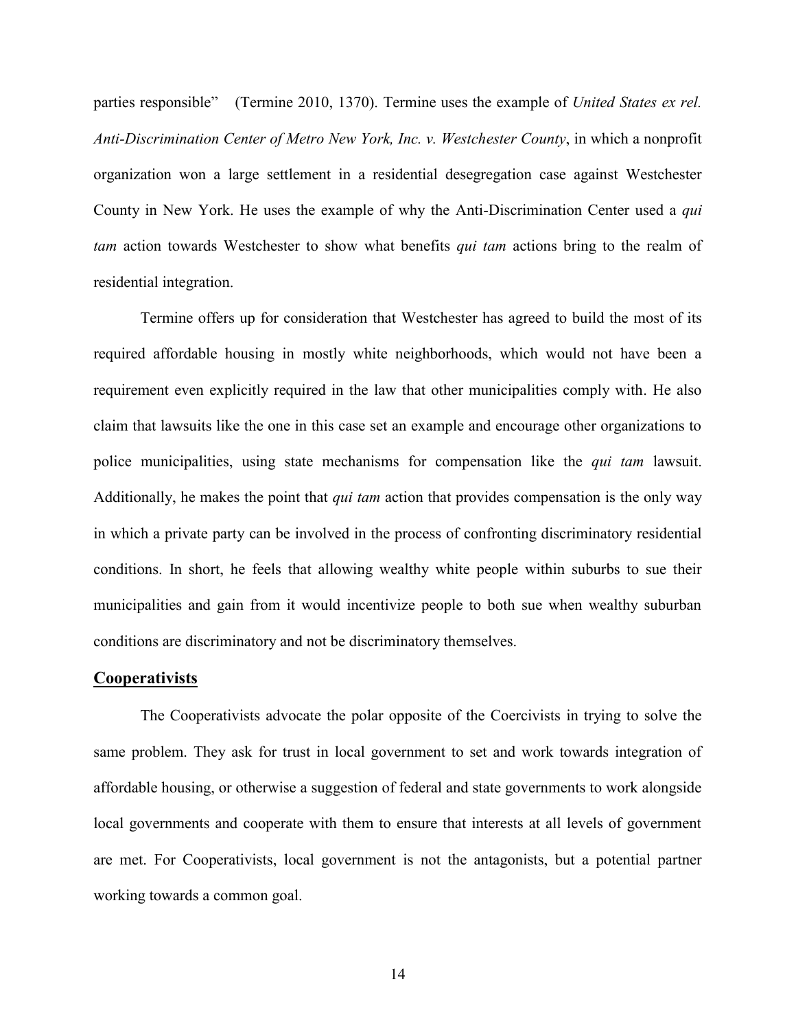parties responsible"  (Termine 2010, 1370). Termine uses the example of *United States ex rel. Anti-Discrimination Center of Metro New York, Inc. v. Westchester County*, in which a nonprofit organization won a large settlement in a residential desegregation case against Westchester County in New York. He uses the example of why the Anti-Discrimination Center used a *qui tam* action towards Westchester to show what benefits *qui tam* actions bring to the realm of residential integration.

Termine offers up for consideration that Westchester has agreed to build the most of its required affordable housing in mostly white neighborhoods, which would not have been a requirement even explicitly required in the law that other municipalities comply with. He also claim that lawsuits like the one in this case set an example and encourage other organizations to police municipalities, using state mechanisms for compensation like the *qui tam* lawsuit. Additionally, he makes the point that *qui tam* action that provides compensation is the only way in which a private party can be involved in the process of confronting discriminatory residential conditions. In short, he feels that allowing wealthy white people within suburbs to sue their municipalities and gain from it would incentivize people to both sue when wealthy suburban conditions are discriminatory and not be discriminatory themselves.

## Cooperativists

The Cooperativists advocate the polar opposite of the Coercivists in trying to solve the same problem. They ask for trust in local government to set and work towards integration of affordable housing, or otherwise a suggestion of federal and state governments to work alongside local governments and cooperate with them to ensure that interests at all levels of government are met. For Cooperativists, local government is not the antagonists, but a potential partner working towards a common goal.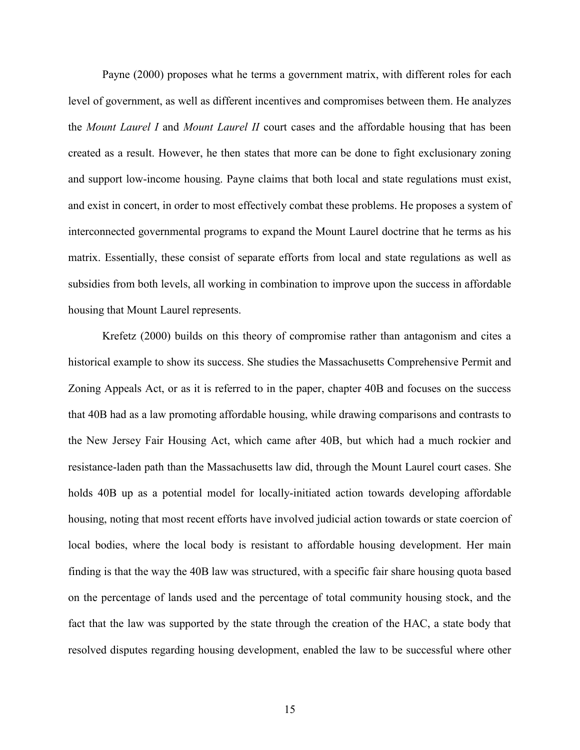Payne (2000) proposes what he terms a government matrix, with different roles for each level of government, as well as different incentives and compromises between them. He analyzes the *Mount Laurel I* and *Mount Laurel II* court cases and the affordable housing that has been created as a result. However, he then states that more can be done to fight exclusionary zoning and support low-income housing. Payne claims that both local and state regulations must exist, and exist in concert, in order to most effectively combat these problems. He proposes a system of interconnected governmental programs to expand the Mount Laurel doctrine that he terms as his matrix. Essentially, these consist of separate efforts from local and state regulations as well as subsidies from both levels, all working in combination to improve upon the success in affordable housing that Mount Laurel represents.

Krefetz (2000) builds on this theory of compromise rather than antagonism and cites a historical example to show its success. She studies the Massachusetts Comprehensive Permit and Zoning Appeals Act, or as it is referred to in the paper, chapter 40B and focuses on the success that 40B had as a law promoting affordable housing, while drawing comparisons and contrasts to the New Jersey Fair Housing Act, which came after 40B, but which had a much rockier and resistance-laden path than the Massachusetts law did, through the Mount Laurel court cases. She holds 40B up as a potential model for locally-initiated action towards developing affordable housing, noting that most recent efforts have involved judicial action towards or state coercion of local bodies, where the local body is resistant to affordable housing development. Her main finding is that the way the 40B law was structured, with a specific fair share housing quota based on the percentage of lands used and the percentage of total community housing stock, and the fact that the law was supported by the state through the creation of the HAC, a state body that resolved disputes regarding housing development, enabled the law to be successful where other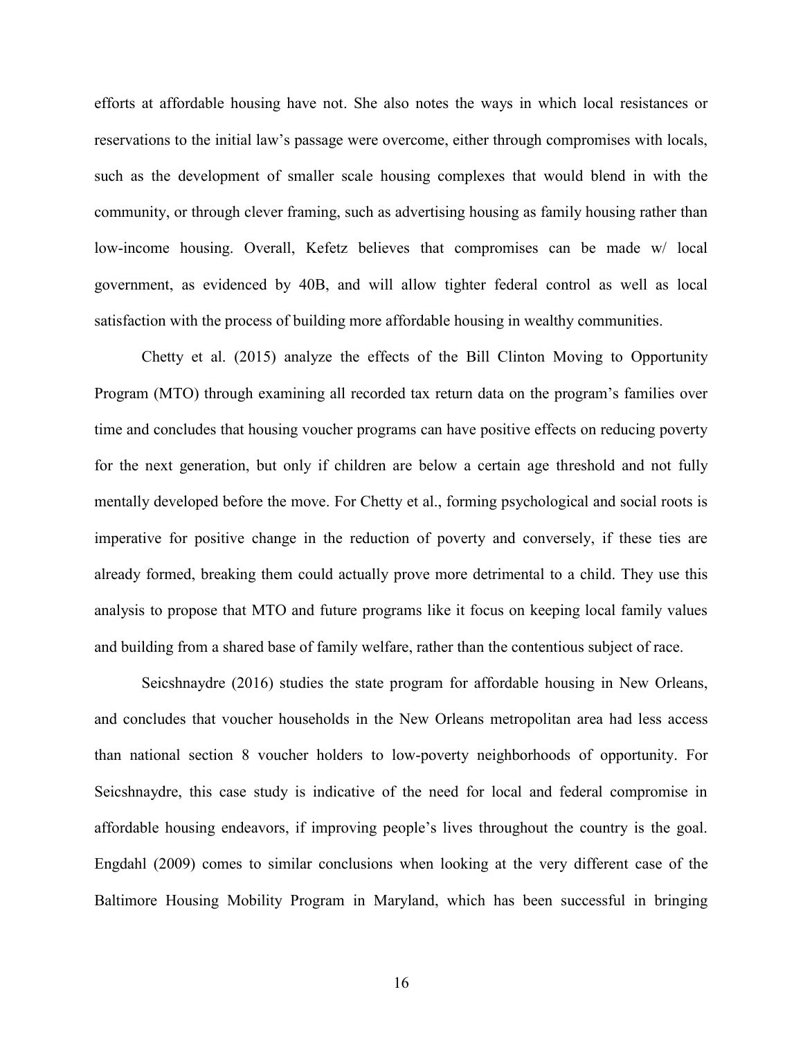efforts at affordable housing have not. She also notes the ways in which local resistances or reservations to the initial law's passage were overcome, either through compromises with locals, such as the development of smaller scale housing complexes that would blend in with the community, or through clever framing, such as advertising housing as family housing rather than low-income housing. Overall, Kefetz believes that compromises can be made w/ local government, as evidenced by 40B, and will allow tighter federal control as well as local satisfaction with the process of building more affordable housing in wealthy communities.

Chetty et al. (2015) analyze the effects of the Bill Clinton Moving to Opportunity Program (MTO) through examining all recorded tax return data on the program's families over time and concludes that housing voucher programs can have positive effects on reducing poverty for the next generation, but only if children are below a certain age threshold and not fully mentally developed before the move. For Chetty et al., forming psychological and social roots is imperative for positive change in the reduction of poverty and conversely, if these ties are already formed, breaking them could actually prove more detrimental to a child. They use this analysis to propose that MTO and future programs like it focus on keeping local family values and building from a shared base of family welfare, rather than the contentious subject of race.

Seicshnaydre (2016) studies the state program for affordable housing in New Orleans, and concludes that voucher households in the New Orleans metropolitan area had less access than national section 8 voucher holders to low-poverty neighborhoods of opportunity. For Seicshnaydre, this case study is indicative of the need for local and federal compromise in affordable housing endeavors, if improving people's lives throughout the country is the goal. Engdahl (2009) comes to similar conclusions when looking at the very different case of the Baltimore Housing Mobility Program in Maryland, which has been successful in bringing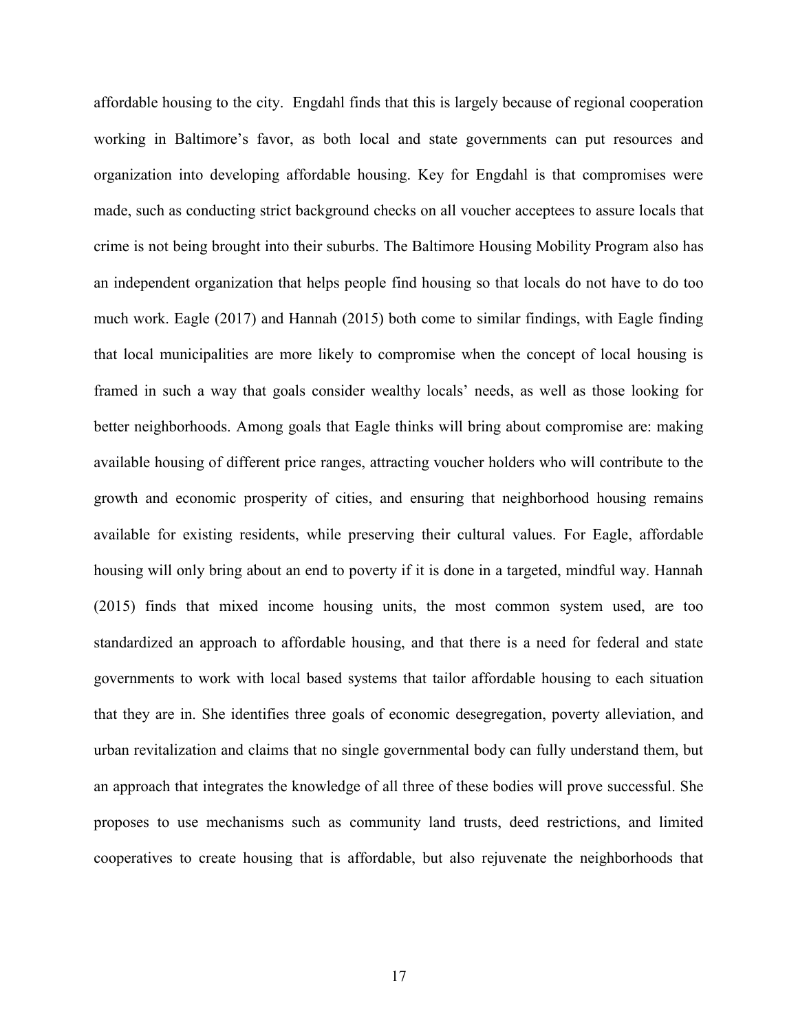affordable housing to the city. Engdahl finds that this is largely because of regional cooperation working in Baltimore's favor, as both local and state governments can put resources and organization into developing affordable housing. Key for Engdahl is that compromises were made, such as conducting strict background checks on all voucher acceptees to assure locals that crime is not being brought into their suburbs. The Baltimore Housing Mobility Program also has an independent organization that helps people find housing so that locals do not have to do too much work. Eagle (2017) and Hannah (2015) both come to similar findings, with Eagle finding that local municipalities are more likely to compromise when the concept of local housing is framed in such a way that goals consider wealthy locals' needs, as well as those looking for better neighborhoods. Among goals that Eagle thinks will bring about compromise are: making available housing of different price ranges, attracting voucher holders who will contribute to the growth and economic prosperity of cities, and ensuring that neighborhood housing remains available for existing residents, while preserving their cultural values. For Eagle, affordable housing will only bring about an end to poverty if it is done in a targeted, mindful way. Hannah (2015) finds that mixed income housing units, the most common system used, are too standardized an approach to affordable housing, and that there is a need for federal and state governments to work with local based systems that tailor affordable housing to each situation that they are in. She identifies three goals of economic desegregation, poverty alleviation, and urban revitalization and claims that no single governmental body can fully understand them, but an approach that integrates the knowledge of all three of these bodies will prove successful. She proposes to use mechanisms such as community land trusts, deed restrictions, and limited cooperatives to create housing that is affordable, but also rejuvenate the neighborhoods that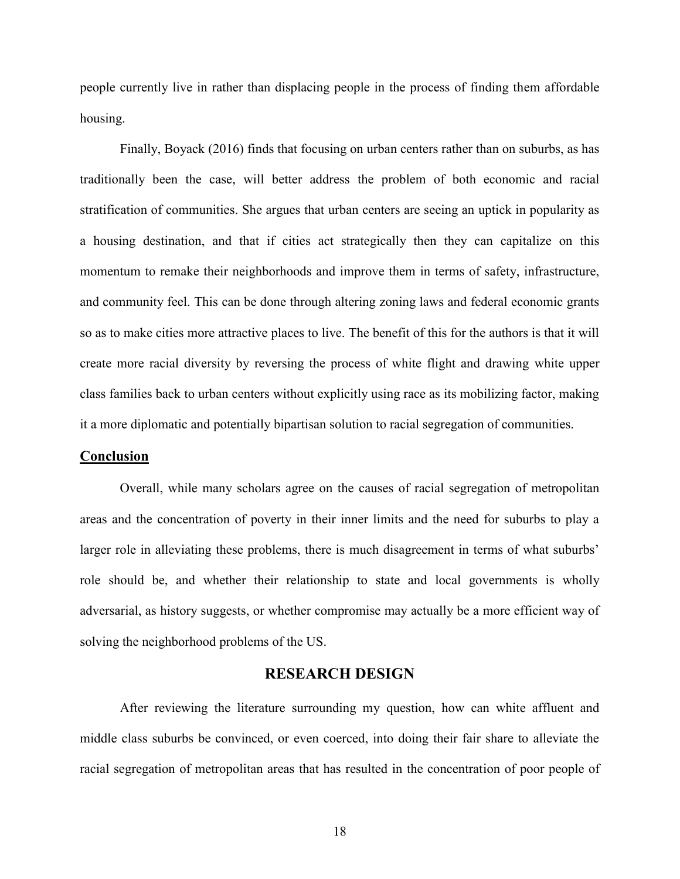people currently live in rather than displacing people in the process of finding them affordable housing.

Finally, Boyack (2016) finds that focusing on urban centers rather than on suburbs, as has traditionally been the case, will better address the problem of both economic and racial stratification of communities. She argues that urban centers are seeing an uptick in popularity as a housing destination, and that if cities act strategically then they can capitalize on this momentum to remake their neighborhoods and improve them in terms of safety, infrastructure, and community feel. This can be done through altering zoning laws and federal economic grants so as to make cities more attractive places to live. The benefit of this for the authors is that it will create more racial diversity by reversing the process of white flight and drawing white upper class families back to urban centers without explicitly using race as its mobilizing factor, making it a more diplomatic and potentially bipartisan solution to racial segregation of communities.

### Conclusion

Overall, while many scholars agree on the causes of racial segregation of metropolitan areas and the concentration of poverty in their inner limits and the need for suburbs to play a larger role in alleviating these problems, there is much disagreement in terms of what suburbs' role should be, and whether their relationship to state and local governments is wholly adversarial, as history suggests, or whether compromise may actually be a more efficient way of solving the neighborhood problems of the US.

## RESEARCH DESIGN

After reviewing the literature surrounding my question, how can white affluent and middle class suburbs be convinced, or even coerced, into doing their fair share to alleviate the racial segregation of metropolitan areas that has resulted in the concentration of poor people of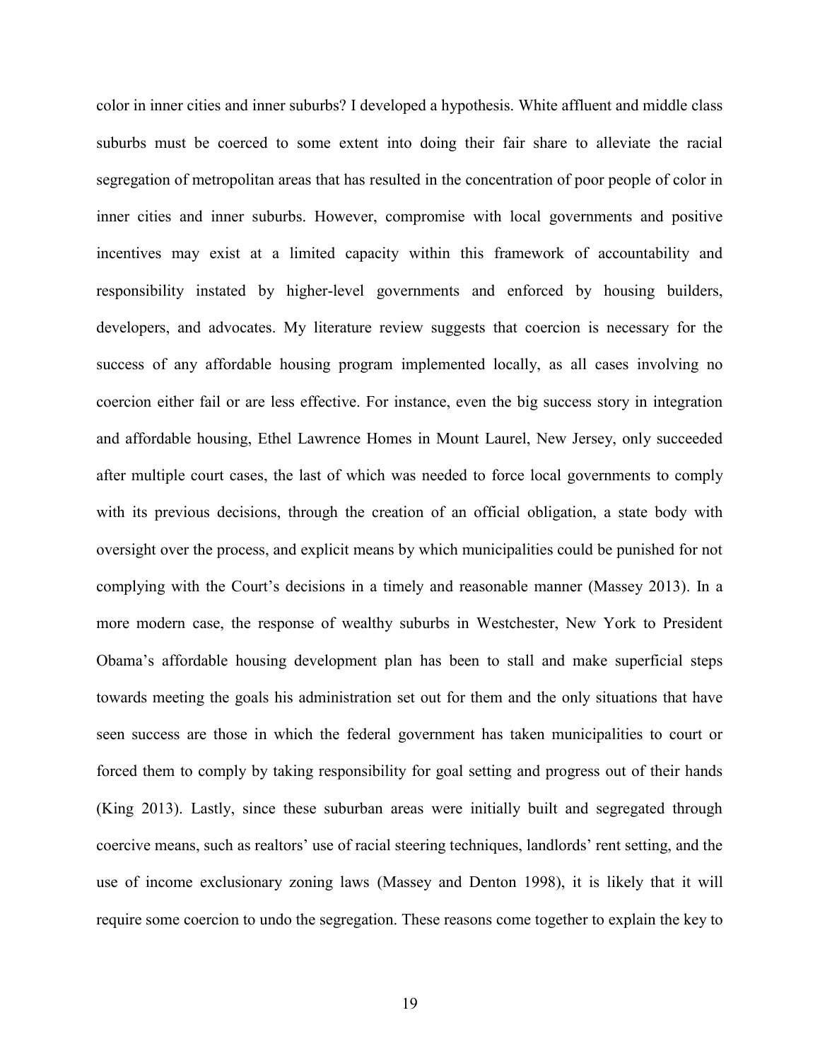color in inner cities and inner suburbs? I developed a hypothesis. White affluent and middle class suburbs must be coerced to some extent into doing their fair share to alleviate the racial segregation of metropolitan areas that has resulted in the concentration of poor people of color in inner cities and inner suburbs. However, compromise with local governments and positive incentives may exist at a limited capacity within this framework of accountability and responsibility instated by higher-level governments and enforced by housing builders, developers, and advocates. My literature review suggests that coercion is necessary for the success of any affordable housing program implemented locally, as all cases involving no coercion either fail or are less effective. For instance, even the big success story in integration and affordable housing, Ethel Lawrence Homes in Mount Laurel, New Jersey, only succeeded after multiple court cases, the last of which was needed to force local governments to comply with its previous decisions, through the creation of an official obligation, a state body with oversight over the process, and explicit means by which municipalities could be punished for not complying with the Court's decisions in a timely and reasonable manner (Massey 2013). In a more modern case, the response of wealthy suburbs in Westchester, New York to President Obama's affordable housing development plan has been to stall and make superficial steps towards meeting the goals his administration set out for them and the only situations that have seen success are those in which the federal government has taken municipalities to court or forced them to comply by taking responsibility for goal setting and progress out of their hands (King 2013). Lastly, since these suburban areas were initially built and segregated through coercive means, such as realtors' use of racial steering techniques, landlords' rent setting, and the use of income exclusionary zoning laws (Massey and Denton 1998), it is likely that it will require some coercion to undo the segregation. These reasons come together to explain the key to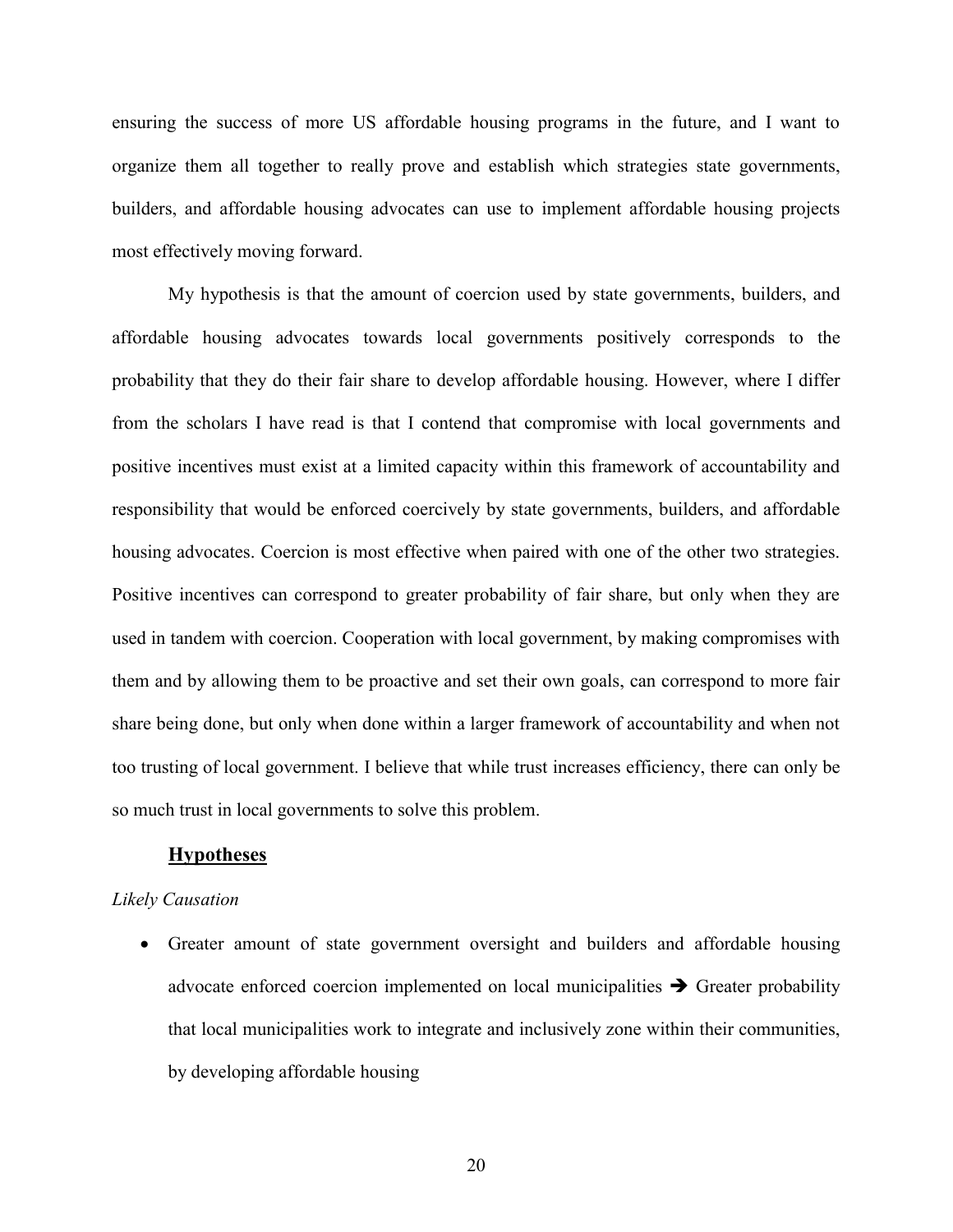ensuring the success of more US affordable housing programs in the future, and I want to organize them all together to really prove and establish which strategies state governments, builders, and affordable housing advocates can use to implement affordable housing projects most effectively moving forward.

My hypothesis is that the amount of coercion used by state governments, builders, and affordable housing advocates towards local governments positively corresponds to the probability that they do their fair share to develop affordable housing. However, where I differ from the scholars I have read is that I contend that compromise with local governments and positive incentives must exist at a limited capacity within this framework of accountability and responsibility that would be enforced coercively by state governments, builders, and affordable housing advocates. Coercion is most effective when paired with one of the other two strategies. Positive incentives can correspond to greater probability of fair share, but only when they are used in tandem with coercion. Cooperation with local government, by making compromises with them and by allowing them to be proactive and set their own goals, can correspond to more fair share being done, but only when done within a larger framework of accountability and when not too trusting of local government. I believe that while trust increases efficiency, there can only be so much trust in local governments to solve this problem.

## **<u>Hypotheses</u>**

*Likely Causation*

- Greater amount of state government oversight and builders and affordable housing advocate enforced coercion implemented on local municipalities ➔ Greater probability that local municipalities work to integrate and inclusively zone within their communities, by developing affordable housing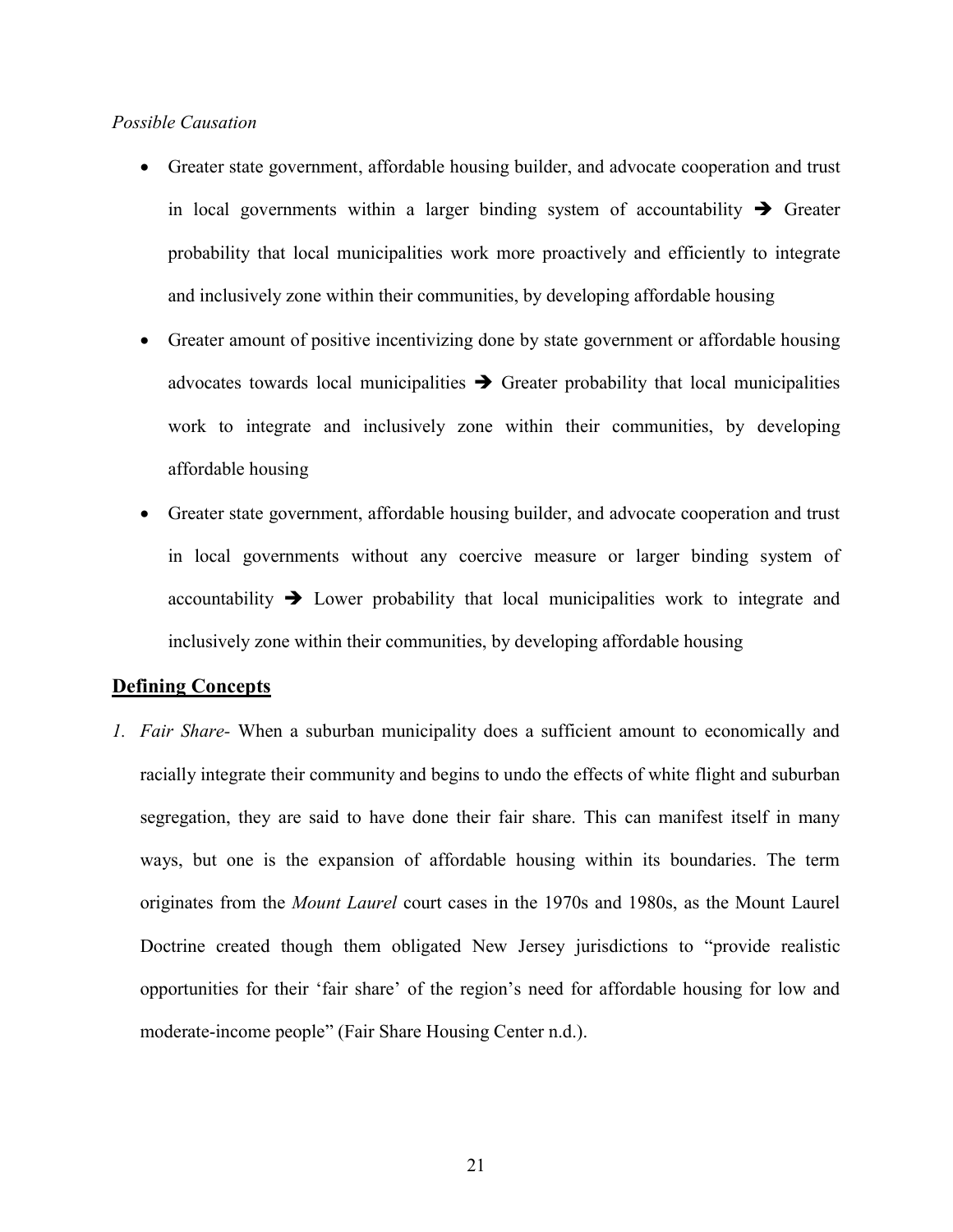*Possible Causation*

- Greater state government, affordable housing builder, and advocate cooperation and trust in local governments within a larger binding system of accountability ➔ Greater probability that local municipalities work more proactively and efficiently to integrate and inclusively zone within their communities, by developing affordable housing
- Greater amount of positive incentivizing done by state government or affordable housing advocates towards local municipalities ➔ Greater probability that local municipalities work to integrate and inclusively zone within their communities, by developing affordable housing
- Greater state government, affordable housing builder, and advocate cooperation and trust in local governments without any coercive measure or larger binding system of accountability ➔ Lower probability that local municipalities work to integrate and inclusively zone within their communities, by developing affordable housing

## Defining Concepts

1. *Fair Share-* When a suburban municipality does a sufficient amount to economically and racially integrate their community and begins to undo the effects of white flight and suburban segregation, they are said to have done their fair share. This can manifest itself in many ways, but one is the expansion of affordable housing within its boundaries. The term originates from the *Mount Laurel* court cases in the 1970s and 1980s, as the Mount Laurel Doctrine created though them obligated New Jersey jurisdictions to "provide realistic opportunities for their 'fair share' of the region's need for affordable housing for low and moderate-income people" (Fair Share Housing Center n.d.).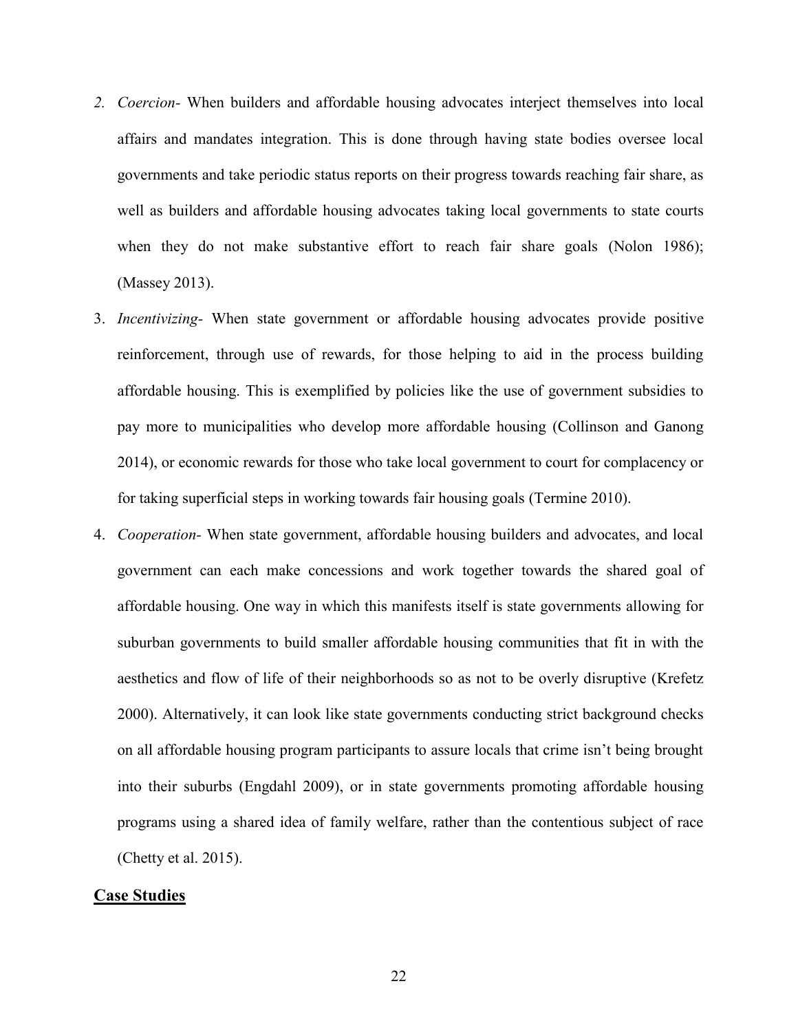2. *Coercion*- When builders and affordable housing advocates interject themselves into local affairs and mandates integration. This is done through having state bodies oversee local governments and take periodic status reports on their progress towards reaching fair share, as well as builders and affordable housing advocates taking local governments to state courts when they do not make substantive effort to reach fair share goals (Nolon 1986); (Massey 2013).
3. *Incentivizing*- When state government or affordable housing advocates provide positive reinforcement, through use of rewards, for those helping to aid in the process building affordable housing. This is exemplified by policies like the use of government subsidies to pay more to municipalities who develop more affordable housing (Collinson and Ganong 2014), or economic rewards for those who take local government to court for complacency or for taking superficial steps in working towards fair housing goals (Termine 2010).
4. *Cooperation*- When state government, affordable housing builders and advocates, and local government can each make concessions and work together towards the shared goal of affordable housing. One way in which this manifests itself is state governments allowing for suburban governments to build smaller affordable housing communities that fit in with the aesthetics and flow of life of their neighborhoods so as not to be overly disruptive (Krefetz 2000). Alternatively, it can look like state governments conducting strict background checks on all affordable housing program participants to assure locals that crime isn't being brought into their suburbs (Engdahl 2009), or in state governments promoting affordable housing programs using a shared idea of family welfare, rather than the contentious subject of race (Chetty et al. 2015).

## Case Studies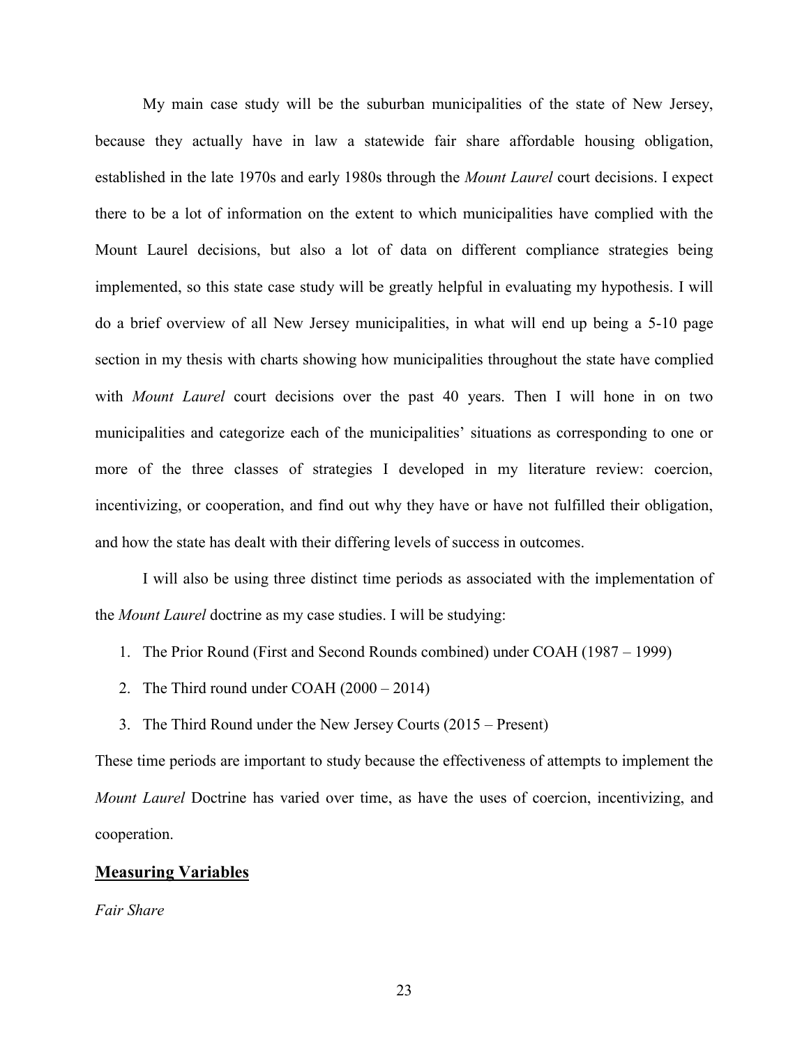My main case study will be the suburban municipalities of the state of New Jersey, because they actually have in law a statewide fair share affordable housing obligation, established in the late 1970s and early 1980s through the *Mount Laurel* court decisions. I expect there to be a lot of information on the extent to which municipalities have complied with the Mount Laurel decisions, but also a lot of data on different compliance strategies being implemented, so this state case study will be greatly helpful in evaluating my hypothesis. I will do a brief overview of all New Jersey municipalities, in what will end up being a 5-10 page section in my thesis with charts showing how municipalities throughout the state have complied with *Mount Laurel* court decisions over the past 40 years. Then I will hone in on two municipalities and categorize each of the municipalities' situations as corresponding to one or more of the three classes of strategies I developed in my literature review: coercion, incentivizing, or cooperation, and find out why they have or have not fulfilled their obligation, and how the state has dealt with their differing levels of success in outcomes.

I will also be using three distinct time periods as associated with the implementation of the *Mount Laurel* doctrine as my case studies. I will be studying:

1. The Prior Round (First and Second Rounds combined) under COAH (1987 – 1999)
2. The Third round under COAH (2000 – 2014)
3. The Third Round under the New Jersey Courts (2015 – Present)

These time periods are important to study because the effectiveness of attempts to implement the *Mount Laurel* Doctrine has varied over time, as have the uses of coercion, incentivizing, and cooperation.

## Measuring Variables

*Fair Share*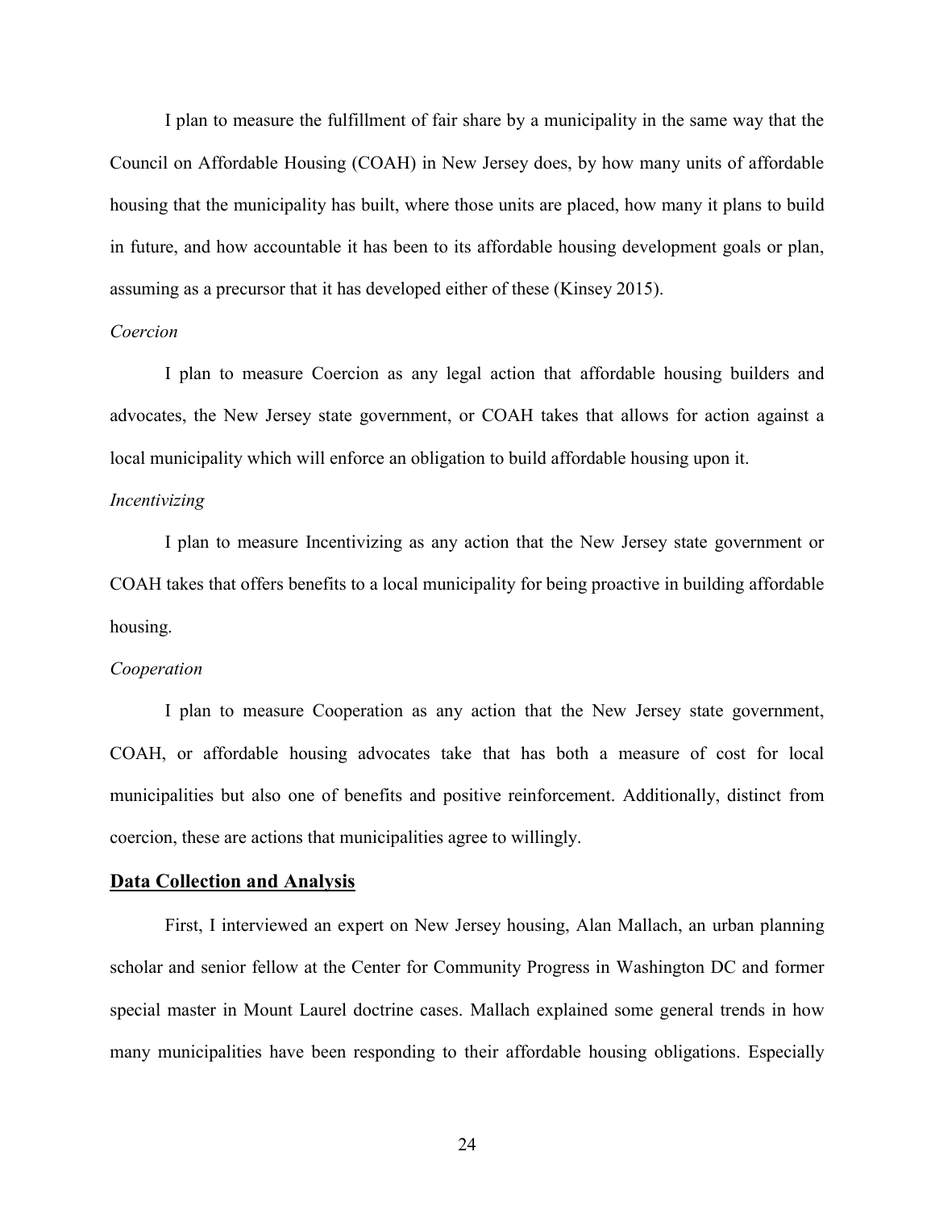I plan to measure the fulfillment of fair share by a municipality in the same way that the Council on Affordable Housing (COAH) in New Jersey does, by how many units of affordable housing that the municipality has built, where those units are placed, how many it plans to build in future, and how accountable it has been to its affordable housing development goals or plan, assuming as a precursor that it has developed either of these (Kinsey 2015).

*Coercion*

I plan to measure Coercion as any legal action that affordable housing builders and advocates, the New Jersey state government, or COAH takes that allows for action against a local municipality which will enforce an obligation to build affordable housing upon it.

*Incentivizing*

I plan to measure Incentivizing as any action that the New Jersey state government or COAH takes that offers benefits to a local municipality for being proactive in building affordable housing.

*Cooperation*

I plan to measure Cooperation as any action that the New Jersey state government, COAH, or affordable housing advocates take that has both a measure of cost for local municipalities but also one of benefits and positive reinforcement. Additionally, distinct from coercion, these are actions that municipalities agree to willingly.

## Data Collection and Analysis

First, I interviewed an expert on New Jersey housing, Alan Mallach, an urban planning scholar and senior fellow at the Center for Community Progress in Washington DC and former special master in Mount Laurel doctrine cases. Mallach explained some general trends in how many municipalities have been responding to their affordable housing obligations. Especially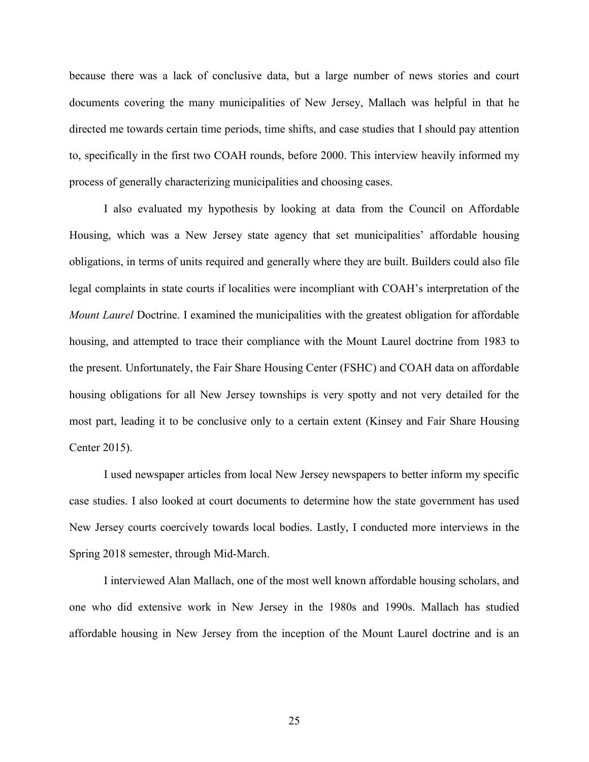because there was a lack of conclusive data, but a large number of news stories and court documents covering the many municipalities of New Jersey, Mallach was helpful in that he directed me towards certain time periods, time shifts, and case studies that I should pay attention to, specifically in the first two COAH rounds, before 2000. This interview heavily informed my process of generally characterizing municipalities and choosing cases.

I also evaluated my hypothesis by looking at data from the Council on Affordable Housing, which was a New Jersey state agency that set municipalities' affordable housing obligations, in terms of units required and generally where they are built. Builders could also file legal complaints in state courts if localities were incompliant with COAH's interpretation of the *Mount Laurel* Doctrine. I examined the municipalities with the greatest obligation for affordable housing, and attempted to trace their compliance with the Mount Laurel doctrine from 1983 to the present. Unfortunately, the Fair Share Housing Center (FSHC) and COAH data on affordable housing obligations for all New Jersey townships is very spotty and not very detailed for the most part, leading it to be conclusive only to a certain extent (Kinsey and Fair Share Housing Center 2015).

I used newspaper articles from local New Jersey newspapers to better inform my specific case studies. I also looked at court documents to determine how the state government has used New Jersey courts coercively towards local bodies. Lastly, I conducted more interviews in the Spring 2018 semester, through Mid-March.

I interviewed Alan Mallach, one of the most well known affordable housing scholars, and one who did extensive work in New Jersey in the 1980s and 1990s. Mallach has studied affordable housing in New Jersey from the inception of the Mount Laurel doctrine and is an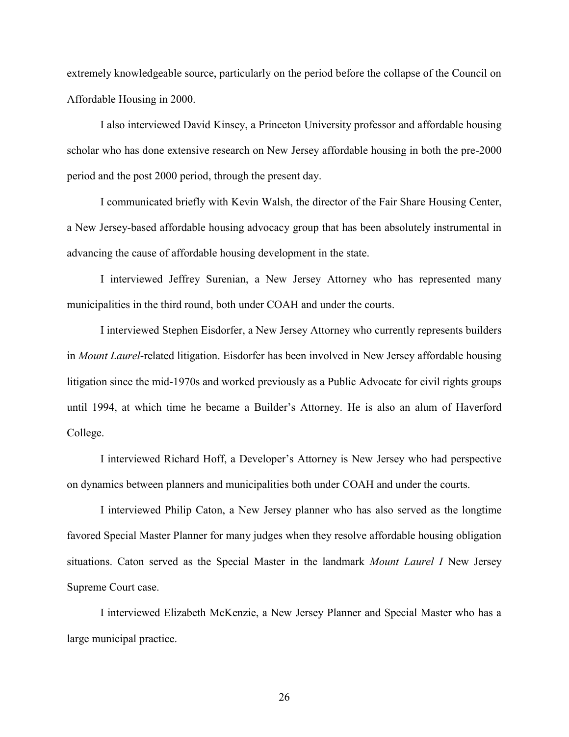extremely knowledgeable source, particularly on the period before the collapse of the Council on Affordable Housing in 2000.

I also interviewed David Kinsey, a Princeton University professor and affordable housing scholar who has done extensive research on New Jersey affordable housing in both the pre-2000 period and the post 2000 period, through the present day.

I communicated briefly with Kevin Walsh, the director of the Fair Share Housing Center, a New Jersey-based affordable housing advocacy group that has been absolutely instrumental in advancing the cause of affordable housing development in the state.

I interviewed Jeffrey Surenian, a New Jersey Attorney who has represented many municipalities in the third round, both under COAH and under the courts.

I interviewed Stephen Eisdorfer, a New Jersey Attorney who currently represents builders in *Mount Laurel*-related litigation. Eisdorfer has been involved in New Jersey affordable housing litigation since the mid-1970s and worked previously as a Public Advocate for civil rights groups until 1994, at which time he became a Builder's Attorney. He is also an alum of Haverford College.

I interviewed Richard Hoff, a Developer's Attorney is New Jersey who had perspective on dynamics between planners and municipalities both under COAH and under the courts.

I interviewed Philip Caton, a New Jersey planner who has also served as the longtime favored Special Master Planner for many judges when they resolve affordable housing obligation situations. Caton served as the Special Master in the landmark *Mount Laurel I* New Jersey Supreme Court case.

I interviewed Elizabeth McKenzie, a New Jersey Planner and Special Master who has a large municipal practice.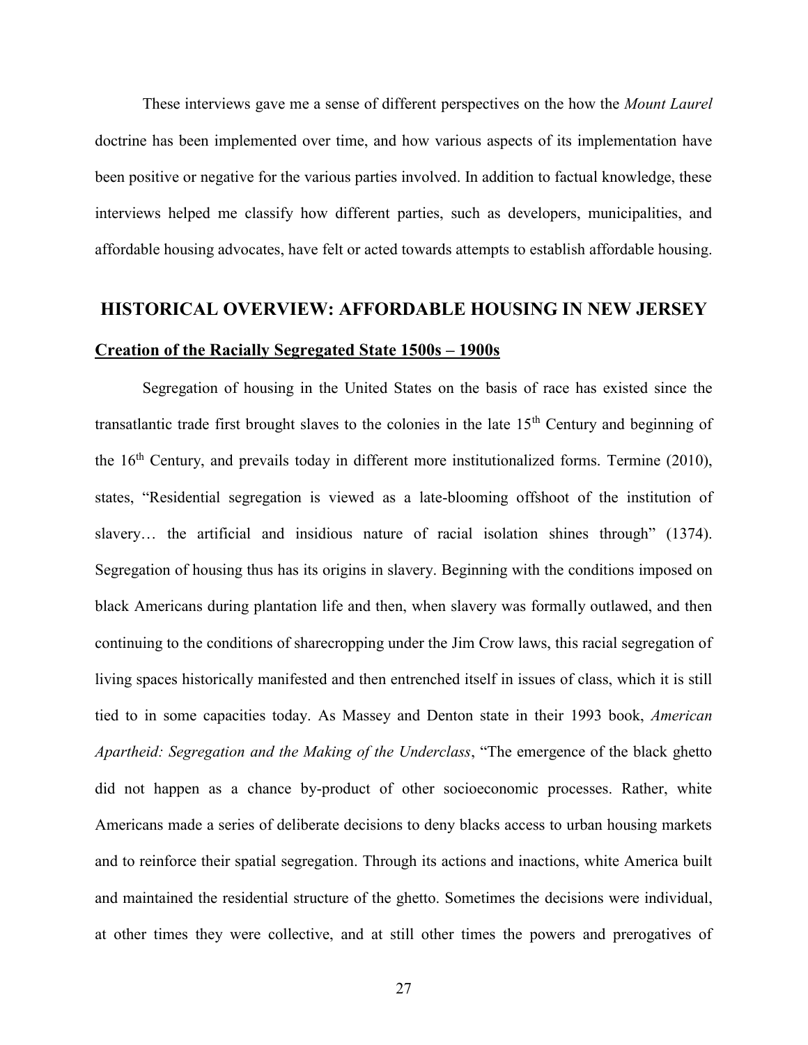These interviews gave me a sense of different perspectives on the how the *Mount Laurel* doctrine has been implemented over time, and how various aspects of its implementation have been positive or negative for the various parties involved. In addition to factual knowledge, these interviews helped me classify how different parties, such as developers, municipalities, and affordable housing advocates, have felt or acted towards attempts to establish affordable housing.

## HISTORICAL OVERVIEW: AFFORDABLE HOUSING IN NEW JERSEY

### Creation of the Racially Segregated State 1500s – 1900s

Segregation of housing in the United States on the basis of race has existed since the transatlantic trade first brought slaves to the colonies in the late 15th Century and beginning of the 16th Century, and prevails today in different more institutionalized forms. Termine (2010), states, "Residential segregation is viewed as a late-blooming offshoot of the institution of slavery… the artificial and insidious nature of racial isolation shines through" (1374). Segregation of housing thus has its origins in slavery. Beginning with the conditions imposed on black Americans during plantation life and then, when slavery was formally outlawed, and then continuing to the conditions of sharecropping under the Jim Crow laws, this racial segregation of living spaces historically manifested and then entrenched itself in issues of class, which it is still tied to in some capacities today. As Massey and Denton state in their 1993 book, *American Apartheid: Segregation and the Making of the Underclass*, "The emergence of the black ghetto did not happen as a chance by-product of other socioeconomic processes. Rather, white Americans made a series of deliberate decisions to deny blacks access to urban housing markets and to reinforce their spatial segregation. Through its actions and inactions, white America built and maintained the residential structure of the ghetto. Sometimes the decisions were individual, at other times they were collective, and at still other times the powers and prerogatives of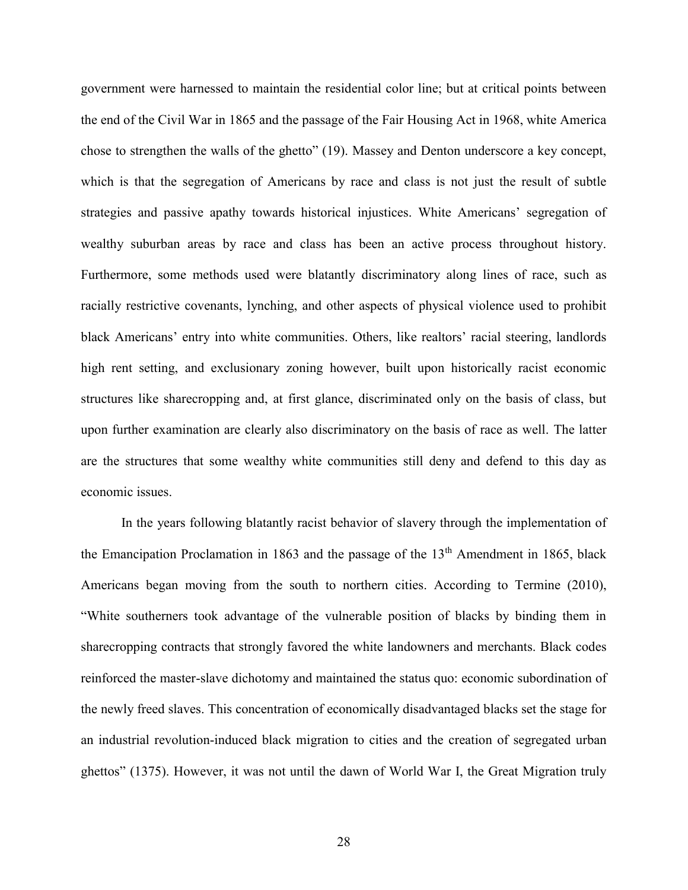government were harnessed to maintain the residential color line; but at critical points between the end of the Civil War in 1865 and the passage of the Fair Housing Act in 1968, white America chose to strengthen the walls of the ghetto" (19). Massey and Denton underscore a key concept, which is that the segregation of Americans by race and class is not just the result of subtle strategies and passive apathy towards historical injustices. White Americans' segregation of wealthy suburban areas by race and class has been an active process throughout history. Furthermore, some methods used were blatantly discriminatory along lines of race, such as racially restrictive covenants, lynching, and other aspects of physical violence used to prohibit black Americans' entry into white communities. Others, like realtors' racial steering, landlords high rent setting, and exclusionary zoning however, built upon historically racist economic structures like sharecropping and, at first glance, discriminated only on the basis of class, but upon further examination are clearly also discriminatory on the basis of race as well. The latter are the structures that some wealthy white communities still deny and defend to this day as economic issues.

In the years following blatantly racist behavior of slavery through the implementation of the Emancipation Proclamation in 1863 and the passage of the 13th Amendment in 1865, black Americans began moving from the south to northern cities. According to Termine (2010), "White southerners took advantage of the vulnerable position of blacks by binding them in sharecropping contracts that strongly favored the white landowners and merchants. Black codes reinforced the master-slave dichotomy and maintained the status quo: economic subordination of the newly freed slaves. This concentration of economically disadvantaged blacks set the stage for an industrial revolution-induced black migration to cities and the creation of segregated urban ghettos" (1375). However, it was not until the dawn of World War I, the Great Migration truly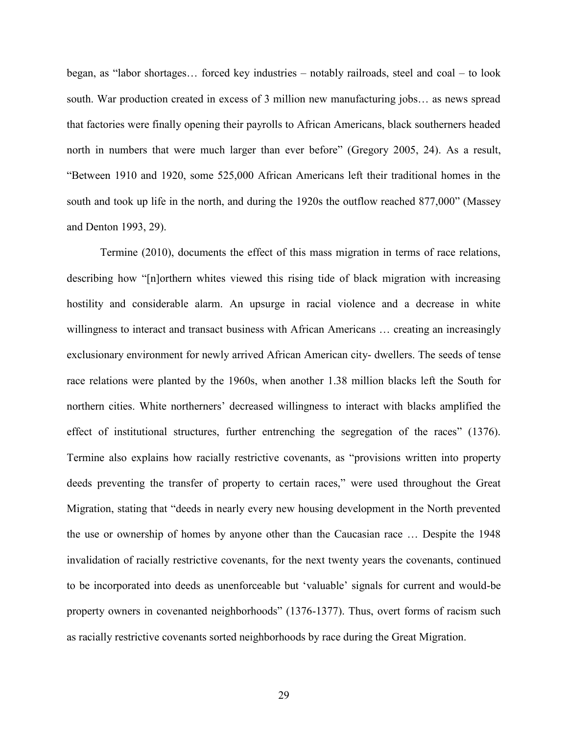began, as "labor shortages… forced key industries – notably railroads, steel and coal – to look south. War production created in excess of 3 million new manufacturing jobs… as news spread that factories were finally opening their payrolls to African Americans, black southerners headed north in numbers that were much larger than ever before" (Gregory 2005, 24). As a result, "Between 1910 and 1920, some 525,000 African Americans left their traditional homes in the south and took up life in the north, and during the 1920s the outflow reached 877,000" (Massey and Denton 1993, 29).

Termine (2010), documents the effect of this mass migration in terms of race relations, describing how "[n]orthern whites viewed this rising tide of black migration with increasing hostility and considerable alarm. An upsurge in racial violence and a decrease in white willingness to interact and transact business with African Americans … creating an increasingly exclusionary environment for newly arrived African American city- dwellers. The seeds of tense race relations were planted by the 1960s, when another 1.38 million blacks left the South for northern cities. White northerners' decreased willingness to interact with blacks amplified the effect of institutional structures, further entrenching the segregation of the races" (1376). Termine also explains how racially restrictive covenants, as "provisions written into property deeds preventing the transfer of property to certain races," were used throughout the Great Migration, stating that "deeds in nearly every new housing development in the North prevented the use or ownership of homes by anyone other than the Caucasian race … Despite the 1948 invalidation of racially restrictive covenants, for the next twenty years the covenants, continued to be incorporated into deeds as unenforceable but 'valuable' signals for current and would-be property owners in covenanted neighborhoods" (1376-1377). Thus, overt forms of racism such as racially restrictive covenants sorted neighborhoods by race during the Great Migration.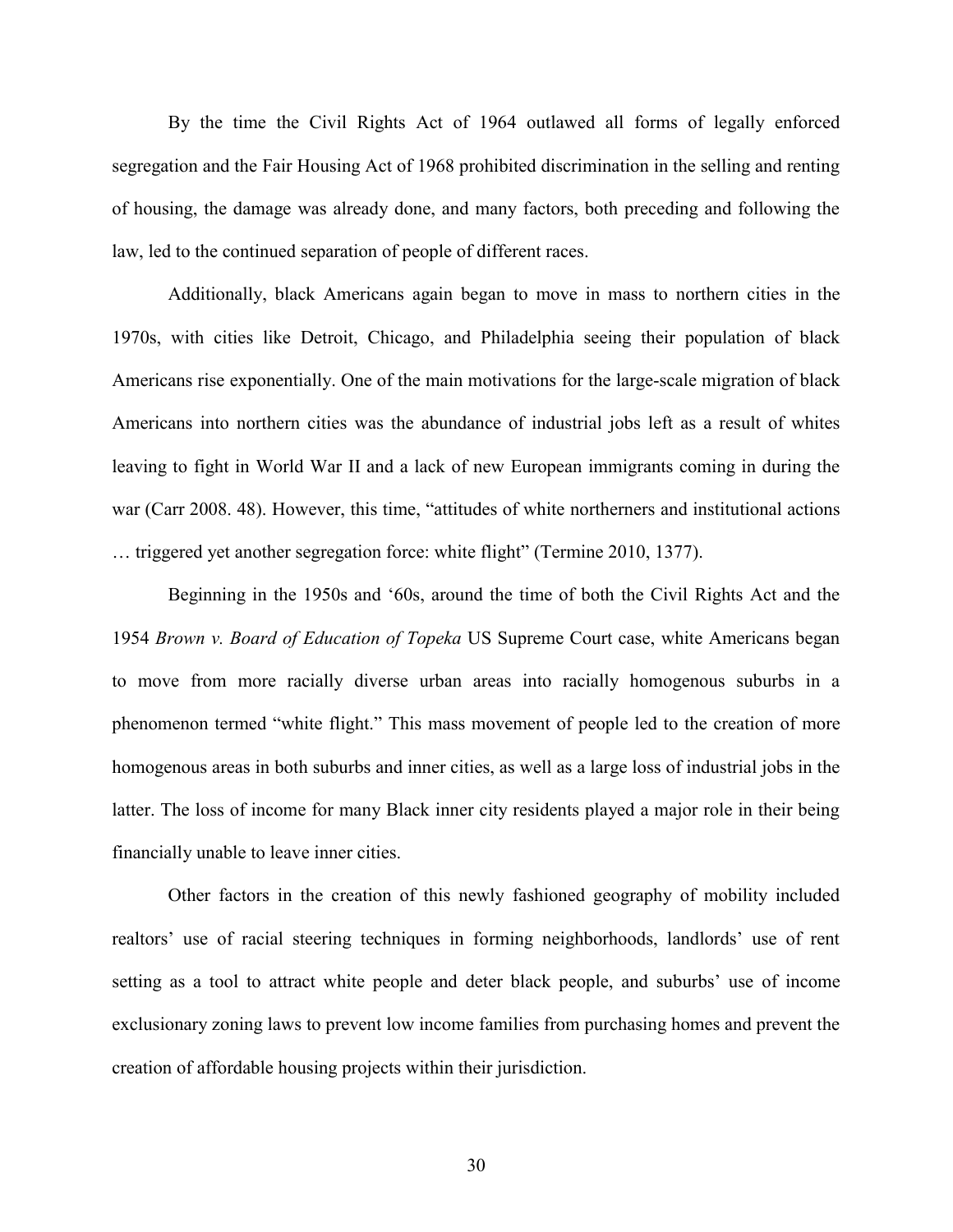By the time the Civil Rights Act of 1964 outlawed all forms of legally enforced segregation and the Fair Housing Act of 1968 prohibited discrimination in the selling and renting of housing, the damage was already done, and many factors, both preceding and following the law, led to the continued separation of people of different races.

Additionally, black Americans again began to move in mass to northern cities in the 1970s, with cities like Detroit, Chicago, and Philadelphia seeing their population of black Americans rise exponentially. One of the main motivations for the large-scale migration of black Americans into northern cities was the abundance of industrial jobs left as a result of whites leaving to fight in World War II and a lack of new European immigrants coming in during the war (Carr 2008. 48). However, this time, "attitudes of white northerners and institutional actions … triggered yet another segregation force: white flight" (Termine 2010, 1377).

Beginning in the 1950s and '60s, around the time of both the Civil Rights Act and the 1954 *Brown v. Board of Education of Topeka* US Supreme Court case, white Americans began to move from more racially diverse urban areas into racially homogenous suburbs in a phenomenon termed "white flight." This mass movement of people led to the creation of more homogenous areas in both suburbs and inner cities, as well as a large loss of industrial jobs in the latter. The loss of income for many Black inner city residents played a major role in their being financially unable to leave inner cities.

Other factors in the creation of this newly fashioned geography of mobility included realtors' use of racial steering techniques in forming neighborhoods, landlords' use of rent setting as a tool to attract white people and deter black people, and suburbs' use of income exclusionary zoning laws to prevent low income families from purchasing homes and prevent the creation of affordable housing projects within their jurisdiction.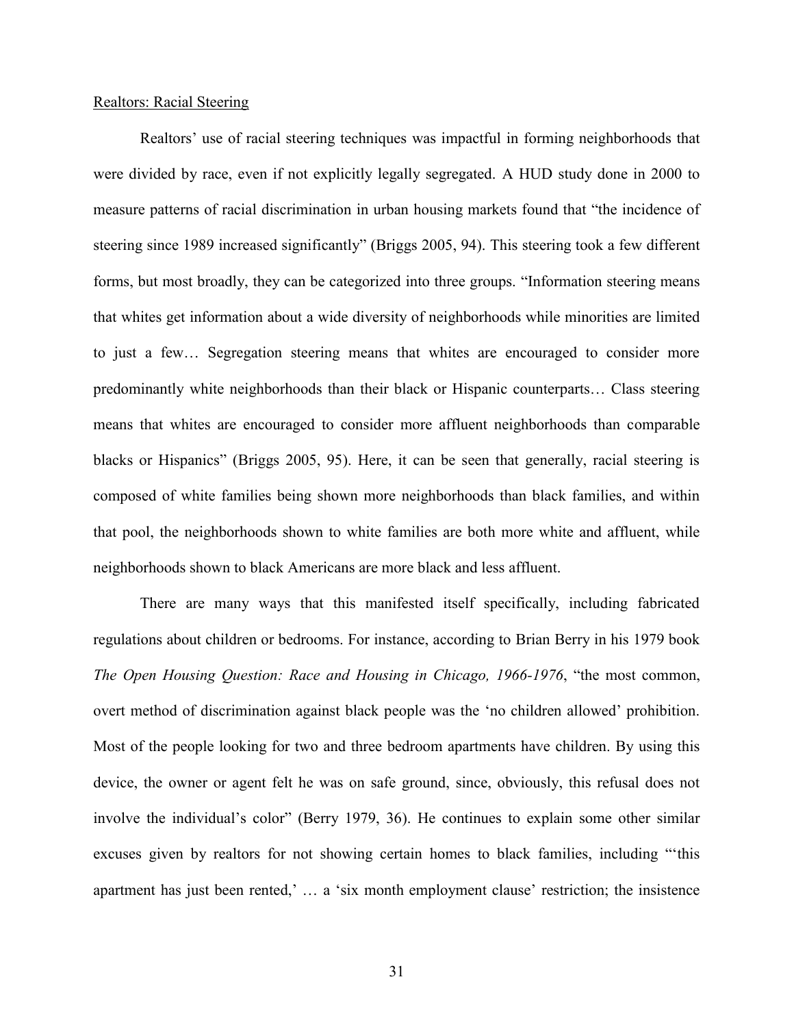<u>Realtors: Racial Steering</u>

Realtors' use of racial steering techniques was impactful in forming neighborhoods that were divided by race, even if not explicitly legally segregated. A HUD study done in 2000 to measure patterns of racial discrimination in urban housing markets found that "the incidence of steering since 1989 increased significantly" (Briggs 2005, 94). This steering took a few different forms, but most broadly, they can be categorized into three groups. "Information steering means that whites get information about a wide diversity of neighborhoods while minorities are limited to just a few… Segregation steering means that whites are encouraged to consider more predominantly white neighborhoods than their black or Hispanic counterparts… Class steering means that whites are encouraged to consider more affluent neighborhoods than comparable blacks or Hispanics" (Briggs 2005, 95). Here, it can be seen that generally, racial steering is composed of white families being shown more neighborhoods than black families, and within that pool, the neighborhoods shown to white families are both more white and affluent, while neighborhoods shown to black Americans are more black and less affluent.

There are many ways that this manifested itself specifically, including fabricated regulations about children or bedrooms. For instance, according to Brian Berry in his 1979 book *The Open Housing Question: Race and Housing in Chicago, 1966-1976*, "the most common, overt method of discrimination against black people was the 'no children allowed' prohibition. Most of the people looking for two and three bedroom apartments have children. By using this device, the owner or agent felt he was on safe ground, since, obviously, this refusal does not involve the individual's color" (Berry 1979, 36). He continues to explain some other similar excuses given by realtors for not showing certain homes to black families, including "'this apartment has just been rented,' … a 'six month employment clause' restriction; the insistence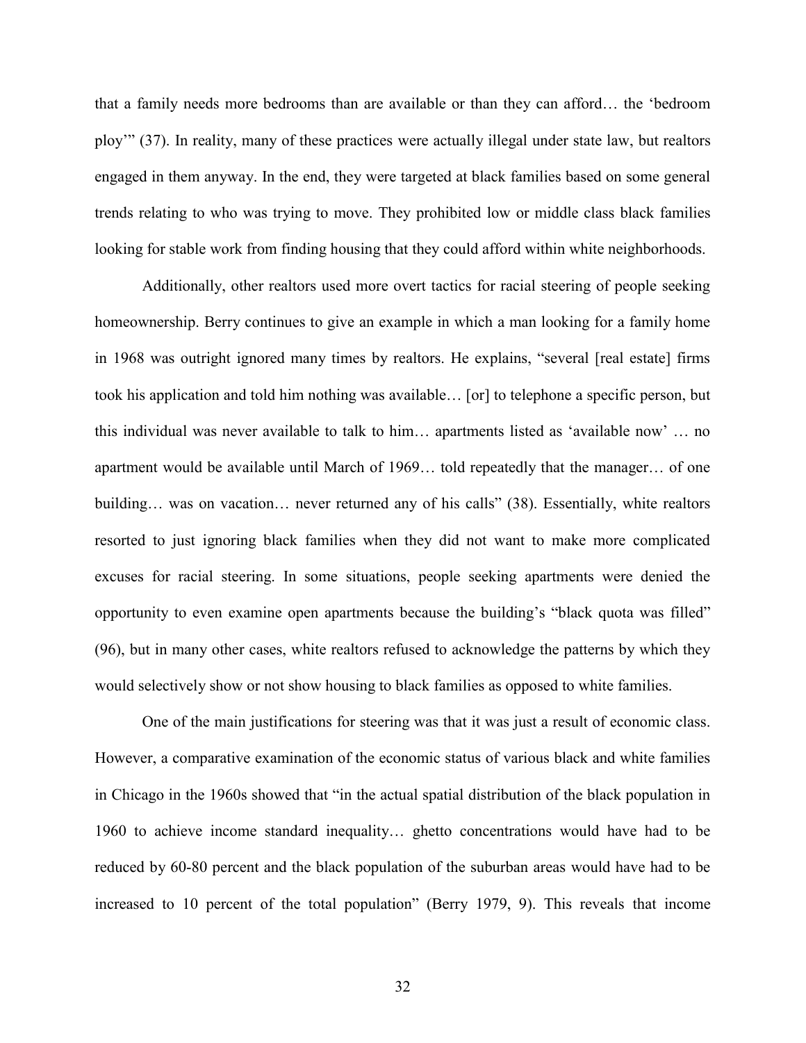that a family needs more bedrooms than are available or than they can afford… the 'bedroom ploy'" (37). In reality, many of these practices were actually illegal under state law, but realtors engaged in them anyway. In the end, they were targeted at black families based on some general trends relating to who was trying to move. They prohibited low or middle class black families looking for stable work from finding housing that they could afford within white neighborhoods.

Additionally, other realtors used more overt tactics for racial steering of people seeking homeownership. Berry continues to give an example in which a man looking for a family home in 1968 was outright ignored many times by realtors. He explains, "several [real estate] firms took his application and told him nothing was available… [or] to telephone a specific person, but this individual was never available to talk to him… apartments listed as 'available now' … no apartment would be available until March of 1969… told repeatedly that the manager… of one building… was on vacation… never returned any of his calls" (38). Essentially, white realtors resorted to just ignoring black families when they did not want to make more complicated excuses for racial steering. In some situations, people seeking apartments were denied the opportunity to even examine open apartments because the building's "black quota was filled" (96), but in many other cases, white realtors refused to acknowledge the patterns by which they would selectively show or not show housing to black families as opposed to white families.

One of the main justifications for steering was that it was just a result of economic class. However, a comparative examination of the economic status of various black and white families in Chicago in the 1960s showed that "in the actual spatial distribution of the black population in 1960 to achieve income standard inequality… ghetto concentrations would have had to be reduced by 60-80 percent and the black population of the suburban areas would have had to be increased to 10 percent of the total population" (Berry 1979, 9). This reveals that income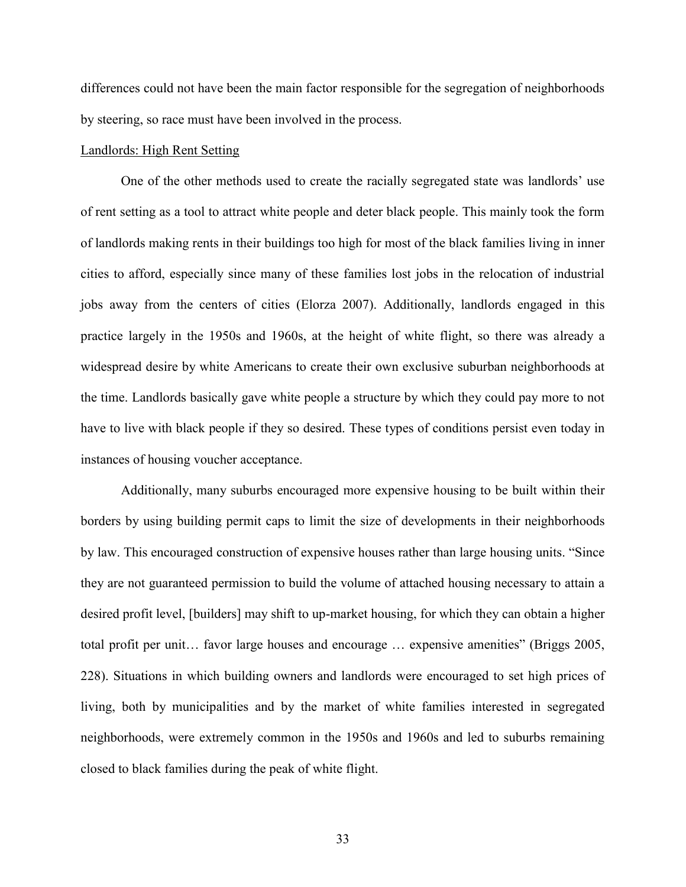differences could not have been the main factor responsible for the segregation of neighborhoods by steering, so race must have been involved in the process.

Landlords: High Rent Setting

One of the other methods used to create the racially segregated state was landlords' use of rent setting as a tool to attract white people and deter black people. This mainly took the form of landlords making rents in their buildings too high for most of the black families living in inner cities to afford, especially since many of these families lost jobs in the relocation of industrial jobs away from the centers of cities (Elorza 2007). Additionally, landlords engaged in this practice largely in the 1950s and 1960s, at the height of white flight, so there was already a widespread desire by white Americans to create their own exclusive suburban neighborhoods at the time. Landlords basically gave white people a structure by which they could pay more to not have to live with black people if they so desired. These types of conditions persist even today in instances of housing voucher acceptance.

Additionally, many suburbs encouraged more expensive housing to be built within their borders by using building permit caps to limit the size of developments in their neighborhoods by law. This encouraged construction of expensive houses rather than large housing units. "Since they are not guaranteed permission to build the volume of attached housing necessary to attain a desired profit level, [builders] may shift to up-market housing, for which they can obtain a higher total profit per unit… favor large houses and encourage … expensive amenities" (Briggs 2005, 228). Situations in which building owners and landlords were encouraged to set high prices of living, both by municipalities and by the market of white families interested in segregated neighborhoods, were extremely common in the 1950s and 1960s and led to suburbs remaining closed to black families during the peak of white flight.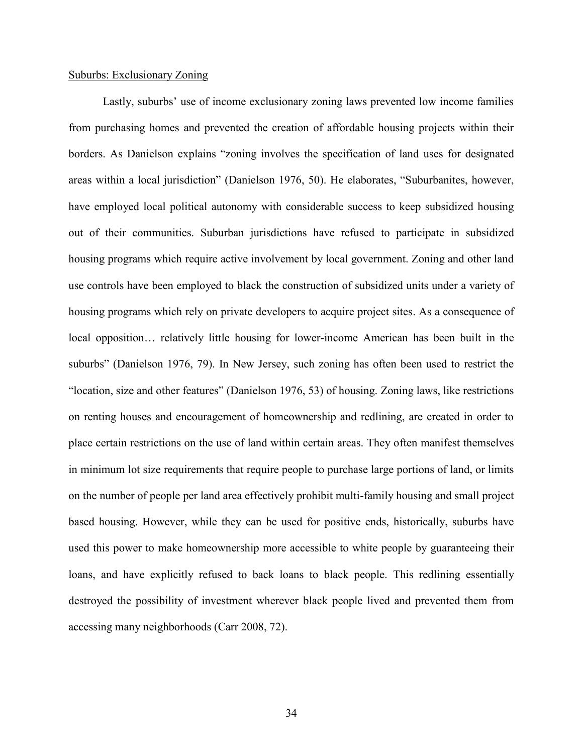Suburbs: Exclusionary Zoning

Lastly, suburbs' use of income exclusionary zoning laws prevented low income families from purchasing homes and prevented the creation of affordable housing projects within their borders. As Danielson explains "zoning involves the specification of land uses for designated areas within a local jurisdiction" (Danielson 1976, 50). He elaborates, "Suburbanites, however, have employed local political autonomy with considerable success to keep subsidized housing out of their communities. Suburban jurisdictions have refused to participate in subsidized housing programs which require active involvement by local government. Zoning and other land use controls have been employed to black the construction of subsidized units under a variety of housing programs which rely on private developers to acquire project sites. As a consequence of local opposition… relatively little housing for lower-income American has been built in the suburbs" (Danielson 1976, 79). In New Jersey, such zoning has often been used to restrict the "location, size and other features" (Danielson 1976, 53) of housing. Zoning laws, like restrictions on renting houses and encouragement of homeownership and redlining, are created in order to place certain restrictions on the use of land within certain areas. They often manifest themselves in minimum lot size requirements that require people to purchase large portions of land, or limits on the number of people per land area effectively prohibit multi-family housing and small project based housing. However, while they can be used for positive ends, historically, suburbs have used this power to make homeownership more accessible to white people by guaranteeing their loans, and have explicitly refused to back loans to black people. This redlining essentially destroyed the possibility of investment wherever black people lived and prevented them from accessing many neighborhoods (Carr 2008, 72).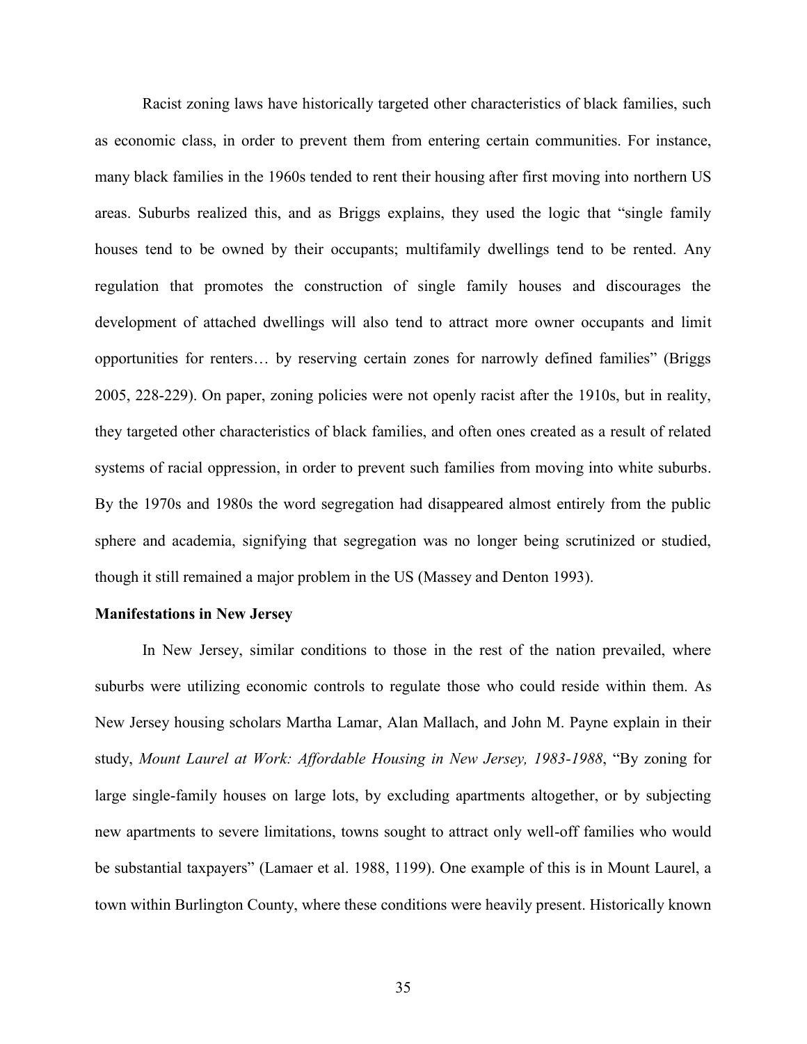Racist zoning laws have historically targeted other characteristics of black families, such as economic class, in order to prevent them from entering certain communities. For instance, many black families in the 1960s tended to rent their housing after first moving into northern US areas. Suburbs realized this, and as Briggs explains, they used the logic that "single family houses tend to be owned by their occupants; multifamily dwellings tend to be rented. Any regulation that promotes the construction of single family houses and discourages the development of attached dwellings will also tend to attract more owner occupants and limit opportunities for renters… by reserving certain zones for narrowly defined families" (Briggs 2005, 228-229). On paper, zoning policies were not openly racist after the 1910s, but in reality, they targeted other characteristics of black families, and often ones created as a result of related systems of racial oppression, in order to prevent such families from moving into white suburbs. By the 1970s and 1980s the word segregation had disappeared almost entirely from the public sphere and academia, signifying that segregation was no longer being scrutinized or studied, though it still remained a major problem in the US (Massey and Denton 1993).

**Manifestations in New Jersey**

In New Jersey, similar conditions to those in the rest of the nation prevailed, where suburbs were utilizing economic controls to regulate those who could reside within them. As New Jersey housing scholars Martha Lamar, Alan Mallach, and John M. Payne explain in their study, *Mount Laurel at Work: Affordable Housing in New Jersey, 1983-1988*, "By zoning for large single-family houses on large lots, by excluding apartments altogether, or by subjecting new apartments to severe limitations, towns sought to attract only well-off families who would be substantial taxpayers" (Lamaer et al. 1988, 1199). One example of this is in Mount Laurel, a town within Burlington County, where these conditions were heavily present. Historically known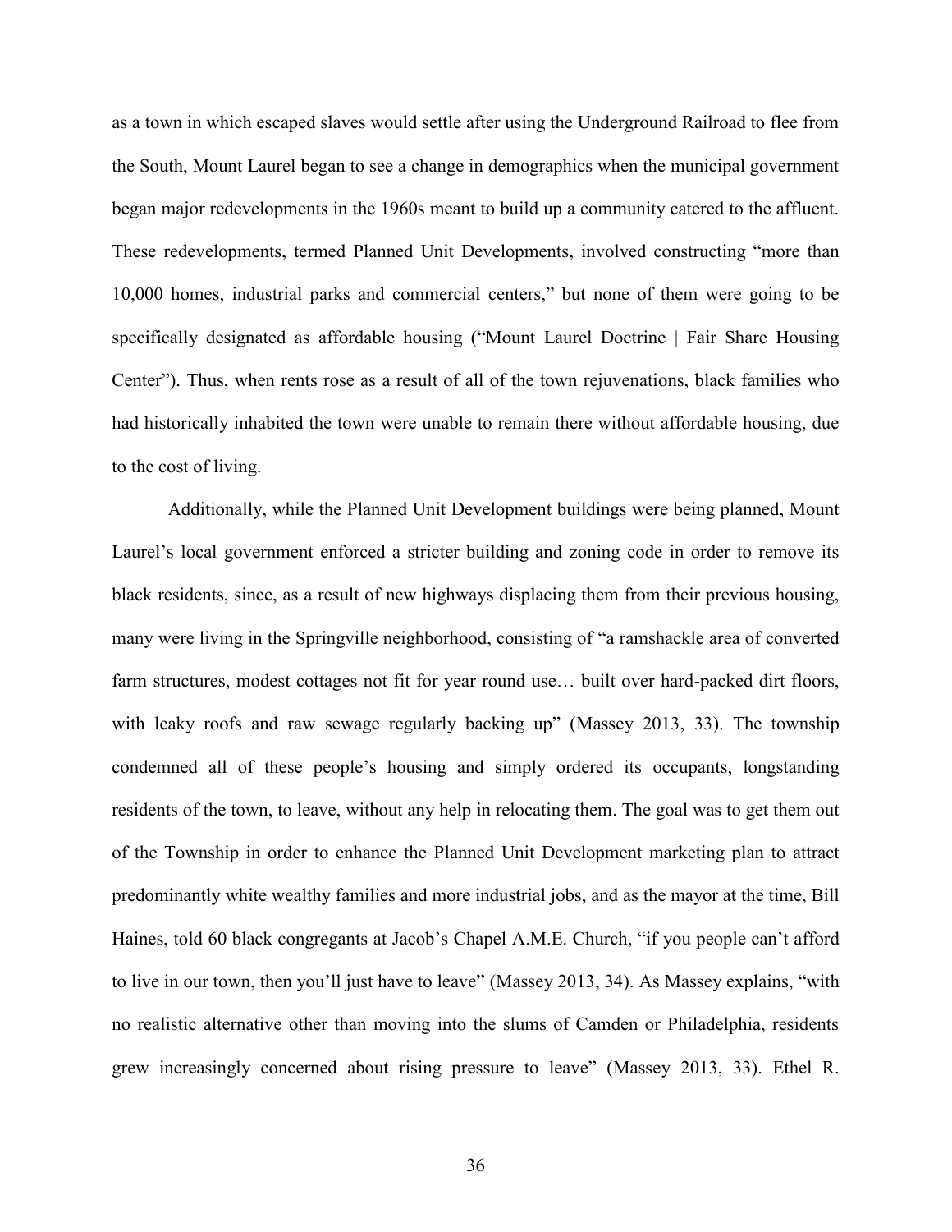as a town in which escaped slaves would settle after using the Underground Railroad to flee from the South, Mount Laurel began to see a change in demographics when the municipal government began major redevelopments in the 1960s meant to build up a community catered to the affluent. These redevelopments, termed Planned Unit Developments, involved constructing "more than 10,000 homes, industrial parks and commercial centers," but none of them were going to be specifically designated as affordable housing ("Mount Laurel Doctrine | Fair Share Housing Center"). Thus, when rents rose as a result of all of the town rejuvenations, black families who had historically inhabited the town were unable to remain there without affordable housing, due to the cost of living.

Additionally, while the Planned Unit Development buildings were being planned, Mount Laurel's local government enforced a stricter building and zoning code in order to remove its black residents, since, as a result of new highways displacing them from their previous housing, many were living in the Springville neighborhood, consisting of "a ramshackle area of converted farm structures, modest cottages not fit for year round use… built over hard-packed dirt floors, with leaky roofs and raw sewage regularly backing up" (Massey 2013, 33). The township condemned all of these people's housing and simply ordered its occupants, longstanding residents of the town, to leave, without any help in relocating them. The goal was to get them out of the Township in order to enhance the Planned Unit Development marketing plan to attract predominantly white wealthy families and more industrial jobs, and as the mayor at the time, Bill Haines, told 60 black congregants at Jacob's Chapel A.M.E. Church, "if you people can't afford to live in our town, then you'll just have to leave" (Massey 2013, 34). As Massey explains, "with no realistic alternative other than moving into the slums of Camden or Philadelphia, residents grew increasingly concerned about rising pressure to leave" (Massey 2013, 33). Ethel R.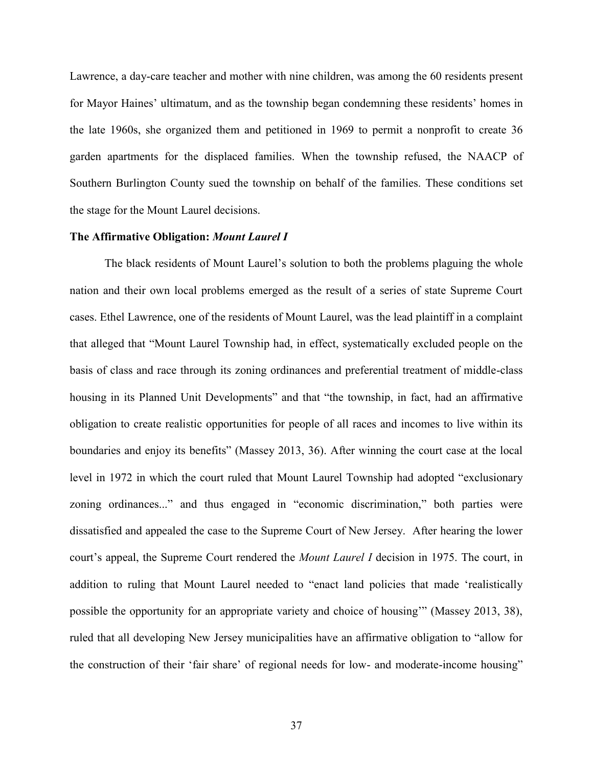Lawrence, a day-care teacher and mother with nine children, was among the 60 residents present for Mayor Haines' ultimatum, and as the township began condemning these residents' homes in the late 1960s, she organized them and petitioned in 1969 to permit a nonprofit to create 36 garden apartments for the displaced families. When the township refused, the NAACP of Southern Burlington County sued the township on behalf of the families. These conditions set the stage for the Mount Laurel decisions.

**The Affirmative Obligation: *Mount Laurel I***

The black residents of Mount Laurel's solution to both the problems plaguing the whole nation and their own local problems emerged as the result of a series of state Supreme Court cases. Ethel Lawrence, one of the residents of Mount Laurel, was the lead plaintiff in a complaint that alleged that "Mount Laurel Township had, in effect, systematically excluded people on the basis of class and race through its zoning ordinances and preferential treatment of middle-class housing in its Planned Unit Developments" and that "the township, in fact, had an affirmative obligation to create realistic opportunities for people of all races and incomes to live within its boundaries and enjoy its benefits" (Massey 2013, 36). After winning the court case at the local level in 1972 in which the court ruled that Mount Laurel Township had adopted "exclusionary zoning ordinances..." and thus engaged in "economic discrimination," both parties were dissatisfied and appealed the case to the Supreme Court of New Jersey. After hearing the lower court's appeal, the Supreme Court rendered the *Mount Laurel I* decision in 1975. The court, in addition to ruling that Mount Laurel needed to "enact land policies that made 'realistically possible the opportunity for an appropriate variety and choice of housing'" (Massey 2013, 38), ruled that all developing New Jersey municipalities have an affirmative obligation to "allow for the construction of their 'fair share' of regional needs for low- and moderate-income housing"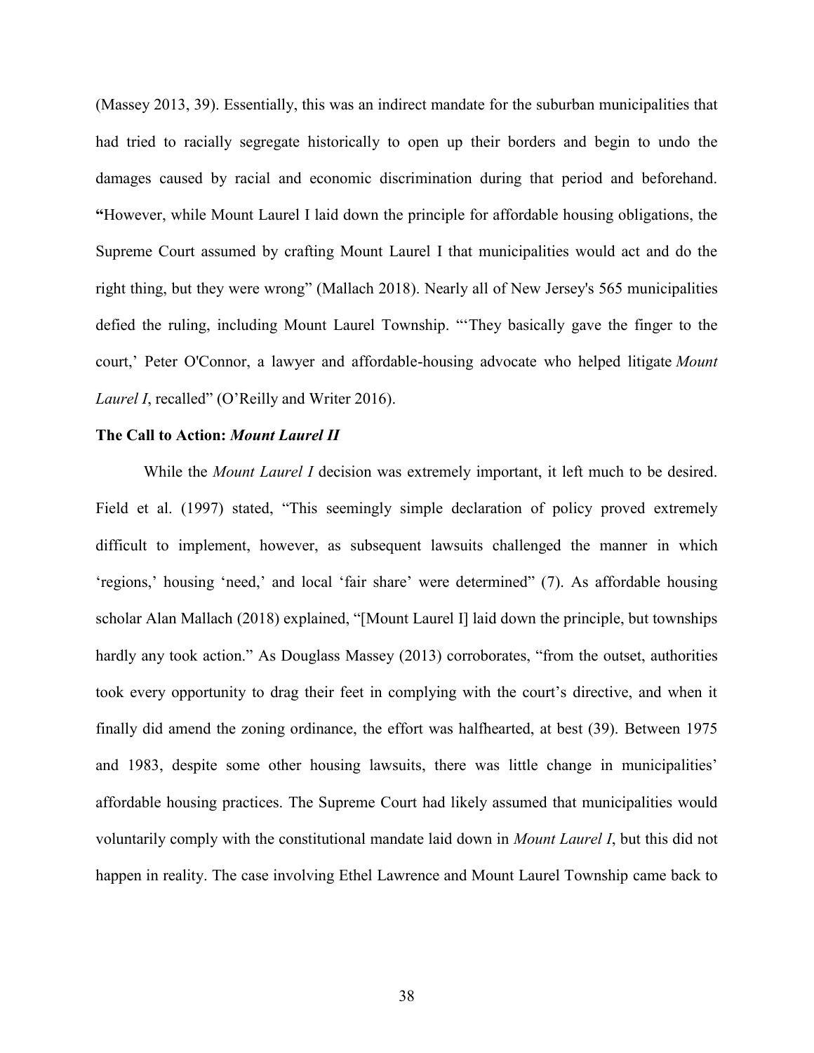(Massey 2013, 39). Essentially, this was an indirect mandate for the suburban municipalities that had tried to racially segregate historically to open up their borders and begin to undo the damages caused by racial and economic discrimination during that period and beforehand. **"**However, while Mount Laurel I laid down the principle for affordable housing obligations, the Supreme Court assumed by crafting Mount Laurel I that municipalities would act and do the right thing, but they were wrong" (Mallach 2018). Nearly all of New Jersey's 565 municipalities defied the ruling, including Mount Laurel Township. "'They basically gave the finger to the court,' Peter O'Connor, a lawyer and affordable-housing advocate who helped litigate *Mount Laurel I*, recalled" (O'Reilly and Writer 2016).

**The Call to Action: *Mount Laurel II***

While the *Mount Laurel I* decision was extremely important, it left much to be desired. Field et al. (1997) stated, "This seemingly simple declaration of policy proved extremely difficult to implement, however, as subsequent lawsuits challenged the manner in which 'regions,' housing 'need,' and local 'fair share' were determined" (7). As affordable housing scholar Alan Mallach (2018) explained, "[Mount Laurel I] laid down the principle, but townships hardly any took action." As Douglass Massey (2013) corroborates, "from the outset, authorities took every opportunity to drag their feet in complying with the court's directive, and when it finally did amend the zoning ordinance, the effort was halfhearted, at best (39). Between 1975 and 1983, despite some other housing lawsuits, there was little change in municipalities' affordable housing practices. The Supreme Court had likely assumed that municipalities would voluntarily comply with the constitutional mandate laid down in *Mount Laurel I*, but this did not happen in reality. The case involving Ethel Lawrence and Mount Laurel Township came back to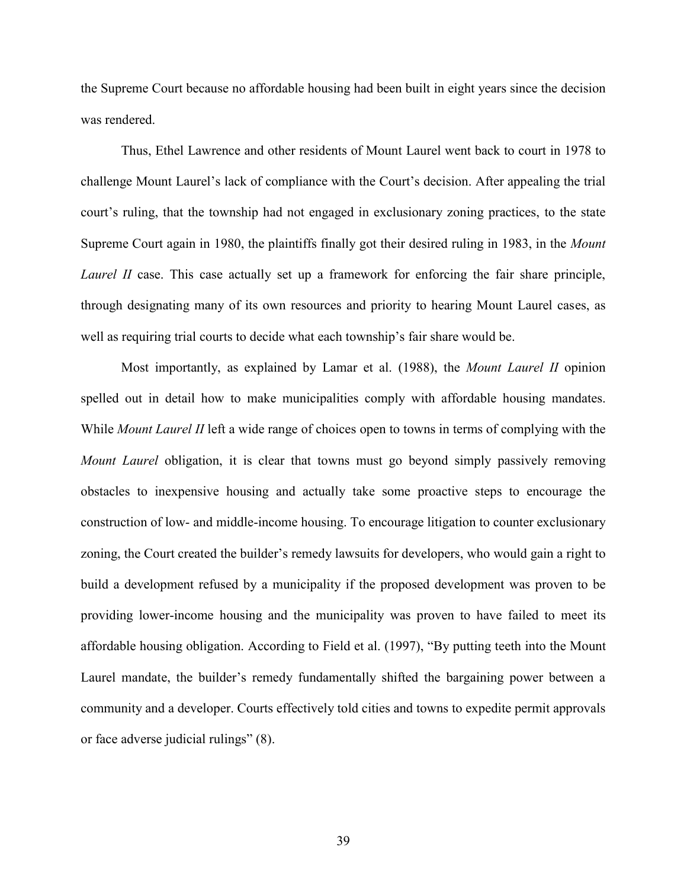the Supreme Court because no affordable housing had been built in eight years since the decision was rendered.

Thus, Ethel Lawrence and other residents of Mount Laurel went back to court in 1978 to challenge Mount Laurel's lack of compliance with the Court's decision. After appealing the trial court's ruling, that the township had not engaged in exclusionary zoning practices, to the state Supreme Court again in 1980, the plaintiffs finally got their desired ruling in 1983, in the *Mount Laurel II* case. This case actually set up a framework for enforcing the fair share principle, through designating many of its own resources and priority to hearing Mount Laurel cases, as well as requiring trial courts to decide what each township's fair share would be.

Most importantly, as explained by Lamar et al. (1988), the *Mount Laurel II* opinion spelled out in detail how to make municipalities comply with affordable housing mandates. While *Mount Laurel II* left a wide range of choices open to towns in terms of complying with the *Mount Laurel* obligation, it is clear that towns must go beyond simply passively removing obstacles to inexpensive housing and actually take some proactive steps to encourage the construction of low- and middle-income housing. To encourage litigation to counter exclusionary zoning, the Court created the builder's remedy lawsuits for developers, who would gain a right to build a development refused by a municipality if the proposed development was proven to be providing lower-income housing and the municipality was proven to have failed to meet its affordable housing obligation. According to Field et al. (1997), "By putting teeth into the Mount Laurel mandate, the builder's remedy fundamentally shifted the bargaining power between a community and a developer. Courts effectively told cities and towns to expedite permit approvals or face adverse judicial rulings" (8).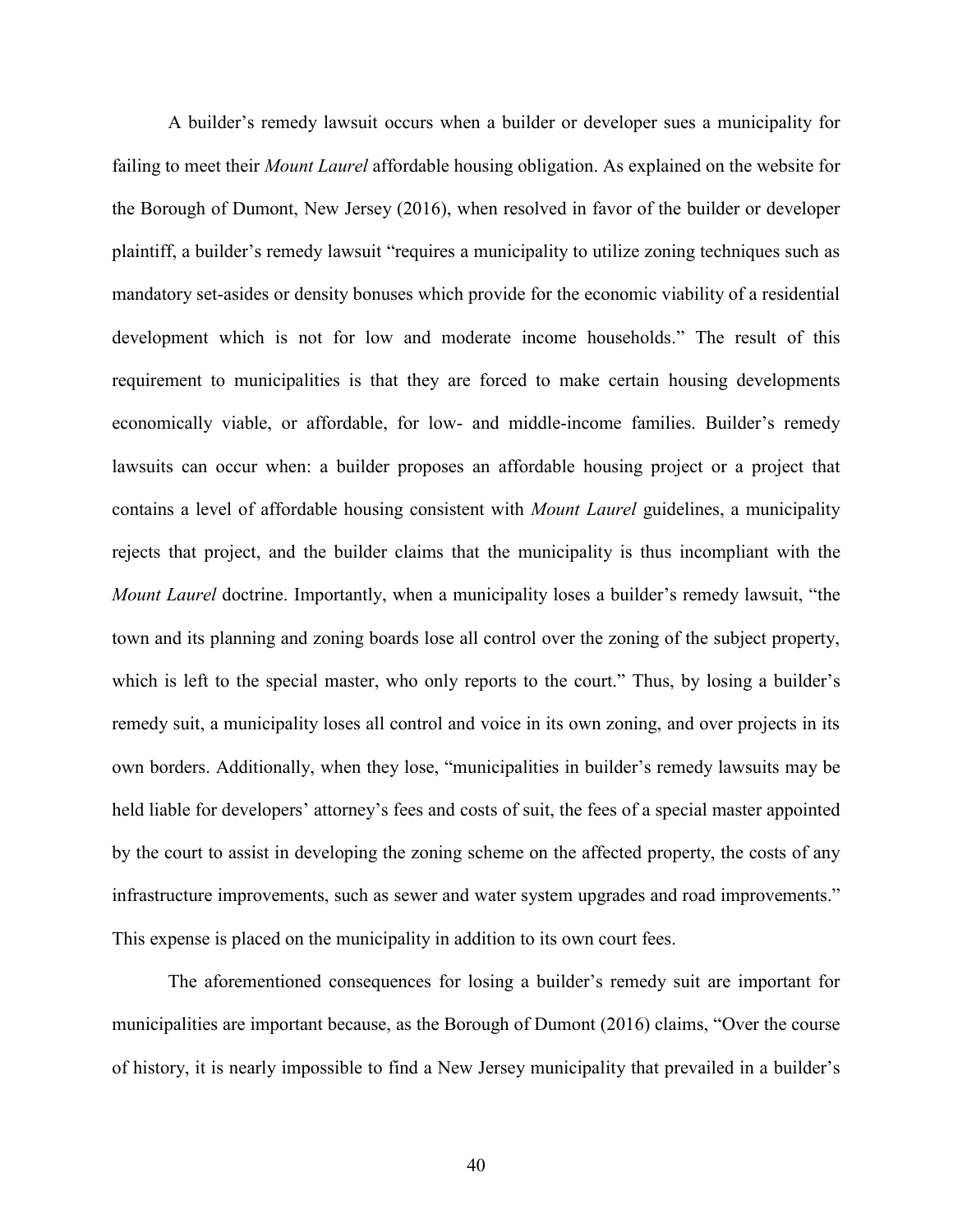A builder's remedy lawsuit occurs when a builder or developer sues a municipality for failing to meet their *Mount Laurel* affordable housing obligation. As explained on the website for the Borough of Dumont, New Jersey (2016), when resolved in favor of the builder or developer plaintiff, a builder's remedy lawsuit "requires a municipality to utilize zoning techniques such as mandatory set-asides or density bonuses which provide for the economic viability of a residential development which is not for low and moderate income households." The result of this requirement to municipalities is that they are forced to make certain housing developments economically viable, or affordable, for low- and middle-income families. Builder's remedy lawsuits can occur when: a builder proposes an affordable housing project or a project that contains a level of affordable housing consistent with *Mount Laurel* guidelines, a municipality rejects that project, and the builder claims that the municipality is thus incompliant with the *Mount Laurel* doctrine. Importantly, when a municipality loses a builder's remedy lawsuit, "the town and its planning and zoning boards lose all control over the zoning of the subject property, which is left to the special master, who only reports to the court." Thus, by losing a builder's remedy suit, a municipality loses all control and voice in its own zoning, and over projects in its own borders. Additionally, when they lose, "municipalities in builder's remedy lawsuits may be held liable for developers' attorney's fees and costs of suit, the fees of a special master appointed by the court to assist in developing the zoning scheme on the affected property, the costs of any infrastructure improvements, such as sewer and water system upgrades and road improvements." This expense is placed on the municipality in addition to its own court fees.

The aforementioned consequences for losing a builder's remedy suit are important for municipalities are important because, as the Borough of Dumont (2016) claims, "Over the course of history, it is nearly impossible to find a New Jersey municipality that prevailed in a builder's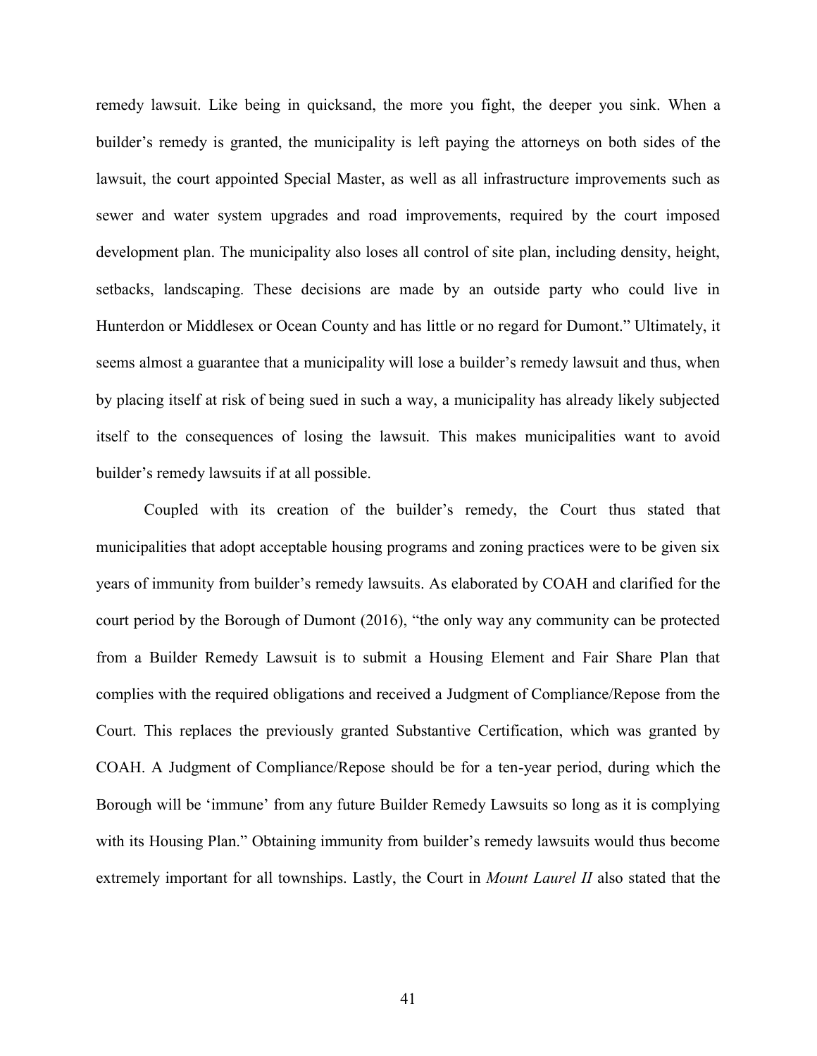remedy lawsuit. Like being in quicksand, the more you fight, the deeper you sink. When a builder's remedy is granted, the municipality is left paying the attorneys on both sides of the lawsuit, the court appointed Special Master, as well as all infrastructure improvements such as sewer and water system upgrades and road improvements, required by the court imposed development plan. The municipality also loses all control of site plan, including density, height, setbacks, landscaping. These decisions are made by an outside party who could live in Hunterdon or Middlesex or Ocean County and has little or no regard for Dumont." Ultimately, it seems almost a guarantee that a municipality will lose a builder's remedy lawsuit and thus, when by placing itself at risk of being sued in such a way, a municipality has already likely subjected itself to the consequences of losing the lawsuit. This makes municipalities want to avoid builder's remedy lawsuits if at all possible.

Coupled with its creation of the builder's remedy, the Court thus stated that municipalities that adopt acceptable housing programs and zoning practices were to be given six years of immunity from builder's remedy lawsuits. As elaborated by COAH and clarified for the court period by the Borough of Dumont (2016), "the only way any community can be protected from a Builder Remedy Lawsuit is to submit a Housing Element and Fair Share Plan that complies with the required obligations and received a Judgment of Compliance/Repose from the Court. This replaces the previously granted Substantive Certification, which was granted by COAH. A Judgment of Compliance/Repose should be for a ten-year period, during which the Borough will be 'immune' from any future Builder Remedy Lawsuits so long as it is complying with its Housing Plan." Obtaining immunity from builder's remedy lawsuits would thus become extremely important for all townships. Lastly, the Court in *Mount Laurel II* also stated that the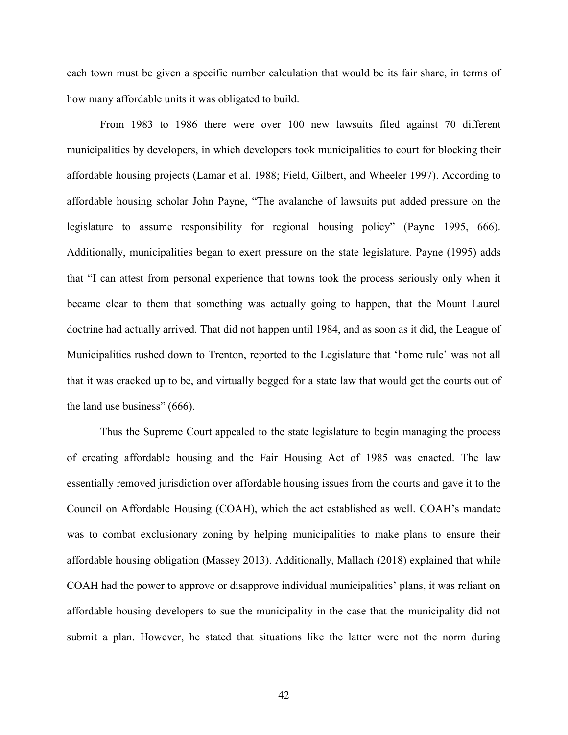each town must be given a specific number calculation that would be its fair share, in terms of how many affordable units it was obligated to build.

From 1983 to 1986 there were over 100 new lawsuits filed against 70 different municipalities by developers, in which developers took municipalities to court for blocking their affordable housing projects (Lamar et al. 1988; Field, Gilbert, and Wheeler 1997). According to affordable housing scholar John Payne, "The avalanche of lawsuits put added pressure on the legislature to assume responsibility for regional housing policy" (Payne 1995, 666). Additionally, municipalities began to exert pressure on the state legislature. Payne (1995) adds that "I can attest from personal experience that towns took the process seriously only when it became clear to them that something was actually going to happen, that the Mount Laurel doctrine had actually arrived. That did not happen until 1984, and as soon as it did, the League of Municipalities rushed down to Trenton, reported to the Legislature that 'home rule' was not all that it was cracked up to be, and virtually begged for a state law that would get the courts out of the land use business" (666).

Thus the Supreme Court appealed to the state legislature to begin managing the process of creating affordable housing and the Fair Housing Act of 1985 was enacted. The law essentially removed jurisdiction over affordable housing issues from the courts and gave it to the Council on Affordable Housing (COAH), which the act established as well. COAH's mandate was to combat exclusionary zoning by helping municipalities to make plans to ensure their affordable housing obligation (Massey 2013). Additionally, Mallach (2018) explained that while COAH had the power to approve or disapprove individual municipalities' plans, it was reliant on affordable housing developers to sue the municipality in the case that the municipality did not submit a plan. However, he stated that situations like the latter were not the norm during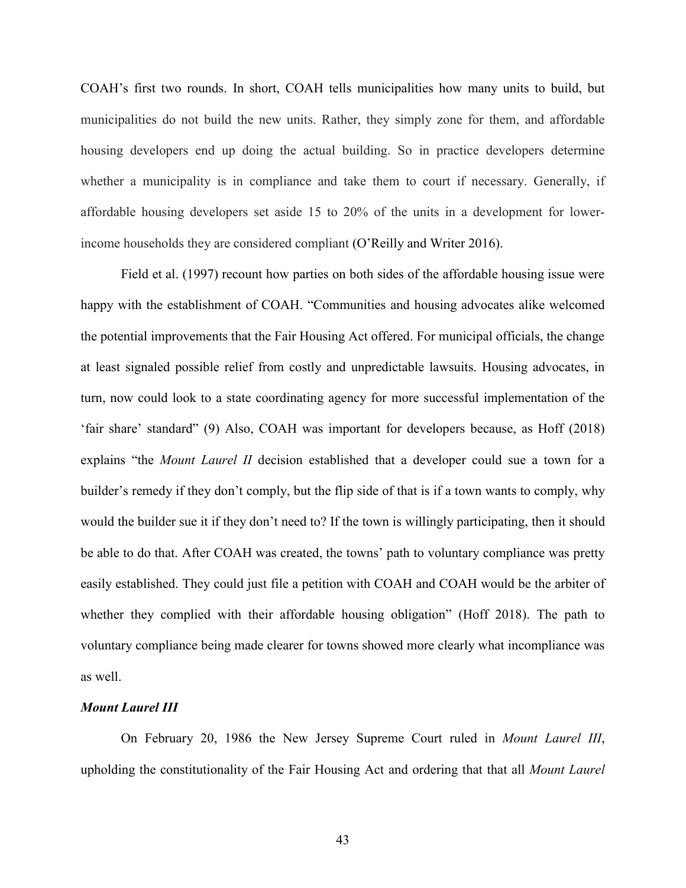COAH's first two rounds. In short, COAH tells municipalities how many units to build, but municipalities do not build the new units. Rather, they simply zone for them, and affordable housing developers end up doing the actual building. So in practice developers determine whether a municipality is in compliance and take them to court if necessary. Generally, if affordable housing developers set aside 15 to 20% of the units in a development for lower-income households they are considered compliant (O'Reilly and Writer 2016).

Field et al. (1997) recount how parties on both sides of the affordable housing issue were happy with the establishment of COAH. "Communities and housing advocates alike welcomed the potential improvements that the Fair Housing Act offered. For municipal officials, the change at least signaled possible relief from costly and unpredictable lawsuits. Housing advocates, in turn, now could look to a state coordinating agency for more successful implementation of the 'fair share' standard" (9) Also, COAH was important for developers because, as Hoff (2018) explains "the *Mount Laurel II* decision established that a developer could sue a town for a builder's remedy if they don't comply, but the flip side of that is if a town wants to comply, why would the builder sue it if they don't need to? If the town is willingly participating, then it should be able to do that. After COAH was created, the towns' path to voluntary compliance was pretty easily established. They could just file a petition with COAH and COAH would be the arbiter of whether they complied with their affordable housing obligation" (Hoff 2018). The path to voluntary compliance being made clearer for towns showed more clearly what incompliance was as well.

### *Mount Laurel III*

On February 20, 1986 the New Jersey Supreme Court ruled in *Mount Laurel III*, upholding the constitutionality of the Fair Housing Act and ordering that that all *Mount Laurel*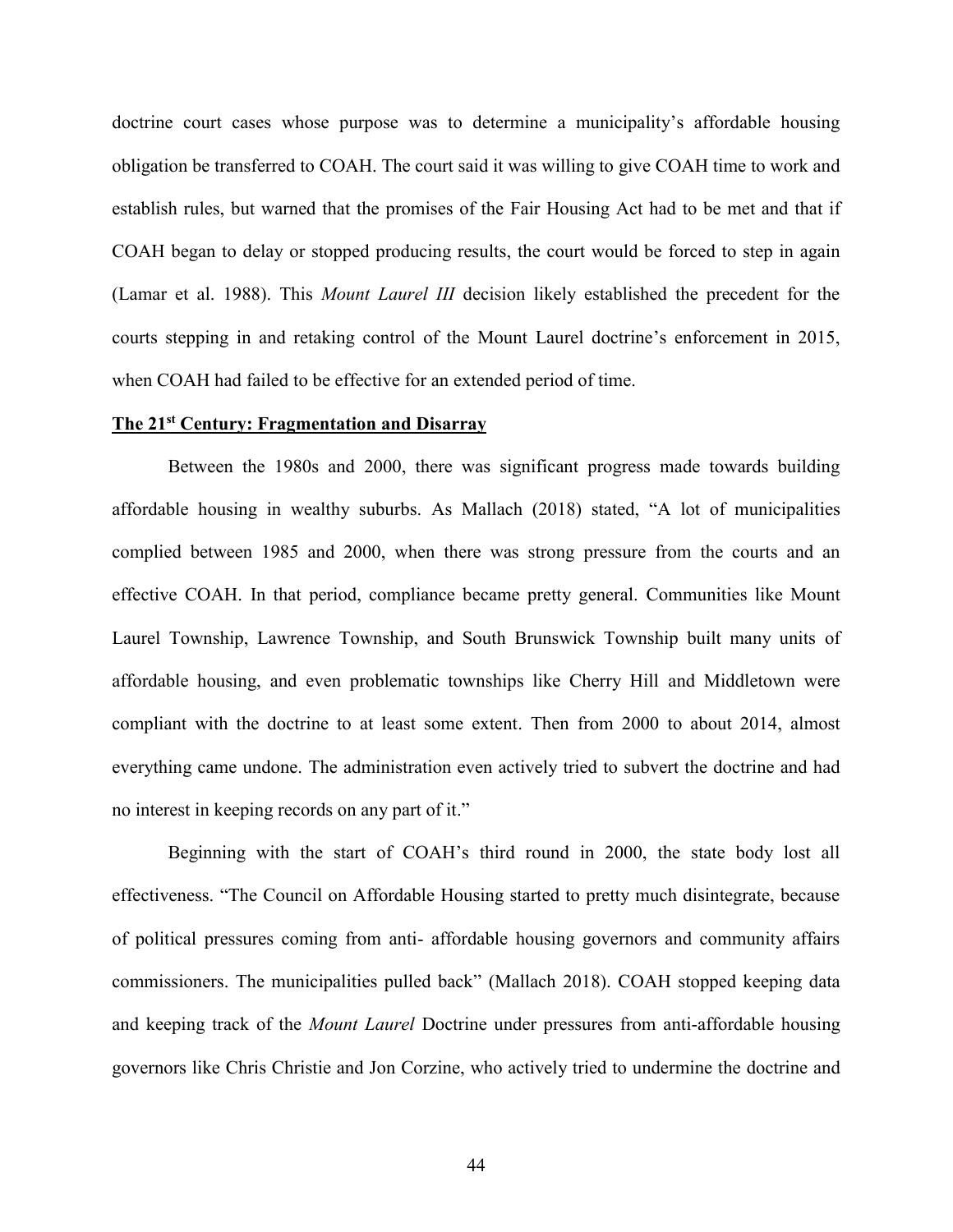doctrine court cases whose purpose was to determine a municipality's affordable housing obligation be transferred to COAH. The court said it was willing to give COAH time to work and establish rules, but warned that the promises of the Fair Housing Act had to be met and that if COAH began to delay or stopped producing results, the court would be forced to step in again (Lamar et al. 1988). This *Mount Laurel III* decision likely established the precedent for the courts stepping in and retaking control of the Mount Laurel doctrine's enforcement in 2015, when COAH had failed to be effective for an extended period of time.

**The 21st Century: Fragmentation and Disarray**

Between the 1980s and 2000, there was significant progress made towards building affordable housing in wealthy suburbs. As Mallach (2018) stated, "A lot of municipalities complied between 1985 and 2000, when there was strong pressure from the courts and an effective COAH. In that period, compliance became pretty general. Communities like Mount Laurel Township, Lawrence Township, and South Brunswick Township built many units of affordable housing, and even problematic townships like Cherry Hill and Middletown were compliant with the doctrine to at least some extent. Then from 2000 to about 2014, almost everything came undone. The administration even actively tried to subvert the doctrine and had no interest in keeping records on any part of it."

Beginning with the start of COAH's third round in 2000, the state body lost all effectiveness. "The Council on Affordable Housing started to pretty much disintegrate, because of political pressures coming from anti- affordable housing governors and community affairs commissioners. The municipalities pulled back" (Mallach 2018). COAH stopped keeping data and keeping track of the *Mount Laurel* Doctrine under pressures from anti-affordable housing governors like Chris Christie and Jon Corzine, who actively tried to undermine the doctrine and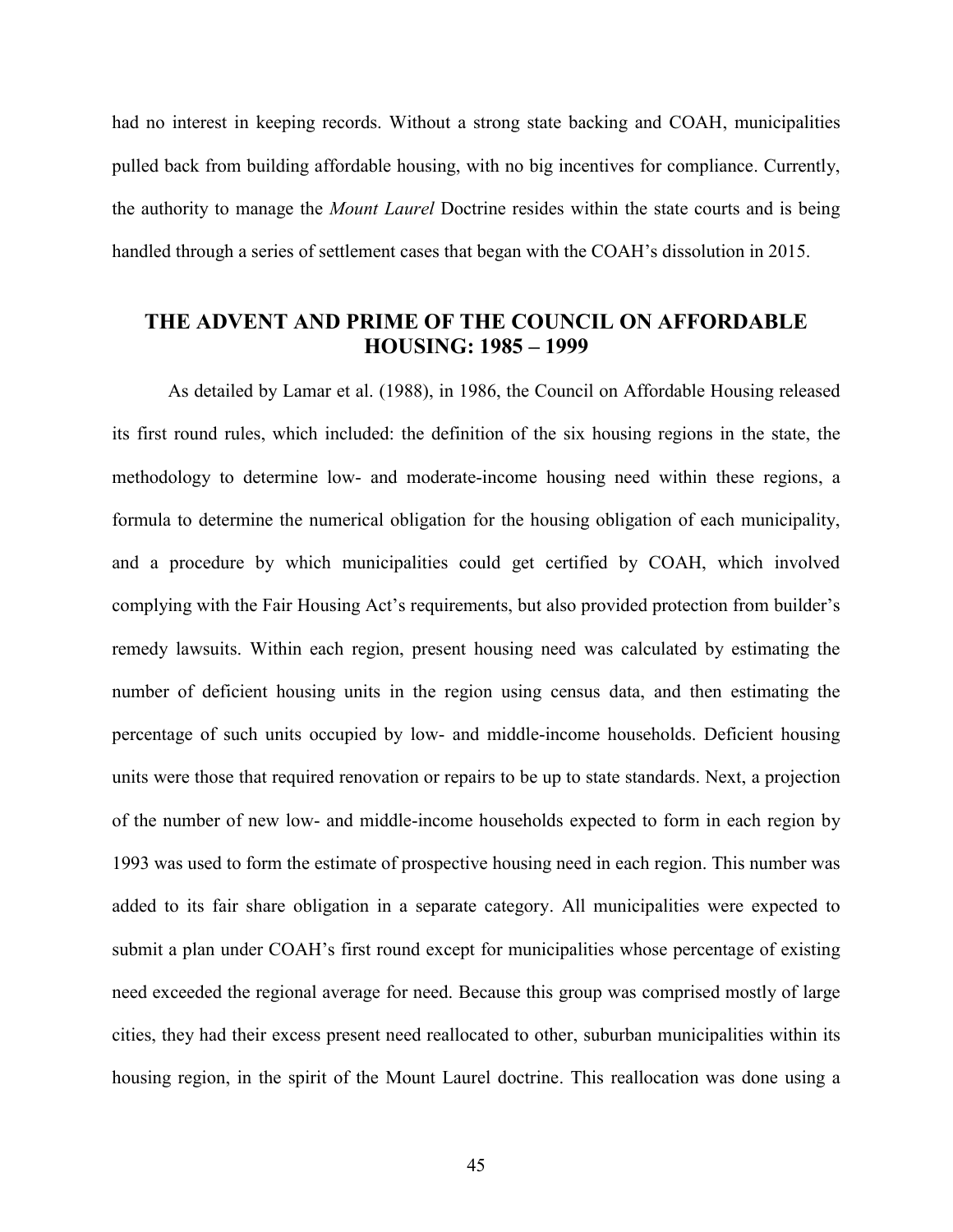had no interest in keeping records. Without a strong state backing and COAH, municipalities pulled back from building affordable housing, with no big incentives for compliance. Currently, the authority to manage the *Mount Laurel* Doctrine resides within the state courts and is being handled through a series of settlement cases that began with the COAH's dissolution in 2015.

## THE ADVENT AND PRIME OF THE COUNCIL ON AFFORDABLE HOUSING: 1985 – 1999

As detailed by Lamar et al. (1988), in 1986, the Council on Affordable Housing released its first round rules, which included: the definition of the six housing regions in the state, the methodology to determine low- and moderate-income housing need within these regions, a formula to determine the numerical obligation for the housing obligation of each municipality, and a procedure by which municipalities could get certified by COAH, which involved complying with the Fair Housing Act's requirements, but also provided protection from builder's remedy lawsuits. Within each region, present housing need was calculated by estimating the number of deficient housing units in the region using census data, and then estimating the percentage of such units occupied by low- and middle-income households. Deficient housing units were those that required renovation or repairs to be up to state standards. Next, a projection of the number of new low- and middle-income households expected to form in each region by 1993 was used to form the estimate of prospective housing need in each region. This number was added to its fair share obligation in a separate category. All municipalities were expected to submit a plan under COAH's first round except for municipalities whose percentage of existing need exceeded the regional average for need. Because this group was comprised mostly of large cities, they had their excess present need reallocated to other, suburban municipalities within its housing region, in the spirit of the Mount Laurel doctrine. This reallocation was done using a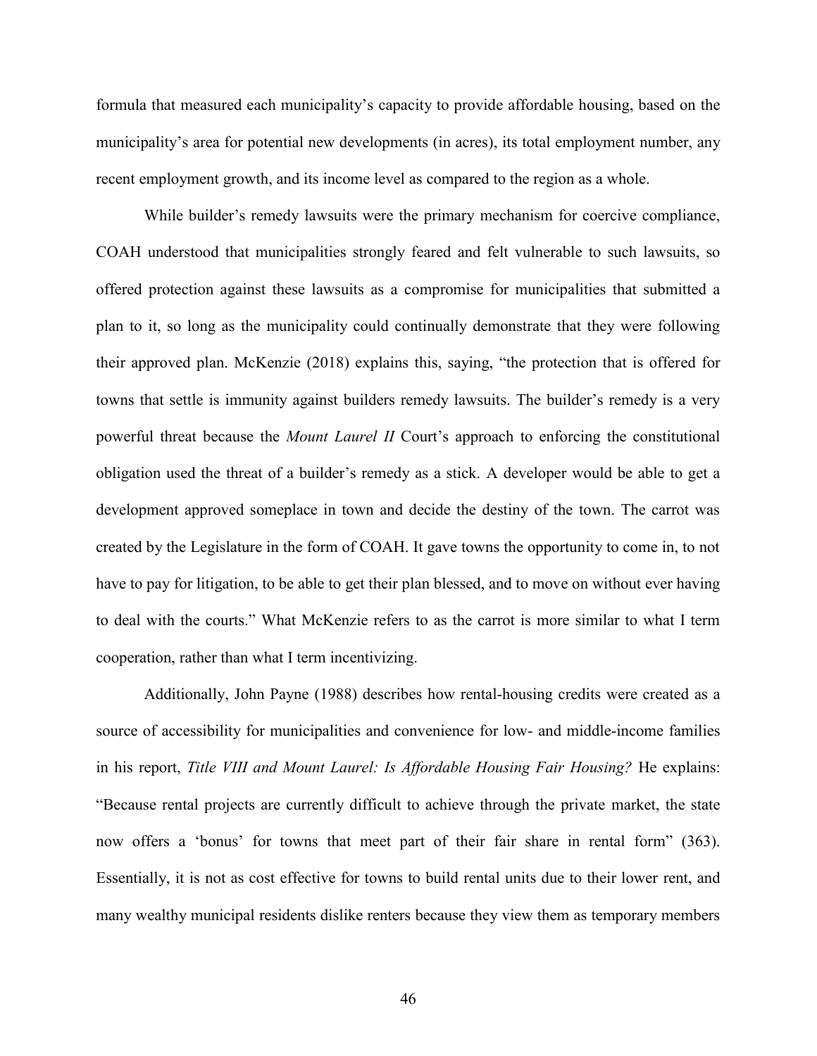formula that measured each municipality's capacity to provide affordable housing, based on the municipality's area for potential new developments (in acres), its total employment number, any recent employment growth, and its income level as compared to the region as a whole.

While builder's remedy lawsuits were the primary mechanism for coercive compliance, COAH understood that municipalities strongly feared and felt vulnerable to such lawsuits, so offered protection against these lawsuits as a compromise for municipalities that submitted a plan to it, so long as the municipality could continually demonstrate that they were following their approved plan. McKenzie (2018) explains this, saying, "the protection that is offered for towns that settle is immunity against builders remedy lawsuits. The builder's remedy is a very powerful threat because the *Mount Laurel II* Court's approach to enforcing the constitutional obligation used the threat of a builder's remedy as a stick. A developer would be able to get a development approved someplace in town and decide the destiny of the town. The carrot was created by the Legislature in the form of COAH. It gave towns the opportunity to come in, to not have to pay for litigation, to be able to get their plan blessed, and to move on without ever having to deal with the courts." What McKenzie refers to as the carrot is more similar to what I term cooperation, rather than what I term incentivizing.

Additionally, John Payne (1988) describes how rental-housing credits were created as a source of accessibility for municipalities and convenience for low- and middle-income families in his report, *Title VIII and Mount Laurel: Is Affordable Housing Fair Housing?* He explains: "Because rental projects are currently difficult to achieve through the private market, the state now offers a 'bonus' for towns that meet part of their fair share in rental form" (363). Essentially, it is not as cost effective for towns to build rental units due to their lower rent, and many wealthy municipal residents dislike renters because they view them as temporary members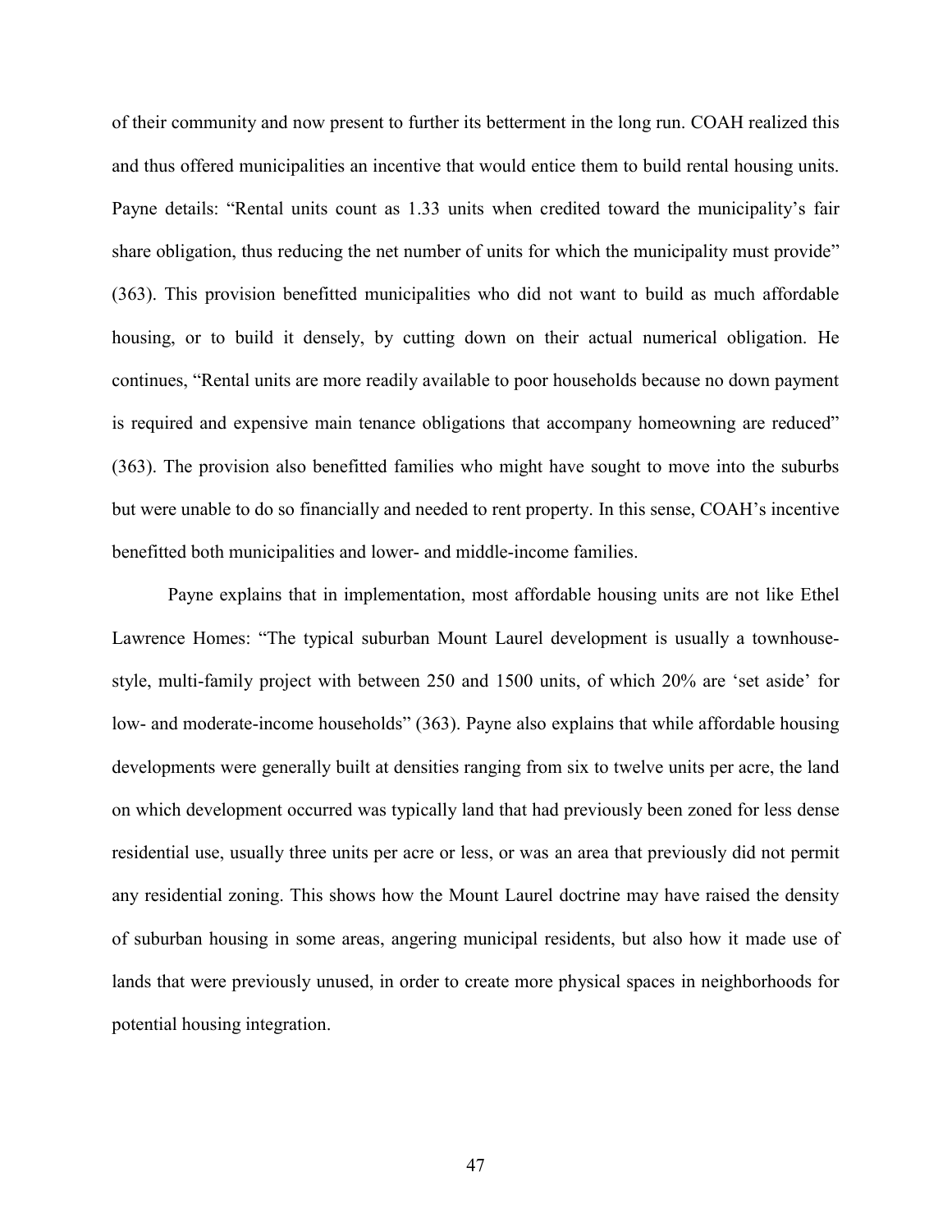of their community and now present to further its betterment in the long run. COAH realized this and thus offered municipalities an incentive that would entice them to build rental housing units. Payne details: "Rental units count as 1.33 units when credited toward the municipality's fair share obligation, thus reducing the net number of units for which the municipality must provide" (363). This provision benefitted municipalities who did not want to build as much affordable housing, or to build it densely, by cutting down on their actual numerical obligation. He continues, "Rental units are more readily available to poor households because no down payment is required and expensive main tenance obligations that accompany homeowning are reduced" (363). The provision also benefitted families who might have sought to move into the suburbs but were unable to do so financially and needed to rent property. In this sense, COAH's incentive benefitted both municipalities and lower- and middle-income families.

Payne explains that in implementation, most affordable housing units are not like Ethel Lawrence Homes: "The typical suburban Mount Laurel development is usually a townhouse-style, multi-family project with between 250 and 1500 units, of which 20% are 'set aside' for low- and moderate-income households" (363). Payne also explains that while affordable housing developments were generally built at densities ranging from six to twelve units per acre, the land on which development occurred was typically land that had previously been zoned for less dense residential use, usually three units per acre or less, or was an area that previously did not permit any residential zoning. This shows how the Mount Laurel doctrine may have raised the density of suburban housing in some areas, angering municipal residents, but also how it made use of lands that were previously unused, in order to create more physical spaces in neighborhoods for potential housing integration.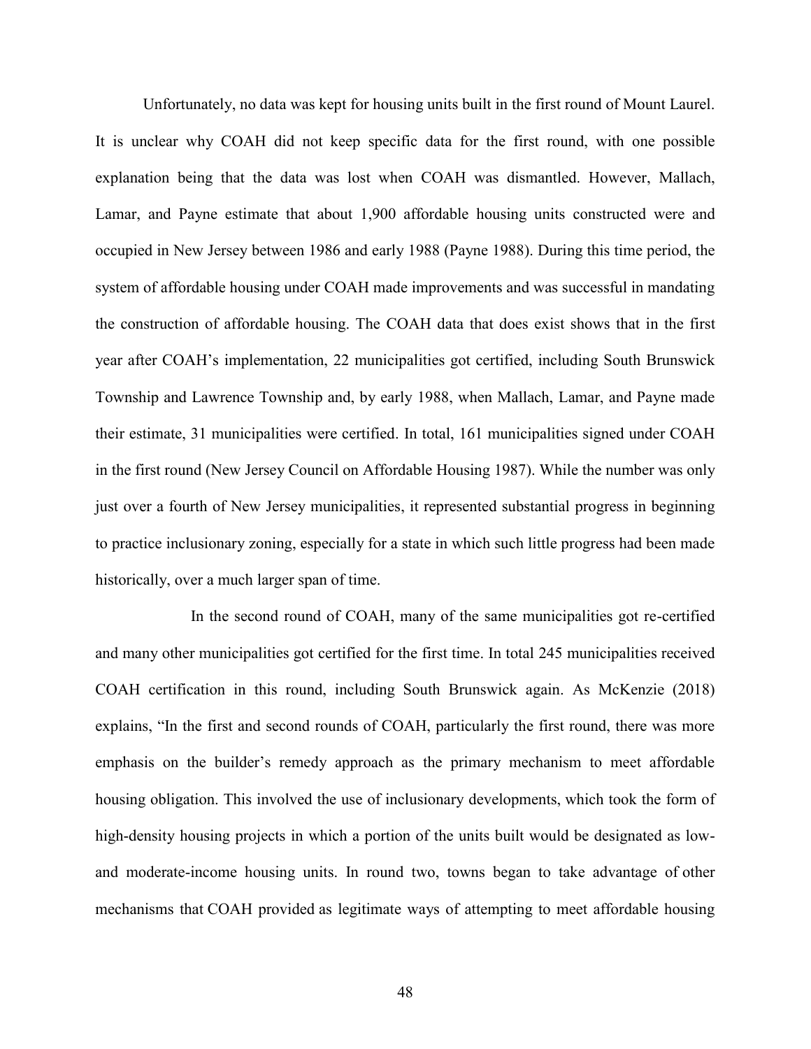Unfortunately, no data was kept for housing units built in the first round of Mount Laurel. It is unclear why COAH did not keep specific data for the first round, with one possible explanation being that the data was lost when COAH was dismantled. However, Mallach, Lamar, and Payne estimate that about 1,900 affordable housing units constructed were and occupied in New Jersey between 1986 and early 1988 (Payne 1988). During this time period, the system of affordable housing under COAH made improvements and was successful in mandating the construction of affordable housing. The COAH data that does exist shows that in the first year after COAH's implementation, 22 municipalities got certified, including South Brunswick Township and Lawrence Township and, by early 1988, when Mallach, Lamar, and Payne made their estimate, 31 municipalities were certified. In total, 161 municipalities signed under COAH in the first round (New Jersey Council on Affordable Housing 1987). While the number was only just over a fourth of New Jersey municipalities, it represented substantial progress in beginning to practice inclusionary zoning, especially for a state in which such little progress had been made historically, over a much larger span of time.

In the second round of COAH, many of the same municipalities got re-certified and many other municipalities got certified for the first time. In total 245 municipalities received COAH certification in this round, including South Brunswick again. As McKenzie (2018) explains, "In the first and second rounds of COAH, particularly the first round, there was more emphasis on the builder's remedy approach as the primary mechanism to meet affordable housing obligation. This involved the use of inclusionary developments, which took the form of high-density housing projects in which a portion of the units built would be designated as low- and moderate-income housing units. In round two, towns began to take advantage of other mechanisms that COAH provided as legitimate ways of attempting to meet affordable housing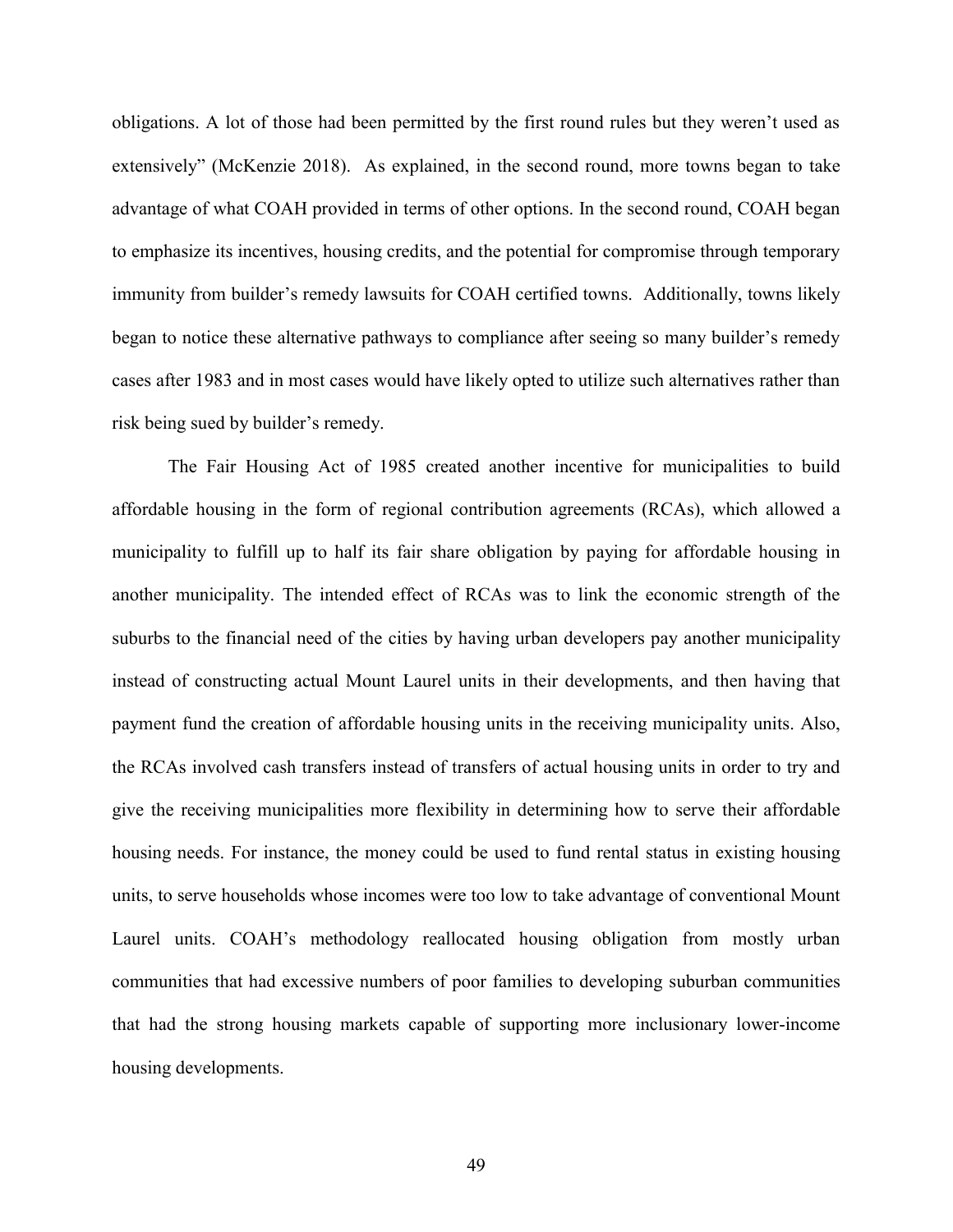obligations. A lot of those had been permitted by the first round rules but they weren't used as extensively" (McKenzie 2018). As explained, in the second round, more towns began to take advantage of what COAH provided in terms of other options. In the second round, COAH began to emphasize its incentives, housing credits, and the potential for compromise through temporary immunity from builder's remedy lawsuits for COAH certified towns. Additionally, towns likely began to notice these alternative pathways to compliance after seeing so many builder's remedy cases after 1983 and in most cases would have likely opted to utilize such alternatives rather than risk being sued by builder's remedy.

The Fair Housing Act of 1985 created another incentive for municipalities to build affordable housing in the form of regional contribution agreements (RCAs), which allowed a municipality to fulfill up to half its fair share obligation by paying for affordable housing in another municipality. The intended effect of RCAs was to link the economic strength of the suburbs to the financial need of the cities by having urban developers pay another municipality instead of constructing actual Mount Laurel units in their developments, and then having that payment fund the creation of affordable housing units in the receiving municipality units. Also, the RCAs involved cash transfers instead of transfers of actual housing units in order to try and give the receiving municipalities more flexibility in determining how to serve their affordable housing needs. For instance, the money could be used to fund rental status in existing housing units, to serve households whose incomes were too low to take advantage of conventional Mount Laurel units. COAH's methodology reallocated housing obligation from mostly urban communities that had excessive numbers of poor families to developing suburban communities that had the strong housing markets capable of supporting more inclusionary lower-income housing developments.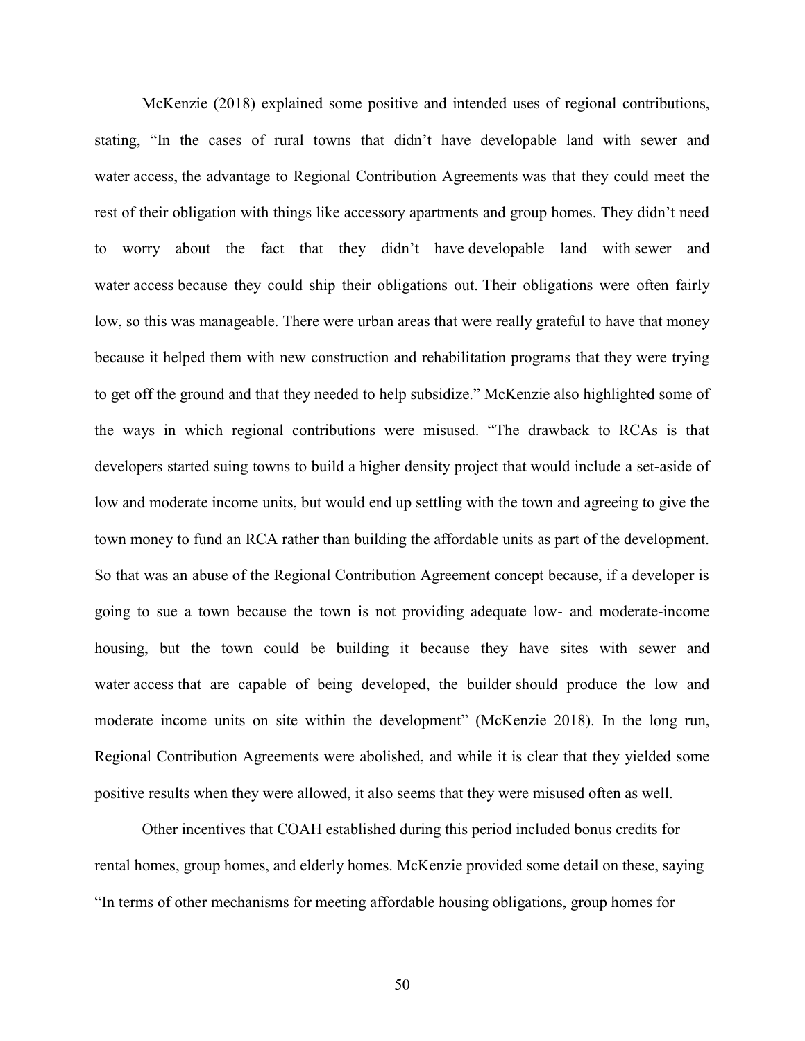McKenzie (2018) explained some positive and intended uses of regional contributions, stating, "In the cases of rural towns that didn't have developable land with sewer and water access, the advantage to Regional Contribution Agreements was that they could meet the rest of their obligation with things like accessory apartments and group homes. They didn't need to worry about the fact that they didn't have developable land with sewer and water access because they could ship their obligations out. Their obligations were often fairly low, so this was manageable. There were urban areas that were really grateful to have that money because it helped them with new construction and rehabilitation programs that they were trying to get off the ground and that they needed to help subsidize." McKenzie also highlighted some of the ways in which regional contributions were misused. "The drawback to RCAs is that developers started suing towns to build a higher density project that would include a set-aside of low and moderate income units, but would end up settling with the town and agreeing to give the town money to fund an RCA rather than building the affordable units as part of the development. So that was an abuse of the Regional Contribution Agreement concept because, if a developer is going to sue a town because the town is not providing adequate low- and moderate-income housing, but the town could be building it because they have sites with sewer and water access that are capable of being developed, the builder should produce the low and moderate income units on site within the development" (McKenzie 2018). In the long run, Regional Contribution Agreements were abolished, and while it is clear that they yielded some positive results when they were allowed, it also seems that they were misused often as well.

Other incentives that COAH established during this period included bonus credits for rental homes, group homes, and elderly homes. McKenzie provided some detail on these, saying "In terms of other mechanisms for meeting affordable housing obligations, group homes for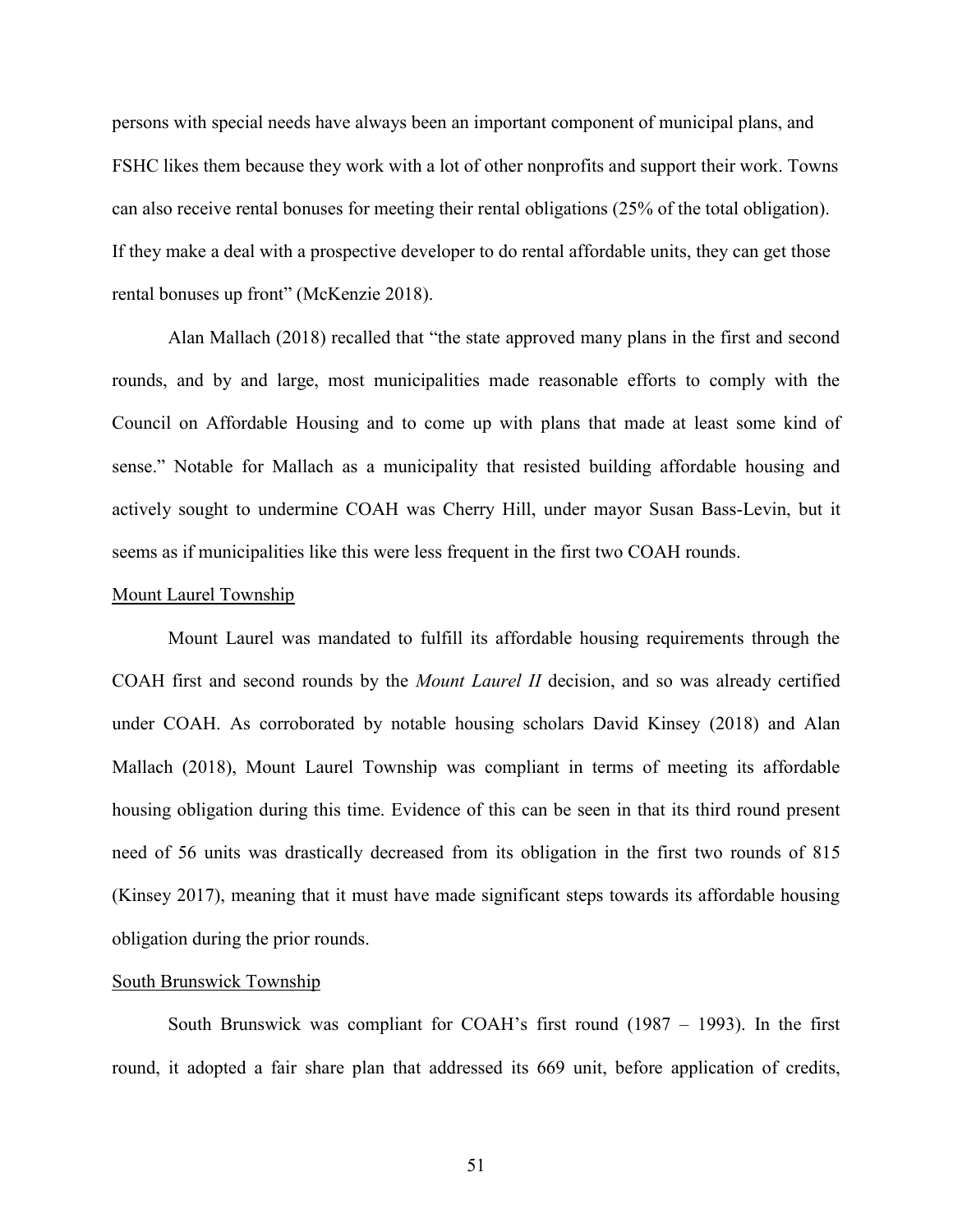persons with special needs have always been an important component of municipal plans, and FSHC likes them because they work with a lot of other nonprofits and support their work. Towns can also receive rental bonuses for meeting their rental obligations (25% of the total obligation). If they make a deal with a prospective developer to do rental affordable units, they can get those rental bonuses up front" (McKenzie 2018).

Alan Mallach (2018) recalled that "the state approved many plans in the first and second rounds, and by and large, most municipalities made reasonable efforts to comply with the Council on Affordable Housing and to come up with plans that made at least some kind of sense." Notable for Mallach as a municipality that resisted building affordable housing and actively sought to undermine COAH was Cherry Hill, under mayor Susan Bass-Levin, but it seems as if municipalities like this were less frequent in the first two COAH rounds.

<u>Mount Laurel Township</u>

Mount Laurel was mandated to fulfill its affordable housing requirements through the COAH first and second rounds by the *Mount Laurel II* decision, and so was already certified under COAH. As corroborated by notable housing scholars David Kinsey (2018) and Alan Mallach (2018), Mount Laurel Township was compliant in terms of meeting its affordable housing obligation during this time. Evidence of this can be seen in that its third round present need of 56 units was drastically decreased from its obligation in the first two rounds of 815 (Kinsey 2017), meaning that it must have made significant steps towards its affordable housing obligation during the prior rounds.

<u>South Brunswick Township</u>

South Brunswick was compliant for COAH's first round (1987 – 1993). In the first round, it adopted a fair share plan that addressed its 669 unit, before application of credits,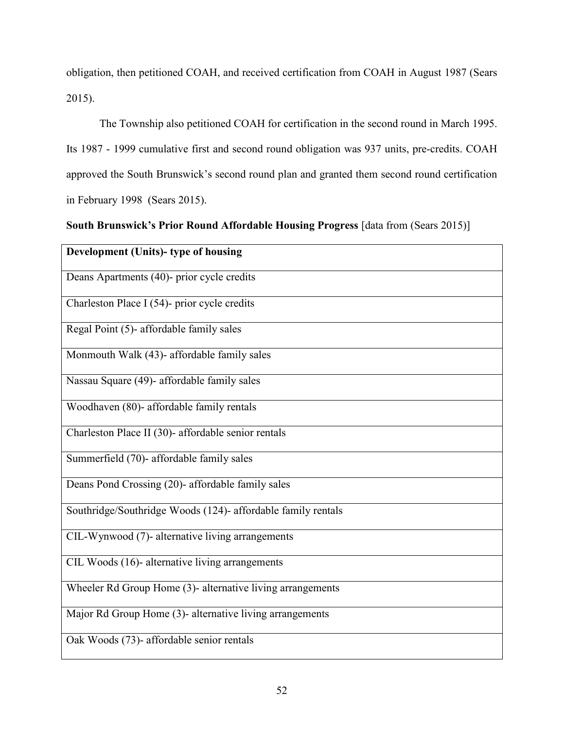obligation, then petitioned COAH, and received certification from COAH in August 1987 (Sears 2015).

The Township also petitioned COAH for certification in the second round in March 1995. Its 1987 - 1999 cumulative first and second round obligation was 937 units, pre-credits. COAH approved the South Brunswick's second round plan and granted them second round certification in February 1998 (Sears 2015).

**South Brunswick's Prior Round Affordable Housing Progress** [data from (Sears 2015)]

| **Development (Units)- type of housing** |
|---|
| Deans Apartments (40)- prior cycle credits |
| Charleston Place I (54)- prior cycle credits |
| Regal Point (5)- affordable family sales |
| Monmouth Walk (43)- affordable family sales |
| Nassau Square (49)- affordable family sales |
| Woodhaven (80)- affordable family rentals |
| Charleston Place II (30)- affordable senior rentals |
| Summerfield (70)- affordable family sales |
| Deans Pond Crossing (20)- affordable family sales |
| Southridge/Southridge Woods (124)- affordable family rentals |
| CIL-Wynwood (7)- alternative living arrangements |
| CIL Woods (16)- alternative living arrangements |
| Wheeler Rd Group Home (3)- alternative living arrangements |
| Major Rd Group Home (3)- alternative living arrangements |
| Oak Woods (73)- affordable senior rentals |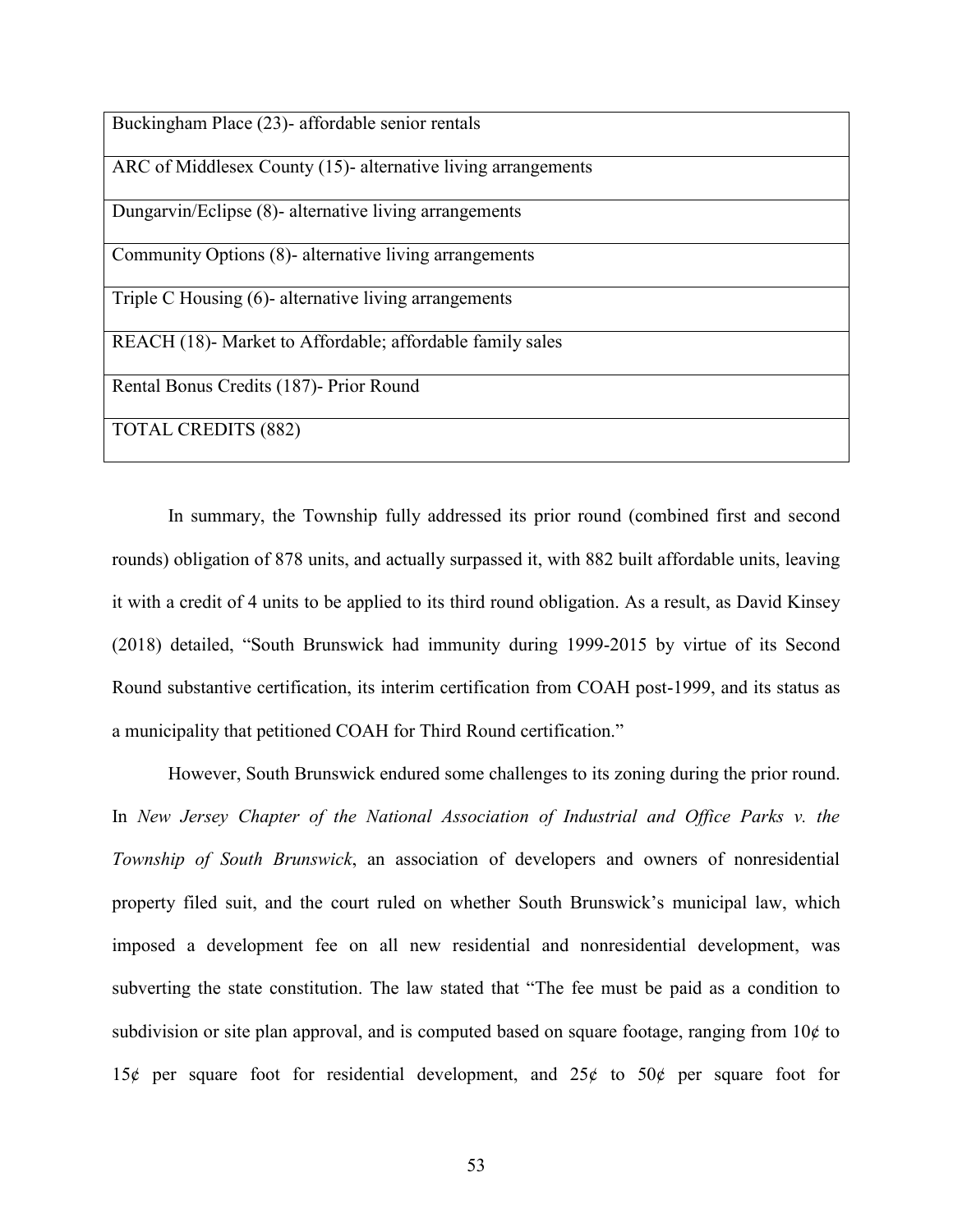| Buckingham Place (23)- affordable senior rentals |
| --- |
| ARC of Middlesex County (15)- alternative living arrangements |
| Dungarvin/Eclipse (8)- alternative living arrangements |
| Community Options (8)- alternative living arrangements |
| Triple C Housing (6)- alternative living arrangements |
| REACH (18)- Market to Affordable; affordable family sales |
| Rental Bonus Credits (187)- Prior Round |
| TOTAL CREDITS (882) |

In summary, the Township fully addressed its prior round (combined first and second rounds) obligation of 878 units, and actually surpassed it, with 882 built affordable units, leaving it with a credit of 4 units to be applied to its third round obligation. As a result, as David Kinsey (2018) detailed, "South Brunswick had immunity during 1999-2015 by virtue of its Second Round substantive certification, its interim certification from COAH post-1999, and its status as a municipality that petitioned COAH for Third Round certification."

However, South Brunswick endured some challenges to its zoning during the prior round. In *New Jersey Chapter of the National Association of Industrial and Office Parks v. the Township of South Brunswick*, an association of developers and owners of nonresidential property filed suit, and the court ruled on whether South Brunswick's municipal law, which imposed a development fee on all new residential and nonresidential development, was subverting the state constitution. The law stated that "The fee must be paid as a condition to subdivision or site plan approval, and is computed based on square footage, ranging from 10¢ to 15¢ per square foot for residential development, and 25¢ to 50¢ per square foot for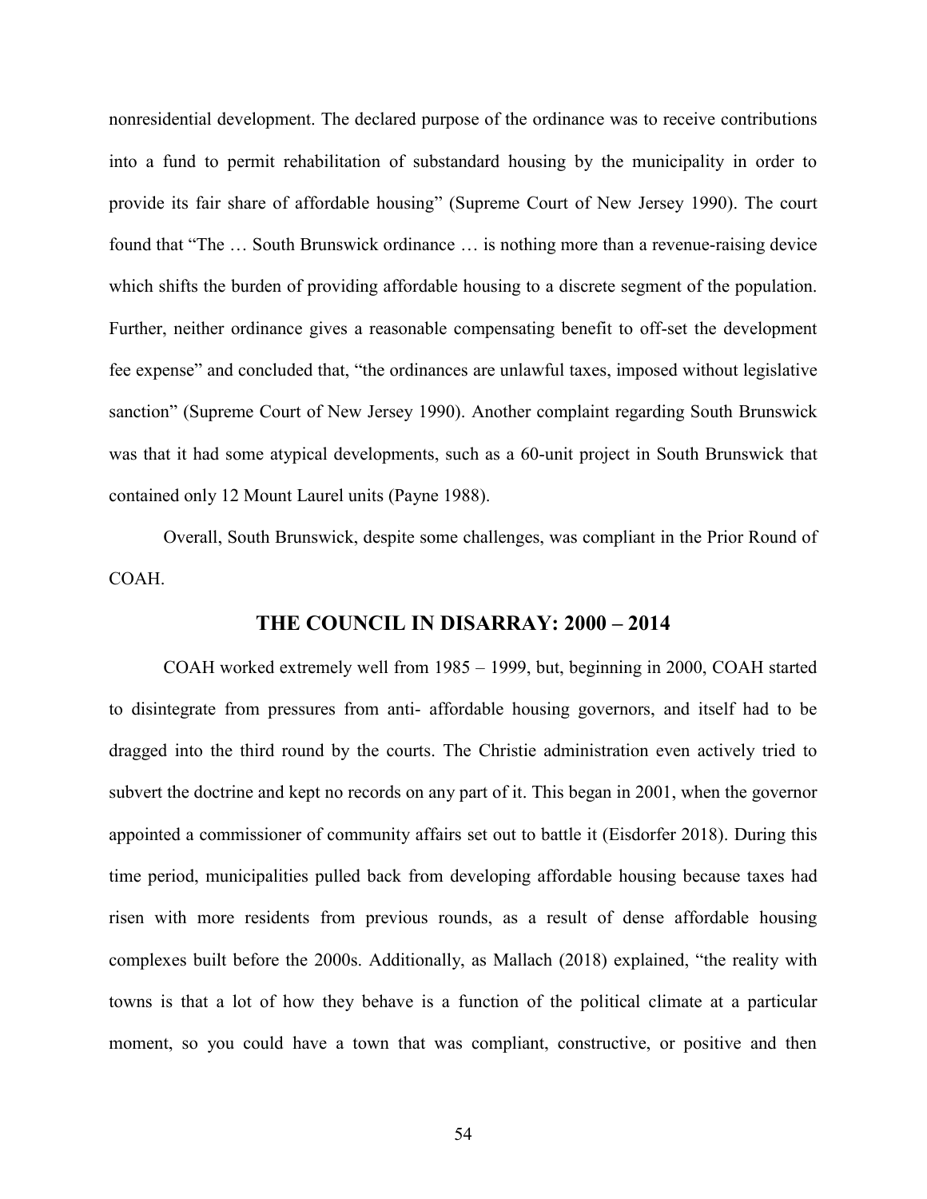nonresidential development. The declared purpose of the ordinance was to receive contributions into a fund to permit rehabilitation of substandard housing by the municipality in order to provide its fair share of affordable housing" (Supreme Court of New Jersey 1990). The court found that "The … South Brunswick ordinance … is nothing more than a revenue-raising device which shifts the burden of providing affordable housing to a discrete segment of the population. Further, neither ordinance gives a reasonable compensating benefit to off-set the development fee expense" and concluded that, "the ordinances are unlawful taxes, imposed without legislative sanction" (Supreme Court of New Jersey 1990). Another complaint regarding South Brunswick was that it had some atypical developments, such as a 60-unit project in South Brunswick that contained only 12 Mount Laurel units (Payne 1988).

Overall, South Brunswick, despite some challenges, was compliant in the Prior Round of COAH.

## THE COUNCIL IN DISARRAY: 2000 – 2014

COAH worked extremely well from 1985 – 1999, but, beginning in 2000, COAH started to disintegrate from pressures from anti- affordable housing governors, and itself had to be dragged into the third round by the courts. The Christie administration even actively tried to subvert the doctrine and kept no records on any part of it. This began in 2001, when the governor appointed a commissioner of community affairs set out to battle it (Eisdorfer 2018). During this time period, municipalities pulled back from developing affordable housing because taxes had risen with more residents from previous rounds, as a result of dense affordable housing complexes built before the 2000s. Additionally, as Mallach (2018) explained, "the reality with towns is that a lot of how they behave is a function of the political climate at a particular moment, so you could have a town that was compliant, constructive, or positive and then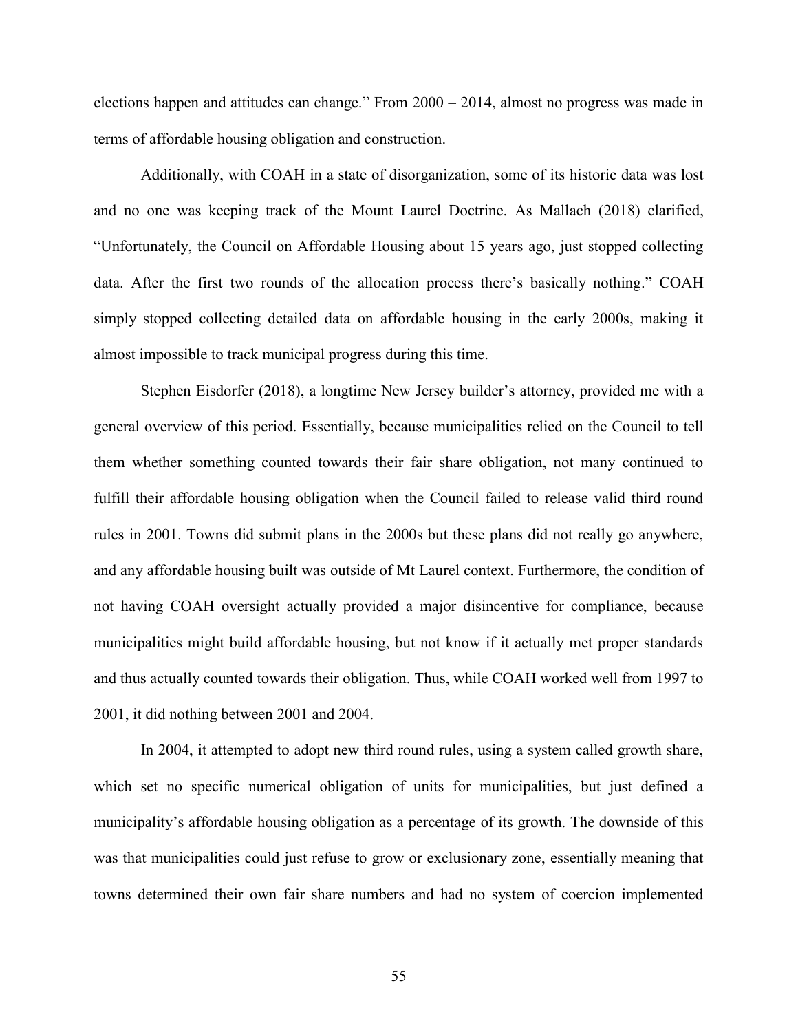elections happen and attitudes can change." From 2000 – 2014, almost no progress was made in terms of affordable housing obligation and construction.

Additionally, with COAH in a state of disorganization, some of its historic data was lost and no one was keeping track of the Mount Laurel Doctrine. As Mallach (2018) clarified, "Unfortunately, the Council on Affordable Housing about 15 years ago, just stopped collecting data. After the first two rounds of the allocation process there's basically nothing." COAH simply stopped collecting detailed data on affordable housing in the early 2000s, making it almost impossible to track municipal progress during this time.

Stephen Eisdorfer (2018), a longtime New Jersey builder's attorney, provided me with a general overview of this period. Essentially, because municipalities relied on the Council to tell them whether something counted towards their fair share obligation, not many continued to fulfill their affordable housing obligation when the Council failed to release valid third round rules in 2001. Towns did submit plans in the 2000s but these plans did not really go anywhere, and any affordable housing built was outside of Mt Laurel context. Furthermore, the condition of not having COAH oversight actually provided a major disincentive for compliance, because municipalities might build affordable housing, but not know if it actually met proper standards and thus actually counted towards their obligation. Thus, while COAH worked well from 1997 to 2001, it did nothing between 2001 and 2004.

In 2004, it attempted to adopt new third round rules, using a system called growth share, which set no specific numerical obligation of units for municipalities, but just defined a municipality's affordable housing obligation as a percentage of its growth. The downside of this was that municipalities could just refuse to grow or exclusionary zone, essentially meaning that towns determined their own fair share numbers and had no system of coercion implemented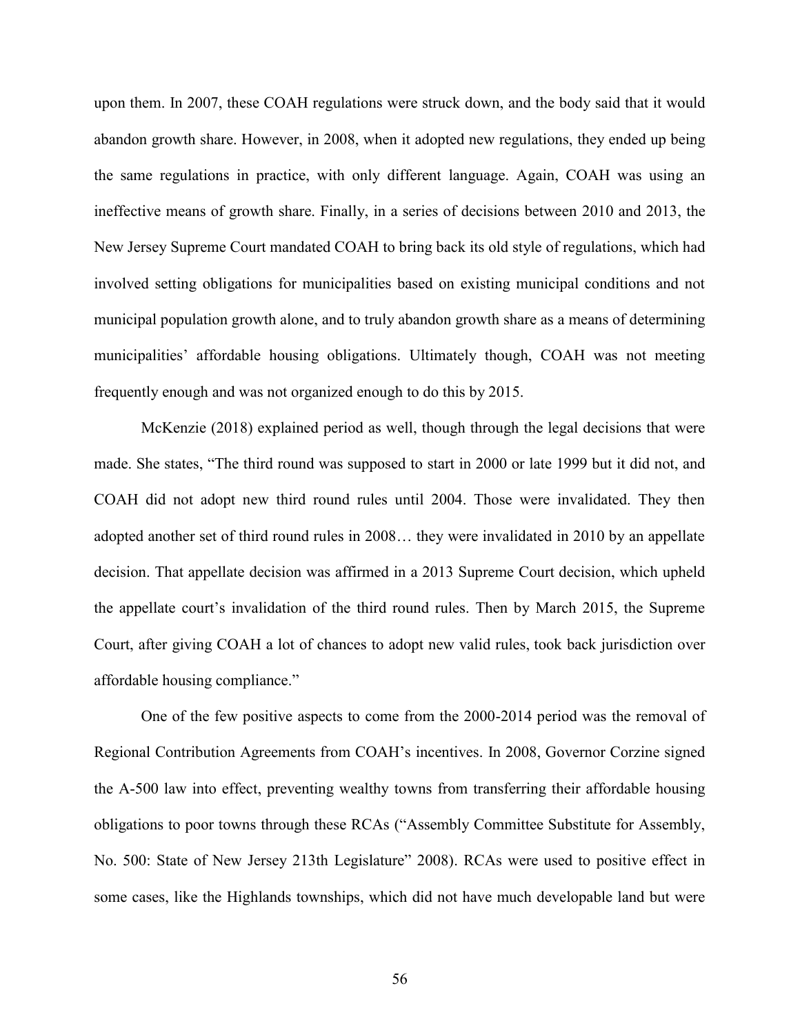upon them. In 2007, these COAH regulations were struck down, and the body said that it would abandon growth share. However, in 2008, when it adopted new regulations, they ended up being the same regulations in practice, with only different language. Again, COAH was using an ineffective means of growth share. Finally, in a series of decisions between 2010 and 2013, the New Jersey Supreme Court mandated COAH to bring back its old style of regulations, which had involved setting obligations for municipalities based on existing municipal conditions and not municipal population growth alone, and to truly abandon growth share as a means of determining municipalities' affordable housing obligations. Ultimately though, COAH was not meeting frequently enough and was not organized enough to do this by 2015.

McKenzie (2018) explained period as well, though through the legal decisions that were made. She states, "The third round was supposed to start in 2000 or late 1999 but it did not, and COAH did not adopt new third round rules until 2004. Those were invalidated. They then adopted another set of third round rules in 2008… they were invalidated in 2010 by an appellate decision. That appellate decision was affirmed in a 2013 Supreme Court decision, which upheld the appellate court's invalidation of the third round rules. Then by March 2015, the Supreme Court, after giving COAH a lot of chances to adopt new valid rules, took back jurisdiction over affordable housing compliance."

One of the few positive aspects to come from the 2000-2014 period was the removal of Regional Contribution Agreements from COAH's incentives. In 2008, Governor Corzine signed the A-500 law into effect, preventing wealthy towns from transferring their affordable housing obligations to poor towns through these RCAs ("Assembly Committee Substitute for Assembly, No. 500: State of New Jersey 213th Legislature" 2008). RCAs were used to positive effect in some cases, like the Highlands townships, which did not have much developable land but were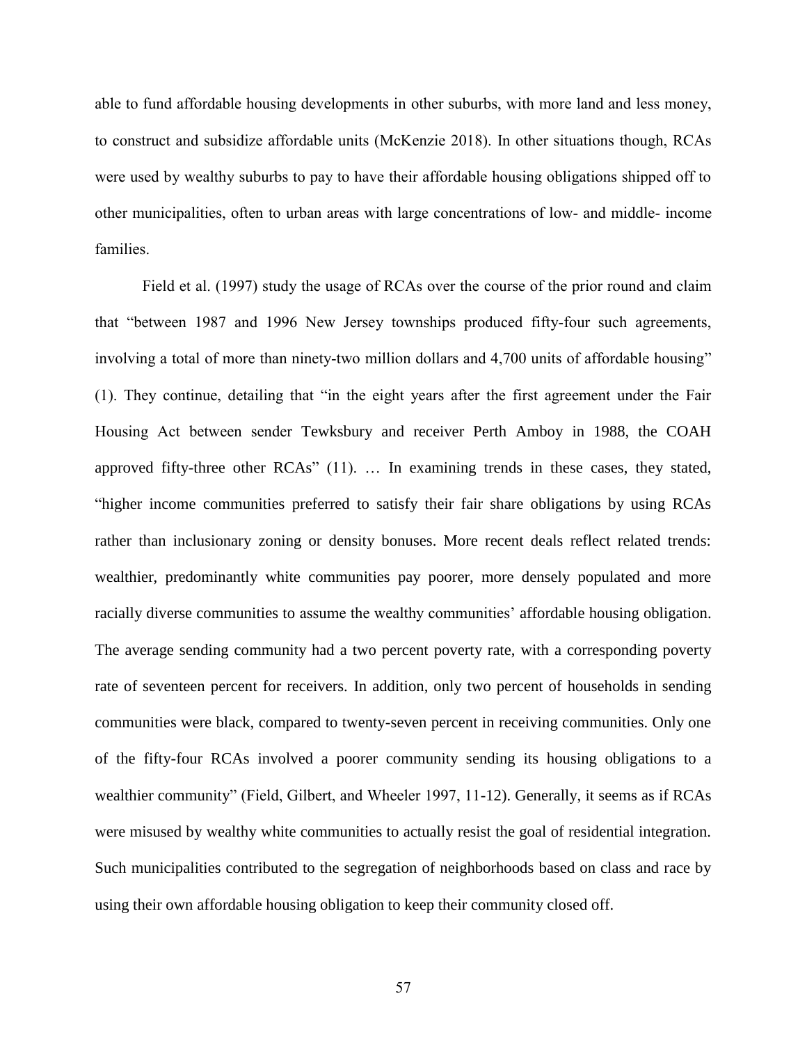able to fund affordable housing developments in other suburbs, with more land and less money, to construct and subsidize affordable units (McKenzie 2018). In other situations though, RCAs were used by wealthy suburbs to pay to have their affordable housing obligations shipped off to other municipalities, often to urban areas with large concentrations of low- and middle- income families.

Field et al. (1997) study the usage of RCAs over the course of the prior round and claim that "between 1987 and 1996 New Jersey townships produced fifty-four such agreements, involving a total of more than ninety-two million dollars and 4,700 units of affordable housing" (1). They continue, detailing that "in the eight years after the first agreement under the Fair Housing Act between sender Tewksbury and receiver Perth Amboy in 1988, the COAH approved fifty-three other RCAs" (11). … In examining trends in these cases, they stated, "higher income communities preferred to satisfy their fair share obligations by using RCAs rather than inclusionary zoning or density bonuses. More recent deals reflect related trends: wealthier, predominantly white communities pay poorer, more densely populated and more racially diverse communities to assume the wealthy communities' affordable housing obligation. The average sending community had a two percent poverty rate, with a corresponding poverty rate of seventeen percent for receivers. In addition, only two percent of households in sending communities were black, compared to twenty-seven percent in receiving communities. Only one of the fifty-four RCAs involved a poorer community sending its housing obligations to a wealthier community" (Field, Gilbert, and Wheeler 1997, 11-12). Generally, it seems as if RCAs were misused by wealthy white communities to actually resist the goal of residential integration. Such municipalities contributed to the segregation of neighborhoods based on class and race by using their own affordable housing obligation to keep their community closed off.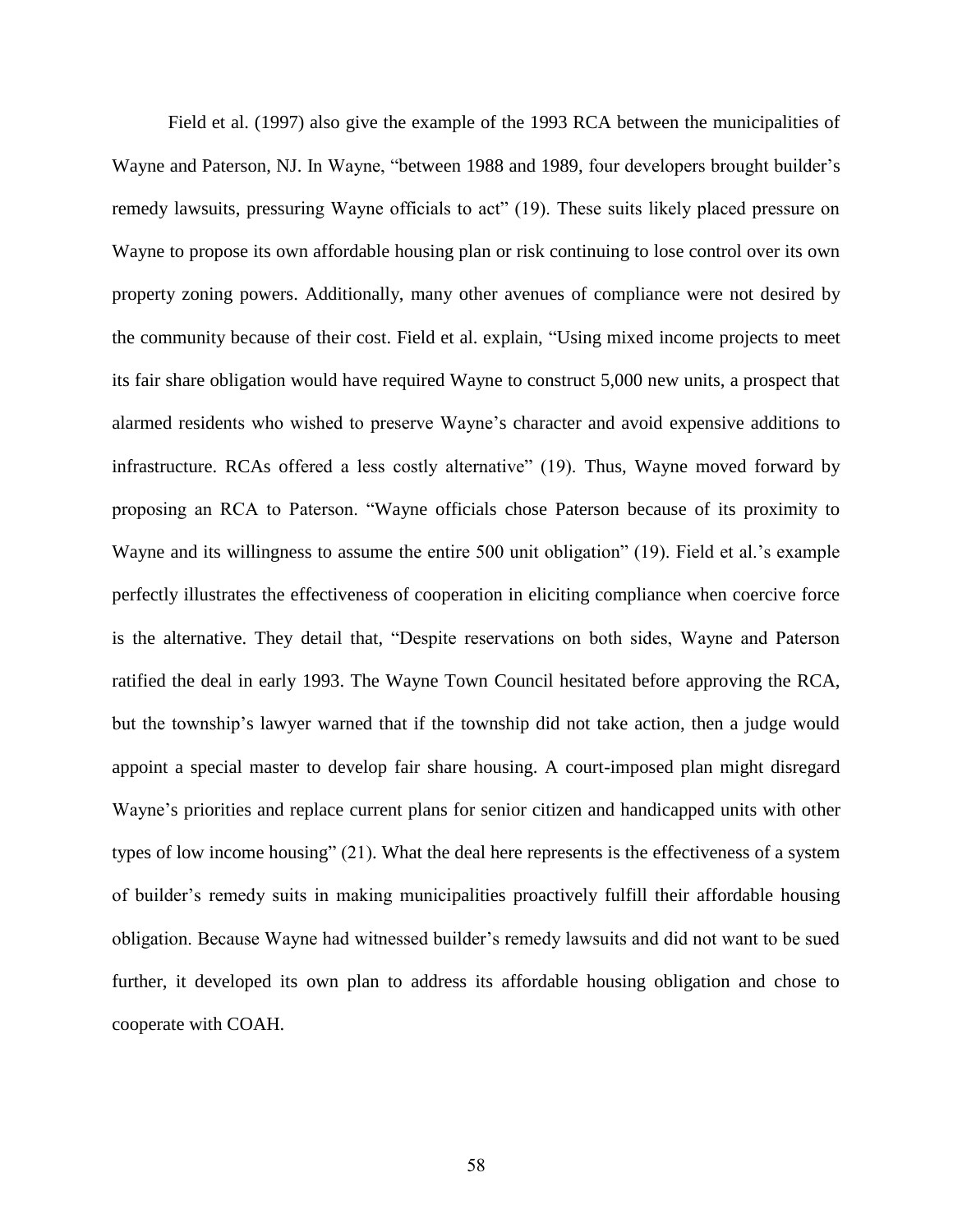Field et al. (1997) also give the example of the 1993 RCA between the municipalities of Wayne and Paterson, NJ. In Wayne, "between 1988 and 1989, four developers brought builder's remedy lawsuits, pressuring Wayne officials to act" (19). These suits likely placed pressure on Wayne to propose its own affordable housing plan or risk continuing to lose control over its own property zoning powers. Additionally, many other avenues of compliance were not desired by the community because of their cost. Field et al. explain, "Using mixed income projects to meet its fair share obligation would have required Wayne to construct 5,000 new units, a prospect that alarmed residents who wished to preserve Wayne's character and avoid expensive additions to infrastructure. RCAs offered a less costly alternative" (19). Thus, Wayne moved forward by proposing an RCA to Paterson. "Wayne officials chose Paterson because of its proximity to Wayne and its willingness to assume the entire 500 unit obligation" (19). Field et al.'s example perfectly illustrates the effectiveness of cooperation in eliciting compliance when coercive force is the alternative. They detail that, "Despite reservations on both sides, Wayne and Paterson ratified the deal in early 1993. The Wayne Town Council hesitated before approving the RCA, but the township's lawyer warned that if the township did not take action, then a judge would appoint a special master to develop fair share housing. A court-imposed plan might disregard Wayne's priorities and replace current plans for senior citizen and handicapped units with other types of low income housing" (21). What the deal here represents is the effectiveness of a system of builder's remedy suits in making municipalities proactively fulfill their affordable housing obligation. Because Wayne had witnessed builder's remedy lawsuits and did not want to be sued further, it developed its own plan to address its affordable housing obligation and chose to cooperate with COAH.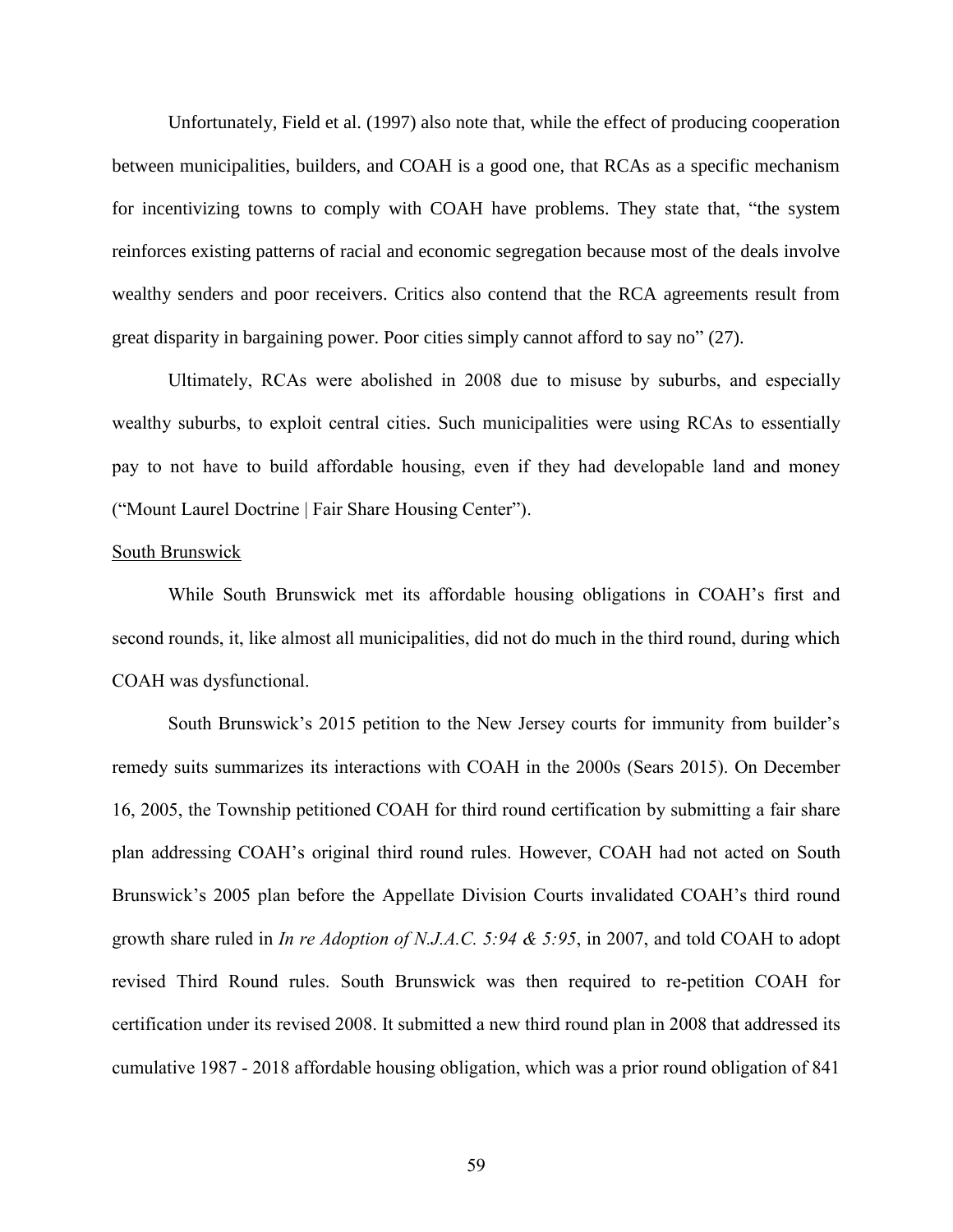Unfortunately, Field et al. (1997) also note that, while the effect of producing cooperation between municipalities, builders, and COAH is a good one, that RCAs as a specific mechanism for incentivizing towns to comply with COAH have problems. They state that, "the system reinforces existing patterns of racial and economic segregation because most of the deals involve wealthy senders and poor receivers. Critics also contend that the RCA agreements result from great disparity in bargaining power. Poor cities simply cannot afford to say no" (27).

Ultimately, RCAs were abolished in 2008 due to misuse by suburbs, and especially wealthy suburbs, to exploit central cities. Such municipalities were using RCAs to essentially pay to not have to build affordable housing, even if they had developable land and money ("Mount Laurel Doctrine | Fair Share Housing Center").

<u>South Brunswick</u>

While South Brunswick met its affordable housing obligations in COAH's first and second rounds, it, like almost all municipalities, did not do much in the third round, during which COAH was dysfunctional.

South Brunswick's 2015 petition to the New Jersey courts for immunity from builder's remedy suits summarizes its interactions with COAH in the 2000s (Sears 2015). On December 16, 2005, the Township petitioned COAH for third round certification by submitting a fair share plan addressing COAH's original third round rules. However, COAH had not acted on South Brunswick's 2005 plan before the Appellate Division Courts invalidated COAH's third round growth share ruled in *In re Adoption of N.J.A.C. 5:94 & 5:95*, in 2007, and told COAH to adopt revised Third Round rules. South Brunswick was then required to re-petition COAH for certification under its revised 2008. It submitted a new third round plan in 2008 that addressed its cumulative 1987 - 2018 affordable housing obligation, which was a prior round obligation of 841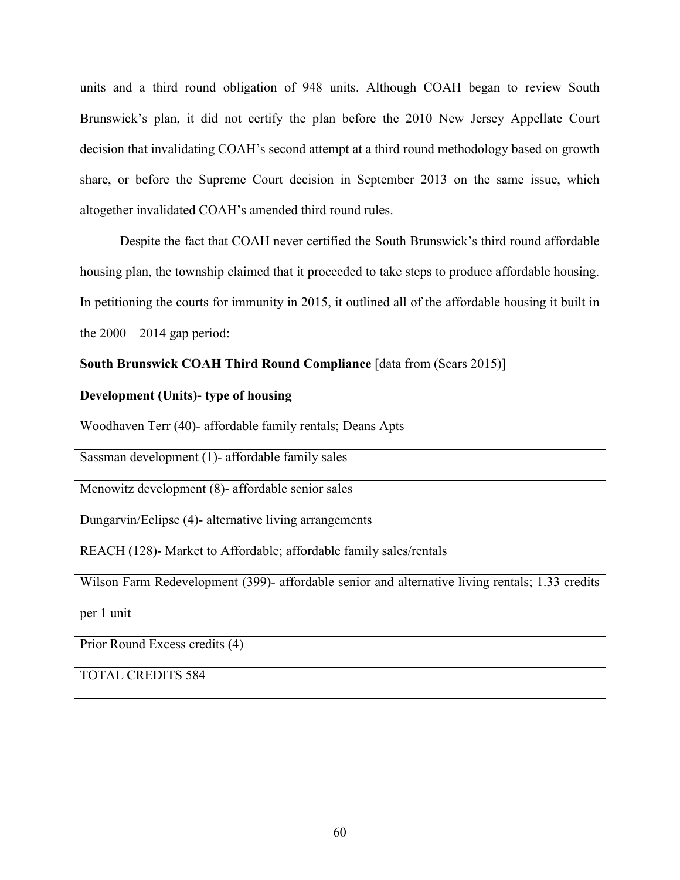units and a third round obligation of 948 units. Although COAH began to review South Brunswick's plan, it did not certify the plan before the 2010 New Jersey Appellate Court decision that invalidating COAH's second attempt at a third round methodology based on growth share, or before the Supreme Court decision in September 2013 on the same issue, which altogether invalidated COAH's amended third round rules.

Despite the fact that COAH never certified the South Brunswick's third round affordable housing plan, the township claimed that it proceeded to take steps to produce affordable housing. In petitioning the courts for immunity in 2015, it outlined all of the affordable housing it built in the 2000 – 2014 gap period:

**South Brunswick COAH Third Round Compliance** [data from (Sears 2015)]

| **Development (Units)- type of housing** |
| --- |
| Woodhaven Terr (40)- affordable family rentals; Deans Apts |
| Sassman development (1)- affordable family sales |
| Menowitz development (8)- affordable senior sales |
| Dungarvin/Eclipse (4)- alternative living arrangements |
| REACH (128)- Market to Affordable; affordable family sales/rentals |
| Wilson Farm Redevelopment (399)- affordable senior and alternative living rentals; 1.33 credits per 1 unit |
| Prior Round Excess credits (4) |
| TOTAL CREDITS 584 |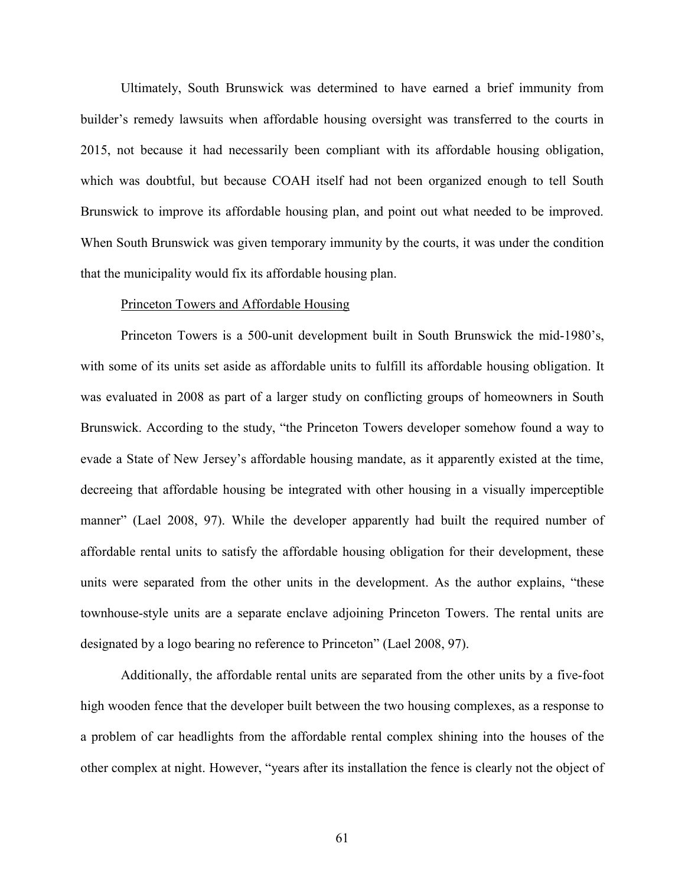Ultimately, South Brunswick was determined to have earned a brief immunity from builder's remedy lawsuits when affordable housing oversight was transferred to the courts in 2015, not because it had necessarily been compliant with its affordable housing obligation, which was doubtful, but because COAH itself had not been organized enough to tell South Brunswick to improve its affordable housing plan, and point out what needed to be improved. When South Brunswick was given temporary immunity by the courts, it was under the condition that the municipality would fix its affordable housing plan.

Princeton Towers and Affordable Housing

Princeton Towers is a 500-unit development built in South Brunswick the mid-1980's, with some of its units set aside as affordable units to fulfill its affordable housing obligation. It was evaluated in 2008 as part of a larger study on conflicting groups of homeowners in South Brunswick. According to the study, "the Princeton Towers developer somehow found a way to evade a State of New Jersey's affordable housing mandate, as it apparently existed at the time, decreeing that affordable housing be integrated with other housing in a visually imperceptible manner" (Lael 2008, 97). While the developer apparently had built the required number of affordable rental units to satisfy the affordable housing obligation for their development, these units were separated from the other units in the development. As the author explains, "these townhouse-style units are a separate enclave adjoining Princeton Towers. The rental units are designated by a logo bearing no reference to Princeton" (Lael 2008, 97).

Additionally, the affordable rental units are separated from the other units by a five-foot high wooden fence that the developer built between the two housing complexes, as a response to a problem of car headlights from the affordable rental complex shining into the houses of the other complex at night. However, "years after its installation the fence is clearly not the object of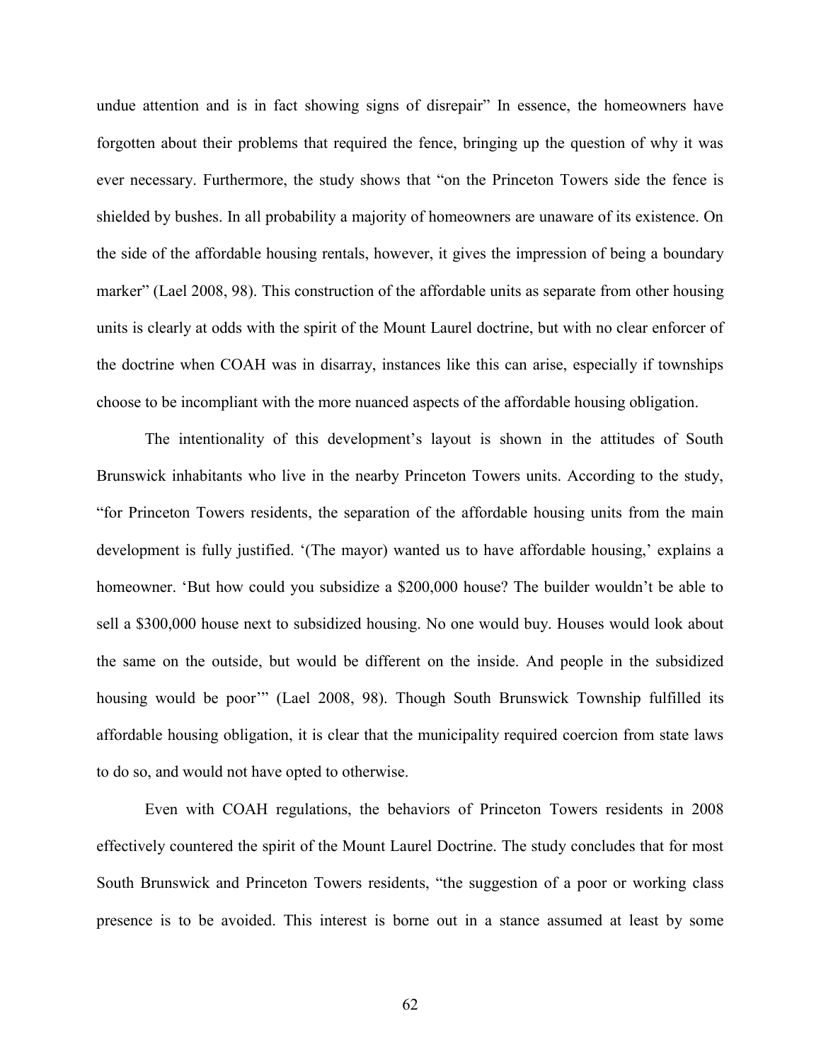undue attention and is in fact showing signs of disrepair" In essence, the homeowners have forgotten about their problems that required the fence, bringing up the question of why it was ever necessary. Furthermore, the study shows that "on the Princeton Towers side the fence is shielded by bushes. In all probability a majority of homeowners are unaware of its existence. On the side of the affordable housing rentals, however, it gives the impression of being a boundary marker" (Lael 2008, 98). This construction of the affordable units as separate from other housing units is clearly at odds with the spirit of the Mount Laurel doctrine, but with no clear enforcer of the doctrine when COAH was in disarray, instances like this can arise, especially if townships choose to be incompliant with the more nuanced aspects of the affordable housing obligation.

The intentionality of this development's layout is shown in the attitudes of South Brunswick inhabitants who live in the nearby Princeton Towers units. According to the study, "for Princeton Towers residents, the separation of the affordable housing units from the main development is fully justified. '(The mayor) wanted us to have affordable housing,' explains a homeowner. 'But how could you subsidize a $200,000 house? The builder wouldn't be able to sell a $300,000 house next to subsidized housing. No one would buy. Houses would look about the same on the outside, but would be different on the inside. And people in the subsidized housing would be poor'" (Lael 2008, 98). Though South Brunswick Township fulfilled its affordable housing obligation, it is clear that the municipality required coercion from state laws to do so, and would not have opted to otherwise.

Even with COAH regulations, the behaviors of Princeton Towers residents in 2008 effectively countered the spirit of the Mount Laurel Doctrine. The study concludes that for most South Brunswick and Princeton Towers residents, "the suggestion of a poor or working class presence is to be avoided. This interest is borne out in a stance assumed at least by some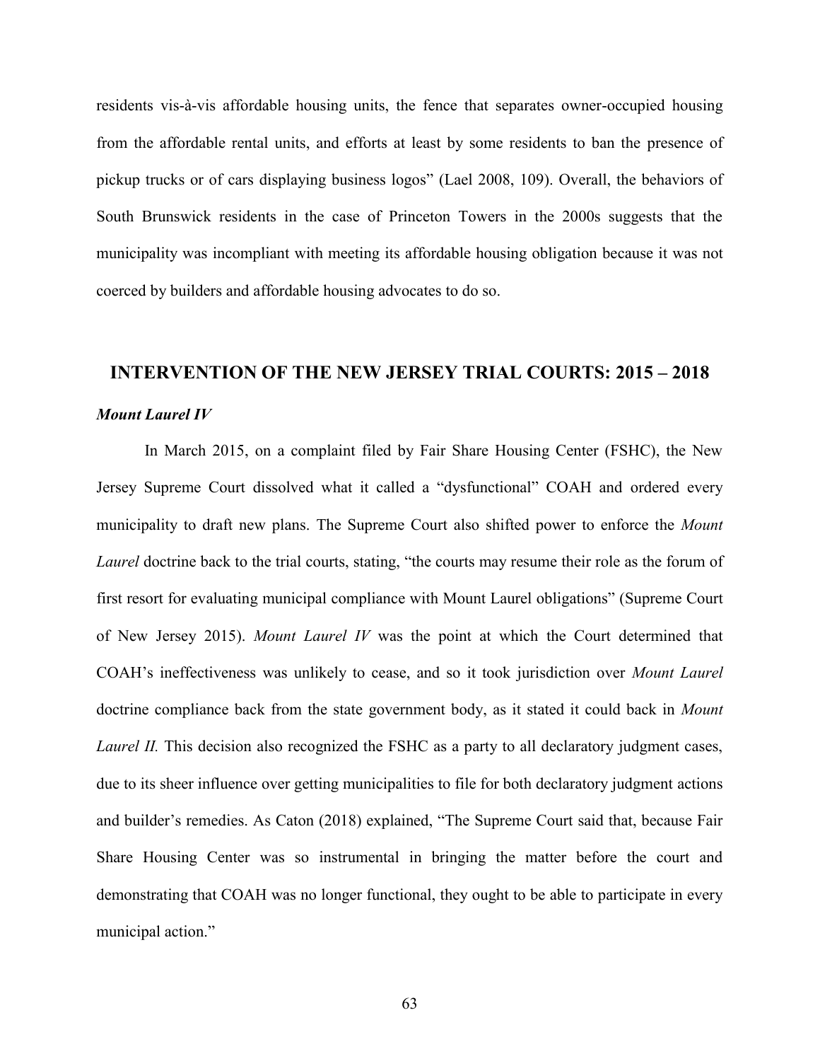residents vis-à-vis affordable housing units, the fence that separates owner-occupied housing from the affordable rental units, and efforts at least by some residents to ban the presence of pickup trucks or of cars displaying business logos" (Lael 2008, 109). Overall, the behaviors of South Brunswick residents in the case of Princeton Towers in the 2000s suggests that the municipality was incompliant with meeting its affordable housing obligation because it was not coerced by builders and affordable housing advocates to do so.

## INTERVENTION OF THE NEW JERSEY TRIAL COURTS: 2015 – 2018

### *Mount Laurel IV*

In March 2015, on a complaint filed by Fair Share Housing Center (FSHC), the New Jersey Supreme Court dissolved what it called a "dysfunctional" COAH and ordered every municipality to draft new plans. The Supreme Court also shifted power to enforce the *Mount Laurel* doctrine back to the trial courts, stating, "the courts may resume their role as the forum of first resort for evaluating municipal compliance with Mount Laurel obligations" (Supreme Court of New Jersey 2015). *Mount Laurel IV* was the point at which the Court determined that COAH's ineffectiveness was unlikely to cease, and so it took jurisdiction over *Mount Laurel* doctrine compliance back from the state government body, as it stated it could back in *Mount Laurel II.* This decision also recognized the FSHC as a party to all declaratory judgment cases, due to its sheer influence over getting municipalities to file for both declaratory judgment actions and builder's remedies. As Caton (2018) explained, "The Supreme Court said that, because Fair Share Housing Center was so instrumental in bringing the matter before the court and demonstrating that COAH was no longer functional, they ought to be able to participate in every municipal action."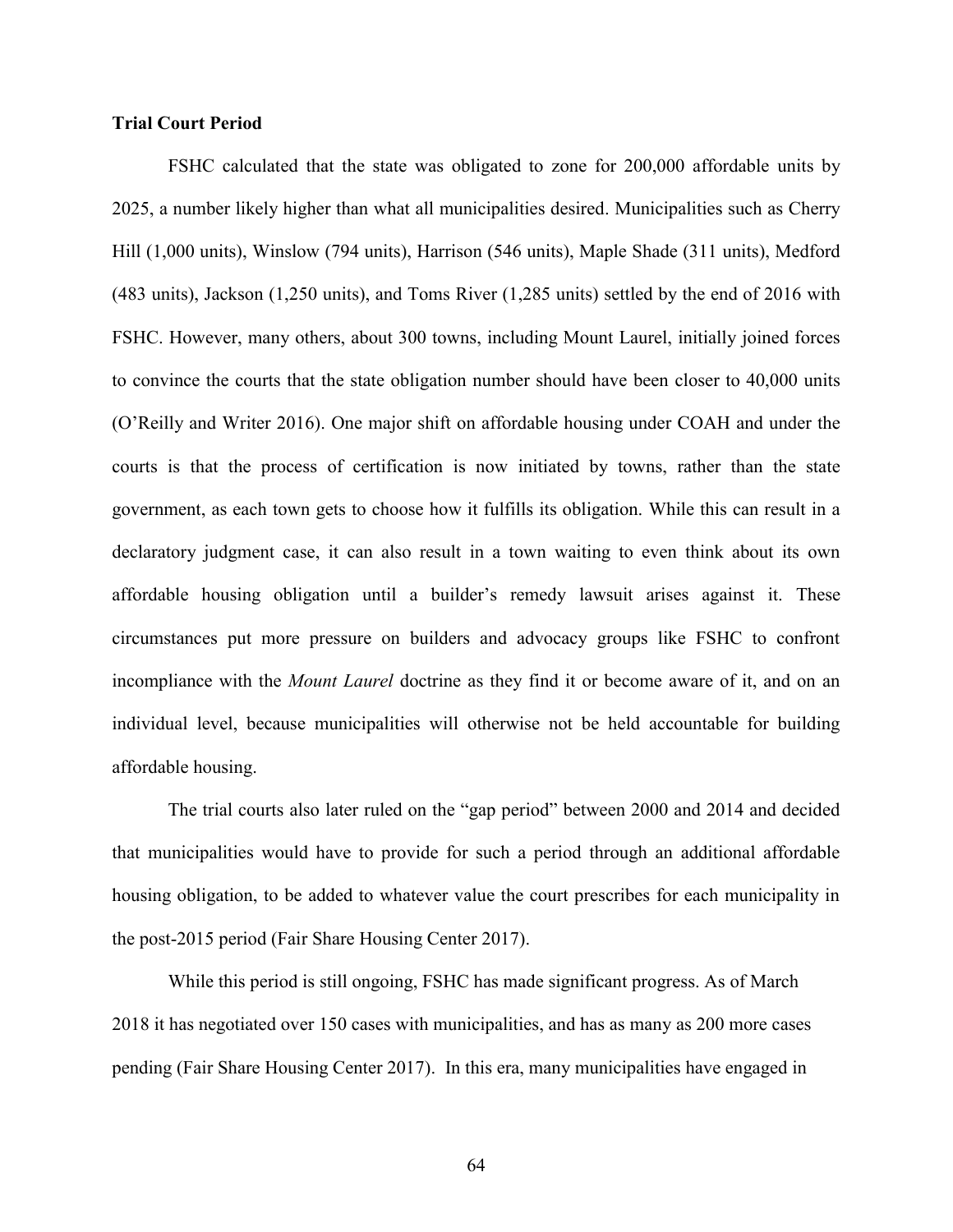**Trial Court Period**

FSHC calculated that the state was obligated to zone for 200,000 affordable units by 2025, a number likely higher than what all municipalities desired. Municipalities such as Cherry Hill (1,000 units), Winslow (794 units), Harrison (546 units), Maple Shade (311 units), Medford (483 units), Jackson (1,250 units), and Toms River (1,285 units) settled by the end of 2016 with FSHC. However, many others, about 300 towns, including Mount Laurel, initially joined forces to convince the courts that the state obligation number should have been closer to 40,000 units (O'Reilly and Writer 2016). One major shift on affordable housing under COAH and under the courts is that the process of certification is now initiated by towns, rather than the state government, as each town gets to choose how it fulfills its obligation. While this can result in a declaratory judgment case, it can also result in a town waiting to even think about its own affordable housing obligation until a builder's remedy lawsuit arises against it. These circumstances put more pressure on builders and advocacy groups like FSHC to confront incompliance with the *Mount Laurel* doctrine as they find it or become aware of it, and on an individual level, because municipalities will otherwise not be held accountable for building affordable housing.

The trial courts also later ruled on the "gap period" between 2000 and 2014 and decided that municipalities would have to provide for such a period through an additional affordable housing obligation, to be added to whatever value the court prescribes for each municipality in the post-2015 period (Fair Share Housing Center 2017).

While this period is still ongoing, FSHC has made significant progress. As of March 2018 it has negotiated over 150 cases with municipalities, and has as many as 200 more cases pending (Fair Share Housing Center 2017). In this era, many municipalities have engaged in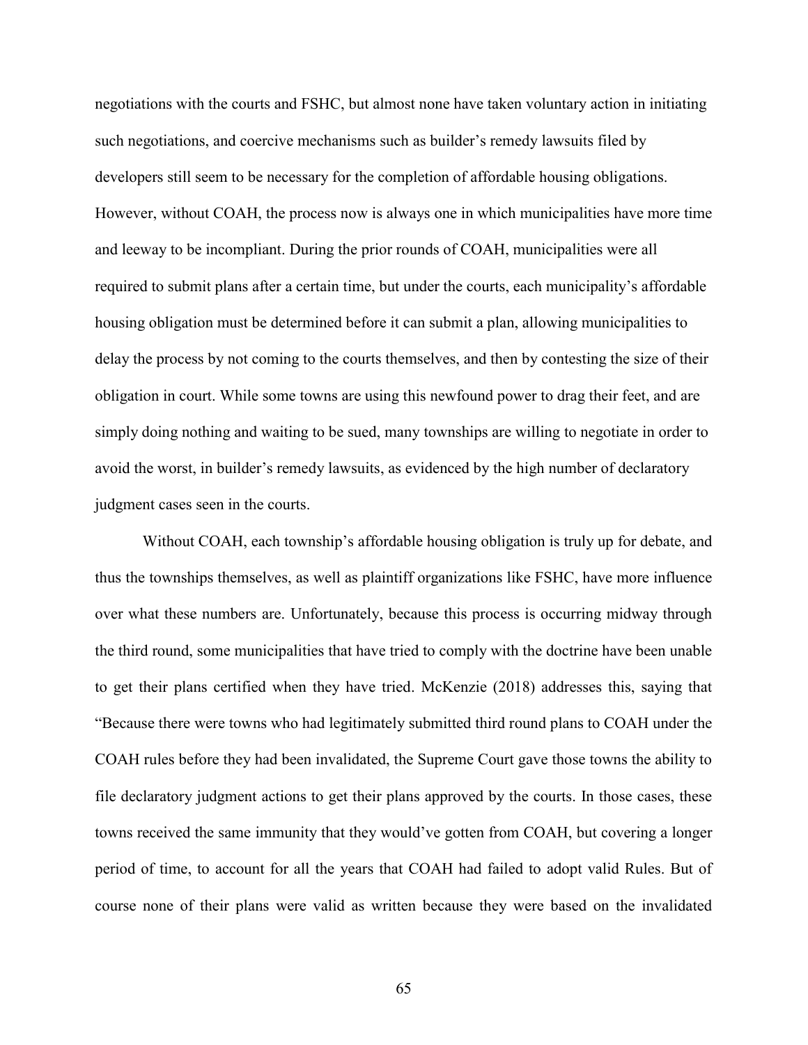negotiations with the courts and FSHC, but almost none have taken voluntary action in initiating such negotiations, and coercive mechanisms such as builder's remedy lawsuits filed by developers still seem to be necessary for the completion of affordable housing obligations. However, without COAH, the process now is always one in which municipalities have more time and leeway to be incompliant. During the prior rounds of COAH, municipalities were all required to submit plans after a certain time, but under the courts, each municipality's affordable housing obligation must be determined before it can submit a plan, allowing municipalities to delay the process by not coming to the courts themselves, and then by contesting the size of their obligation in court. While some towns are using this newfound power to drag their feet, and are simply doing nothing and waiting to be sued, many townships are willing to negotiate in order to avoid the worst, in builder's remedy lawsuits, as evidenced by the high number of declaratory judgment cases seen in the courts.

Without COAH, each township's affordable housing obligation is truly up for debate, and thus the townships themselves, as well as plaintiff organizations like FSHC, have more influence over what these numbers are. Unfortunately, because this process is occurring midway through the third round, some municipalities that have tried to comply with the doctrine have been unable to get their plans certified when they have tried. McKenzie (2018) addresses this, saying that "Because there were towns who had legitimately submitted third round plans to COAH under the COAH rules before they had been invalidated, the Supreme Court gave those towns the ability to file declaratory judgment actions to get their plans approved by the courts. In those cases, these towns received the same immunity that they would've gotten from COAH, but covering a longer period of time, to account for all the years that COAH had failed to adopt valid Rules. But of course none of their plans were valid as written because they were based on the invalidated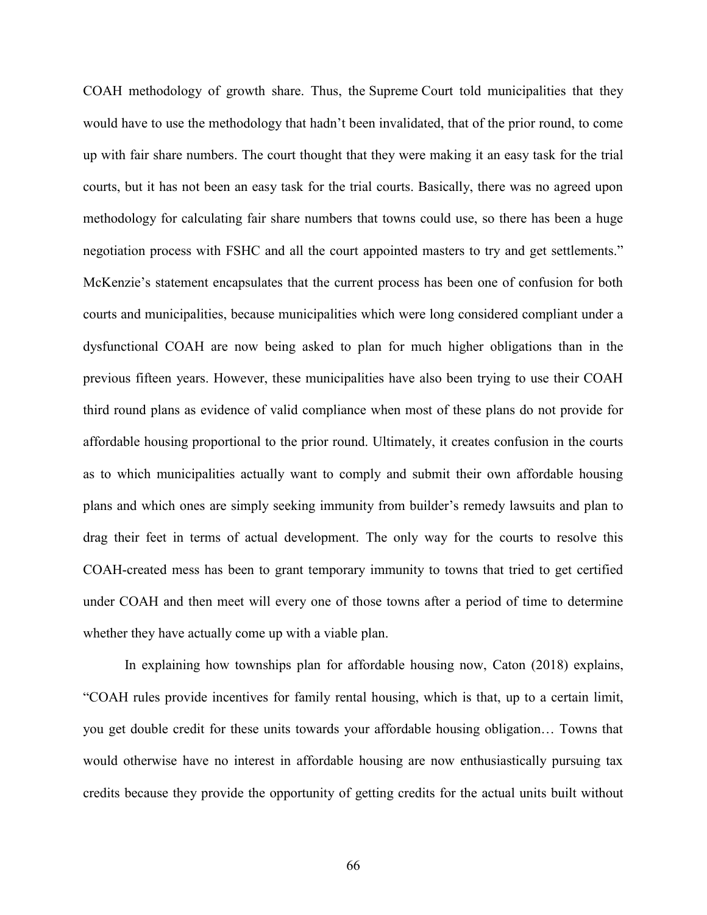COAH methodology of growth share. Thus, the Supreme Court told municipalities that they would have to use the methodology that hadn't been invalidated, that of the prior round, to come up with fair share numbers. The court thought that they were making it an easy task for the trial courts, but it has not been an easy task for the trial courts. Basically, there was no agreed upon methodology for calculating fair share numbers that towns could use, so there has been a huge negotiation process with FSHC and all the court appointed masters to try and get settlements." McKenzie's statement encapsulates that the current process has been one of confusion for both courts and municipalities, because municipalities which were long considered compliant under a dysfunctional COAH are now being asked to plan for much higher obligations than in the previous fifteen years. However, these municipalities have also been trying to use their COAH third round plans as evidence of valid compliance when most of these plans do not provide for affordable housing proportional to the prior round. Ultimately, it creates confusion in the courts as to which municipalities actually want to comply and submit their own affordable housing plans and which ones are simply seeking immunity from builder's remedy lawsuits and plan to drag their feet in terms of actual development. The only way for the courts to resolve this COAH-created mess has been to grant temporary immunity to towns that tried to get certified under COAH and then meet will every one of those towns after a period of time to determine whether they have actually come up with a viable plan.

In explaining how townships plan for affordable housing now, Caton (2018) explains, "COAH rules provide incentives for family rental housing, which is that, up to a certain limit, you get double credit for these units towards your affordable housing obligation… Towns that would otherwise have no interest in affordable housing are now enthusiastically pursuing tax credits because they provide the opportunity of getting credits for the actual units built without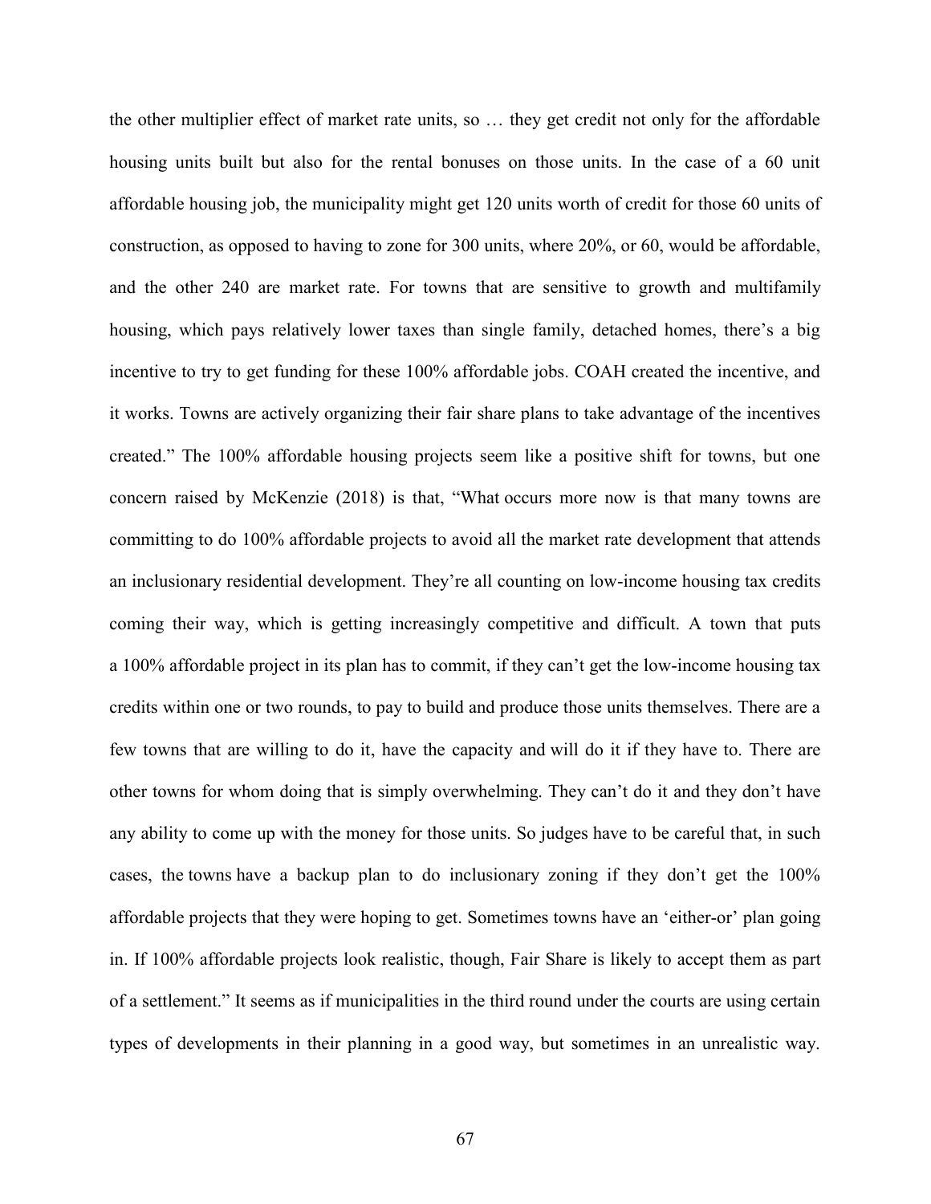the other multiplier effect of market rate units, so … they get credit not only for the affordable housing units built but also for the rental bonuses on those units. In the case of a 60 unit affordable housing job, the municipality might get 120 units worth of credit for those 60 units of construction, as opposed to having to zone for 300 units, where 20%, or 60, would be affordable, and the other 240 are market rate. For towns that are sensitive to growth and multifamily housing, which pays relatively lower taxes than single family, detached homes, there's a big incentive to try to get funding for these 100% affordable jobs. COAH created the incentive, and it works. Towns are actively organizing their fair share plans to take advantage of the incentives created." The 100% affordable housing projects seem like a positive shift for towns, but one concern raised by McKenzie (2018) is that, "What occurs more now is that many towns are committing to do 100% affordable projects to avoid all the market rate development that attends an inclusionary residential development. They're all counting on low-income housing tax credits coming their way, which is getting increasingly competitive and difficult. A town that puts a 100% affordable project in its plan has to commit, if they can't get the low-income housing tax credits within one or two rounds, to pay to build and produce those units themselves. There are a few towns that are willing to do it, have the capacity and will do it if they have to. There are other towns for whom doing that is simply overwhelming. They can't do it and they don't have any ability to come up with the money for those units. So judges have to be careful that, in such cases, the towns have a backup plan to do inclusionary zoning if they don't get the 100% affordable projects that they were hoping to get. Sometimes towns have an 'either-or' plan going in. If 100% affordable projects look realistic, though, Fair Share is likely to accept them as part of a settlement." It seems as if municipalities in the third round under the courts are using certain types of developments in their planning in a good way, but sometimes in an unrealistic way.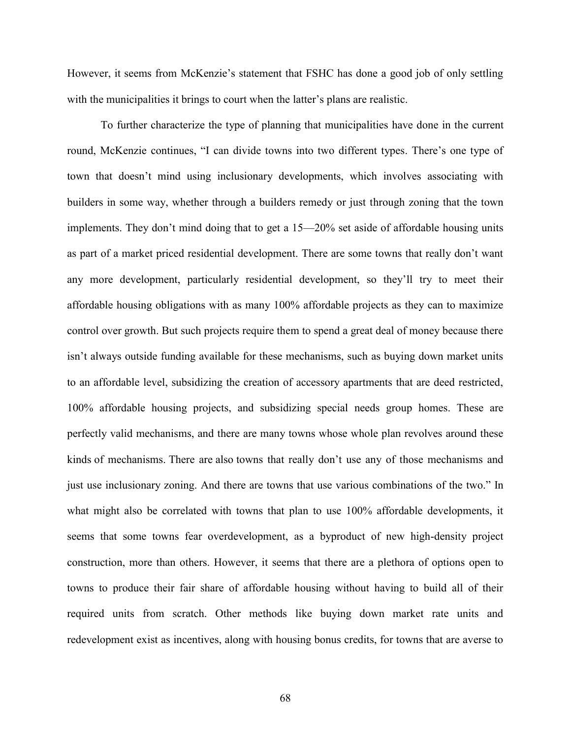However, it seems from McKenzie's statement that FSHC has done a good job of only settling with the municipalities it brings to court when the latter's plans are realistic.

To further characterize the type of planning that municipalities have done in the current round, McKenzie continues, "I can divide towns into two different types. There's one type of town that doesn't mind using inclusionary developments, which involves associating with builders in some way, whether through a builders remedy or just through zoning that the town implements. They don't mind doing that to get a 15—20% set aside of affordable housing units as part of a market priced residential development. There are some towns that really don't want any more development, particularly residential development, so they'll try to meet their affordable housing obligations with as many 100% affordable projects as they can to maximize control over growth. But such projects require them to spend a great deal of money because there isn't always outside funding available for these mechanisms, such as buying down market units to an affordable level, subsidizing the creation of accessory apartments that are deed restricted, 100% affordable housing projects, and subsidizing special needs group homes. These are perfectly valid mechanisms, and there are many towns whose whole plan revolves around these kinds of mechanisms. There are also towns that really don't use any of those mechanisms and just use inclusionary zoning. And there are towns that use various combinations of the two." In what might also be correlated with towns that plan to use 100% affordable developments, it seems that some towns fear overdevelopment, as a byproduct of new high-density project construction, more than others. However, it seems that there are a plethora of options open to towns to produce their fair share of affordable housing without having to build all of their required units from scratch. Other methods like buying down market rate units and redevelopment exist as incentives, along with housing bonus credits, for towns that are averse to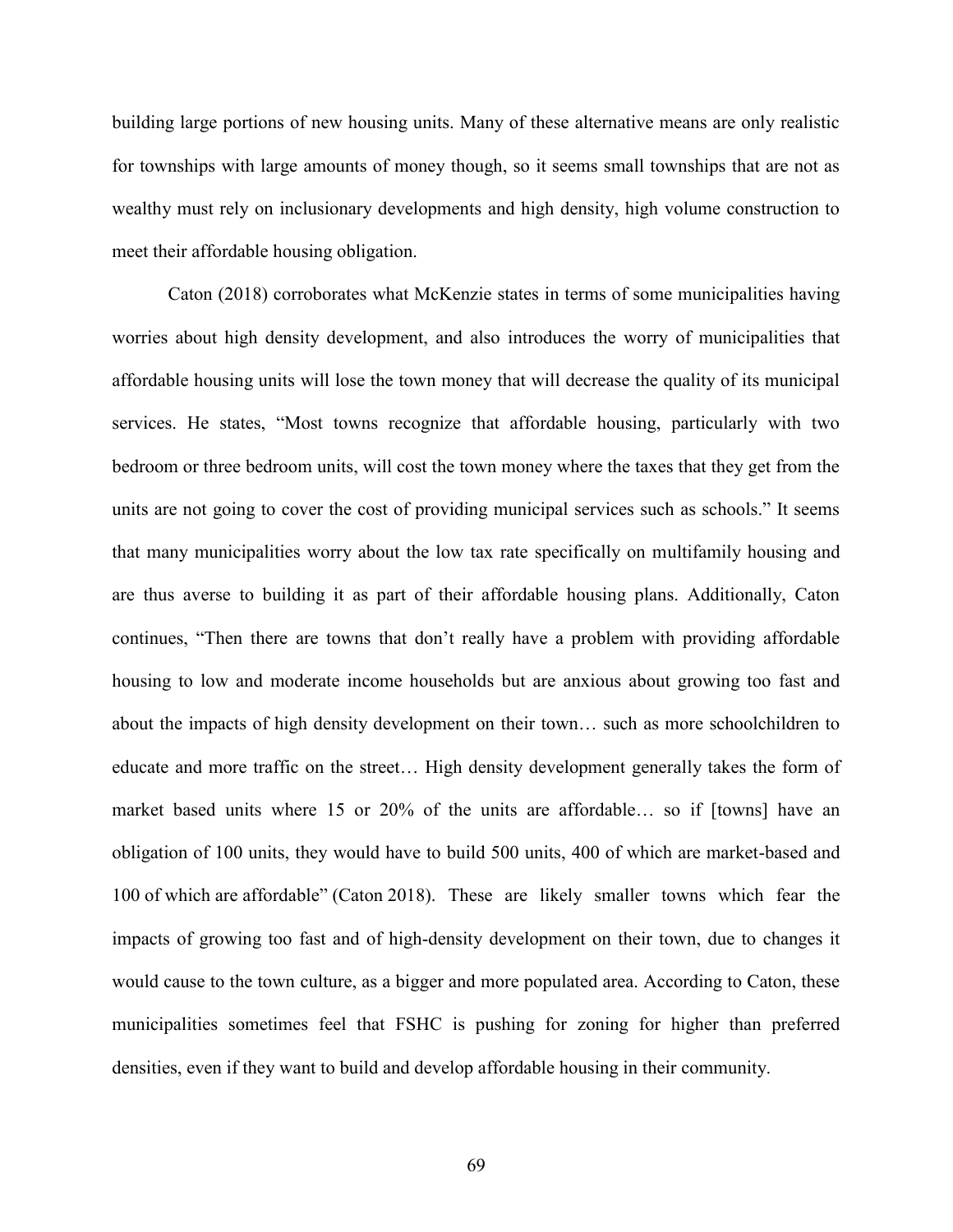building large portions of new housing units. Many of these alternative means are only realistic for townships with large amounts of money though, so it seems small townships that are not as wealthy must rely on inclusionary developments and high density, high volume construction to meet their affordable housing obligation.

Caton (2018) corroborates what McKenzie states in terms of some municipalities having worries about high density development, and also introduces the worry of municipalities that affordable housing units will lose the town money that will decrease the quality of its municipal services. He states, "Most towns recognize that affordable housing, particularly with two bedroom or three bedroom units, will cost the town money where the taxes that they get from the units are not going to cover the cost of providing municipal services such as schools." It seems that many municipalities worry about the low tax rate specifically on multifamily housing and are thus averse to building it as part of their affordable housing plans. Additionally, Caton continues, "Then there are towns that don't really have a problem with providing affordable housing to low and moderate income households but are anxious about growing too fast and about the impacts of high density development on their town… such as more schoolchildren to educate and more traffic on the street… High density development generally takes the form of market based units where 15 or 20% of the units are affordable… so if [towns] have an obligation of 100 units, they would have to build 500 units, 400 of which are market-based and 100 of which are affordable" (Caton 2018). These are likely smaller towns which fear the impacts of growing too fast and of high-density development on their town, due to changes it would cause to the town culture, as a bigger and more populated area. According to Caton, these municipalities sometimes feel that FSHC is pushing for zoning for higher than preferred densities, even if they want to build and develop affordable housing in their community.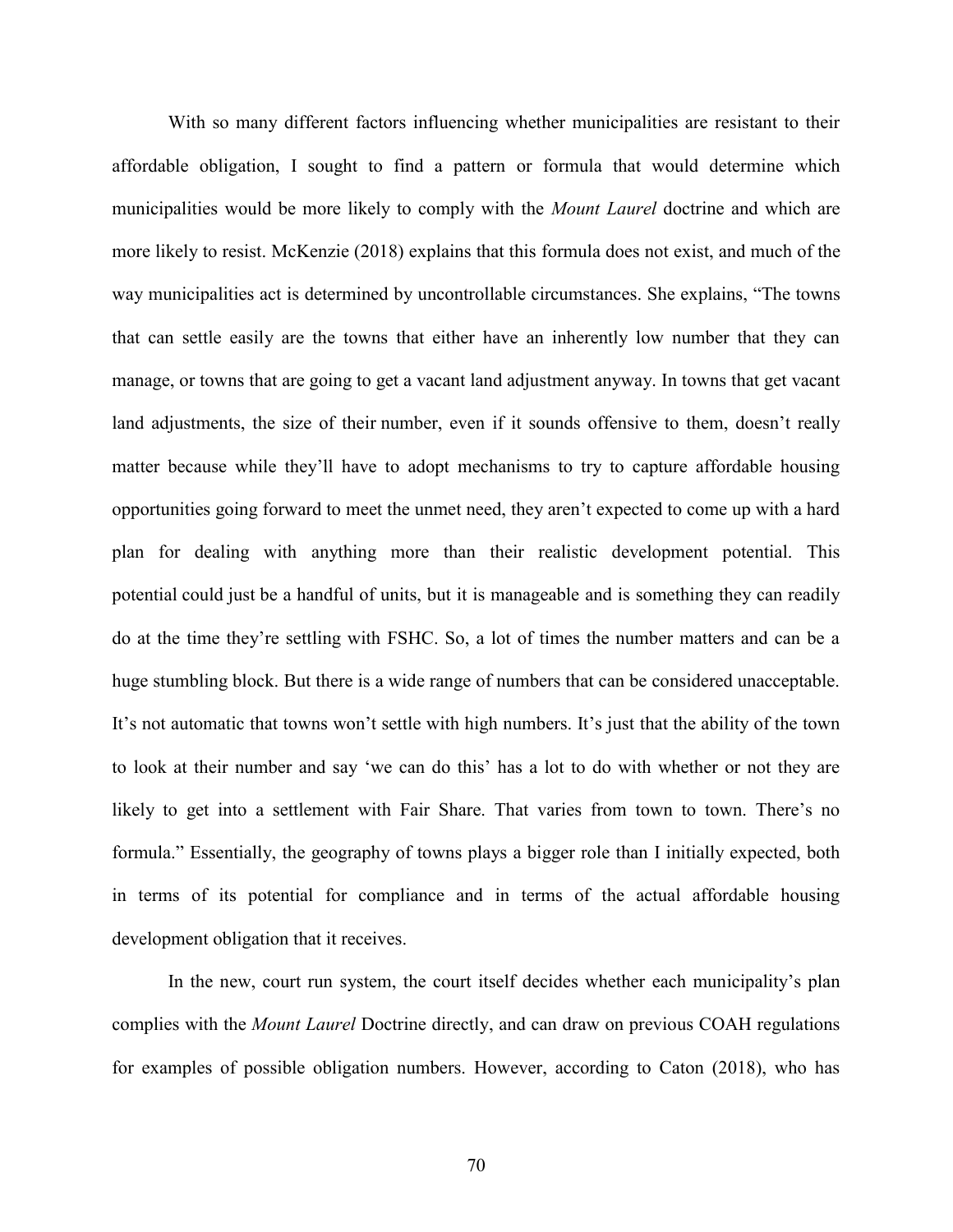With so many different factors influencing whether municipalities are resistant to their affordable obligation, I sought to find a pattern or formula that would determine which municipalities would be more likely to comply with the *Mount Laurel* doctrine and which are more likely to resist. McKenzie (2018) explains that this formula does not exist, and much of the way municipalities act is determined by uncontrollable circumstances. She explains, "The towns that can settle easily are the towns that either have an inherently low number that they can manage, or towns that are going to get a vacant land adjustment anyway. In towns that get vacant land adjustments, the size of their number, even if it sounds offensive to them, doesn't really matter because while they'll have to adopt mechanisms to try to capture affordable housing opportunities going forward to meet the unmet need, they aren't expected to come up with a hard plan for dealing with anything more than their realistic development potential. This potential could just be a handful of units, but it is manageable and is something they can readily do at the time they're settling with FSHC. So, a lot of times the number matters and can be a huge stumbling block. But there is a wide range of numbers that can be considered unacceptable. It's not automatic that towns won't settle with high numbers. It's just that the ability of the town to look at their number and say 'we can do this' has a lot to do with whether or not they are likely to get into a settlement with Fair Share. That varies from town to town. There's no formula." Essentially, the geography of towns plays a bigger role than I initially expected, both in terms of its potential for compliance and in terms of the actual affordable housing development obligation that it receives.

In the new, court run system, the court itself decides whether each municipality's plan complies with the *Mount Laurel* Doctrine directly, and can draw on previous COAH regulations for examples of possible obligation numbers. However, according to Caton (2018), who has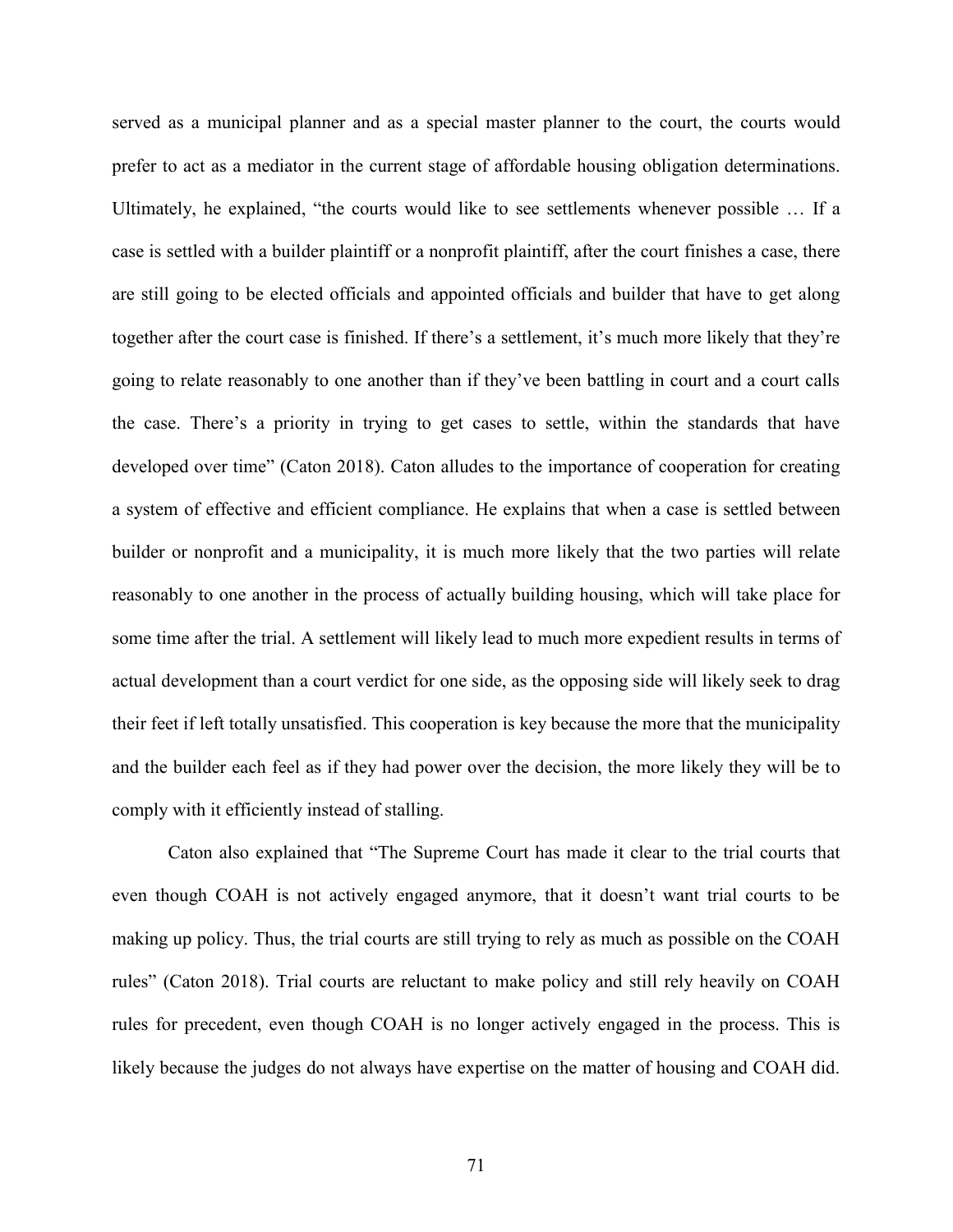served as a municipal planner and as a special master planner to the court, the courts would prefer to act as a mediator in the current stage of affordable housing obligation determinations. Ultimately, he explained, "the courts would like to see settlements whenever possible … If a case is settled with a builder plaintiff or a nonprofit plaintiff, after the court finishes a case, there are still going to be elected officials and appointed officials and builder that have to get along together after the court case is finished. If there's a settlement, it's much more likely that they're going to relate reasonably to one another than if they've been battling in court and a court calls the case. There's a priority in trying to get cases to settle, within the standards that have developed over time" (Caton 2018). Caton alludes to the importance of cooperation for creating a system of effective and efficient compliance. He explains that when a case is settled between builder or nonprofit and a municipality, it is much more likely that the two parties will relate reasonably to one another in the process of actually building housing, which will take place for some time after the trial. A settlement will likely lead to much more expedient results in terms of actual development than a court verdict for one side, as the opposing side will likely seek to drag their feet if left totally unsatisfied. This cooperation is key because the more that the municipality and the builder each feel as if they had power over the decision, the more likely they will be to comply with it efficiently instead of stalling.

Caton also explained that "The Supreme Court has made it clear to the trial courts that even though COAH is not actively engaged anymore, that it doesn't want trial courts to be making up policy. Thus, the trial courts are still trying to rely as much as possible on the COAH rules" (Caton 2018). Trial courts are reluctant to make policy and still rely heavily on COAH rules for precedent, even though COAH is no longer actively engaged in the process. This is likely because the judges do not always have expertise on the matter of housing and COAH did.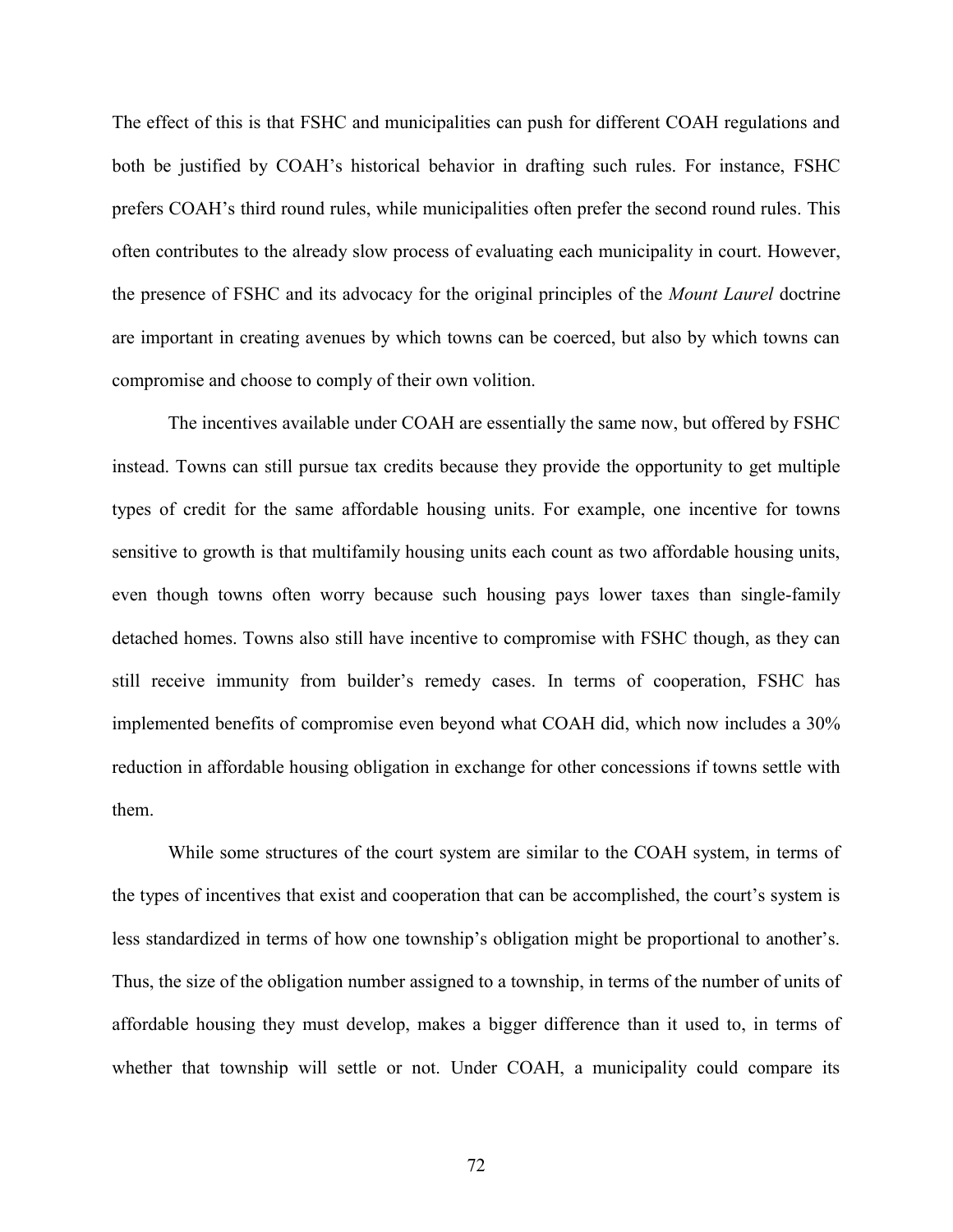The effect of this is that FSHC and municipalities can push for different COAH regulations and both be justified by COAH's historical behavior in drafting such rules. For instance, FSHC prefers COAH's third round rules, while municipalities often prefer the second round rules. This often contributes to the already slow process of evaluating each municipality in court. However, the presence of FSHC and its advocacy for the original principles of the *Mount Laurel* doctrine are important in creating avenues by which towns can be coerced, but also by which towns can compromise and choose to comply of their own volition.

The incentives available under COAH are essentially the same now, but offered by FSHC instead. Towns can still pursue tax credits because they provide the opportunity to get multiple types of credit for the same affordable housing units. For example, one incentive for towns sensitive to growth is that multifamily housing units each count as two affordable housing units, even though towns often worry because such housing pays lower taxes than single-family detached homes. Towns also still have incentive to compromise with FSHC though, as they can still receive immunity from builder's remedy cases. In terms of cooperation, FSHC has implemented benefits of compromise even beyond what COAH did, which now includes a 30% reduction in affordable housing obligation in exchange for other concessions if towns settle with them.

While some structures of the court system are similar to the COAH system, in terms of the types of incentives that exist and cooperation that can be accomplished, the court's system is less standardized in terms of how one township's obligation might be proportional to another's. Thus, the size of the obligation number assigned to a township, in terms of the number of units of affordable housing they must develop, makes a bigger difference than it used to, in terms of whether that township will settle or not. Under COAH, a municipality could compare its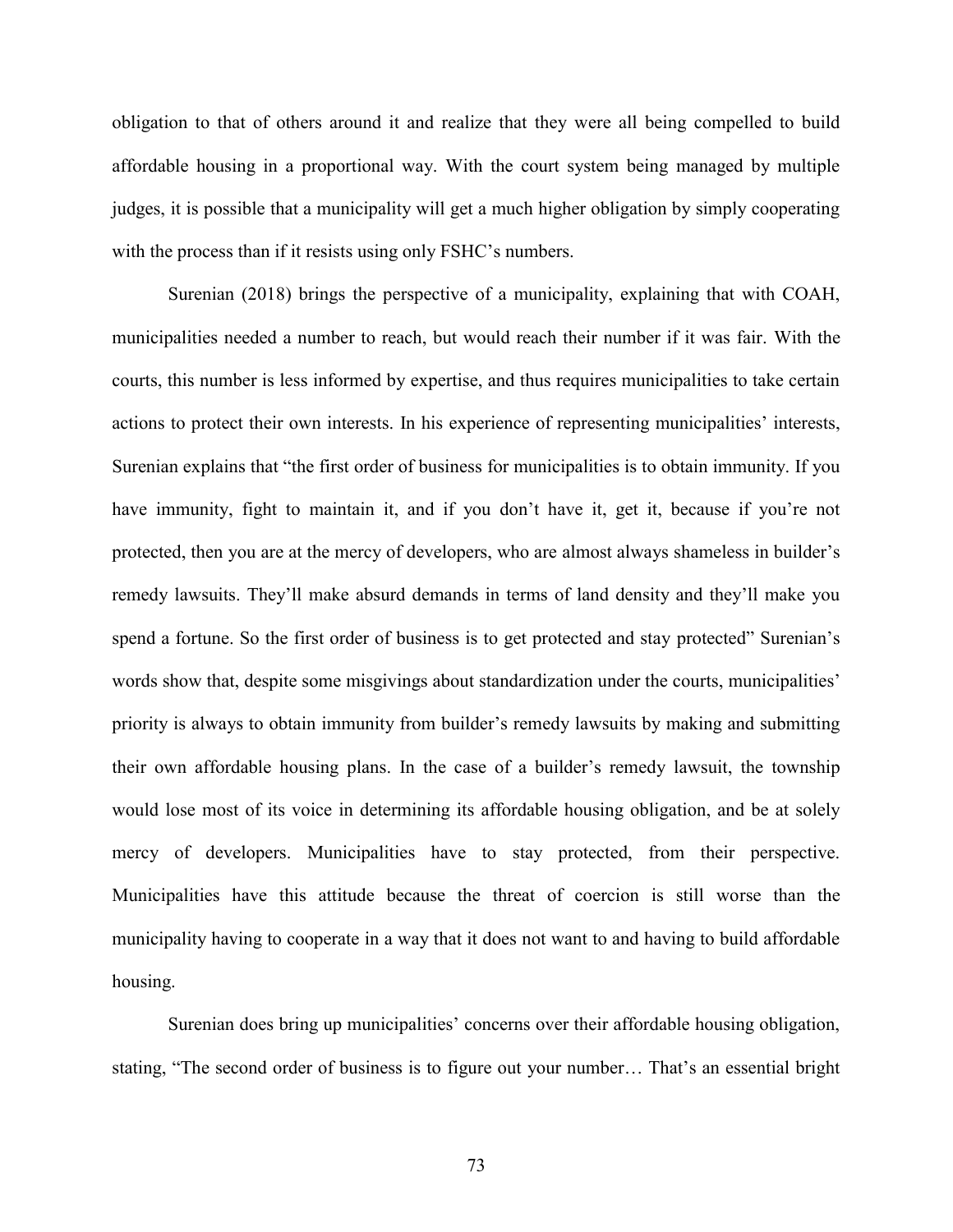obligation to that of others around it and realize that they were all being compelled to build affordable housing in a proportional way. With the court system being managed by multiple judges, it is possible that a municipality will get a much higher obligation by simply cooperating with the process than if it resists using only FSHC's numbers.

Surenian (2018) brings the perspective of a municipality, explaining that with COAH, municipalities needed a number to reach, but would reach their number if it was fair. With the courts, this number is less informed by expertise, and thus requires municipalities to take certain actions to protect their own interests. In his experience of representing municipalities' interests, Surenian explains that "the first order of business for municipalities is to obtain immunity. If you have immunity, fight to maintain it, and if you don't have it, get it, because if you're not protected, then you are at the mercy of developers, who are almost always shameless in builder's remedy lawsuits. They'll make absurd demands in terms of land density and they'll make you spend a fortune. So the first order of business is to get protected and stay protected" Surenian's words show that, despite some misgivings about standardization under the courts, municipalities' priority is always to obtain immunity from builder's remedy lawsuits by making and submitting their own affordable housing plans. In the case of a builder's remedy lawsuit, the township would lose most of its voice in determining its affordable housing obligation, and be at solely mercy of developers. Municipalities have to stay protected, from their perspective. Municipalities have this attitude because the threat of coercion is still worse than the municipality having to cooperate in a way that it does not want to and having to build affordable housing.

Surenian does bring up municipalities' concerns over their affordable housing obligation, stating, "The second order of business is to figure out your number… That's an essential bright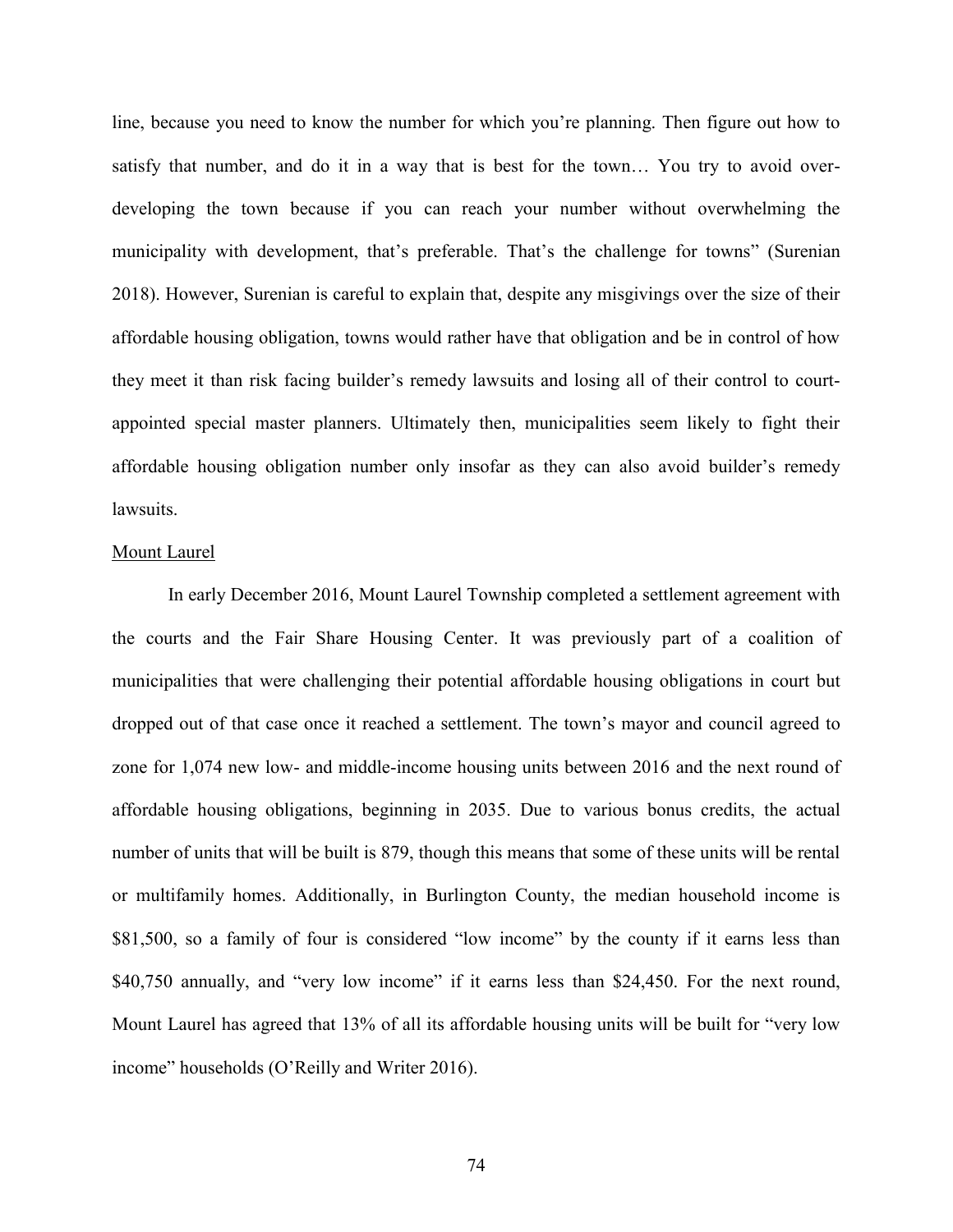line, because you need to know the number for which you're planning. Then figure out how to satisfy that number, and do it in a way that is best for the town… You try to avoid over-developing the town because if you can reach your number without overwhelming the municipality with development, that's preferable. That's the challenge for towns" (Surenian 2018). However, Surenian is careful to explain that, despite any misgivings over the size of their affordable housing obligation, towns would rather have that obligation and be in control of how they meet it than risk facing builder's remedy lawsuits and losing all of their control to court-appointed special master planners. Ultimately then, municipalities seem likely to fight their affordable housing obligation number only insofar as they can also avoid builder's remedy lawsuits.

<u>Mount Laurel</u>

In early December 2016, Mount Laurel Township completed a settlement agreement with the courts and the Fair Share Housing Center. It was previously part of a coalition of municipalities that were challenging their potential affordable housing obligations in court but dropped out of that case once it reached a settlement. The town's mayor and council agreed to zone for 1,074 new low- and middle-income housing units between 2016 and the next round of affordable housing obligations, beginning in 2035. Due to various bonus credits, the actual number of units that will be built is 879, though this means that some of these units will be rental or multifamily homes. Additionally, in Burlington County, the median household income is $81,500, so a family of four is considered "low income" by the county if it earns less than $40,750 annually, and "very low income" if it earns less than $24,450. For the next round, Mount Laurel has agreed that 13% of all its affordable housing units will be built for "very low income" households (O'Reilly and Writer 2016).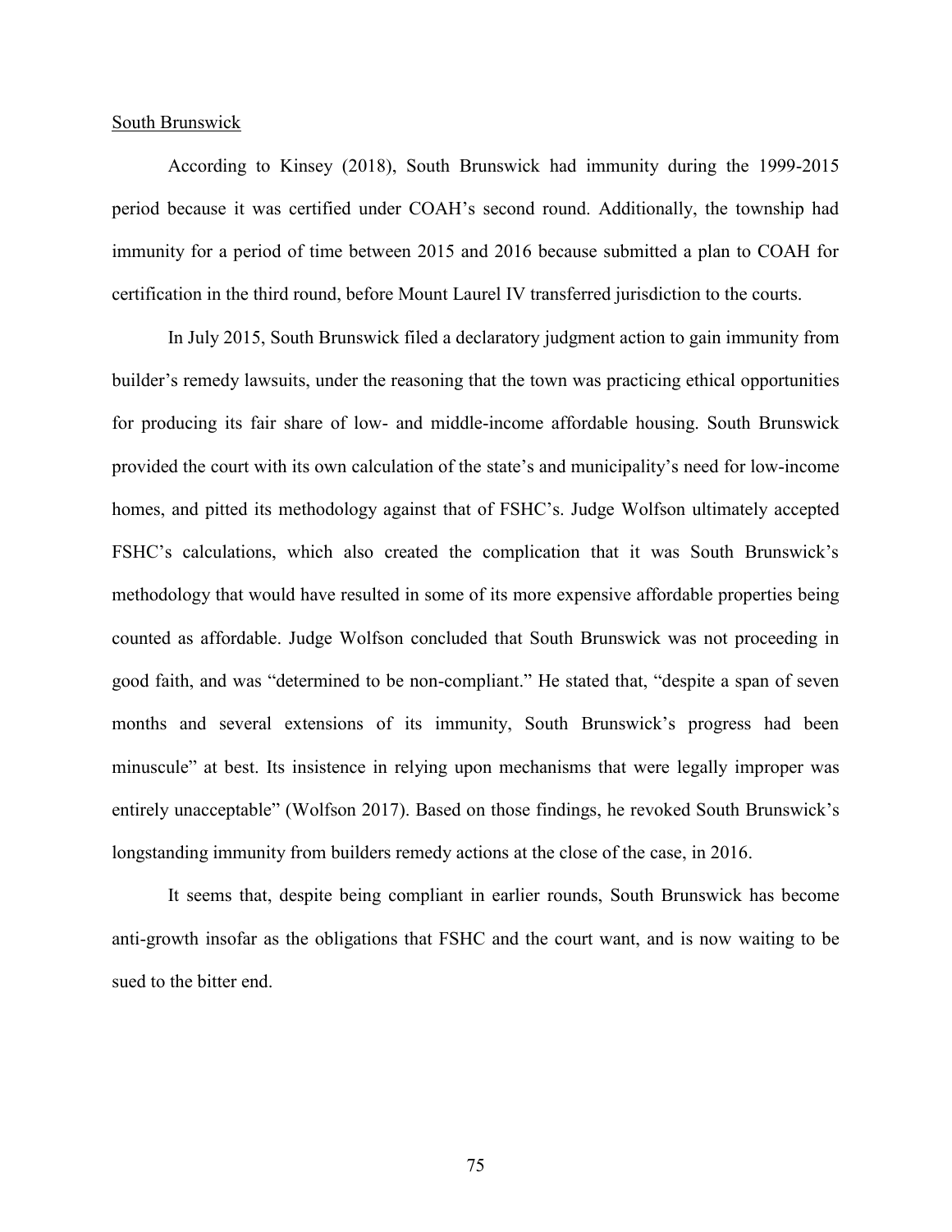South Brunswick

According to Kinsey (2018), South Brunswick had immunity during the 1999-2015 period because it was certified under COAH's second round. Additionally, the township had immunity for a period of time between 2015 and 2016 because submitted a plan to COAH for certification in the third round, before Mount Laurel IV transferred jurisdiction to the courts.

In July 2015, South Brunswick filed a declaratory judgment action to gain immunity from builder's remedy lawsuits, under the reasoning that the town was practicing ethical opportunities for producing its fair share of low- and middle-income affordable housing. South Brunswick provided the court with its own calculation of the state's and municipality's need for low-income homes, and pitted its methodology against that of FSHC's. Judge Wolfson ultimately accepted FSHC's calculations, which also created the complication that it was South Brunswick's methodology that would have resulted in some of its more expensive affordable properties being counted as affordable. Judge Wolfson concluded that South Brunswick was not proceeding in good faith, and was "determined to be non-compliant." He stated that, "despite a span of seven months and several extensions of its immunity, South Brunswick's progress had been minuscule" at best. Its insistence in relying upon mechanisms that were legally improper was entirely unacceptable" (Wolfson 2017). Based on those findings, he revoked South Brunswick's longstanding immunity from builders remedy actions at the close of the case, in 2016.

It seems that, despite being compliant in earlier rounds, South Brunswick has become anti-growth insofar as the obligations that FSHC and the court want, and is now waiting to be sued to the bitter end.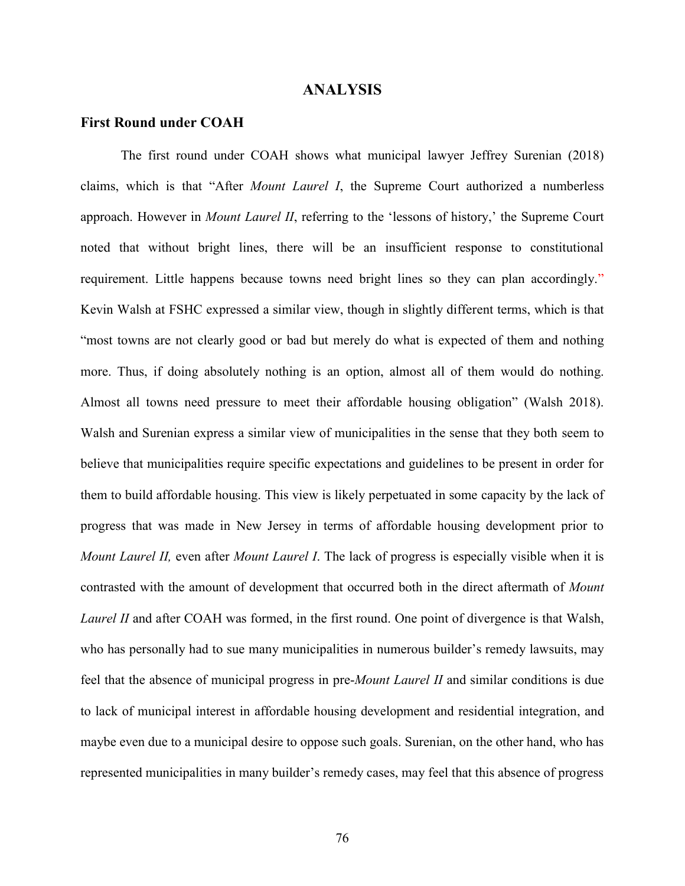# ANALYSIS

## First Round under COAH

The first round under COAH shows what municipal lawyer Jeffrey Surenian (2018) claims, which is that "After *Mount Laurel I*, the Supreme Court authorized a numberless approach. However in *Mount Laurel II*, referring to the 'lessons of history,' the Supreme Court noted that without bright lines, there will be an insufficient response to constitutional requirement. Little happens because towns need bright lines so they can plan accordingly." Kevin Walsh at FSHC expressed a similar view, though in slightly different terms, which is that "most towns are not clearly good or bad but merely do what is expected of them and nothing more. Thus, if doing absolutely nothing is an option, almost all of them would do nothing. Almost all towns need pressure to meet their affordable housing obligation" (Walsh 2018). Walsh and Surenian express a similar view of municipalities in the sense that they both seem to believe that municipalities require specific expectations and guidelines to be present in order for them to build affordable housing. This view is likely perpetuated in some capacity by the lack of progress that was made in New Jersey in terms of affordable housing development prior to *Mount Laurel II,* even after *Mount Laurel I*. The lack of progress is especially visible when it is contrasted with the amount of development that occurred both in the direct aftermath of *Mount Laurel II* and after COAH was formed, in the first round. One point of divergence is that Walsh, who has personally had to sue many municipalities in numerous builder's remedy lawsuits, may feel that the absence of municipal progress in pre-*Mount Laurel II* and similar conditions is due to lack of municipal interest in affordable housing development and residential integration, and maybe even due to a municipal desire to oppose such goals. Surenian, on the other hand, who has represented municipalities in many builder's remedy cases, may feel that this absence of progress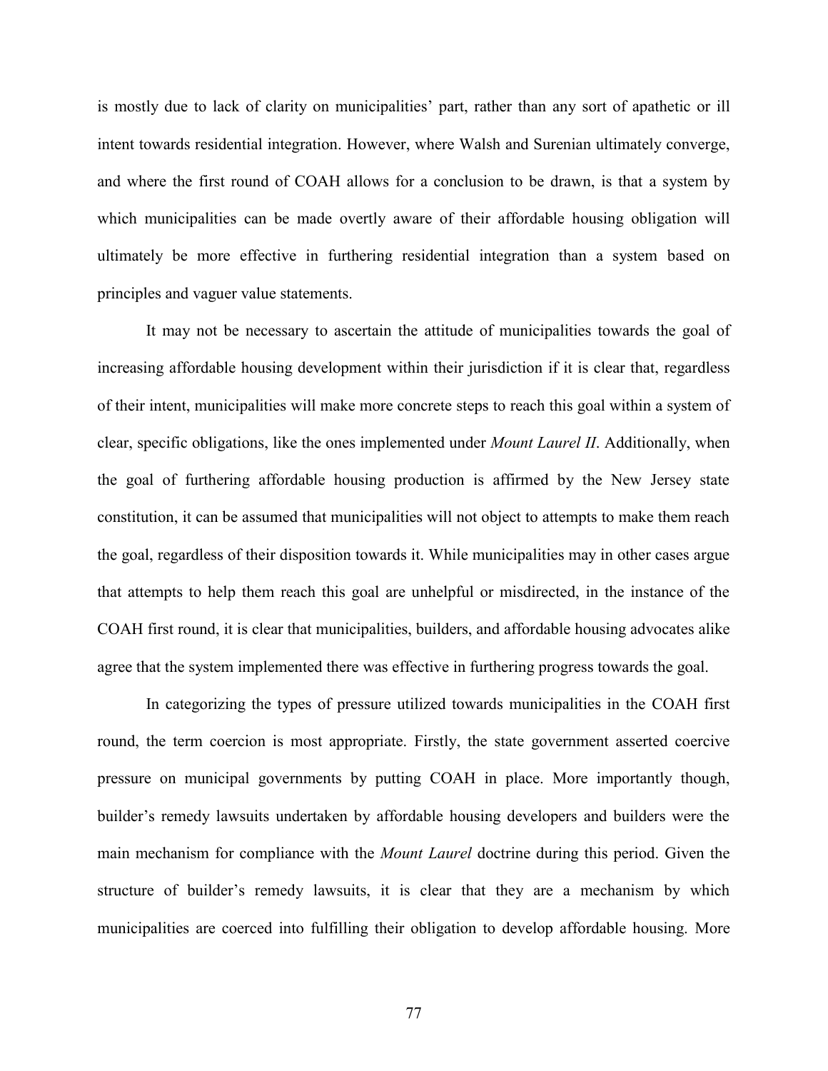is mostly due to lack of clarity on municipalities' part, rather than any sort of apathetic or ill intent towards residential integration. However, where Walsh and Surenian ultimately converge, and where the first round of COAH allows for a conclusion to be drawn, is that a system by which municipalities can be made overtly aware of their affordable housing obligation will ultimately be more effective in furthering residential integration than a system based on principles and vaguer value statements.

It may not be necessary to ascertain the attitude of municipalities towards the goal of increasing affordable housing development within their jurisdiction if it is clear that, regardless of their intent, municipalities will make more concrete steps to reach this goal within a system of clear, specific obligations, like the ones implemented under *Mount Laurel II*. Additionally, when the goal of furthering affordable housing production is affirmed by the New Jersey state constitution, it can be assumed that municipalities will not object to attempts to make them reach the goal, regardless of their disposition towards it. While municipalities may in other cases argue that attempts to help them reach this goal are unhelpful or misdirected, in the instance of the COAH first round, it is clear that municipalities, builders, and affordable housing advocates alike agree that the system implemented there was effective in furthering progress towards the goal.

In categorizing the types of pressure utilized towards municipalities in the COAH first round, the term coercion is most appropriate. Firstly, the state government asserted coercive pressure on municipal governments by putting COAH in place. More importantly though, builder's remedy lawsuits undertaken by affordable housing developers and builders were the main mechanism for compliance with the *Mount Laurel* doctrine during this period. Given the structure of builder's remedy lawsuits, it is clear that they are a mechanism by which municipalities are coerced into fulfilling their obligation to develop affordable housing. More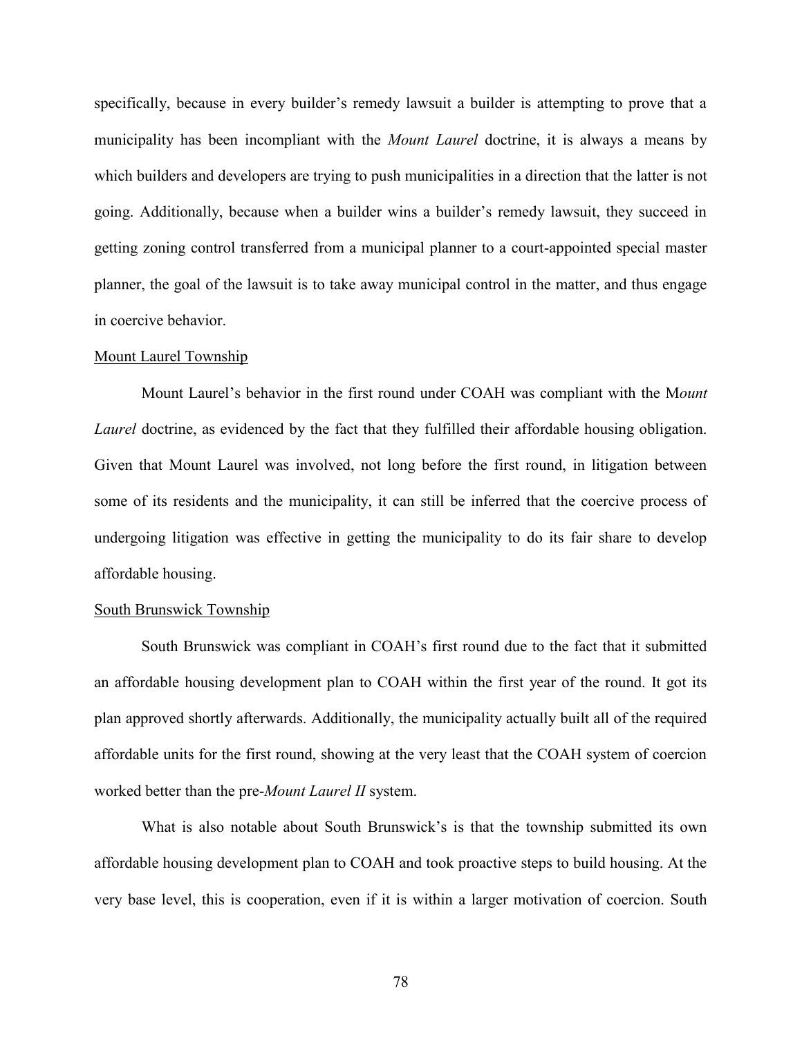specifically, because in every builder's remedy lawsuit a builder is attempting to prove that a municipality has been incompliant with the *Mount Laurel* doctrine, it is always a means by which builders and developers are trying to push municipalities in a direction that the latter is not going. Additionally, because when a builder wins a builder's remedy lawsuit, they succeed in getting zoning control transferred from a municipal planner to a court-appointed special master planner, the goal of the lawsuit is to take away municipal control in the matter, and thus engage in coercive behavior.

<u>Mount Laurel Township</u>

Mount Laurel's behavior in the first round under COAH was compliant with the M*ount Laurel* doctrine, as evidenced by the fact that they fulfilled their affordable housing obligation. Given that Mount Laurel was involved, not long before the first round, in litigation between some of its residents and the municipality, it can still be inferred that the coercive process of undergoing litigation was effective in getting the municipality to do its fair share to develop affordable housing.

<u>South Brunswick Township</u>

South Brunswick was compliant in COAH's first round due to the fact that it submitted an affordable housing development plan to COAH within the first year of the round. It got its plan approved shortly afterwards. Additionally, the municipality actually built all of the required affordable units for the first round, showing at the very least that the COAH system of coercion worked better than the pre-*Mount Laurel II* system.

What is also notable about South Brunswick's is that the township submitted its own affordable housing development plan to COAH and took proactive steps to build housing. At the very base level, this is cooperation, even if it is within a larger motivation of coercion. South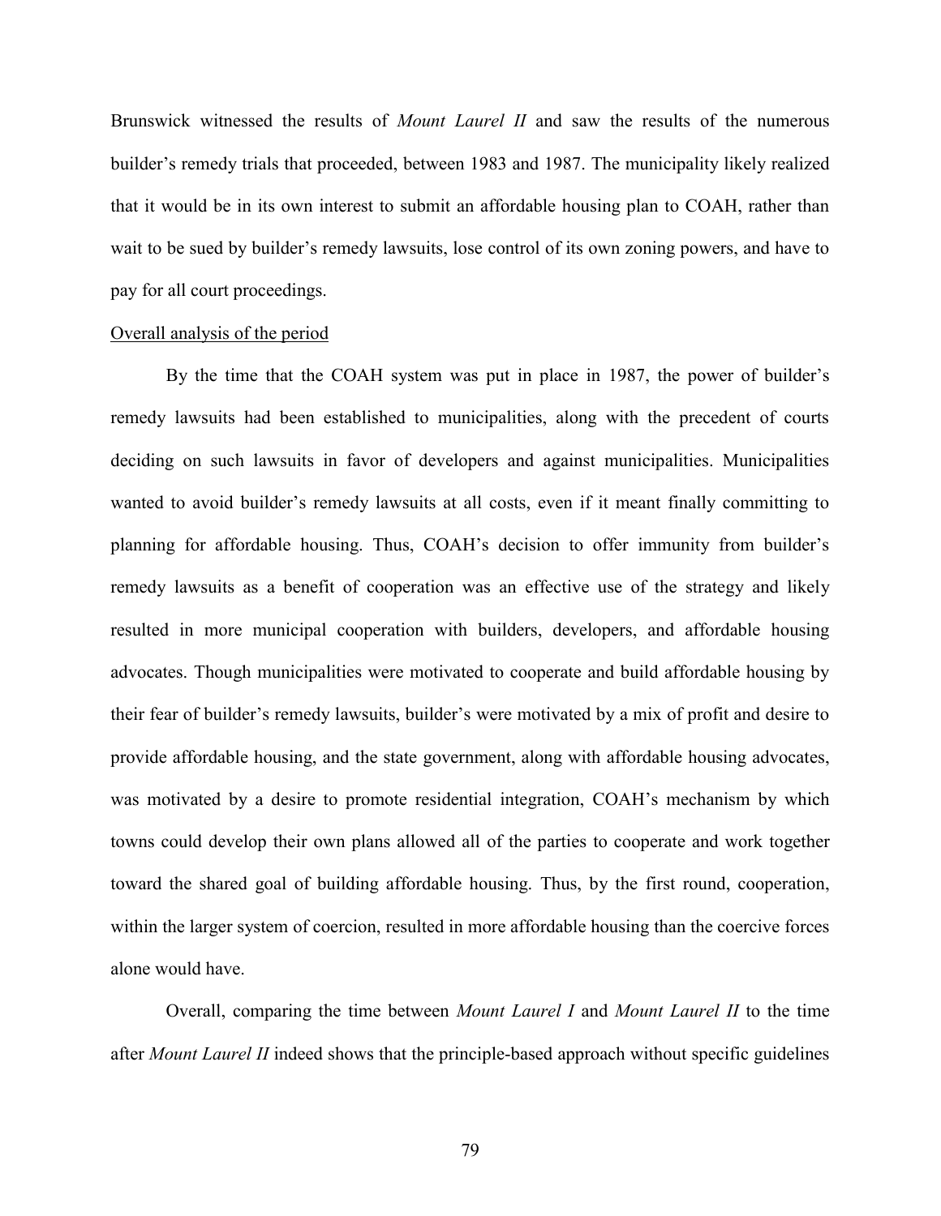Brunswick witnessed the results of *Mount Laurel II* and saw the results of the numerous builder's remedy trials that proceeded, between 1983 and 1987. The municipality likely realized that it would be in its own interest to submit an affordable housing plan to COAH, rather than wait to be sued by builder's remedy lawsuits, lose control of its own zoning powers, and have to pay for all court proceedings.

<u>Overall analysis of the period</u>

By the time that the COAH system was put in place in 1987, the power of builder's remedy lawsuits had been established to municipalities, along with the precedent of courts deciding on such lawsuits in favor of developers and against municipalities. Municipalities wanted to avoid builder's remedy lawsuits at all costs, even if it meant finally committing to planning for affordable housing. Thus, COAH's decision to offer immunity from builder's remedy lawsuits as a benefit of cooperation was an effective use of the strategy and likely resulted in more municipal cooperation with builders, developers, and affordable housing advocates. Though municipalities were motivated to cooperate and build affordable housing by their fear of builder's remedy lawsuits, builder's were motivated by a mix of profit and desire to provide affordable housing, and the state government, along with affordable housing advocates, was motivated by a desire to promote residential integration, COAH's mechanism by which towns could develop their own plans allowed all of the parties to cooperate and work together toward the shared goal of building affordable housing. Thus, by the first round, cooperation, within the larger system of coercion, resulted in more affordable housing than the coercive forces alone would have.

Overall, comparing the time between *Mount Laurel I* and *Mount Laurel II* to the time after *Mount Laurel II* indeed shows that the principle-based approach without specific guidelines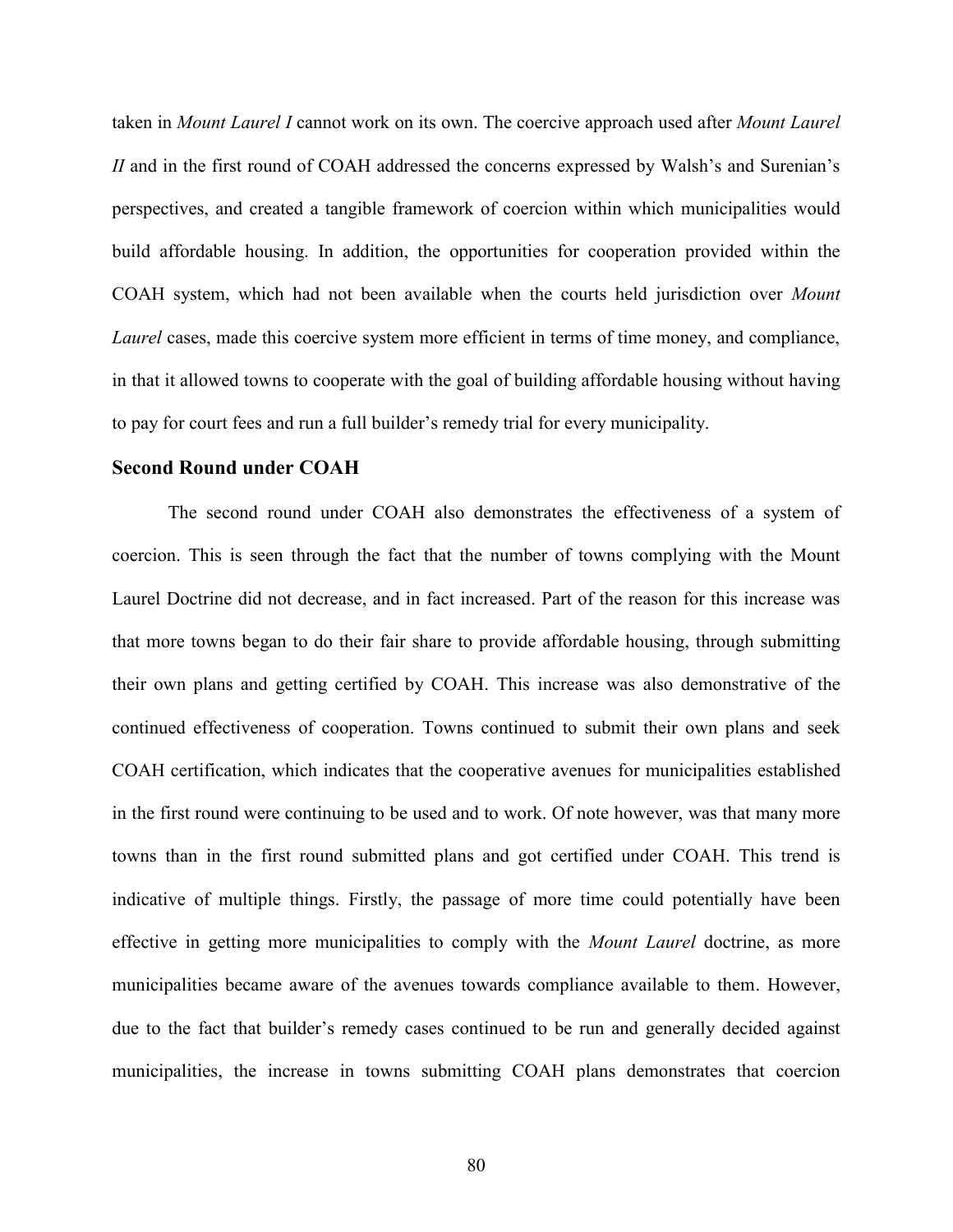taken in *Mount Laurel I* cannot work on its own. The coercive approach used after *Mount Laurel II* and in the first round of COAH addressed the concerns expressed by Walsh's and Surenian's perspectives, and created a tangible framework of coercion within which municipalities would build affordable housing. In addition, the opportunities for cooperation provided within the COAH system, which had not been available when the courts held jurisdiction over *Mount Laurel* cases, made this coercive system more efficient in terms of time money, and compliance, in that it allowed towns to cooperate with the goal of building affordable housing without having to pay for court fees and run a full builder's remedy trial for every municipality.

### Second Round under COAH

The second round under COAH also demonstrates the effectiveness of a system of coercion. This is seen through the fact that the number of towns complying with the Mount Laurel Doctrine did not decrease, and in fact increased. Part of the reason for this increase was that more towns began to do their fair share to provide affordable housing, through submitting their own plans and getting certified by COAH. This increase was also demonstrative of the continued effectiveness of cooperation. Towns continued to submit their own plans and seek COAH certification, which indicates that the cooperative avenues for municipalities established in the first round were continuing to be used and to work. Of note however, was that many more towns than in the first round submitted plans and got certified under COAH. This trend is indicative of multiple things. Firstly, the passage of more time could potentially have been effective in getting more municipalities to comply with the *Mount Laurel* doctrine, as more municipalities became aware of the avenues towards compliance available to them. However, due to the fact that builder's remedy cases continued to be run and generally decided against municipalities, the increase in towns submitting COAH plans demonstrates that coercion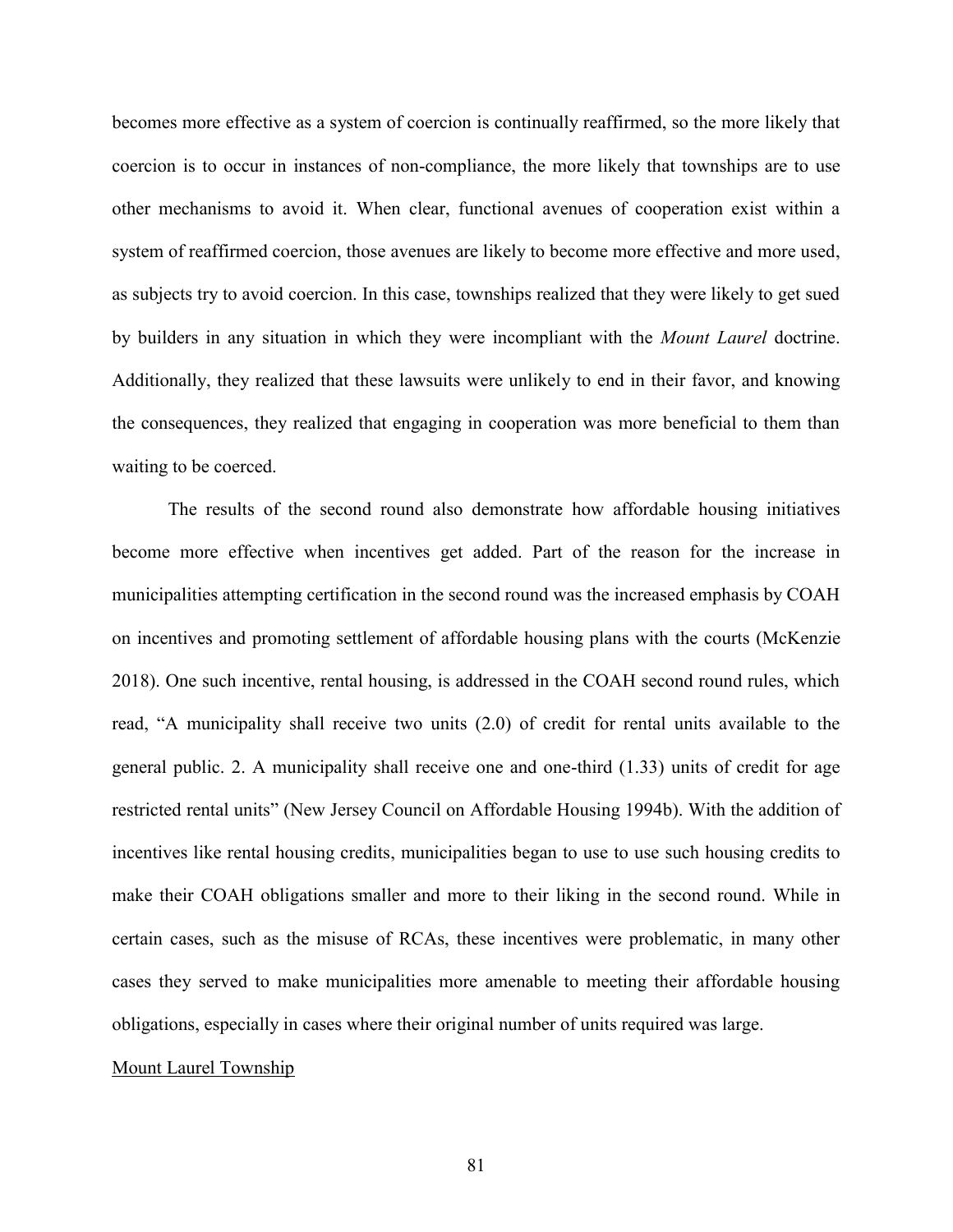becomes more effective as a system of coercion is continually reaffirmed, so the more likely that coercion is to occur in instances of non-compliance, the more likely that townships are to use other mechanisms to avoid it. When clear, functional avenues of cooperation exist within a system of reaffirmed coercion, those avenues are likely to become more effective and more used, as subjects try to avoid coercion. In this case, townships realized that they were likely to get sued by builders in any situation in which they were incompliant with the *Mount Laurel* doctrine. Additionally, they realized that these lawsuits were unlikely to end in their favor, and knowing the consequences, they realized that engaging in cooperation was more beneficial to them than waiting to be coerced.

The results of the second round also demonstrate how affordable housing initiatives become more effective when incentives get added. Part of the reason for the increase in municipalities attempting certification in the second round was the increased emphasis by COAH on incentives and promoting settlement of affordable housing plans with the courts (McKenzie 2018). One such incentive, rental housing, is addressed in the COAH second round rules, which read, "A municipality shall receive two units (2.0) of credit for rental units available to the general public. 2. A municipality shall receive one and one-third (1.33) units of credit for age restricted rental units" (New Jersey Council on Affordable Housing 1994b). With the addition of incentives like rental housing credits, municipalities began to use to use such housing credits to make their COAH obligations smaller and more to their liking in the second round. While in certain cases, such as the misuse of RCAs, these incentives were problematic, in many other cases they served to make municipalities more amenable to meeting their affordable housing obligations, especially in cases where their original number of units required was large.

<u>Mount Laurel Township</u>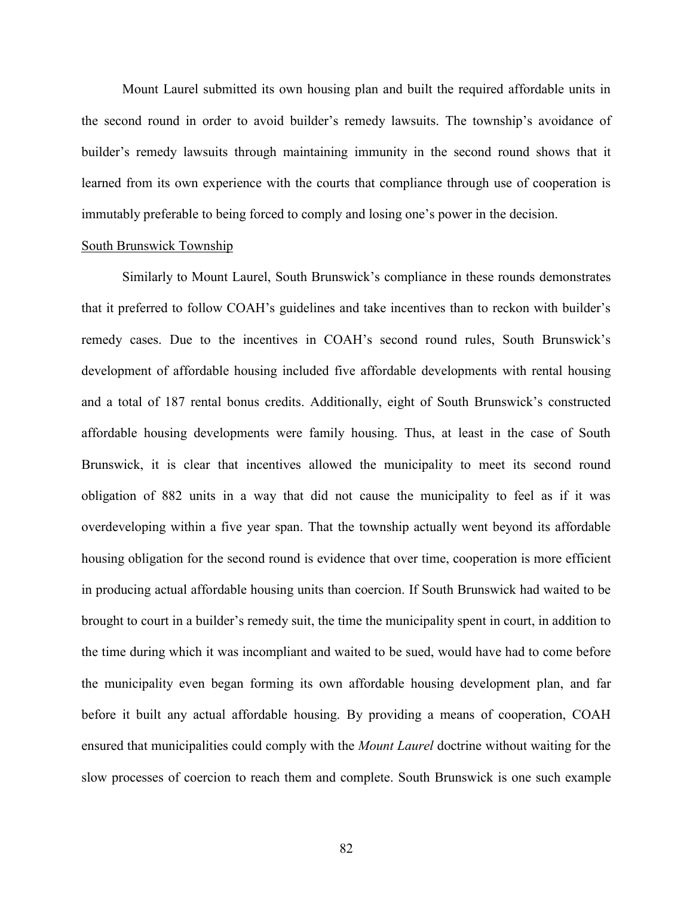Mount Laurel submitted its own housing plan and built the required affordable units in the second round in order to avoid builder's remedy lawsuits. The township's avoidance of builder's remedy lawsuits through maintaining immunity in the second round shows that it learned from its own experience with the courts that compliance through use of cooperation is immutably preferable to being forced to comply and losing one's power in the decision.

<u>South Brunswick Township</u>

Similarly to Mount Laurel, South Brunswick's compliance in these rounds demonstrates that it preferred to follow COAH's guidelines and take incentives than to reckon with builder's remedy cases. Due to the incentives in COAH's second round rules, South Brunswick's development of affordable housing included five affordable developments with rental housing and a total of 187 rental bonus credits. Additionally, eight of South Brunswick's constructed affordable housing developments were family housing. Thus, at least in the case of South Brunswick, it is clear that incentives allowed the municipality to meet its second round obligation of 882 units in a way that did not cause the municipality to feel as if it was overdeveloping within a five year span. That the township actually went beyond its affordable housing obligation for the second round is evidence that over time, cooperation is more efficient in producing actual affordable housing units than coercion. If South Brunswick had waited to be brought to court in a builder's remedy suit, the time the municipality spent in court, in addition to the time during which it was incompliant and waited to be sued, would have had to come before the municipality even began forming its own affordable housing development plan, and far before it built any actual affordable housing. By providing a means of cooperation, COAH ensured that municipalities could comply with the *Mount Laurel* doctrine without waiting for the slow processes of coercion to reach them and complete. South Brunswick is one such example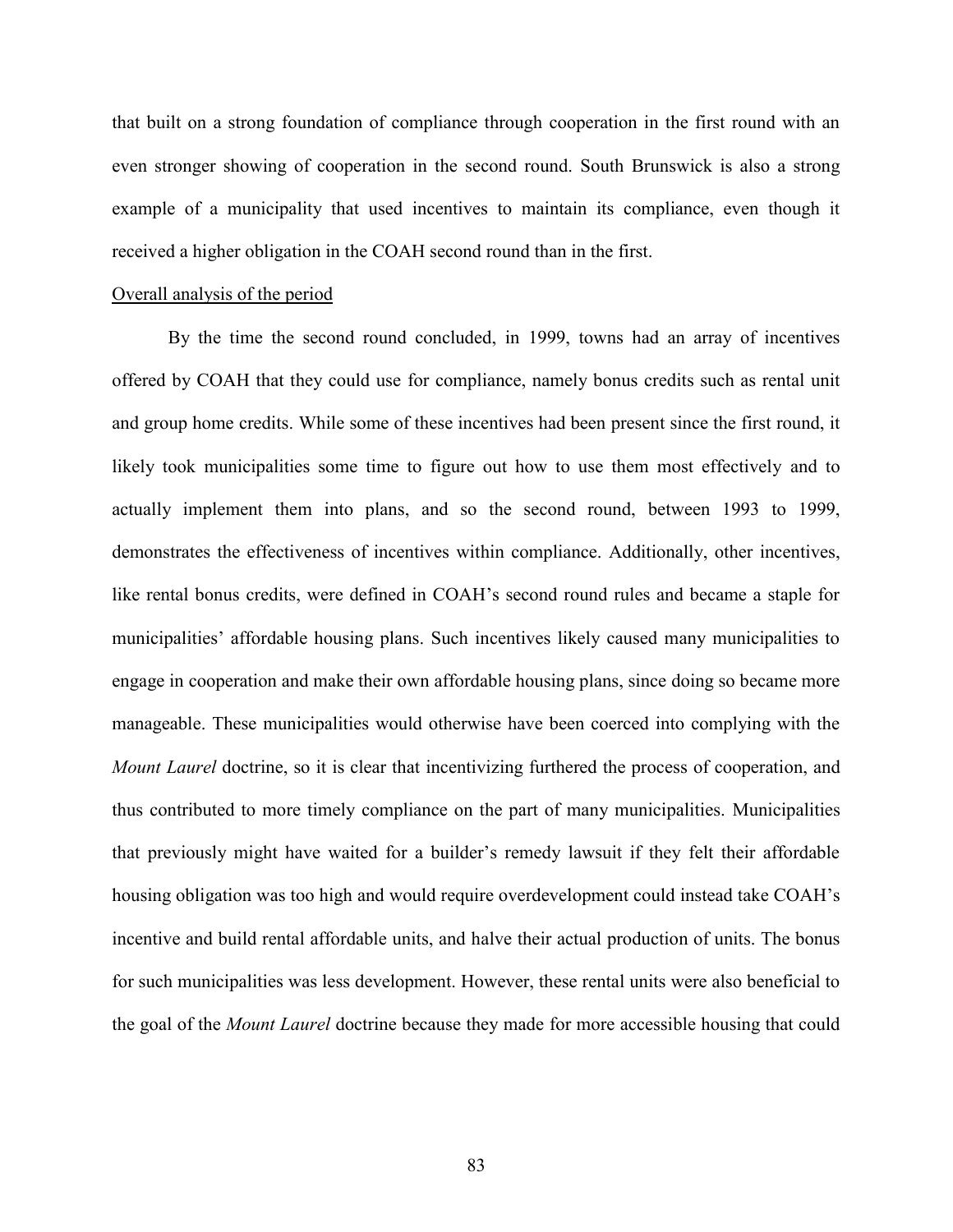that built on a strong foundation of compliance through cooperation in the first round with an even stronger showing of cooperation in the second round. South Brunswick is also a strong example of a municipality that used incentives to maintain its compliance, even though it received a higher obligation in the COAH second round than in the first.

<u>Overall analysis of the period</u>

By the time the second round concluded, in 1999, towns had an array of incentives offered by COAH that they could use for compliance, namely bonus credits such as rental unit and group home credits. While some of these incentives had been present since the first round, it likely took municipalities some time to figure out how to use them most effectively and to actually implement them into plans, and so the second round, between 1993 to 1999, demonstrates the effectiveness of incentives within compliance. Additionally, other incentives, like rental bonus credits, were defined in COAH's second round rules and became a staple for municipalities' affordable housing plans. Such incentives likely caused many municipalities to engage in cooperation and make their own affordable housing plans, since doing so became more manageable. These municipalities would otherwise have been coerced into complying with the *Mount Laurel* doctrine, so it is clear that incentivizing furthered the process of cooperation, and thus contributed to more timely compliance on the part of many municipalities. Municipalities that previously might have waited for a builder's remedy lawsuit if they felt their affordable housing obligation was too high and would require overdevelopment could instead take COAH's incentive and build rental affordable units, and halve their actual production of units. The bonus for such municipalities was less development. However, these rental units were also beneficial to the goal of the *Mount Laurel* doctrine because they made for more accessible housing that could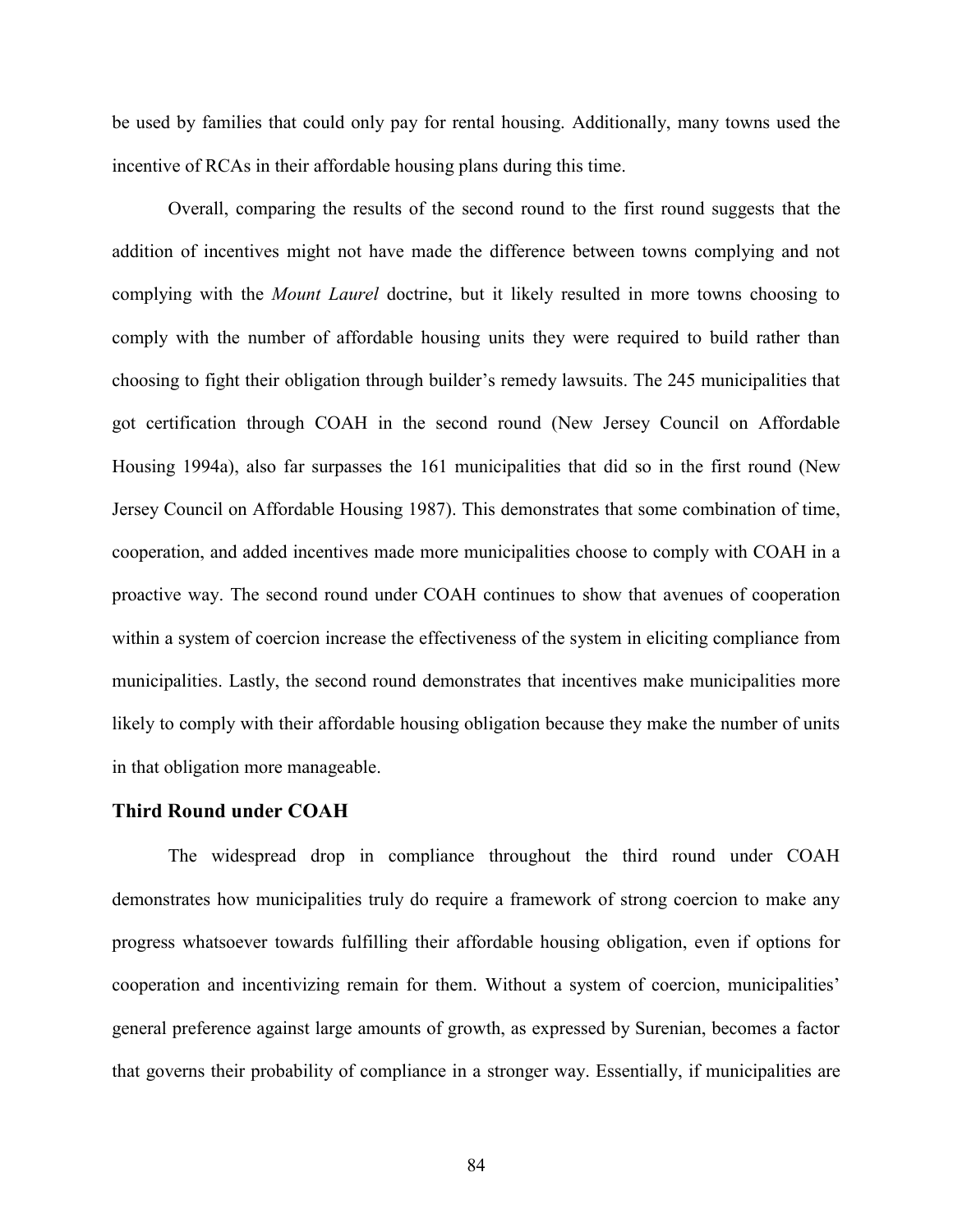be used by families that could only pay for rental housing. Additionally, many towns used the incentive of RCAs in their affordable housing plans during this time.

Overall, comparing the results of the second round to the first round suggests that the addition of incentives might not have made the difference between towns complying and not complying with the *Mount Laurel* doctrine, but it likely resulted in more towns choosing to comply with the number of affordable housing units they were required to build rather than choosing to fight their obligation through builder's remedy lawsuits. The 245 municipalities that got certification through COAH in the second round (New Jersey Council on Affordable Housing 1994a), also far surpasses the 161 municipalities that did so in the first round (New Jersey Council on Affordable Housing 1987). This demonstrates that some combination of time, cooperation, and added incentives made more municipalities choose to comply with COAH in a proactive way. The second round under COAH continues to show that avenues of cooperation within a system of coercion increase the effectiveness of the system in eliciting compliance from municipalities. Lastly, the second round demonstrates that incentives make municipalities more likely to comply with their affordable housing obligation because they make the number of units in that obligation more manageable.

### Third Round under COAH

The widespread drop in compliance throughout the third round under COAH demonstrates how municipalities truly do require a framework of strong coercion to make any progress whatsoever towards fulfilling their affordable housing obligation, even if options for cooperation and incentivizing remain for them. Without a system of coercion, municipalities' general preference against large amounts of growth, as expressed by Surenian, becomes a factor that governs their probability of compliance in a stronger way. Essentially, if municipalities are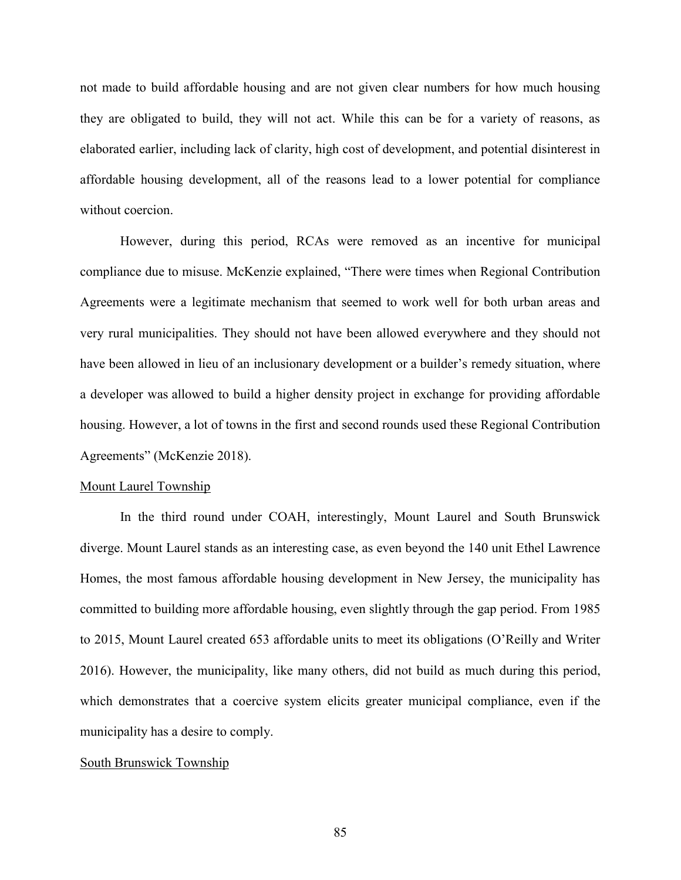not made to build affordable housing and are not given clear numbers for how much housing they are obligated to build, they will not act. While this can be for a variety of reasons, as elaborated earlier, including lack of clarity, high cost of development, and potential disinterest in affordable housing development, all of the reasons lead to a lower potential for compliance without coercion.

However, during this period, RCAs were removed as an incentive for municipal compliance due to misuse. McKenzie explained, "There were times when Regional Contribution Agreements were a legitimate mechanism that seemed to work well for both urban areas and very rural municipalities. They should not have been allowed everywhere and they should not have been allowed in lieu of an inclusionary development or a builder's remedy situation, where a developer was allowed to build a higher density project in exchange for providing affordable housing. However, a lot of towns in the first and second rounds used these Regional Contribution Agreements" (McKenzie 2018).

<u>Mount Laurel Township</u>

In the third round under COAH, interestingly, Mount Laurel and South Brunswick diverge. Mount Laurel stands as an interesting case, as even beyond the 140 unit Ethel Lawrence Homes, the most famous affordable housing development in New Jersey, the municipality has committed to building more affordable housing, even slightly through the gap period. From 1985 to 2015, Mount Laurel created 653 affordable units to meet its obligations (O'Reilly and Writer 2016). However, the municipality, like many others, did not build as much during this period, which demonstrates that a coercive system elicits greater municipal compliance, even if the municipality has a desire to comply.

<u>South Brunswick Township</u>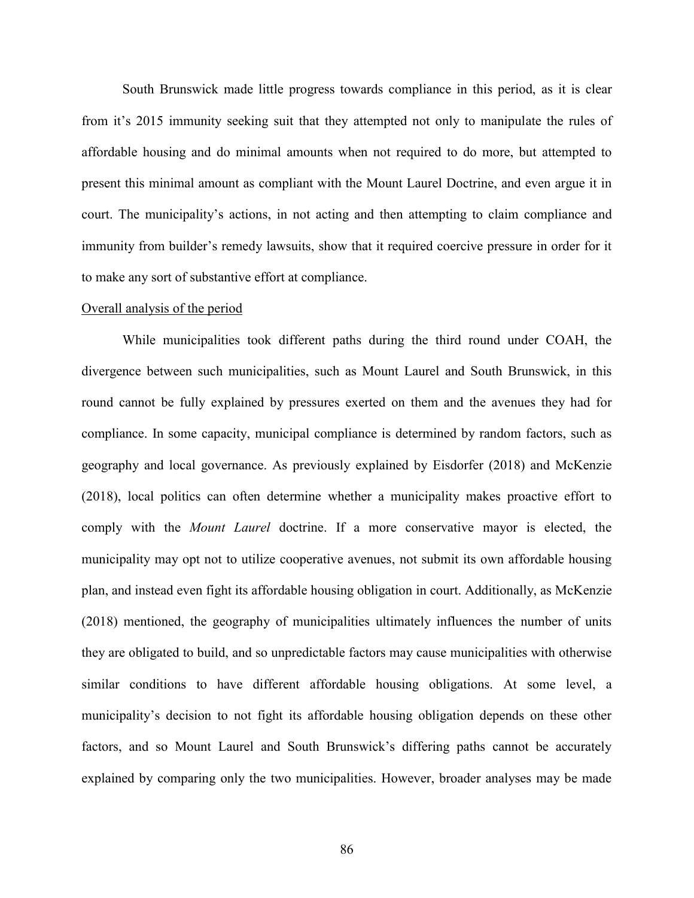South Brunswick made little progress towards compliance in this period, as it is clear from it's 2015 immunity seeking suit that they attempted not only to manipulate the rules of affordable housing and do minimal amounts when not required to do more, but attempted to present this minimal amount as compliant with the Mount Laurel Doctrine, and even argue it in court. The municipality's actions, in not acting and then attempting to claim compliance and immunity from builder's remedy lawsuits, show that it required coercive pressure in order for it to make any sort of substantive effort at compliance.

<u>Overall analysis of the period</u>

While municipalities took different paths during the third round under COAH, the divergence between such municipalities, such as Mount Laurel and South Brunswick, in this round cannot be fully explained by pressures exerted on them and the avenues they had for compliance. In some capacity, municipal compliance is determined by random factors, such as geography and local governance. As previously explained by Eisdorfer (2018) and McKenzie (2018), local politics can often determine whether a municipality makes proactive effort to comply with the *Mount Laurel* doctrine. If a more conservative mayor is elected, the municipality may opt not to utilize cooperative avenues, not submit its own affordable housing plan, and instead even fight its affordable housing obligation in court. Additionally, as McKenzie (2018) mentioned, the geography of municipalities ultimately influences the number of units they are obligated to build, and so unpredictable factors may cause municipalities with otherwise similar conditions to have different affordable housing obligations. At some level, a municipality's decision to not fight its affordable housing obligation depends on these other factors, and so Mount Laurel and South Brunswick's differing paths cannot be accurately explained by comparing only the two municipalities. However, broader analyses may be made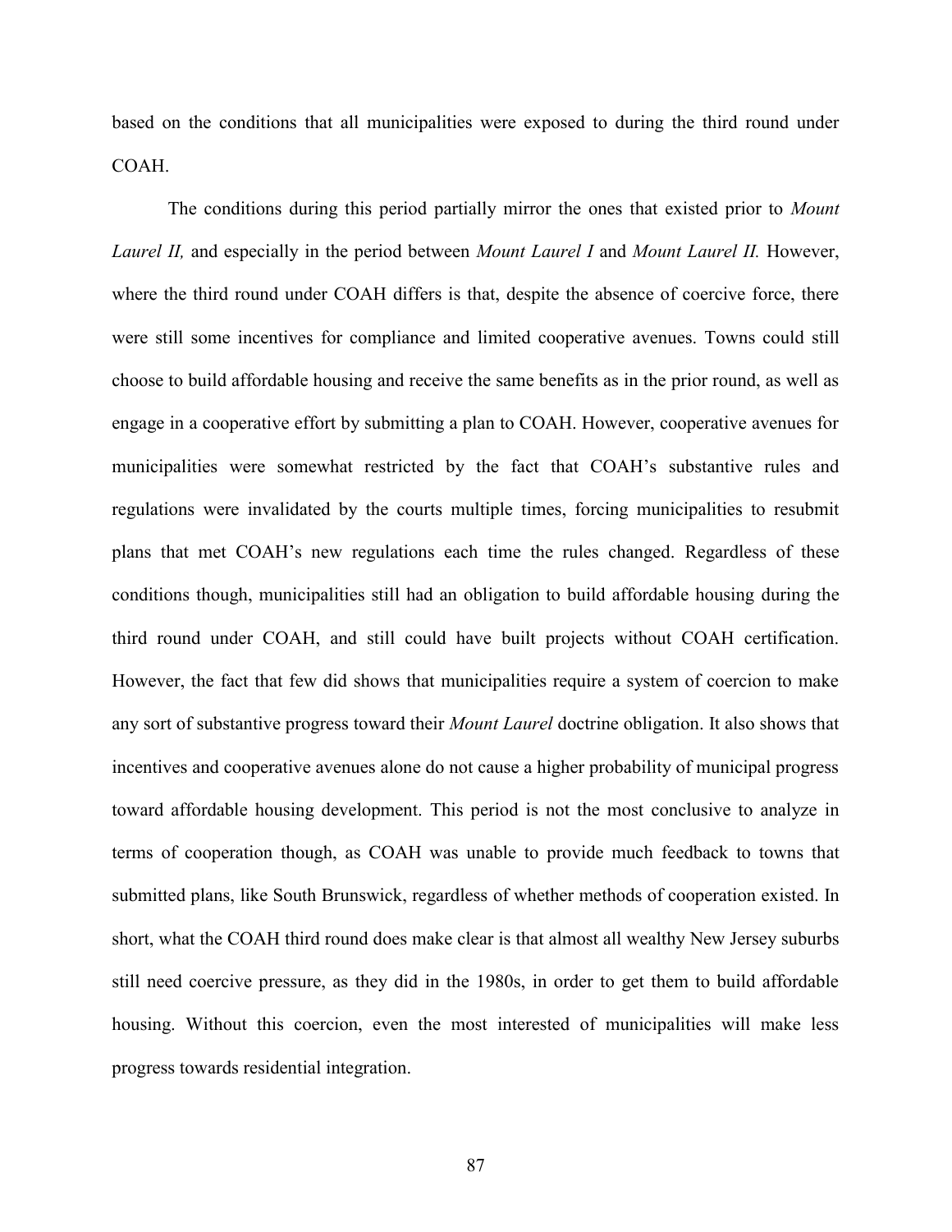based on the conditions that all municipalities were exposed to during the third round under COAH.

The conditions during this period partially mirror the ones that existed prior to *Mount Laurel II,* and especially in the period between *Mount Laurel I* and *Mount Laurel II.* However, where the third round under COAH differs is that, despite the absence of coercive force, there were still some incentives for compliance and limited cooperative avenues. Towns could still choose to build affordable housing and receive the same benefits as in the prior round, as well as engage in a cooperative effort by submitting a plan to COAH. However, cooperative avenues for municipalities were somewhat restricted by the fact that COAH's substantive rules and regulations were invalidated by the courts multiple times, forcing municipalities to resubmit plans that met COAH's new regulations each time the rules changed. Regardless of these conditions though, municipalities still had an obligation to build affordable housing during the third round under COAH, and still could have built projects without COAH certification. However, the fact that few did shows that municipalities require a system of coercion to make any sort of substantive progress toward their *Mount Laurel* doctrine obligation. It also shows that incentives and cooperative avenues alone do not cause a higher probability of municipal progress toward affordable housing development. This period is not the most conclusive to analyze in terms of cooperation though, as COAH was unable to provide much feedback to towns that submitted plans, like South Brunswick, regardless of whether methods of cooperation existed. In short, what the COAH third round does make clear is that almost all wealthy New Jersey suburbs still need coercive pressure, as they did in the 1980s, in order to get them to build affordable housing. Without this coercion, even the most interested of municipalities will make less progress towards residential integration.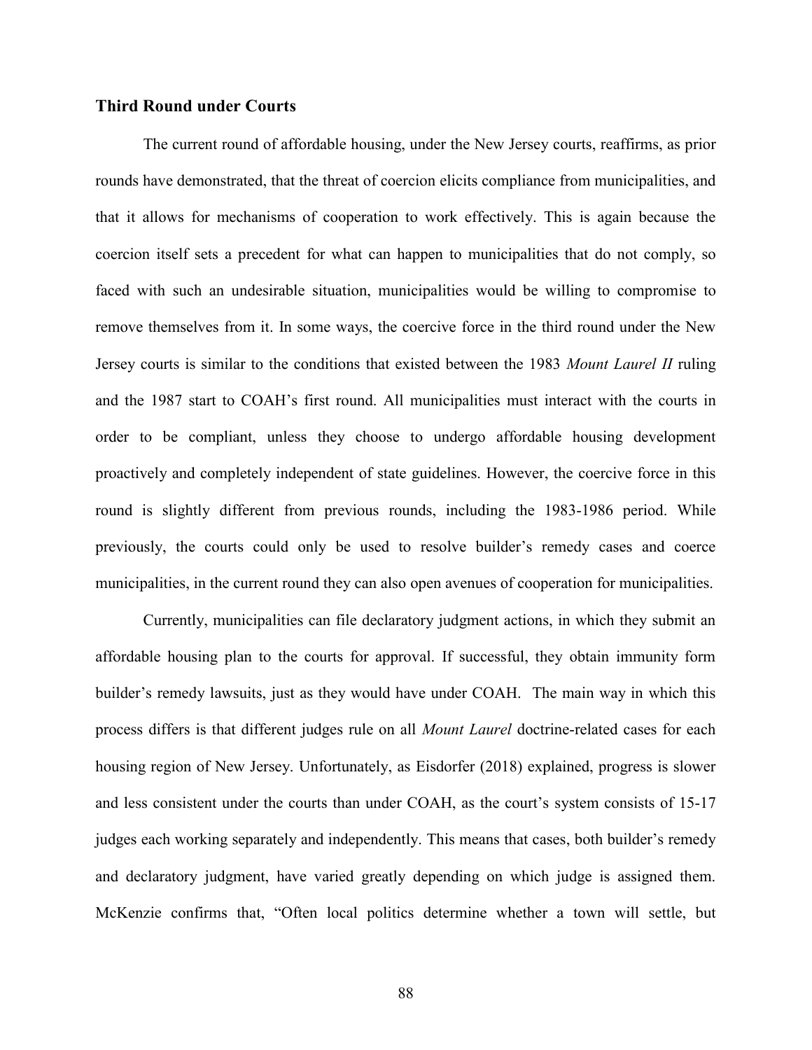### Third Round under Courts

The current round of affordable housing, under the New Jersey courts, reaffirms, as prior rounds have demonstrated, that the threat of coercion elicits compliance from municipalities, and that it allows for mechanisms of cooperation to work effectively. This is again because the coercion itself sets a precedent for what can happen to municipalities that do not comply, so faced with such an undesirable situation, municipalities would be willing to compromise to remove themselves from it. In some ways, the coercive force in the third round under the New Jersey courts is similar to the conditions that existed between the 1983 *Mount Laurel II* ruling and the 1987 start to COAH's first round. All municipalities must interact with the courts in order to be compliant, unless they choose to undergo affordable housing development proactively and completely independent of state guidelines. However, the coercive force in this round is slightly different from previous rounds, including the 1983-1986 period. While previously, the courts could only be used to resolve builder's remedy cases and coerce municipalities, in the current round they can also open avenues of cooperation for municipalities.

Currently, municipalities can file declaratory judgment actions, in which they submit an affordable housing plan to the courts for approval. If successful, they obtain immunity form builder's remedy lawsuits, just as they would have under COAH. The main way in which this process differs is that different judges rule on all *Mount Laurel* doctrine-related cases for each housing region of New Jersey. Unfortunately, as Eisdorfer (2018) explained, progress is slower and less consistent under the courts than under COAH, as the court's system consists of 15-17 judges each working separately and independently. This means that cases, both builder's remedy and declaratory judgment, have varied greatly depending on which judge is assigned them. McKenzie confirms that, "Often local politics determine whether a town will settle, but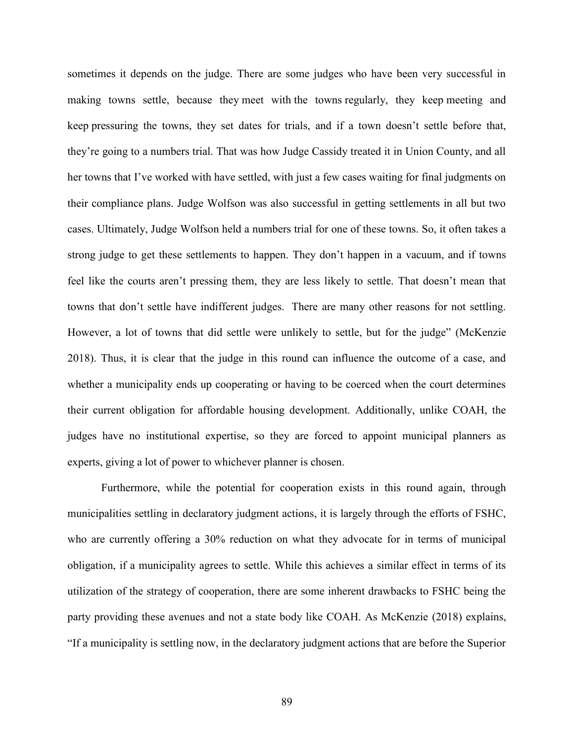sometimes it depends on the judge. There are some judges who have been very successful in making towns settle, because they meet with the towns regularly, they keep meeting and keep pressuring the towns, they set dates for trials, and if a town doesn't settle before that, they're going to a numbers trial. That was how Judge Cassidy treated it in Union County, and all her towns that I've worked with have settled, with just a few cases waiting for final judgments on their compliance plans. Judge Wolfson was also successful in getting settlements in all but two cases. Ultimately, Judge Wolfson held a numbers trial for one of these towns. So, it often takes a strong judge to get these settlements to happen. They don't happen in a vacuum, and if towns feel like the courts aren't pressing them, they are less likely to settle. That doesn't mean that towns that don't settle have indifferent judges. There are many other reasons for not settling. However, a lot of towns that did settle were unlikely to settle, but for the judge" (McKenzie 2018). Thus, it is clear that the judge in this round can influence the outcome of a case, and whether a municipality ends up cooperating or having to be coerced when the court determines their current obligation for affordable housing development. Additionally, unlike COAH, the judges have no institutional expertise, so they are forced to appoint municipal planners as experts, giving a lot of power to whichever planner is chosen.

Furthermore, while the potential for cooperation exists in this round again, through municipalities settling in declaratory judgment actions, it is largely through the efforts of FSHC, who are currently offering a 30% reduction on what they advocate for in terms of municipal obligation, if a municipality agrees to settle. While this achieves a similar effect in terms of its utilization of the strategy of cooperation, there are some inherent drawbacks to FSHC being the party providing these avenues and not a state body like COAH. As McKenzie (2018) explains, "If a municipality is settling now, in the declaratory judgment actions that are before the Superior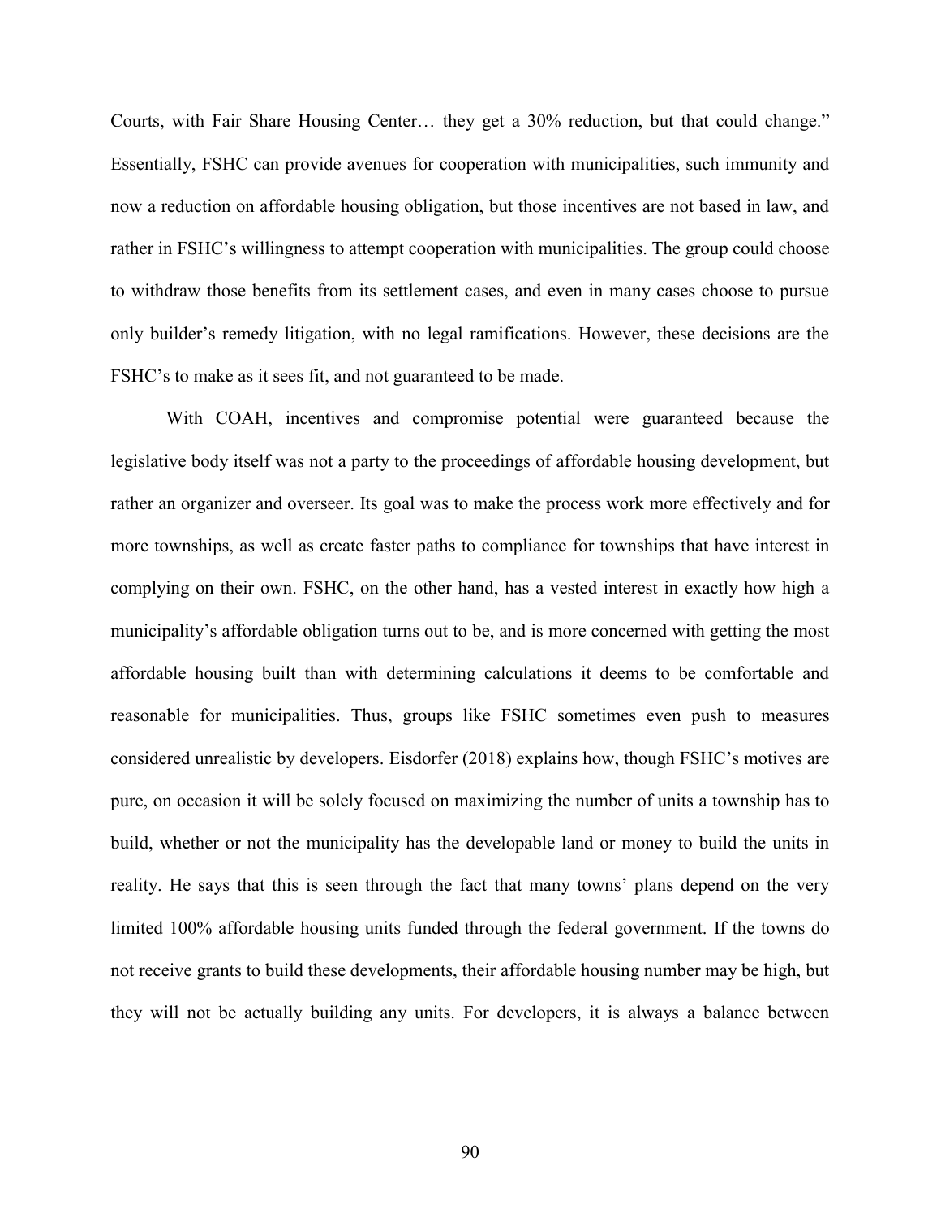Courts, with Fair Share Housing Center… they get a 30% reduction, but that could change." Essentially, FSHC can provide avenues for cooperation with municipalities, such immunity and now a reduction on affordable housing obligation, but those incentives are not based in law, and rather in FSHC's willingness to attempt cooperation with municipalities. The group could choose to withdraw those benefits from its settlement cases, and even in many cases choose to pursue only builder's remedy litigation, with no legal ramifications. However, these decisions are the FSHC's to make as it sees fit, and not guaranteed to be made.

With COAH, incentives and compromise potential were guaranteed because the legislative body itself was not a party to the proceedings of affordable housing development, but rather an organizer and overseer. Its goal was to make the process work more effectively and for more townships, as well as create faster paths to compliance for townships that have interest in complying on their own. FSHC, on the other hand, has a vested interest in exactly how high a municipality's affordable obligation turns out to be, and is more concerned with getting the most affordable housing built than with determining calculations it deems to be comfortable and reasonable for municipalities. Thus, groups like FSHC sometimes even push to measures considered unrealistic by developers. Eisdorfer (2018) explains how, though FSHC's motives are pure, on occasion it will be solely focused on maximizing the number of units a township has to build, whether or not the municipality has the developable land or money to build the units in reality. He says that this is seen through the fact that many towns' plans depend on the very limited 100% affordable housing units funded through the federal government. If the towns do not receive grants to build these developments, their affordable housing number may be high, but they will not be actually building any units. For developers, it is always a balance between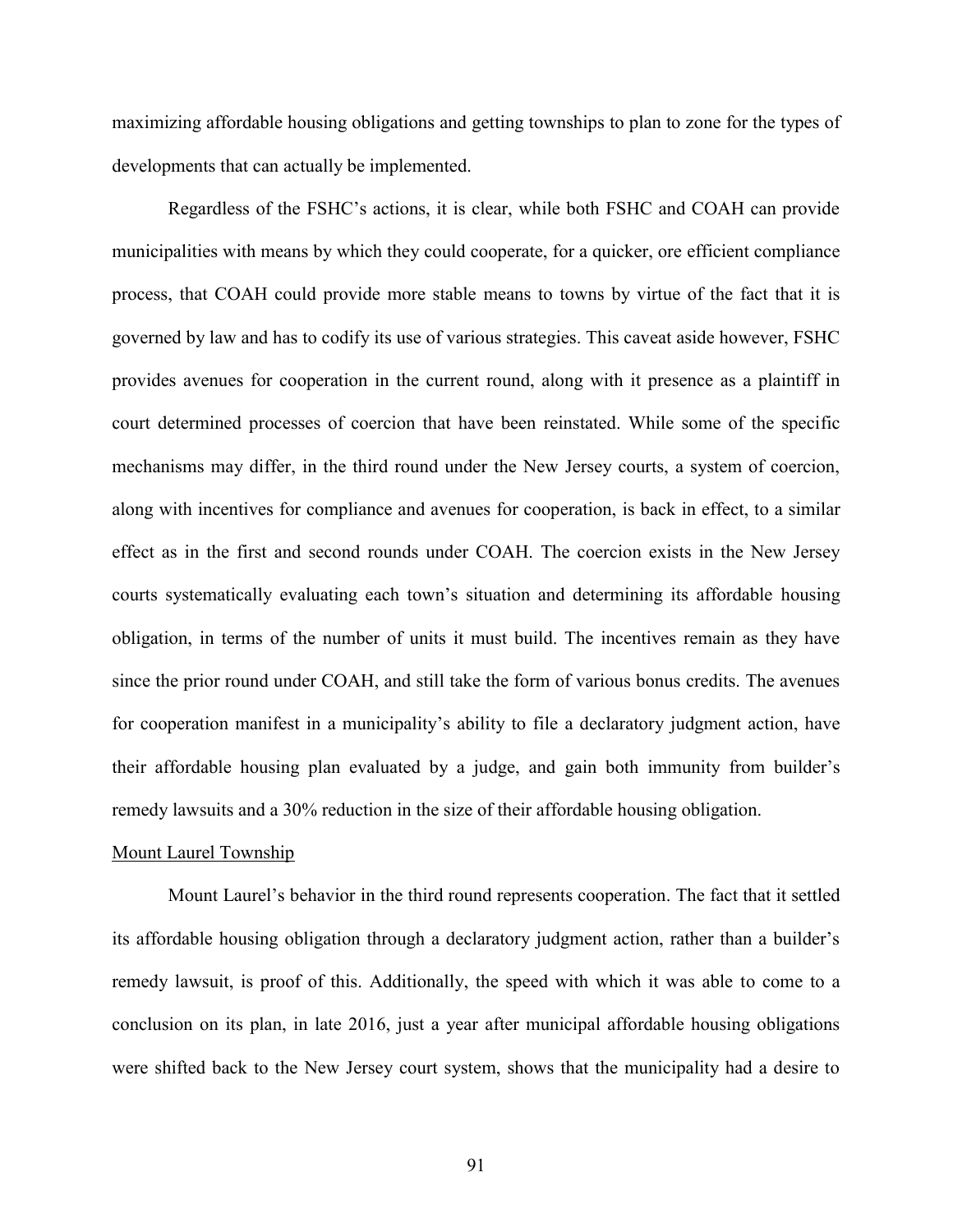maximizing affordable housing obligations and getting townships to plan to zone for the types of developments that can actually be implemented.

Regardless of the FSHC's actions, it is clear, while both FSHC and COAH can provide municipalities with means by which they could cooperate, for a quicker, ore efficient compliance process, that COAH could provide more stable means to towns by virtue of the fact that it is governed by law and has to codify its use of various strategies. This caveat aside however, FSHC provides avenues for cooperation in the current round, along with it presence as a plaintiff in court determined processes of coercion that have been reinstated. While some of the specific mechanisms may differ, in the third round under the New Jersey courts, a system of coercion, along with incentives for compliance and avenues for cooperation, is back in effect, to a similar effect as in the first and second rounds under COAH. The coercion exists in the New Jersey courts systematically evaluating each town's situation and determining its affordable housing obligation, in terms of the number of units it must build. The incentives remain as they have since the prior round under COAH, and still take the form of various bonus credits. The avenues for cooperation manifest in a municipality's ability to file a declaratory judgment action, have their affordable housing plan evaluated by a judge, and gain both immunity from builder's remedy lawsuits and a 30% reduction in the size of their affordable housing obligation.

<u>Mount Laurel Township</u>

Mount Laurel's behavior in the third round represents cooperation. The fact that it settled its affordable housing obligation through a declaratory judgment action, rather than a builder's remedy lawsuit, is proof of this. Additionally, the speed with which it was able to come to a conclusion on its plan, in late 2016, just a year after municipal affordable housing obligations were shifted back to the New Jersey court system, shows that the municipality had a desire to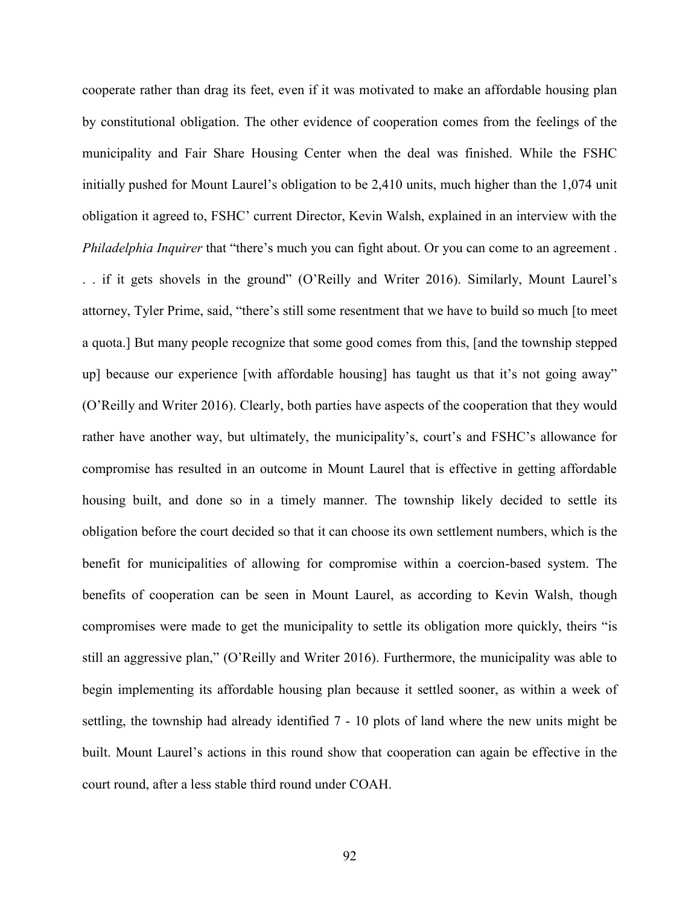cooperate rather than drag its feet, even if it was motivated to make an affordable housing plan by constitutional obligation. The other evidence of cooperation comes from the feelings of the municipality and Fair Share Housing Center when the deal was finished. While the FSHC initially pushed for Mount Laurel's obligation to be 2,410 units, much higher than the 1,074 unit obligation it agreed to, FSHC' current Director, Kevin Walsh, explained in an interview with the *Philadelphia Inquirer* that "there's much you can fight about. Or you can come to an agreement . . . if it gets shovels in the ground" (O'Reilly and Writer 2016). Similarly, Mount Laurel's attorney, Tyler Prime, said, "there's still some resentment that we have to build so much [to meet a quota.] But many people recognize that some good comes from this, [and the township stepped up] because our experience [with affordable housing] has taught us that it's not going away" (O'Reilly and Writer 2016). Clearly, both parties have aspects of the cooperation that they would rather have another way, but ultimately, the municipality's, court's and FSHC's allowance for compromise has resulted in an outcome in Mount Laurel that is effective in getting affordable housing built, and done so in a timely manner. The township likely decided to settle its obligation before the court decided so that it can choose its own settlement numbers, which is the benefit for municipalities of allowing for compromise within a coercion-based system. The benefits of cooperation can be seen in Mount Laurel, as according to Kevin Walsh, though compromises were made to get the municipality to settle its obligation more quickly, theirs "is still an aggressive plan," (O'Reilly and Writer 2016). Furthermore, the municipality was able to begin implementing its affordable housing plan because it settled sooner, as within a week of settling, the township had already identified 7 - 10 plots of land where the new units might be built. Mount Laurel's actions in this round show that cooperation can again be effective in the court round, after a less stable third round under COAH.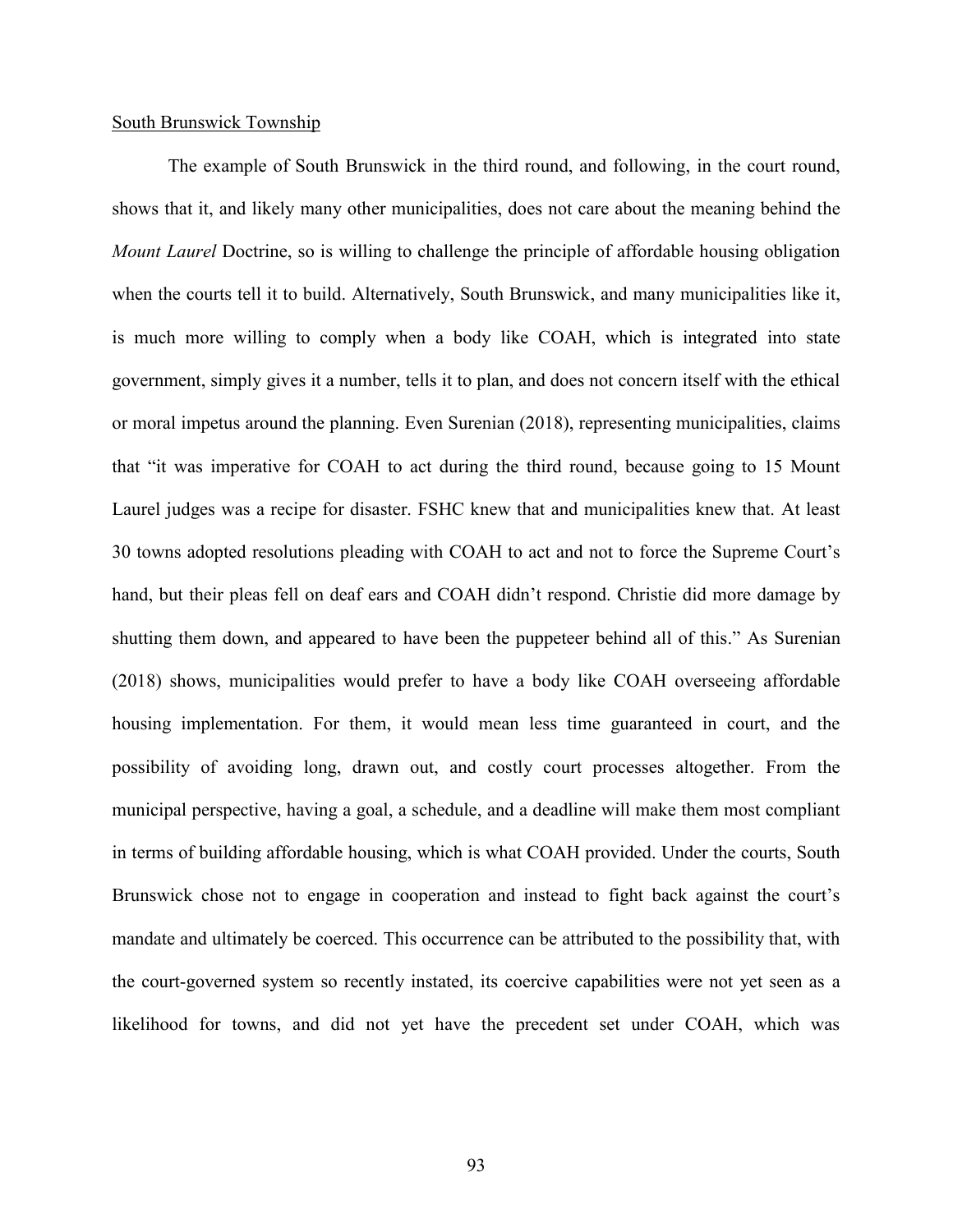South Brunswick Township

The example of South Brunswick in the third round, and following, in the court round, shows that it, and likely many other municipalities, does not care about the meaning behind the *Mount Laurel* Doctrine, so is willing to challenge the principle of affordable housing obligation when the courts tell it to build. Alternatively, South Brunswick, and many municipalities like it, is much more willing to comply when a body like COAH, which is integrated into state government, simply gives it a number, tells it to plan, and does not concern itself with the ethical or moral impetus around the planning. Even Surenian (2018), representing municipalities, claims that "it was imperative for COAH to act during the third round, because going to 15 Mount Laurel judges was a recipe for disaster. FSHC knew that and municipalities knew that. At least 30 towns adopted resolutions pleading with COAH to act and not to force the Supreme Court's hand, but their pleas fell on deaf ears and COAH didn't respond. Christie did more damage by shutting them down, and appeared to have been the puppeteer behind all of this." As Surenian (2018) shows, municipalities would prefer to have a body like COAH overseeing affordable housing implementation. For them, it would mean less time guaranteed in court, and the possibility of avoiding long, drawn out, and costly court processes altogether. From the municipal perspective, having a goal, a schedule, and a deadline will make them most compliant in terms of building affordable housing, which is what COAH provided. Under the courts, South Brunswick chose not to engage in cooperation and instead to fight back against the court's mandate and ultimately be coerced. This occurrence can be attributed to the possibility that, with the court-governed system so recently instated, its coercive capabilities were not yet seen as a likelihood for towns, and did not yet have the precedent set under COAH, which was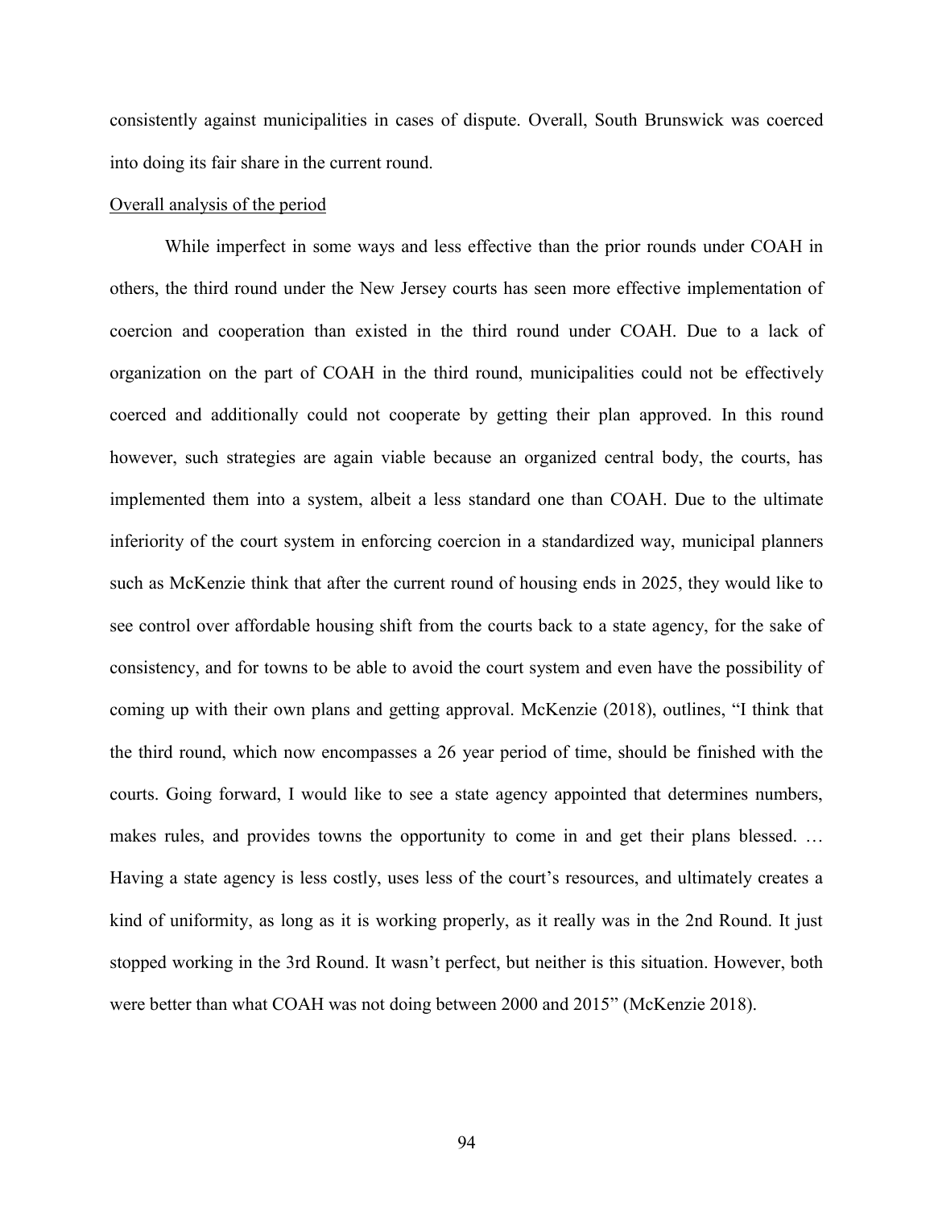consistently against municipalities in cases of dispute. Overall, South Brunswick was coerced into doing its fair share in the current round.

<u>Overall analysis of the period</u>

While imperfect in some ways and less effective than the prior rounds under COAH in others, the third round under the New Jersey courts has seen more effective implementation of coercion and cooperation than existed in the third round under COAH. Due to a lack of organization on the part of COAH in the third round, municipalities could not be effectively coerced and additionally could not cooperate by getting their plan approved. In this round however, such strategies are again viable because an organized central body, the courts, has implemented them into a system, albeit a less standard one than COAH. Due to the ultimate inferiority of the court system in enforcing coercion in a standardized way, municipal planners such as McKenzie think that after the current round of housing ends in 2025, they would like to see control over affordable housing shift from the courts back to a state agency, for the sake of consistency, and for towns to be able to avoid the court system and even have the possibility of coming up with their own plans and getting approval. McKenzie (2018), outlines, "I think that the third round, which now encompasses a 26 year period of time, should be finished with the courts. Going forward, I would like to see a state agency appointed that determines numbers, makes rules, and provides towns the opportunity to come in and get their plans blessed. … Having a state agency is less costly, uses less of the court's resources, and ultimately creates a kind of uniformity, as long as it is working properly, as it really was in the 2nd Round. It just stopped working in the 3rd Round. It wasn't perfect, but neither is this situation. However, both were better than what COAH was not doing between 2000 and 2015" (McKenzie 2018).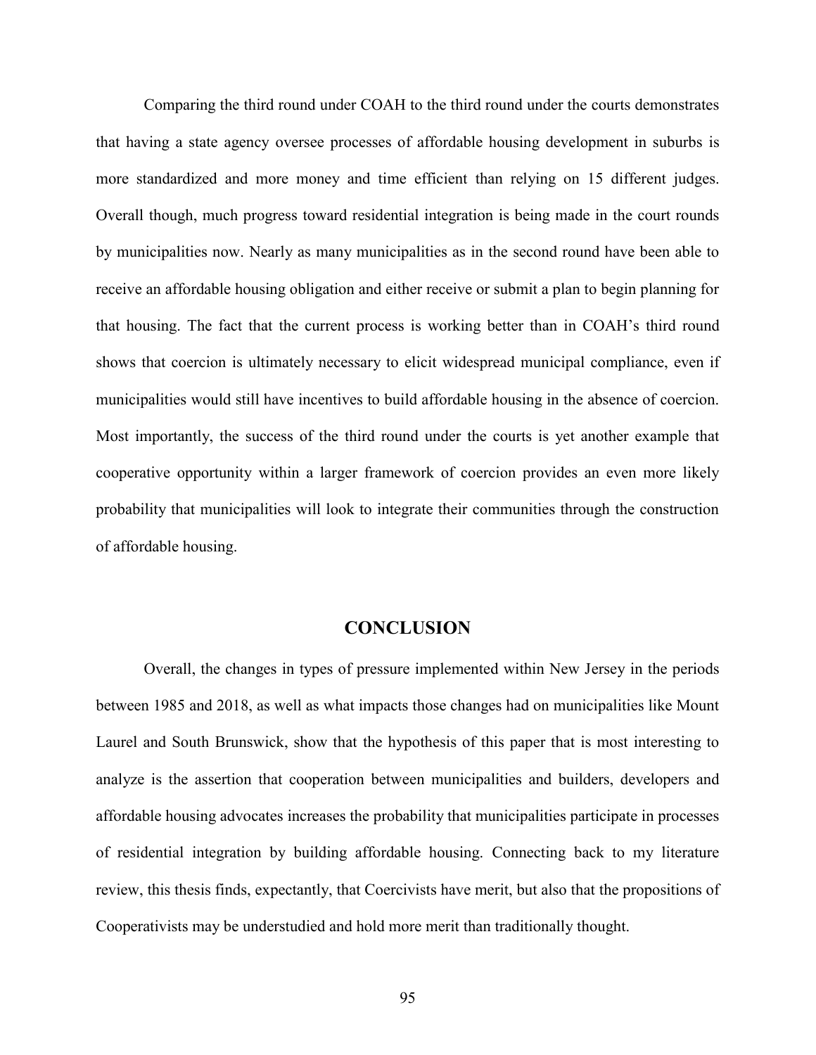Comparing the third round under COAH to the third round under the courts demonstrates that having a state agency oversee processes of affordable housing development in suburbs is more standardized and more money and time efficient than relying on 15 different judges. Overall though, much progress toward residential integration is being made in the court rounds by municipalities now. Nearly as many municipalities as in the second round have been able to receive an affordable housing obligation and either receive or submit a plan to begin planning for that housing. The fact that the current process is working better than in COAH's third round shows that coercion is ultimately necessary to elicit widespread municipal compliance, even if municipalities would still have incentives to build affordable housing in the absence of coercion. Most importantly, the success of the third round under the courts is yet another example that cooperative opportunity within a larger framework of coercion provides an even more likely probability that municipalities will look to integrate their communities through the construction of affordable housing.

## CONCLUSION

Overall, the changes in types of pressure implemented within New Jersey in the periods between 1985 and 2018, as well as what impacts those changes had on municipalities like Mount Laurel and South Brunswick, show that the hypothesis of this paper that is most interesting to analyze is the assertion that cooperation between municipalities and builders, developers and affordable housing advocates increases the probability that municipalities participate in processes of residential integration by building affordable housing. Connecting back to my literature review, this thesis finds, expectantly, that Coercivists have merit, but also that the propositions of Cooperativists may be understudied and hold more merit than traditionally thought.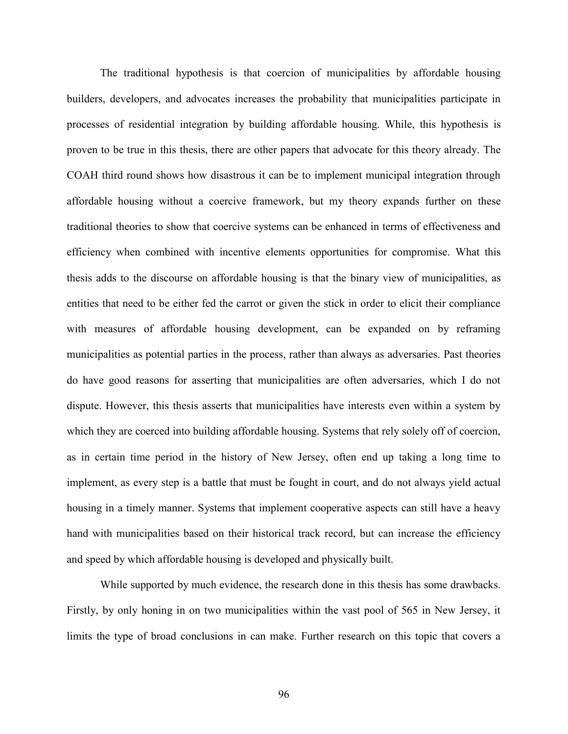The traditional hypothesis is that coercion of municipalities by affordable housing builders, developers, and advocates increases the probability that municipalities participate in processes of residential integration by building affordable housing. While, this hypothesis is proven to be true in this thesis, there are other papers that advocate for this theory already. The COAH third round shows how disastrous it can be to implement municipal integration through affordable housing without a coercive framework, but my theory expands further on these traditional theories to show that coercive systems can be enhanced in terms of effectiveness and efficiency when combined with incentive elements opportunities for compromise. What this thesis adds to the discourse on affordable housing is that the binary view of municipalities, as entities that need to be either fed the carrot or given the stick in order to elicit their compliance with measures of affordable housing development, can be expanded on by reframing municipalities as potential parties in the process, rather than always as adversaries. Past theories do have good reasons for asserting that municipalities are often adversaries, which I do not dispute. However, this thesis asserts that municipalities have interests even within a system by which they are coerced into building affordable housing. Systems that rely solely off of coercion, as in certain time period in the history of New Jersey, often end up taking a long time to implement, as every step is a battle that must be fought in court, and do not always yield actual housing in a timely manner. Systems that implement cooperative aspects can still have a heavy hand with municipalities based on their historical track record, but can increase the efficiency and speed by which affordable housing is developed and physically built.

While supported by much evidence, the research done in this thesis has some drawbacks. Firstly, by only honing in on two municipalities within the vast pool of 565 in New Jersey, it limits the type of broad conclusions in can make. Further research on this topic that covers a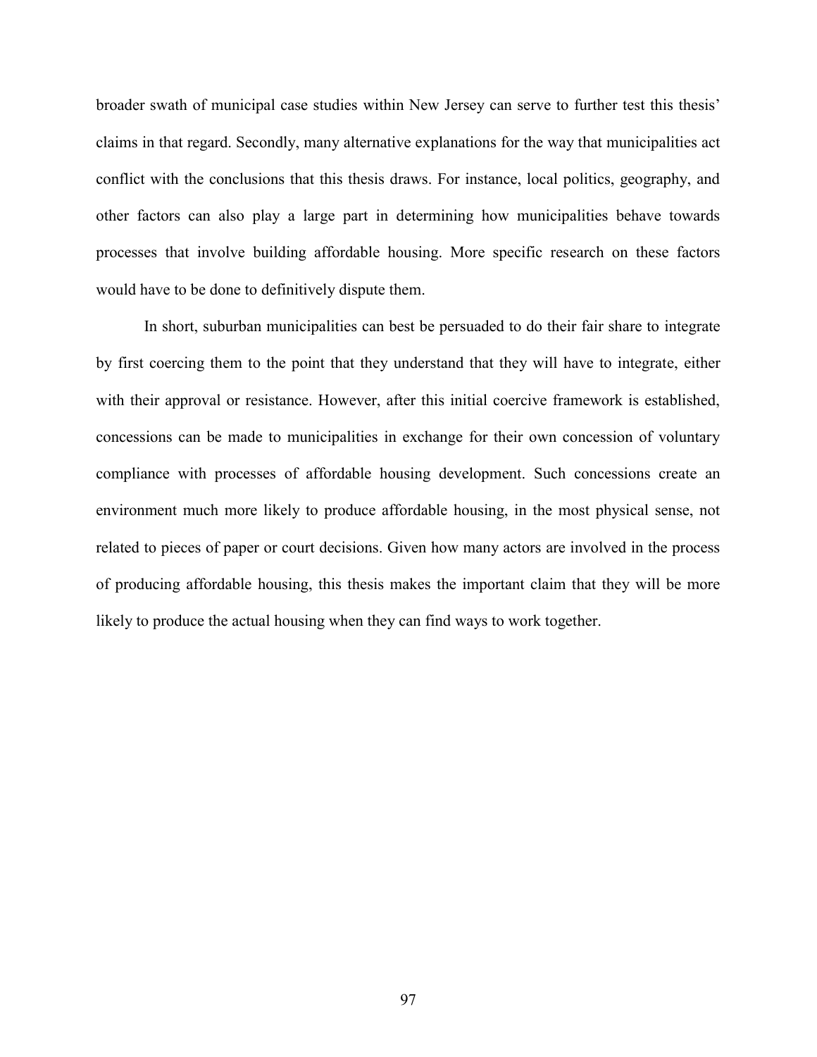broader swath of municipal case studies within New Jersey can serve to further test this thesis' claims in that regard. Secondly, many alternative explanations for the way that municipalities act conflict with the conclusions that this thesis draws. For instance, local politics, geography, and other factors can also play a large part in determining how municipalities behave towards processes that involve building affordable housing. More specific research on these factors would have to be done to definitively dispute them.

In short, suburban municipalities can best be persuaded to do their fair share to integrate by first coercing them to the point that they understand that they will have to integrate, either with their approval or resistance. However, after this initial coercive framework is established, concessions can be made to municipalities in exchange for their own concession of voluntary compliance with processes of affordable housing development. Such concessions create an environment much more likely to produce affordable housing, in the most physical sense, not related to pieces of paper or court decisions. Given how many actors are involved in the process of producing affordable housing, this thesis makes the important claim that they will be more likely to produce the actual housing when they can find ways to work together.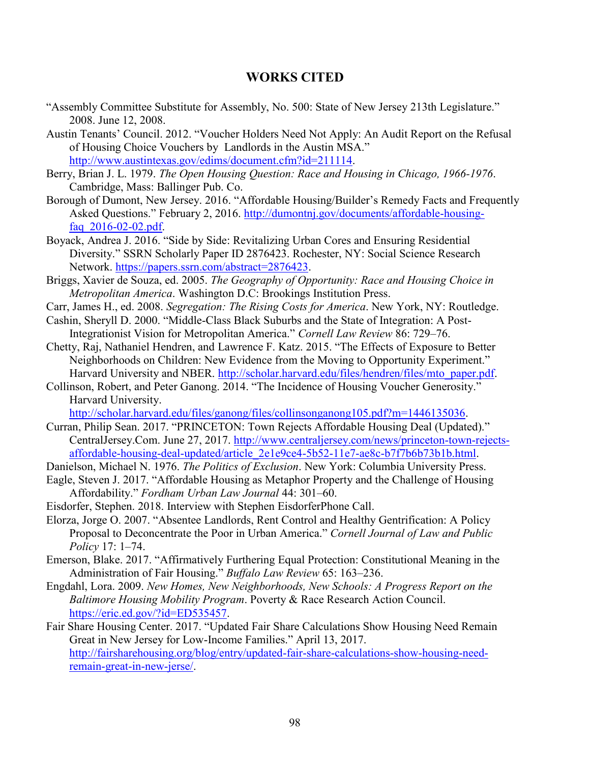# WORKS CITED

"Assembly Committee Substitute for Assembly, No. 500: State of New Jersey 213th Legislature." 2008. June 12, 2008.

Austin Tenants' Council. 2012. "Voucher Holders Need Not Apply: An Audit Report on the Refusal of Housing Choice Vouchers by Landlords in the Austin MSA." http://www.austintexas.gov/edims/document.cfm?id=211114.

Berry, Brian J. L. 1979. *The Open Housing Question: Race and Housing in Chicago, 1966-1976*. Cambridge, Mass: Ballinger Pub. Co.

Borough of Dumont, New Jersey. 2016. "Affordable Housing/Builder's Remedy Facts and Frequently Asked Questions." February 2, 2016. http://dumontnj.gov/documents/affordable-housing-faq_2016-02-02.pdf.

Boyack, Andrea J. 2016. "Side by Side: Revitalizing Urban Cores and Ensuring Residential Diversity." SSRN Scholarly Paper ID 2876423. Rochester, NY: Social Science Research Network. https://papers.ssrn.com/abstract=2876423.

Briggs, Xavier de Souza, ed. 2005. *The Geography of Opportunity: Race and Housing Choice in Metropolitan America*. Washington D.C: Brookings Institution Press.

Carr, James H., ed. 2008. *Segregation: The Rising Costs for America*. New York, NY: Routledge.

Cashin, Sheryll D. 2000. "Middle-Class Black Suburbs and the State of Integration: A Post-Integrationist Vision for Metropolitan America." *Cornell Law Review* 86: 729–76.

Chetty, Raj, Nathaniel Hendren, and Lawrence F. Katz. 2015. "The Effects of Exposure to Better Neighborhoods on Children: New Evidence from the Moving to Opportunity Experiment." Harvard University and NBER. http://scholar.harvard.edu/files/hendren/files/mto_paper.pdf.

Collinson, Robert, and Peter Ganong. 2014. "The Incidence of Housing Voucher Generosity." Harvard University. http://scholar.harvard.edu/files/ganong/files/collinsonganong105.pdf?m=1446135036.

Curran, Philip Sean. 2017. "PRINCETON: Town Rejects Affordable Housing Deal (Updated)." CentralJersey.Com. June 27, 2017. http://www.centraljersey.com/news/princeton-town-rejects-affordable-housing-deal-updated/article_2e1e9ce4-5b52-11e7-ae8c-b7f7b6b73b1b.html.

Danielson, Michael N. 1976. *The Politics of Exclusion*. New York: Columbia University Press.

Eagle, Steven J. 2017. "Affordable Housing as Metaphor Property and the Challenge of Housing Affordability." *Fordham Urban Law Journal* 44: 301–60.

Eisdorfer, Stephen. 2018. Interview with Stephen EisdorferPhone Call.

Elorza, Jorge O. 2007. "Absentee Landlords, Rent Control and Healthy Gentrification: A Policy Proposal to Deconcentrate the Poor in Urban America." *Cornell Journal of Law and Public Policy* 17: 1–74.

Emerson, Blake. 2017. "Affirmatively Furthering Equal Protection: Constitutional Meaning in the Administration of Fair Housing." *Buffalo Law Review* 65: 163–236.

Engdahl, Lora. 2009. *New Homes, New Neighborhoods, New Schools: A Progress Report on the Baltimore Housing Mobility Program*. Poverty & Race Research Action Council. https://eric.ed.gov/?id=ED535457.

Fair Share Housing Center. 2017. "Updated Fair Share Calculations Show Housing Need Remain Great in New Jersey for Low-Income Families." April 13, 2017. http://fairsharehousing.org/blog/entry/updated-fair-share-calculations-show-housing-need-remain-great-in-new-jerse/.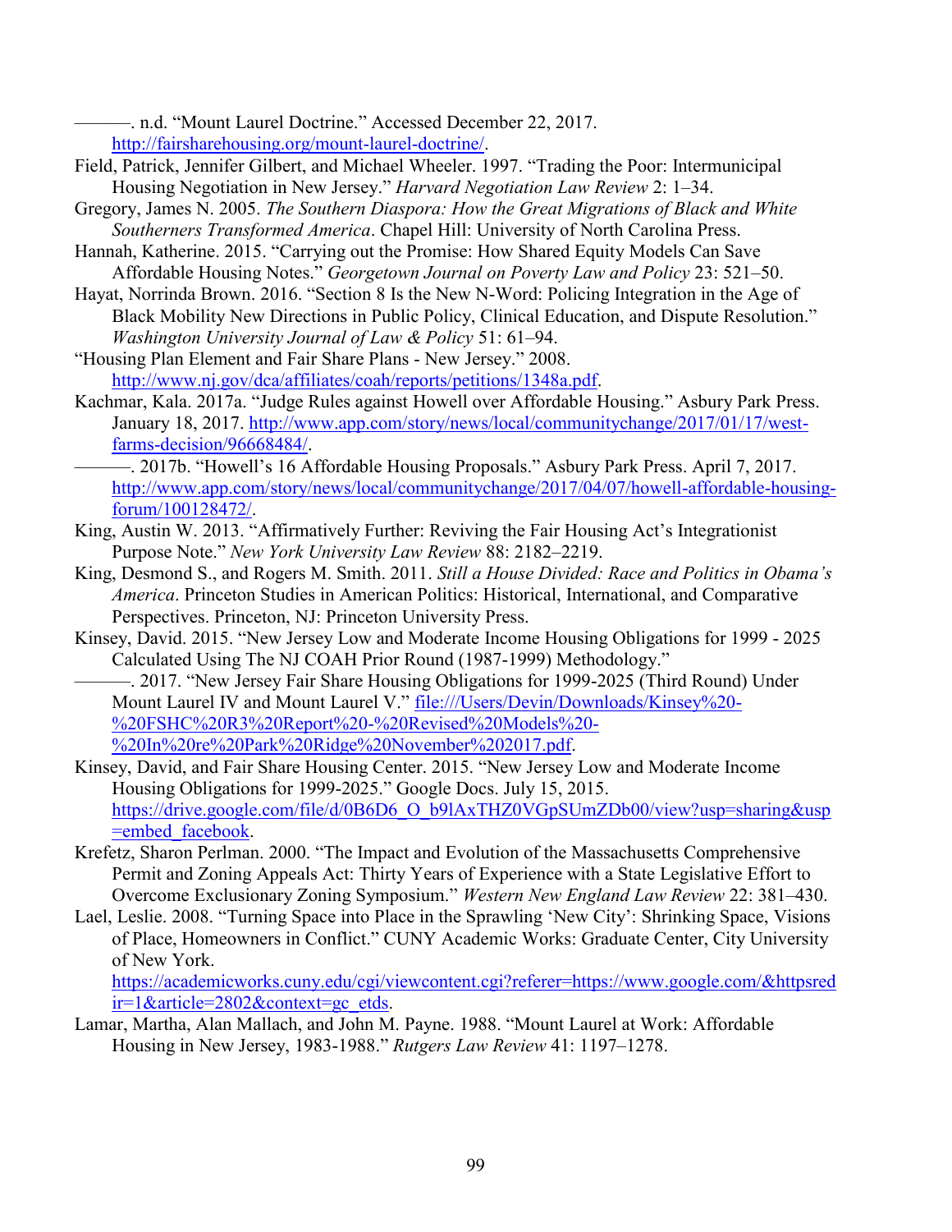———. n.d. "Mount Laurel Doctrine." Accessed December 22, 2017. http://fairsharehousing.org/mount-laurel-doctrine/.

Field, Patrick, Jennifer Gilbert, and Michael Wheeler. 1997. "Trading the Poor: Intermunicipal Housing Negotiation in New Jersey." *Harvard Negotiation Law Review* 2: 1–34.

Gregory, James N. 2005. *The Southern Diaspora: How the Great Migrations of Black and White Southerners Transformed America*. Chapel Hill: University of North Carolina Press.

Hannah, Katherine. 2015. "Carrying out the Promise: How Shared Equity Models Can Save Affordable Housing Notes." *Georgetown Journal on Poverty Law and Policy* 23: 521–50.

Hayat, Norrinda Brown. 2016. "Section 8 Is the New N-Word: Policing Integration in the Age of Black Mobility New Directions in Public Policy, Clinical Education, and Dispute Resolution." *Washington University Journal of Law & Policy* 51: 61–94.

"Housing Plan Element and Fair Share Plans - New Jersey." 2008. http://www.nj.gov/dca/affiliates/coah/reports/petitions/1348a.pdf.

Kachmar, Kala. 2017a. "Judge Rules against Howell over Affordable Housing." Asbury Park Press. January 18, 2017. http://www.app.com/story/news/local/communitychange/2017/01/17/west-farms-decision/96668484/.

———. 2017b. "Howell's 16 Affordable Housing Proposals." Asbury Park Press. April 7, 2017. http://www.app.com/story/news/local/communitychange/2017/04/07/howell-affordable-housing-forum/100128472/.

King, Austin W. 2013. "Affirmatively Further: Reviving the Fair Housing Act's Integrationist Purpose Note." *New York University Law Review* 88: 2182–2219.

King, Desmond S., and Rogers M. Smith. 2011. *Still a House Divided: Race and Politics in Obama's America*. Princeton Studies in American Politics: Historical, International, and Comparative Perspectives. Princeton, NJ: Princeton University Press.

Kinsey, David. 2015. "New Jersey Low and Moderate Income Housing Obligations for 1999 - 2025 Calculated Using The NJ COAH Prior Round (1987-1999) Methodology."

———. 2017. "New Jersey Fair Share Housing Obligations for 1999-2025 (Third Round) Under Mount Laurel IV and Mount Laurel V." file:///Users/Devin/Downloads/Kinsey%20-%20FSHC%20R3%20Report%20-%20Revised%20Models%20-%20In%20re%20Park%20Ridge%20November%202017.pdf.

Kinsey, David, and Fair Share Housing Center. 2015. "New Jersey Low and Moderate Income Housing Obligations for 1999-2025." Google Docs. July 15, 2015. https://drive.google.com/file/d/0B6D6_O_b9lAxTHZ0VGpSUmZDb00/view?usp=sharing&usp=embed_facebook.

Krefetz, Sharon Perlman. 2000. "The Impact and Evolution of the Massachusetts Comprehensive Permit and Zoning Appeals Act: Thirty Years of Experience with a State Legislative Effort to Overcome Exclusionary Zoning Symposium." *Western New England Law Review* 22: 381–430.

Lael, Leslie. 2008. "Turning Space into Place in the Sprawling 'New City': Shrinking Space, Visions of Place, Homeowners in Conflict." CUNY Academic Works: Graduate Center, City University of New York. https://academicworks.cuny.edu/cgi/viewcontent.cgi?referer=https://www.google.com/&httpsredir=1&article=2802&context=gc_etds.

Lamar, Martha, Alan Mallach, and John M. Payne. 1988. "Mount Laurel at Work: Affordable Housing in New Jersey, 1983-1988." *Rutgers Law Review* 41: 1197–1278.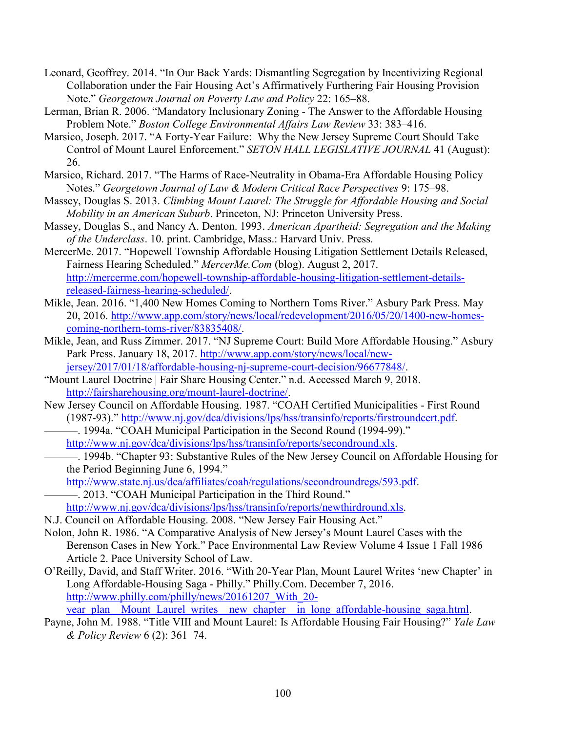Leonard, Geoffrey. 2014. "In Our Back Yards: Dismantling Segregation by Incentivizing Regional Collaboration under the Fair Housing Act's Affirmatively Furthering Fair Housing Provision Note." *Georgetown Journal on Poverty Law and Policy* 22: 165–88.

Lerman, Brian R. 2006. "Mandatory Inclusionary Zoning - The Answer to the Affordable Housing Problem Note." *Boston College Environmental Affairs Law Review* 33: 383–416.

Marsico, Joseph. 2017. "A Forty-Year Failure: Why the New Jersey Supreme Court Should Take Control of Mount Laurel Enforcement." *SETON HALL LEGISLATIVE JOURNAL* 41 (August): 26.

Marsico, Richard. 2017. "The Harms of Race-Neutrality in Obama-Era Affordable Housing Policy Notes." *Georgetown Journal of Law & Modern Critical Race Perspectives* 9: 175–98.

Massey, Douglas S. 2013. *Climbing Mount Laurel: The Struggle for Affordable Housing and Social Mobility in an American Suburb*. Princeton, NJ: Princeton University Press.

Massey, Douglas S., and Nancy A. Denton. 1993. *American Apartheid: Segregation and the Making of the Underclass*. 10. print. Cambridge, Mass.: Harvard Univ. Press.

MercerMe. 2017. "Hopewell Township Affordable Housing Litigation Settlement Details Released, Fairness Hearing Scheduled." *MercerMe.Com* (blog). August 2, 2017. http://mercerme.com/hopewell-township-affordable-housing-litigation-settlement-details-released-fairness-hearing-scheduled/.

Mikle, Jean. 2016. "1,400 New Homes Coming to Northern Toms River." Asbury Park Press. May 20, 2016. http://www.app.com/story/news/local/redevelopment/2016/05/20/1400-new-homes-coming-northern-toms-river/83835408/.

Mikle, Jean, and Russ Zimmer. 2017. "NJ Supreme Court: Build More Affordable Housing." Asbury Park Press. January 18, 2017. http://www.app.com/story/news/local/new-jersey/2017/01/18/affordable-housing-nj-supreme-court-decision/96677848/.

"Mount Laurel Doctrine | Fair Share Housing Center." n.d. Accessed March 9, 2018. http://fairsharehousing.org/mount-laurel-doctrine/.

New Jersey Council on Affordable Housing. 1987. "COAH Certified Municipalities - First Round (1987-93)." http://www.nj.gov/dca/divisions/lps/hss/transinfo/reports/firstroundcert.pdf.

———. 1994a. "COAH Municipal Participation in the Second Round (1994-99)." http://www.nj.gov/dca/divisions/lps/hss/transinfo/reports/secondround.xls.

———. 1994b. "Chapter 93: Substantive Rules of the New Jersey Council on Affordable Housing for the Period Beginning June 6, 1994." http://www.state.nj.us/dca/affiliates/coah/regulations/secondroundregs/593.pdf.

———. 2013. "COAH Municipal Participation in the Third Round." http://www.nj.gov/dca/divisions/lps/hss/transinfo/reports/newthirdround.xls.

N.J. Council on Affordable Housing. 2008. "New Jersey Fair Housing Act."

Nolon, John R. 1986. "A Comparative Analysis of New Jersey's Mount Laurel Cases with the Berenson Cases in New York." Pace Environmental Law Review Volume 4 Issue 1 Fall 1986 Article 2. Pace University School of Law.

O'Reilly, David, and Staff Writer. 2016. "With 20-Year Plan, Mount Laurel Writes 'new Chapter' in Long Affordable-Housing Saga - Philly." Philly.Com. December 7, 2016. http://www.philly.com/philly/news/20161207_With_20-year_plan__Mount_Laurel_writes__new_chapter__in_long_affordable-housing_saga.html.

Payne, John M. 1988. "Title VIII and Mount Laurel: Is Affordable Housing Fair Housing?" *Yale Law & Policy Review* 6 (2): 361–74.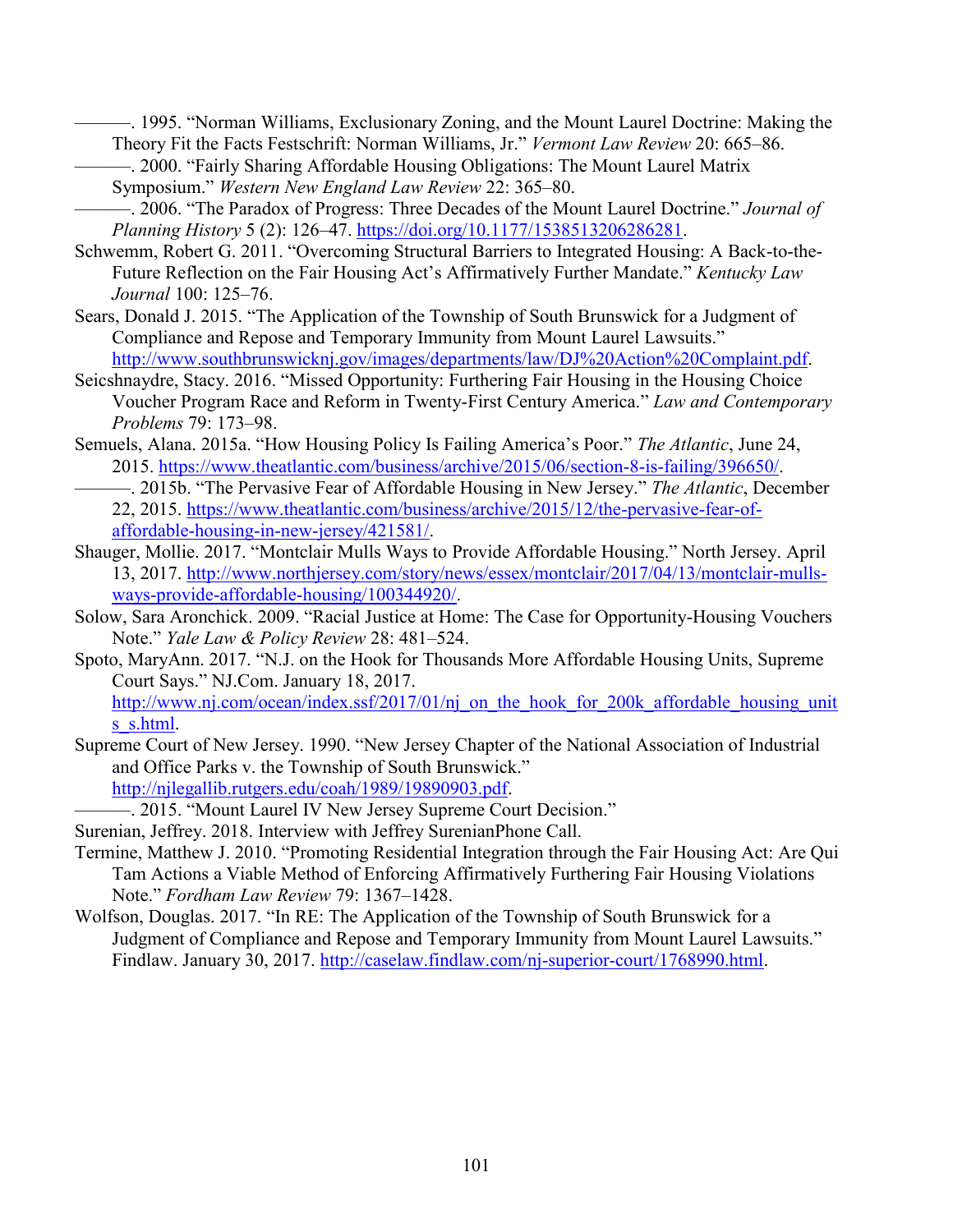———. 1995. "Norman Williams, Exclusionary Zoning, and the Mount Laurel Doctrine: Making the Theory Fit the Facts Festschrift: Norman Williams, Jr." *Vermont Law Review* 20: 665–86.

———. 2000. "Fairly Sharing Affordable Housing Obligations: The Mount Laurel Matrix Symposium." *Western New England Law Review* 22: 365–80.

———. 2006. "The Paradox of Progress: Three Decades of the Mount Laurel Doctrine." *Journal of Planning History* 5 (2): 126–47. https://doi.org/10.1177/1538513206286281.

Schwemm, Robert G. 2011. "Overcoming Structural Barriers to Integrated Housing: A Back-to-the-Future Reflection on the Fair Housing Act's Affirmatively Further Mandate." *Kentucky Law Journal* 100: 125–76.

Sears, Donald J. 2015. "The Application of the Township of South Brunswick for a Judgment of Compliance and Repose and Temporary Immunity from Mount Laurel Lawsuits." http://www.southbrunswicknj.gov/images/departments/law/DJ%20Action%20Complaint.pdf.

Seicshnaydre, Stacy. 2016. "Missed Opportunity: Furthering Fair Housing in the Housing Choice Voucher Program Race and Reform in Twenty-First Century America." *Law and Contemporary Problems* 79: 173–98.

Semuels, Alana. 2015a. "How Housing Policy Is Failing America's Poor." *The Atlantic*, June 24, 2015. https://www.theatlantic.com/business/archive/2015/06/section-8-is-failing/396650/.

———. 2015b. "The Pervasive Fear of Affordable Housing in New Jersey." *The Atlantic*, December 22, 2015. https://www.theatlantic.com/business/archive/2015/12/the-pervasive-fear-of-affordable-housing-in-new-jersey/421581/.

Shauger, Mollie. 2017. "Montclair Mulls Ways to Provide Affordable Housing." North Jersey. April 13, 2017. http://www.northjersey.com/story/news/essex/montclair/2017/04/13/montclair-mulls-ways-provide-affordable-housing/100344920/.

Solow, Sara Aronchick. 2009. "Racial Justice at Home: The Case for Opportunity-Housing Vouchers Note." *Yale Law & Policy Review* 28: 481–524.

Spoto, MaryAnn. 2017. "N.J. on the Hook for Thousands More Affordable Housing Units, Supreme Court Says." NJ.Com. January 18, 2017. http://www.nj.com/ocean/index.ssf/2017/01/nj_on_the_hook_for_200k_affordable_housing_units_s.html.

Supreme Court of New Jersey. 1990. "New Jersey Chapter of the National Association of Industrial and Office Parks v. the Township of South Brunswick." http://njlegallib.rutgers.edu/coah/1989/19890903.pdf.

———. 2015. "Mount Laurel IV New Jersey Supreme Court Decision."

Surenian, Jeffrey. 2018. Interview with Jeffrey SurenianPhone Call.

Termine, Matthew J. 2010. "Promoting Residential Integration through the Fair Housing Act: Are Qui Tam Actions a Viable Method of Enforcing Affirmatively Furthering Fair Housing Violations Note." *Fordham Law Review* 79: 1367–1428.

Wolfson, Douglas. 2017. "In RE: The Application of the Township of South Brunswick for a Judgment of Compliance and Repose and Temporary Immunity from Mount Laurel Lawsuits." Findlaw. January 30, 2017. http://caselaw.findlaw.com/nj-superior-court/1768990.html.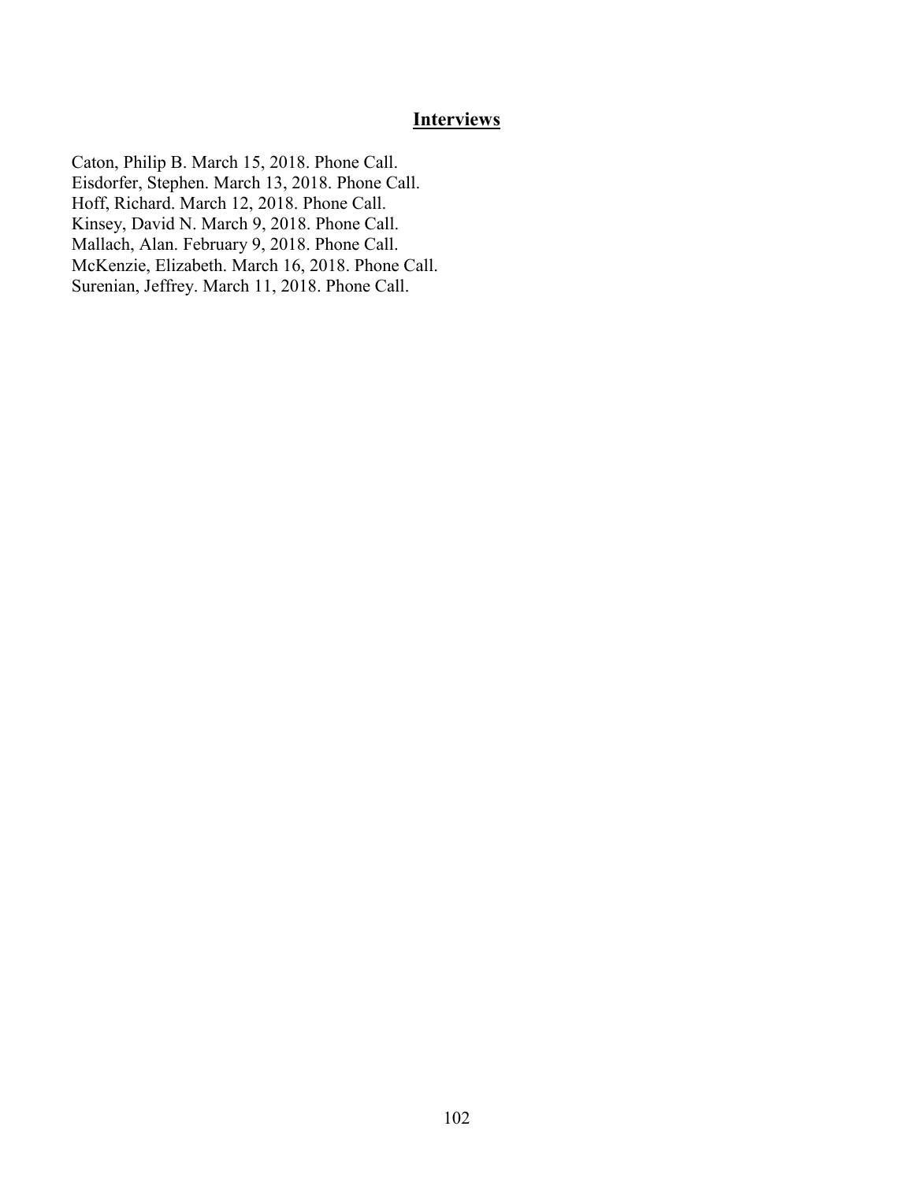## Interviews

Caton, Philip B. March 15, 2018. Phone Call.
Eisdorfer, Stephen. March 13, 2018. Phone Call.
Hoff, Richard. March 12, 2018. Phone Call.
Kinsey, David N. March 9, 2018. Phone Call.
Mallach, Alan. February 9, 2018. Phone Call.
McKenzie, Elizabeth. March 16, 2018. Phone Call.
Surenian, Jeffrey. March 11, 2018. Phone Call.